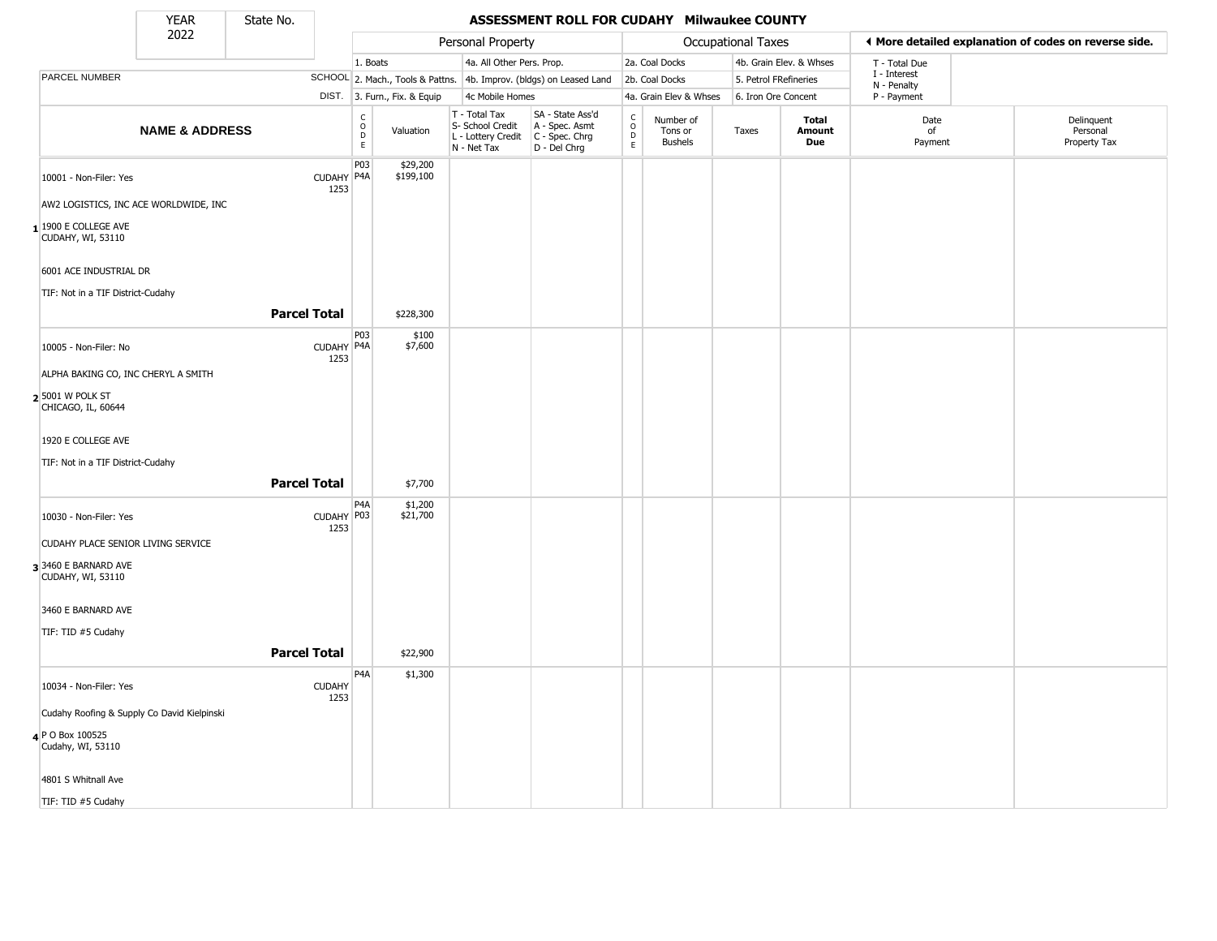| YEAR | State No. |
|---|---|
| 2022 | |

# ASSESSMENT ROLL FOR CUDAHY Milwaukee COUNTY

| PARCEL NUMBER | SCHOOL DIST. | Personal Property | | | | Occupational Taxes | | | | ◄ More detailed explanation of codes on reverse side. | |
|---|---|---|---|---|---|---|---|---|---|---|---|
| | | 1. Boats<br>2. Mach., Tools & Pattns.<br>3. Furn., Fix. & Equip | | 4a. All Other Pers. Prop.<br>4b. Improv. (bldgs) on Leased Land<br>4c Mobile Homes | | 2a. Coal Docks<br>2b. Coal Docks<br>4a. Grain Elev & Whses | | 4b. Grain Elev. & Whses<br>5. Petrol FRefineries<br>6. Iron Ore Concent | | T - Total Due<br>I - Interest<br>N - Penalty<br>P - Payment | |
| **NAME & ADDRESS** | | CODE | Valuation | T - Total Tax<br>S- School Credit<br>L - Lottery Credit<br>N - Net Tax | SA - State Ass'd<br>A - Spec. Asmt<br>C - Spec. Chrg<br>D - Del Chrg | CODE | Number of Tons or Bushels | Taxes | **Total Amount Due** | Date of Payment | Delinquent Personal Property Tax |
| **1** 10001 - Non-Filer: Yes<br>AW2 LOGISTICS, INC ACE WORLDWIDE, INC<br>1900 E COLLEGE AVE<br>CUDAHY, WI, 53110<br>6001 ACE INDUSTRIAL DR<br>TIF: Not in a TIF District-Cudahy | CUDAHY 1253 | P03<br>P4A | $29,200<br>$199,100 | | | | | | | | |
| **Parcel Total** | | | $228,300 | | | | | | | | |
| **2** 10005 - Non-Filer: No<br>ALPHA BAKING CO, INC CHERYL A SMITH<br>5001 W POLK ST<br>CHICAGO, IL, 60644<br>1920 E COLLEGE AVE<br>TIF: Not in a TIF District-Cudahy | CUDAHY 1253 | P03<br>P4A | $100<br>$7,600 | | | | | | | | |
| **Parcel Total** | | | $7,700 | | | | | | | | |
| **3** 10030 - Non-Filer: Yes<br>CUDAHY PLACE SENIOR LIVING SERVICE<br>3460 E BARNARD AVE<br>CUDAHY, WI, 53110<br>3460 E BARNARD AVE<br>TIF: TID #5 Cudahy | CUDAHY 1253 | P4A<br>P03 | $1,200<br>$21,700 | | | | | | | | |
| **Parcel Total** | | | $22,900 | | | | | | | | |
| **4** 10034 - Non-Filer: Yes<br>Cudahy Roofing & Supply Co David Kielpinski<br>P O Box 100525<br>Cudahy, WI, 53110<br>4801 S Whitnall Ave<br>TIF: TID #5 Cudahy | CUDAHY 1253 | P4A | $1,300 | | | | | | | | |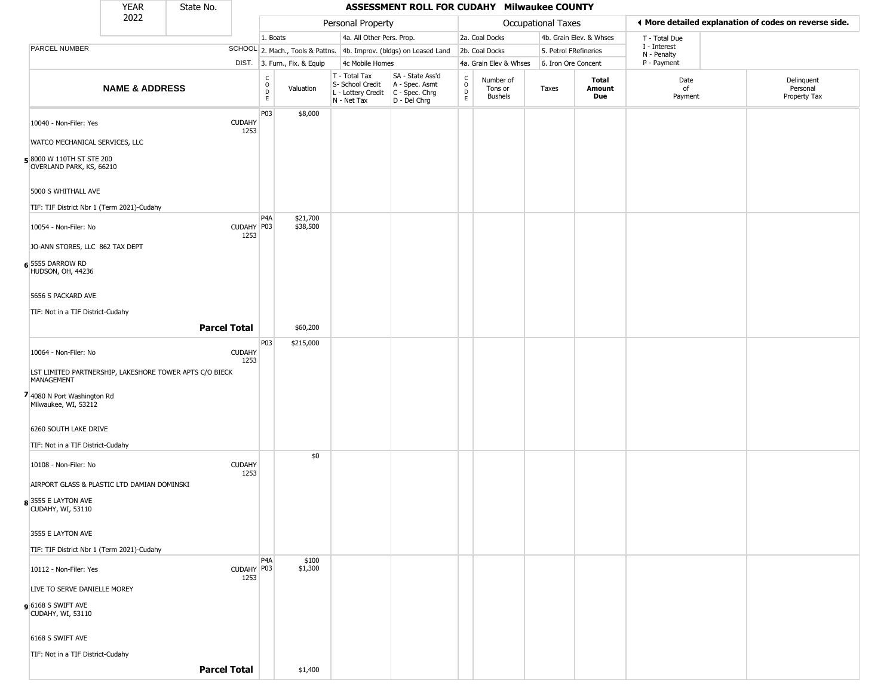| YEAR 2022 | State No. | | ASSESSMENT ROLL FOR CUDAHY Milwaukee COUNTY | | | | | | | | | |
|---|---|---|---|---|---|---|---|---|---|---|---|---|

| | | Personal Property | | | | Occupational Taxes | | | | ◀ More detailed explanation of codes on reverse side. | |
|---|---|---|---|---|---|---|---|---|---|---|---|
| | | 1. Boats | | 4a. All Other Pers. Prop. | | 2a. Coal Docks | | 4b. Grain Elev. & Whses | | T - Total Due | |
| PARCEL NUMBER | SCHOOL | 2. Mach., Tools & Pattns. | | 4b. Improv. (bldgs) on Leased Land | | 2b. Coal Docks | | 5. Petrol FRefineries | | I - Interest N - Penalty | |
| | DIST. | 3. Furn., Fix. & Equip | | 4c Mobile Homes | | 4a. Grain Elev & Whses | | 6. Iron Ore Concent | | P - Payment | |
| **NAME & ADDRESS** | | CODE | Valuation | T - Total Tax S- School Credit L - Lottery Credit N - Net Tax | SA - State Ass'd A - Spec. Asmt C - Spec. Chrg D - Del Chrg | CODE | Number of Tons or Bushels | Taxes | **Total Amount Due** | Date of Payment | Delinquent Personal Property Tax |
| 10040 - Non-Filer: Yes<br>WATCO MECHANICAL SERVICES, LLC<br>5 8000 W 110TH ST STE 200<br>OVERLAND PARK, KS, 66210<br>5000 S WHITHALL AVE<br>TIF: TIF District Nbr 1 (Term 2021)-Cudahy | CUDAHY 1253 | P03 | $8,000 | | | | | | | | |
| 10054 - Non-Filer: No<br>JO-ANN STORES, LLC 862 TAX DEPT<br>6 5555 DARROW RD<br>HUDSON, OH, 44236<br>5656 S PACKARD AVE<br>TIF: Not in a TIF District-Cudahy | CUDAHY 1253 | P4A<br>P03 | $21,700<br>$38,500 | | | | | | | | |
| **Parcel Total** | | | $60,200 | | | | | | | | |
| 10064 - Non-Filer: No<br>LST LIMITED PARTNERSHIP, LAKESHORE TOWER APTS C/O BIECK MANAGEMENT<br>7 4080 N Port Washington Rd<br>Milwaukee, WI, 53212<br>6260 SOUTH LAKE DRIVE<br>TIF: Not in a TIF District-Cudahy | CUDAHY 1253 | P03 | $215,000 | | | | | | | | |
| 10108 - Non-Filer: No<br>AIRPORT GLASS & PLASTIC LTD DAMIAN DOMINSKI<br>8 3555 E LAYTON AVE<br>CUDAHY, WI, 53110<br>3555 E LAYTON AVE<br>TIF: TIF District Nbr 1 (Term 2021)-Cudahy | CUDAHY 1253 | | $0 | | | | | | | | |
| 10112 - Non-Filer: Yes<br>LIVE TO SERVE DANIELLE MOREY<br>9 6168 S SWIFT AVE<br>CUDAHY, WI, 53110<br>6168 S SWIFT AVE<br>TIF: Not in a TIF District-Cudahy | CUDAHY 1253 | P4A<br>P03 | $100<br>$1,300 | | | | | | | | |
| **Parcel Total** | | | $1,400 | | | | | | | | |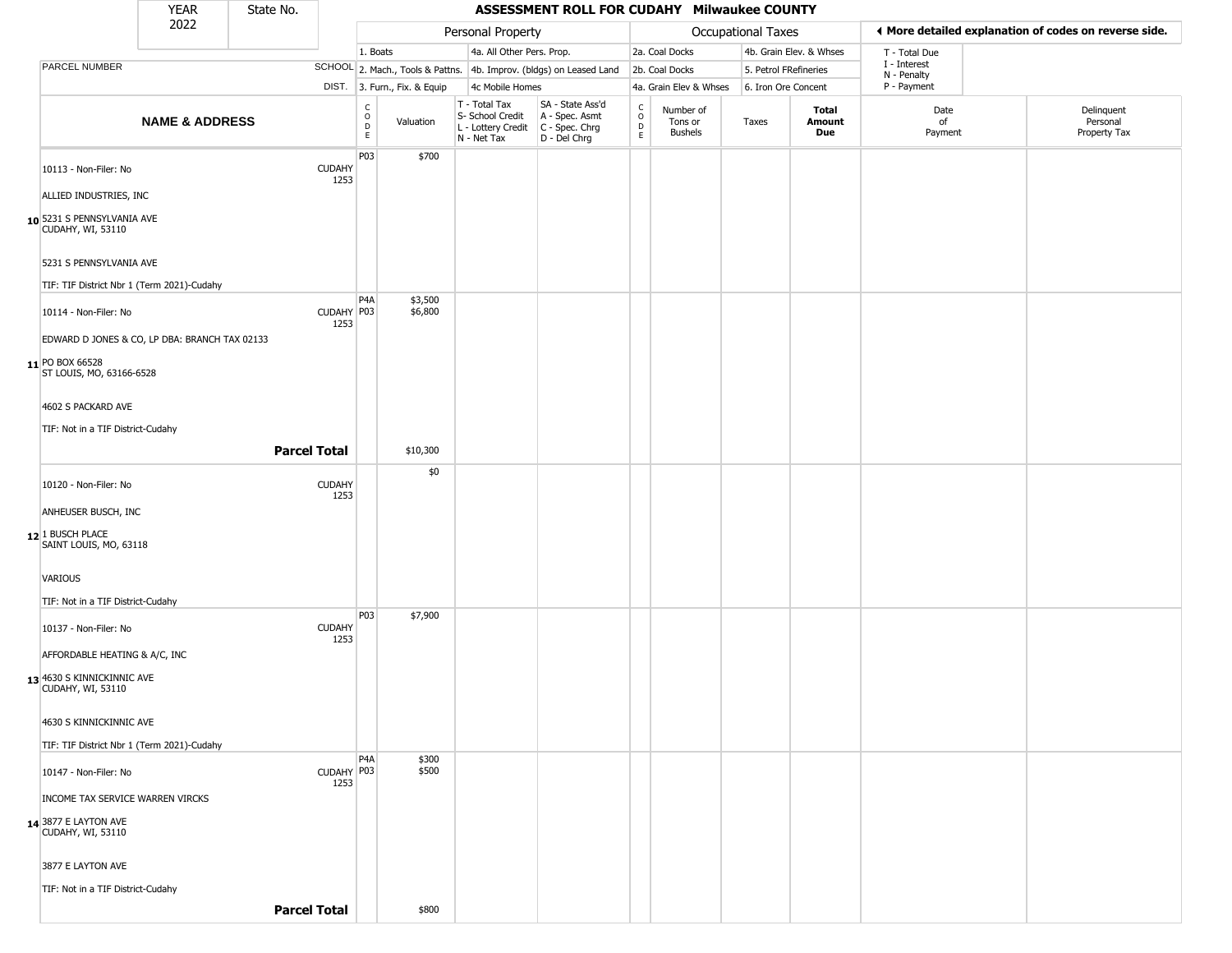| YEAR 2022 | State No. | | ASSESSMENT ROLL FOR CUDAHY Milwaukee COUNTY | | | | | | | | | |
|---|---|---|---|---|---|---|---|---|---|---|---|---|

**Personal Property:** 1. Boats; 2. Mach., Tools & Pattns.; 3. Furn., Fix. & Equip; 4a. All Other Pers. Prop.; 4b. Improv. (bldgs) on Leased Land; 4c Mobile Homes

**Occupational Taxes:** 2a. Coal Docks; 2b. Coal Docks; 4a. Grain Elev & Whses; 4b. Grain Elev. & Whses; 5. Petrol FRefineries; 6. Iron Ore Concent

◀ More detailed explanation of codes on reverse side.

T - Total Due; I - Interest; N - Penalty; P - Payment

| | NAME & ADDRESS | SCHOOL DIST. | CODE | Valuation | T - Total Tax S- School Credit L - Lottery Credit N - Net Tax | SA - State Ass'd A - Spec. Asmt C - Spec. Chrg D - Del Chrg | CODE | Number of Tons or Bushels | Taxes | Total Amount Due | Date of Payment | Delinquent Personal Property Tax |
|---|---|---|---|---|---|---|---|---|---|---|---|---|
| 10 | 10113 - Non-Filer: No<br>ALLIED INDUSTRIES, INC<br>5231 S PENNSYLVANIA AVE<br>CUDAHY, WI, 53110<br>5231 S PENNSYLVANIA AVE<br>TIF: TIF District Nbr 1 (Term 2021)-Cudahy | CUDAHY 1253 | P03 | $700 | | | | | | | | |
| 11 | 10114 - Non-Filer: No<br>EDWARD D JONES & CO, LP DBA: BRANCH TAX 02133<br>PO BOX 66528<br>ST LOUIS, MO, 63166-6528<br>4602 S PACKARD AVE<br>TIF: Not in a TIF District-Cudahy | CUDAHY 1253 | P4A<br>P03 | $3,500<br>$6,800 | | | | | | | | |
| | **Parcel Total** | | | $10,300 | | | | | | | | |
| 12 | 10120 - Non-Filer: No<br>ANHEUSER BUSCH, INC<br>1 BUSCH PLACE<br>SAINT LOUIS, MO, 63118<br>VARIOUS<br>TIF: Not in a TIF District-Cudahy | CUDAHY 1253 | | $0 | | | | | | | | |
| 13 | 10137 - Non-Filer: No<br>AFFORDABLE HEATING & A/C, INC<br>4630 S KINNICKINNIC AVE<br>CUDAHY, WI, 53110<br>4630 S KINNICKINNIC AVE<br>TIF: TIF District Nbr 1 (Term 2021)-Cudahy | CUDAHY 1253 | P03 | $7,900 | | | | | | | | |
| 14 | 10147 - Non-Filer: No<br>INCOME TAX SERVICE WARREN VIRCKS<br>3877 E LAYTON AVE<br>CUDAHY, WI, 53110<br>3877 E LAYTON AVE<br>TIF: Not in a TIF District-Cudahy | CUDAHY 1253 | P4A<br>P03 | $300<br>$500 | | | | | | | | |
| | **Parcel Total** | | | $800 | | | | | | | | |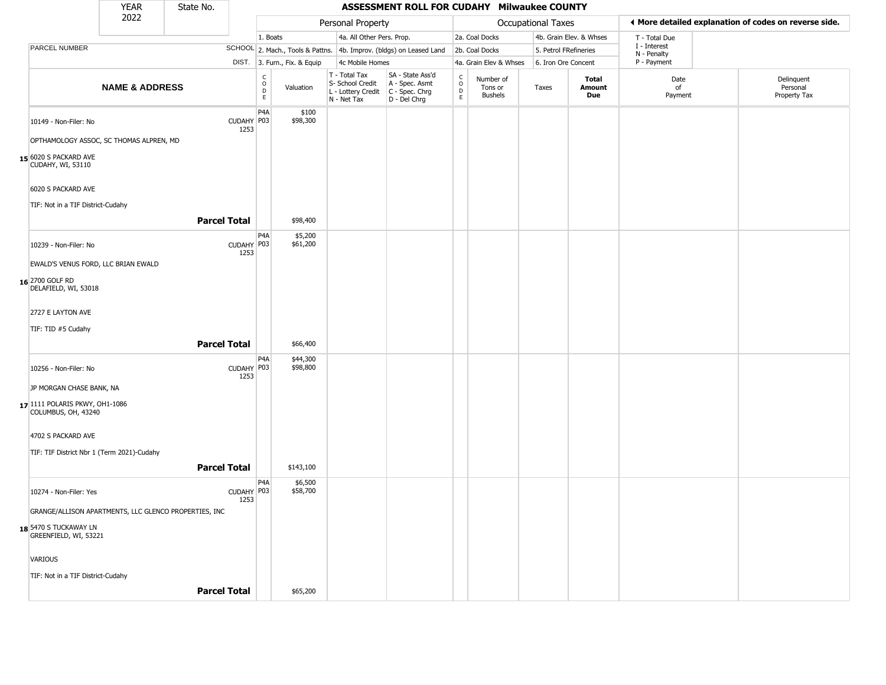| YEAR 2022 | State No. | | ASSESSMENT ROLL FOR CUDAHY Milwaukee COUNTY | | | | | | | | | |
|---|---|---|---|---|---|---|---|---|---|---|---|---|
| | | | Personal Property | | | | Occupational Taxes | | | | ◀ More detailed explanation of codes on reverse side. | |
| | | | 1. Boats | | 4a. All Other Pers. Prop. | | 2a. Coal Docks | | 4b. Grain Elev. & Whses | | T - Total Due | |
| PARCEL NUMBER | | SCHOOL | 2. Mach., Tools & Pattns. | | 4b. Improv. (bldgs) on Leased Land | | 2b. Coal Docks | | 5. Petrol FRefineries | | I - Interest<br>N - Penalty | |
| | | DIST. | 3. Furn., Fix. & Equip | | 4c Mobile Homes | | 4a. Grain Elev & Whses | | 6. Iron Ore Concent | | P - Payment | |

| | NAME & ADDRESS | | CODE | Valuation | T - Total Tax<br>S- School Credit<br>L - Lottery Credit<br>N - Net Tax | SA - State Ass'd<br>A - Spec. Asmt<br>C - Spec. Chrg<br>D - Del Chrg | CODE | Number of Tons or Bushels | Taxes | Total Amount Due | Date of Payment | Delinquent Personal Property Tax |
|---|---|---|---|---|---|---|---|---|---|---|---|---|
| 15 | 10149 - Non-Filer: No<br><br>OPTHAMOLOGY ASSOC, SC THOMAS ALPREN, MD<br><br>6020 S PACKARD AVE<br>CUDAHY, WI, 53110<br><br>6020 S PACKARD AVE<br><br>TIF: Not in a TIF District-Cudahy | CUDAHY 1253 | P4A<br>P03 | $100<br>$98,300 | | | | | | | | |
| | **Parcel Total** | | | $98,400 | | | | | | | | |
| 16 | 10239 - Non-Filer: No<br><br>EWALD'S VENUS FORD, LLC BRIAN EWALD<br><br>2700 GOLF RD<br>DELAFIELD, WI, 53018<br><br>2727 E LAYTON AVE<br><br>TIF: TID #5 Cudahy | CUDAHY 1253 | P4A<br>P03 | $5,200<br>$61,200 | | | | | | | | |
| | **Parcel Total** | | | $66,400 | | | | | | | | |
| 17 | 10256 - Non-Filer: No<br><br>JP MORGAN CHASE BANK, NA<br><br>1111 POLARIS PKWY, OH1-1086<br>COLUMBUS, OH, 43240<br><br>4702 S PACKARD AVE<br><br>TIF: TIF District Nbr 1 (Term 2021)-Cudahy | CUDAHY 1253 | P4A<br>P03 | $44,300<br>$98,800 | | | | | | | | |
| | **Parcel Total** | | | $143,100 | | | | | | | | |
| 18 | 10274 - Non-Filer: Yes<br><br>GRANGE/ALLISON APARTMENTS, LLC GLENCO PROPERTIES, INC<br><br>5470 S TUCKAWAY LN<br>GREENFIELD, WI, 53221<br><br>VARIOUS<br><br>TIF: Not in a TIF District-Cudahy | CUDAHY 1253 | P4A<br>P03 | $6,500<br>$58,700 | | | | | | | | |
| | **Parcel Total** | | | $65,200 | | | | | | | | |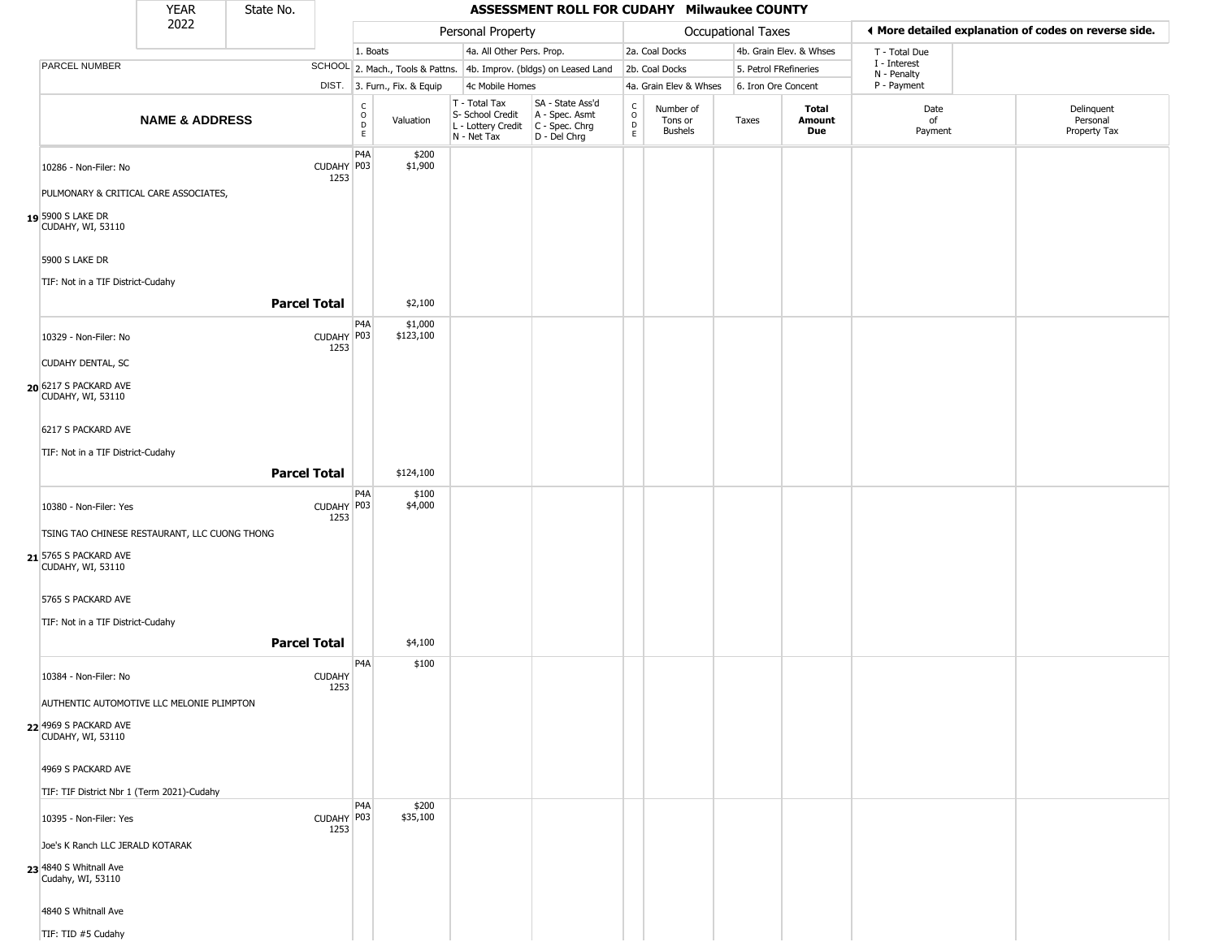# ASSESSMENT ROLL FOR CUDAHY Milwaukee COUNTY

YEAR 2022 | State No.

| | | Personal Property | | | | Occupational Taxes | | | | ◄ More detailed explanation of codes on reverse side. | |
|---|---|---|---|---|---|---|---|---|---|---|---|
| | | 1. Boats | | 4a. All Other Pers. Prop. | | 2a. Coal Docks | | 4b. Grain Elev. & Whses | | T - Total Due | |
| PARCEL NUMBER | SCHOOL | 2. Mach., Tools & Pattns. | | 4b. Improv. (bldgs) on Leased Land | | 2b. Coal Docks | | 5. Petrol FRefineries | | I - Interest, N - Penalty | |
| | DIST. | 3. Furn., Fix. & Equip | | 4c Mobile Homes | | 4a. Grain Elev & Whses | | 6. Iron Ore Concent | | P - Payment | |
| **NAME & ADDRESS** | | CODE | Valuation | T - Total Tax, S- School Credit, L - Lottery Credit, N - Net Tax | SA - State Ass'd, A - Spec. Asmt, C - Spec. Chrg, D - Del Chrg | CODE | Number of Tons or Bushels | Taxes | **Total Amount Due** | Date of Payment | Delinquent Personal Property Tax |
| **19** 10286 - Non-Filer: No<br>PULMONARY & CRITICAL CARE ASSOCIATES,<br>5900 S LAKE DR<br>CUDAHY, WI, 53110<br>5900 S LAKE DR<br>TIF: Not in a TIF District-Cudahy | CUDAHY 1253 | P4A<br>P03 | $200<br>$1,900 | | | | | | | | |
| **Parcel Total** | | | $2,100 | | | | | | | | |
| **20** 10329 - Non-Filer: No<br>CUDAHY DENTAL, SC<br>6217 S PACKARD AVE<br>CUDAHY, WI, 53110<br>6217 S PACKARD AVE<br>TIF: Not in a TIF District-Cudahy | CUDAHY 1253 | P4A<br>P03 | $1,000<br>$123,100 | | | | | | | | |
| **Parcel Total** | | | $124,100 | | | | | | | | |
| **21** 10380 - Non-Filer: Yes<br>TSING TAO CHINESE RESTAURANT, LLC CUONG THONG<br>5765 S PACKARD AVE<br>CUDAHY, WI, 53110<br>5765 S PACKARD AVE<br>TIF: Not in a TIF District-Cudahy | CUDAHY 1253 | P4A<br>P03 | $100<br>$4,000 | | | | | | | | |
| **Parcel Total** | | | $4,100 | | | | | | | | |
| **22** 10384 - Non-Filer: No<br>AUTHENTIC AUTOMOTIVE LLC MELONIE PLIMPTON<br>4969 S PACKARD AVE<br>CUDAHY, WI, 53110<br>4969 S PACKARD AVE<br>TIF: TIF District Nbr 1 (Term 2021)-Cudahy | CUDAHY 1253 | P4A | $100 | | | | | | | | |
| **23** 10395 - Non-Filer: Yes<br>Joe's K Ranch LLC JERALD KOTARAK<br>4840 S Whitnall Ave<br>Cudahy, WI, 53110<br>4840 S Whitnall Ave<br>TIF: TID #5 Cudahy | CUDAHY 1253 | P4A<br>P03 | $200<br>$35,100 | | | | | | | | |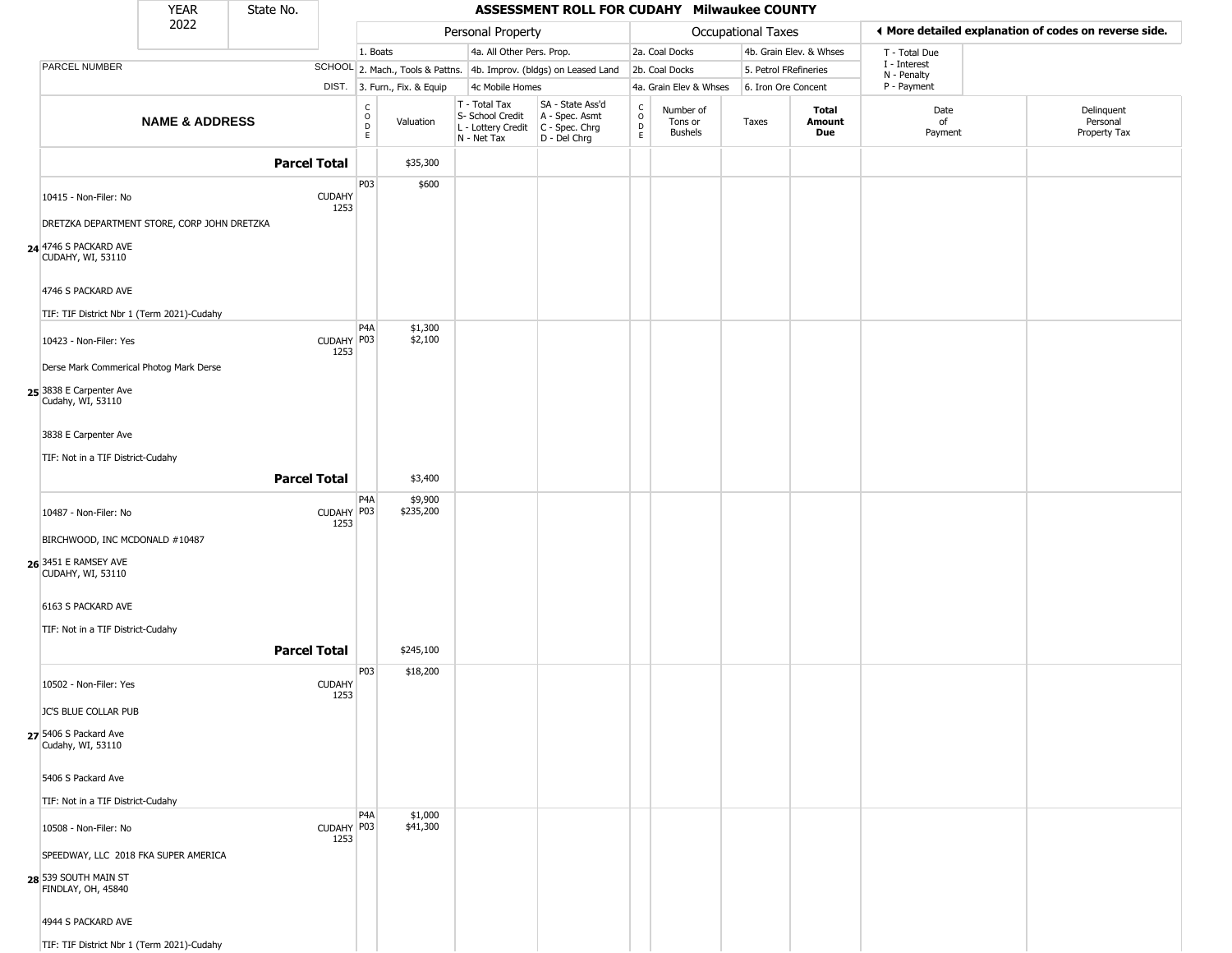| YEAR 2022 | State No. |
|---|---|

# ASSESSMENT ROLL FOR CUDAHY Milwaukee COUNTY

| | | Personal Property | | | | Occupational Taxes | | | | ◄ More detailed explanation of codes on reverse side. | |
|---|---|---|---|---|---|---|---|---|---|---|---|
| PARCEL NUMBER | SCHOOL DIST. | 1. Boats<br>2. Mach., Tools & Pattns.<br>3. Furn., Fix. & Equip | | 4a. All Other Pers. Prop.<br>4b. Improv. (bldgs) on Leased Land<br>4c Mobile Homes | | 2a. Coal Docks<br>2b. Coal Docks<br>4a. Grain Elev & Whses | | 4b. Grain Elev. & Whses<br>5. Petrol FRefineries<br>6. Iron Ore Concent | | T - Total Due<br>I - Interest<br>N - Penalty<br>P - Payment | |
| **NAME & ADDRESS** | | CODE | Valuation | T - Total Tax<br>S- School Credit<br>L - Lottery Credit<br>N - Net Tax | SA - State Ass'd<br>A - Spec. Asmt<br>C - Spec. Chrg<br>D - Del Chrg | CODE | Number of Tons or Bushels | Taxes | **Total Amount Due** | Date of Payment | Delinquent Personal Property Tax |
| **Parcel Total** | | | $35,300 | | | | | | | | |
| 10415 - Non-Filer: No<br>DRETZKA DEPARTMENT STORE, CORP JOHN DRETZKA<br>24 4746 S PACKARD AVE<br>CUDAHY, WI, 53110<br>4746 S PACKARD AVE<br>TIF: TIF District Nbr 1 (Term 2021)-Cudahy | CUDAHY 1253 | P03 | $600 | | | | | | | | |
| 10423 - Non-Filer: Yes<br>Derse Mark Commerical Photog Mark Derse<br>25 3838 E Carpenter Ave<br>Cudahy, WI, 53110<br>3838 E Carpenter Ave<br>TIF: Not in a TIF District-Cudahy | CUDAHY 1253 | P4A<br>P03 | $1,300<br>$2,100 | | | | | | | | |
| **Parcel Total** | | | $3,400 | | | | | | | | |
| 10487 - Non-Filer: No<br>BIRCHWOOD, INC MCDONALD #10487<br>26 3451 E RAMSEY AVE<br>CUDAHY, WI, 53110<br>6163 S PACKARD AVE<br>TIF: Not in a TIF District-Cudahy | CUDAHY 1253 | P4A<br>P03 | $9,900<br>$235,200 | | | | | | | | |
| **Parcel Total** | | | $245,100 | | | | | | | | |
| 10502 - Non-Filer: Yes<br>JC'S BLUE COLLAR PUB<br>27 5406 S Packard Ave<br>Cudahy, WI, 53110<br>5406 S Packard Ave<br>TIF: Not in a TIF District-Cudahy | CUDAHY 1253 | P03 | $18,200 | | | | | | | | |
| 10508 - Non-Filer: No<br>SPEEDWAY, LLC 2018 FKA SUPER AMERICA<br>28 539 SOUTH MAIN ST<br>FINDLAY, OH, 45840<br>4944 S PACKARD AVE<br>TIF: TIF District Nbr 1 (Term 2021)-Cudahy | CUDAHY 1253 | P4A<br>P03 | $1,000<br>$41,300 | | | | | | | | |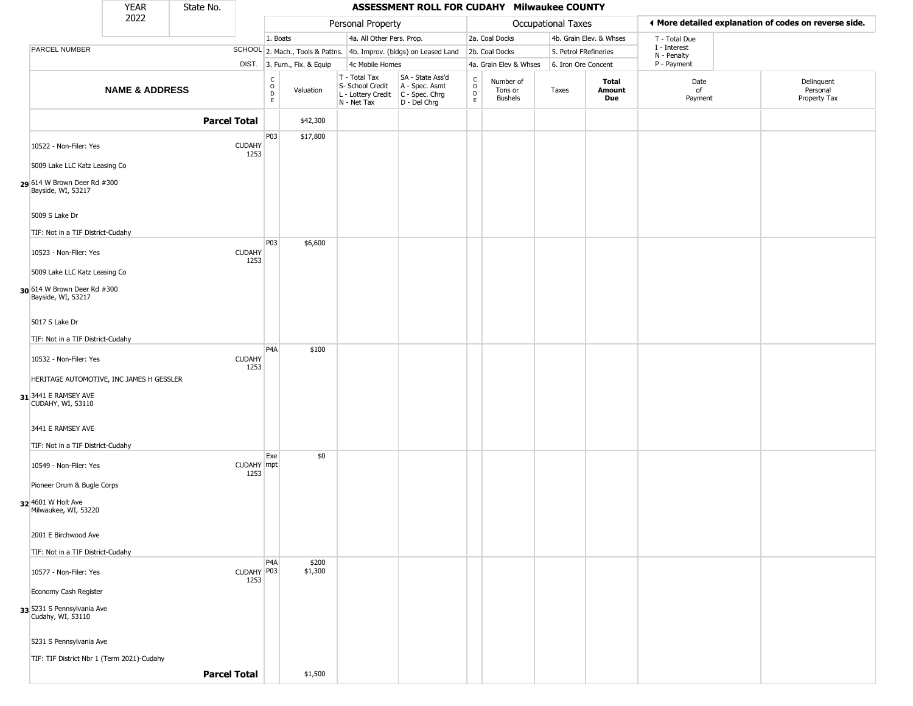| YEAR 2022 | State No. | ASSESSMENT ROLL FOR CUDAHY Milwaukee COUNTY | | | | | | | | | | |
|---|---|---|---|---|---|---|---|---|---|---|---|---|

| | | Personal Property | | | | Occupational Taxes | | | | ◄ More detailed explanation of codes on reverse side. | |
|---|---|---|---|---|---|---|---|---|---|---|---|
| | | 1. Boats | | 4a. All Other Pers. Prop. | | 2a. Coal Docks | | 4b. Grain Elev. & Whses | | T - Total Due | |
| PARCEL NUMBER | SCHOOL | 2. Mach., Tools & Pattns. | | 4b. Improv. (bldgs) on Leased Land | | 2b. Coal Docks | | 5. Petrol FRefineries | | I - Interest, N - Penalty | |
| | DIST. | 3. Furn., Fix. & Equip | | 4c Mobile Homes | | 4a. Grain Elev & Whses | | 6. Iron Ore Concent | | P - Payment | |
| **NAME & ADDRESS** | | CODE | Valuation | T - Total Tax, S- School Credit, L - Lottery Credit, N - Net Tax | SA - State Ass'd, A - Spec. Asmt, C - Spec. Chrg, D - Del Chrg | CODE | Number of Tons or Bushels | Taxes | **Total Amount Due** | Date of Payment | Delinquent Personal Property Tax |
| **Parcel Total** | | | $42,300 | | | | | | | | |
| 29 10522 - Non-Filer: Yes<br>5009 Lake LLC Katz Leasing Co<br>614 W Brown Deer Rd #300<br>Bayside, WI, 53217<br>5009 S Lake Dr<br>TIF: Not in a TIF District-Cudahy | CUDAHY 1253 | P03 | $17,800 | | | | | | | | |
| 30 10523 - Non-Filer: Yes<br>5009 Lake LLC Katz Leasing Co<br>614 W Brown Deer Rd #300<br>Bayside, WI, 53217<br>5017 S Lake Dr<br>TIF: Not in a TIF District-Cudahy | CUDAHY 1253 | P03 | $6,600 | | | | | | | | |
| 31 10532 - Non-Filer: Yes<br>HERITAGE AUTOMOTIVE, INC JAMES H GESSLER<br>3441 E RAMSEY AVE<br>CUDAHY, WI, 53110<br>3441 E RAMSEY AVE<br>TIF: Not in a TIF District-Cudahy | CUDAHY 1253 | P4A | $100 | | | | | | | | |
| 32 10549 - Non-Filer: Yes<br>Pioneer Drum & Bugle Corps<br>4601 W Holt Ave<br>Milwaukee, WI, 53220<br>2001 E Birchwood Ave<br>TIF: Not in a TIF District-Cudahy | CUDAHY 1253 | Exempt | $0 | | | | | | | | |
| 33 10577 - Non-Filer: Yes<br>Economy Cash Register<br>5231 S Pennsylvania Ave<br>Cudahy, WI, 53110<br>5231 S Pennsylvania Ave<br>TIF: TIF District Nbr 1 (Term 2021)-Cudahy | CUDAHY 1253 | P4A<br>P03 | $200<br>$1,300 | | | | | | | | |
| **Parcel Total** | | | $1,500 | | | | | | | | |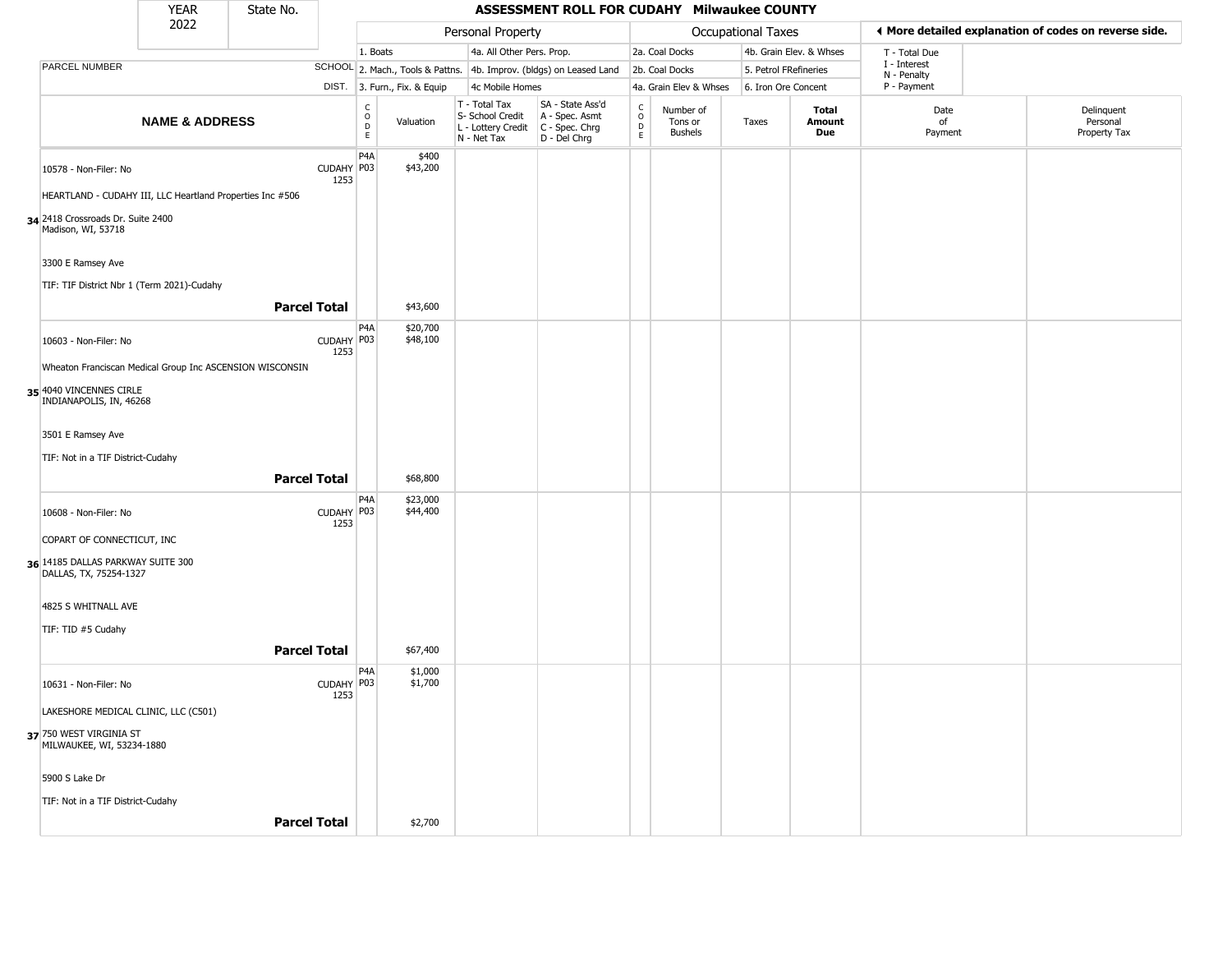# ASSESSMENT ROLL FOR CUDAHY Milwaukee COUNTY

YEAR 2022 | State No.

| | | Personal Property | | | | Occupational Taxes | | | | ◄ More detailed explanation of codes on reverse side. | |
|---|---|---|---|---|---|---|---|---|---|---|---|
| | | 1. Boats | | 4a. All Other Pers. Prop. | | 2a. Coal Docks | | 4b. Grain Elev. & Whses | | T - Total Due | |
| PARCEL NUMBER | SCHOOL | 2. Mach., Tools & Pattns. | | 4b. Improv. (bldgs) on Leased Land | | 2b. Coal Docks | | 5. Petrol FRefineries | | I - Interest; N - Penalty | |
| | DIST. | 3. Furn., Fix. & Equip | | 4c Mobile Homes | | 4a. Grain Elev & Whses | | 6. Iron Ore Concent | | P - Payment | |

| NAME & ADDRESS | | CODE | Valuation | T - Total Tax; S- School Credit; L - Lottery Credit; N - Net Tax | SA - State Ass'd; A - Spec. Asmt; C - Spec. Chrg; D - Del Chrg | CODE | Number of Tons or Bushels | Taxes | Total Amount Due | Date of Payment | Delinquent Personal Property Tax |
|---|---|---|---|---|---|---|---|---|---|---|---|
| 10578 - Non-Filer: No | CUDAHY 1253 | P4A | $400 | | | | | | | | |
| | | P03 | $43,200 | | | | | | | | |
| HEARTLAND - CUDAHY III, LLC Heartland Properties Inc #506 | | | | | | | | | | | |
| 34 2418 Crossroads Dr. Suite 2400 Madison, WI, 53718 | | | | | | | | | | | |
| 3300 E Ramsey Ave | | | | | | | | | | | |
| TIF: TIF District Nbr 1 (Term 2021)-Cudahy | | | | | | | | | | | |
| **Parcel Total** | | | $43,600 | | | | | | | | |
| 10603 - Non-Filer: No | CUDAHY 1253 | P4A | $20,700 | | | | | | | | |
| | | P03 | $48,100 | | | | | | | | |
| Wheaton Franciscan Medical Group Inc ASCENSION WISCONSIN | | | | | | | | | | | |
| 35 4040 VINCENNES CIRLE INDIANAPOLIS, IN, 46268 | | | | | | | | | | | |
| 3501 E Ramsey Ave | | | | | | | | | | | |
| TIF: Not in a TIF District-Cudahy | | | | | | | | | | | |
| **Parcel Total** | | | $68,800 | | | | | | | | |
| 10608 - Non-Filer: No | CUDAHY 1253 | P4A | $23,000 | | | | | | | | |
| | | P03 | $44,400 | | | | | | | | |
| COPART OF CONNECTICUT, INC | | | | | | | | | | | |
| 36 14185 DALLAS PARKWAY SUITE 300 DALLAS, TX, 75254-1327 | | | | | | | | | | | |
| 4825 S WHITNALL AVE | | | | | | | | | | | |
| TIF: TID #5 Cudahy | | | | | | | | | | | |
| **Parcel Total** | | | $67,400 | | | | | | | | |
| 10631 - Non-Filer: No | CUDAHY 1253 | P4A | $1,000 | | | | | | | | |
| | | P03 | $1,700 | | | | | | | | |
| LAKESHORE MEDICAL CLINIC, LLC (C501) | | | | | | | | | | | |
| 37 750 WEST VIRGINIA ST MILWAUKEE, WI, 53234-1880 | | | | | | | | | | | |
| 5900 S Lake Dr | | | | | | | | | | | |
| TIF: Not in a TIF District-Cudahy | | | | | | | | | | | |
| **Parcel Total** | | | $2,700 | | | | | | | | |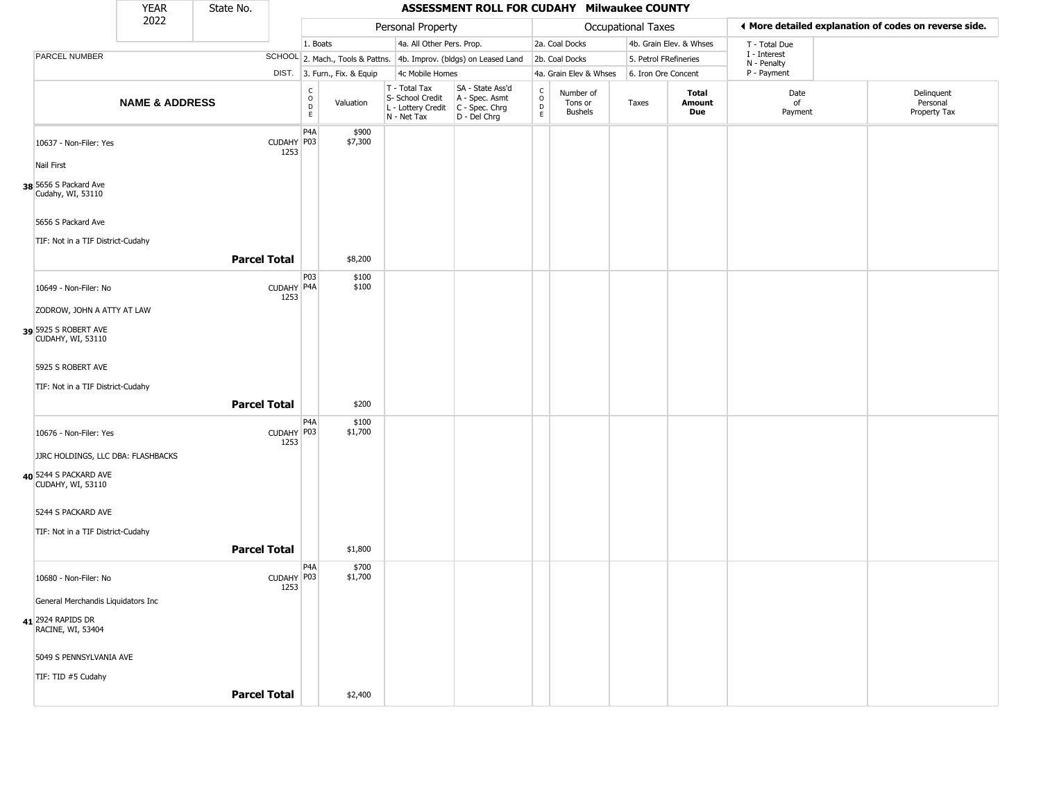| YEAR 2022 | State No. | ASSESSMENT ROLL FOR CUDAHY Milwaukee COUNTY | | | | | | | | | | |
|---|---|---|---|---|---|---|---|---|---|---|---|---|

| | | Personal Property | | | | | Occupational Taxes | | | | ◄ More detailed explanation of codes on reverse side. | |
|---|---|---|---|---|---|---|---|---|---|---|---|---|
| | | 1. Boats | | 4a. All Other Pers. Prop. | | | 2a. Coal Docks | | 4b. Grain Elev. & Whses | | T - Total Due | |
| PARCEL NUMBER | SCHOOL | 2. Mach., Tools & Pattns. | | 4b. Improv. (bldgs) on Leased Land | | | 2b. Coal Docks | | 5. Petrol FRefineries | | I - Interest N - Penalty | |
| | DIST. | 3. Furn., Fix. & Equip | | 4c Mobile Homes | | | 4a. Grain Elev & Whses | | 6. Iron Ore Concent | | P - Payment | |
| NAME & ADDRESS | | CODE | Valuation | T - Total Tax S- School Credit L - Lottery Credit N - Net Tax | SA - State Ass'd A - Spec. Asmt C - Spec. Chrg D - Del Chrg | CODE | Number of Tons or Bushels | Taxes | Total Amount Due | Date of Payment | Delinquent Personal Property Tax |
| 10637 - Non-Filer: Yes<br>Nail First<br>**38** 5656 S Packard Ave<br>Cudahy, WI, 53110<br>5656 S Packard Ave<br>TIF: Not in a TIF District-Cudahy | CUDAHY 1253 | P4A<br>P03 | \$900<br>\$7,300 | | | | | | | | |
| **Parcel Total** | | | \$8,200 | | | | | | | | |
| 10649 - Non-Filer: No<br>ZODROW, JOHN A ATTY AT LAW<br>**39** 5925 S ROBERT AVE<br>CUDAHY, WI, 53110<br>5925 S ROBERT AVE<br>TIF: Not in a TIF District-Cudahy | CUDAHY 1253 | P03<br>P4A | \$100<br>\$100 | | | | | | | | |
| **Parcel Total** | | | \$200 | | | | | | | | |
| 10676 - Non-Filer: Yes<br>JJRC HOLDINGS, LLC DBA: FLASHBACKS<br>**40** 5244 S PACKARD AVE<br>CUDAHY, WI, 53110<br>5244 S PACKARD AVE<br>TIF: Not in a TIF District-Cudahy | CUDAHY 1253 | P4A<br>P03 | \$100<br>\$1,700 | | | | | | | | |
| **Parcel Total** | | | \$1,800 | | | | | | | | |
| 10680 - Non-Filer: No<br>General Merchandis Liquidators Inc<br>**41** 2924 RAPIDS DR<br>RACINE, WI, 53404<br>5049 S PENNSYLVANIA AVE<br>TIF: TID #5 Cudahy | CUDAHY 1253 | P4A<br>P03 | \$700<br>\$1,700 | | | | | | | | |
| **Parcel Total** | | | \$2,400 | | | | | | | | |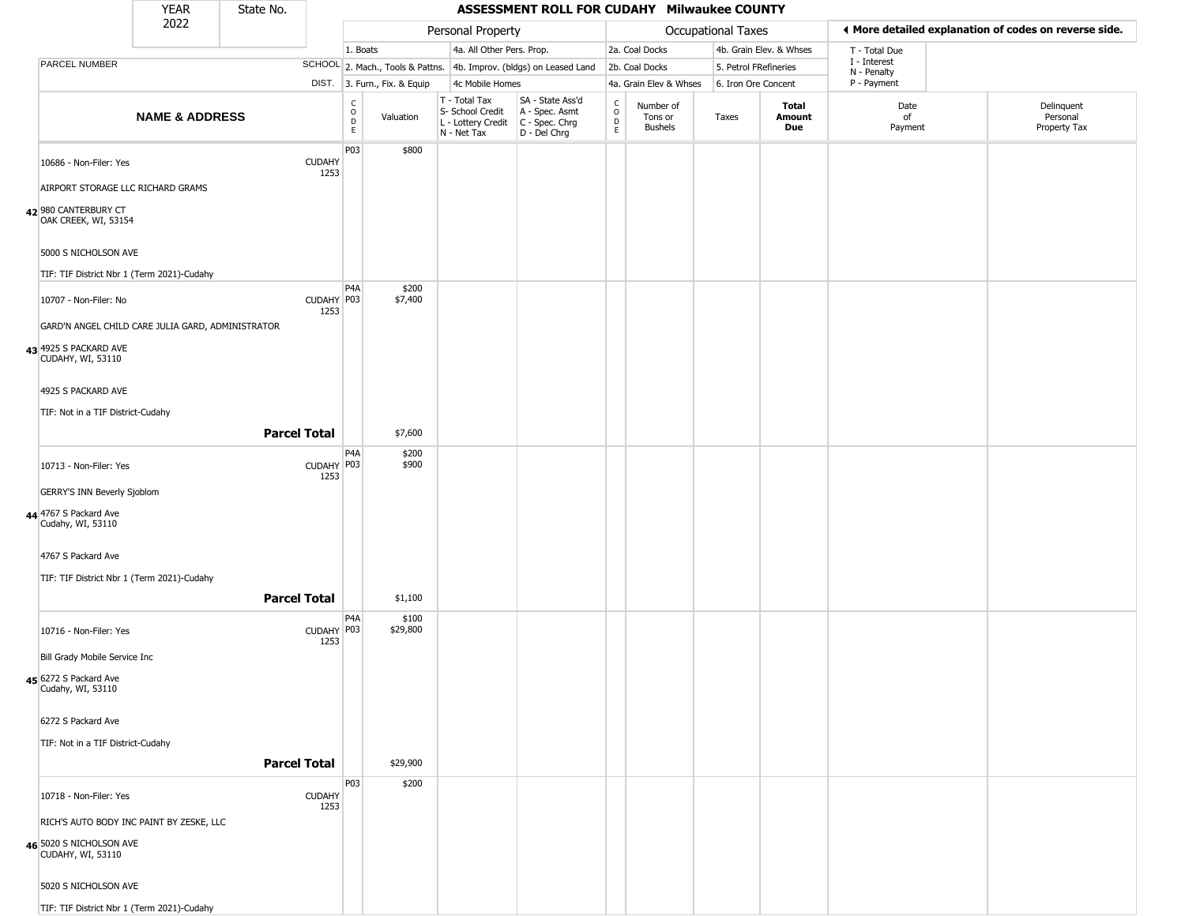# ASSESSMENT ROLL FOR CUDAHY Milwaukee COUNTY

YEAR 2022 | State No.

| | | Personal Property | | | | Occupational Taxes | | | | ◄ More detailed explanation of codes on reverse side. | |
|---|---|---|---|---|---|---|---|---|---|---|---|
| | | 1. Boats | | 4a. All Other Pers. Prop. | | 2a. Coal Docks | | 4b. Grain Elev. & Whses | | T - Total Due | |
| PARCEL NUMBER | SCHOOL | 2. Mach., Tools & Pattns. | | 4b. Improv. (bldgs) on Leased Land | | 2b. Coal Docks | | 5. Petrol FRefineries | | I - Interest N - Penalty | |
| | DIST. | 3. Furn., Fix. & Equip | | 4c Mobile Homes | | 4a. Grain Elev & Whses | | 6. Iron Ore Concent | | P - Payment | |
| **NAME & ADDRESS** | | CODE | Valuation | T - Total Tax S- School Credit L - Lottery Credit N - Net Tax | SA - State Ass'd A - Spec. Asmt C - Spec. Chrg D - Del Chrg | CODE | Number of Tons or Bushels | Taxes | **Total Amount Due** | Date of Payment | Delinquent Personal Property Tax |
| 42 10686 - Non-Filer: Yes<br>AIRPORT STORAGE LLC RICHARD GRAMS<br>980 CANTERBURY CT<br>OAK CREEK, WI, 53154<br>5000 S NICHOLSON AVE<br>TIF: TIF District Nbr 1 (Term 2021)-Cudahy | CUDAHY 1253 | P03 | $800 | | | | | | | | |
| 43 10707 - Non-Filer: No<br>GARD'N ANGEL CHILD CARE JULIA GARD, ADMINISTRATOR<br>4925 S PACKARD AVE<br>CUDAHY, WI, 53110<br>4925 S PACKARD AVE<br>TIF: Not in a TIF District-Cudahy | CUDAHY 1253 | P4A<br>P03 | $200<br>$7,400 | | | | | | | | |
| **Parcel Total** | | | $7,600 | | | | | | | | |
| 44 10713 - Non-Filer: Yes<br>GERRY'S INN Beverly Sjoblom<br>4767 S Packard Ave<br>Cudahy, WI, 53110<br>4767 S Packard Ave<br>TIF: TIF District Nbr 1 (Term 2021)-Cudahy | CUDAHY 1253 | P4A<br>P03 | $200<br>$900 | | | | | | | | |
| **Parcel Total** | | | $1,100 | | | | | | | | |
| 45 10716 - Non-Filer: Yes<br>Bill Grady Mobile Service Inc<br>6272 S Packard Ave<br>Cudahy, WI, 53110<br>6272 S Packard Ave<br>TIF: Not in a TIF District-Cudahy | CUDAHY 1253 | P4A<br>P03 | $100<br>$29,800 | | | | | | | | |
| **Parcel Total** | | | $29,900 | | | | | | | | |
| 46 10718 - Non-Filer: Yes<br>RICH'S AUTO BODY INC PAINT BY ZESKE, LLC<br>5020 S NICHOLSON AVE<br>CUDAHY, WI, 53110<br>5020 S NICHOLSON AVE<br>TIF: TIF District Nbr 1 (Term 2021)-Cudahy | CUDAHY 1253 | P03 | $200 | | | | | | | | |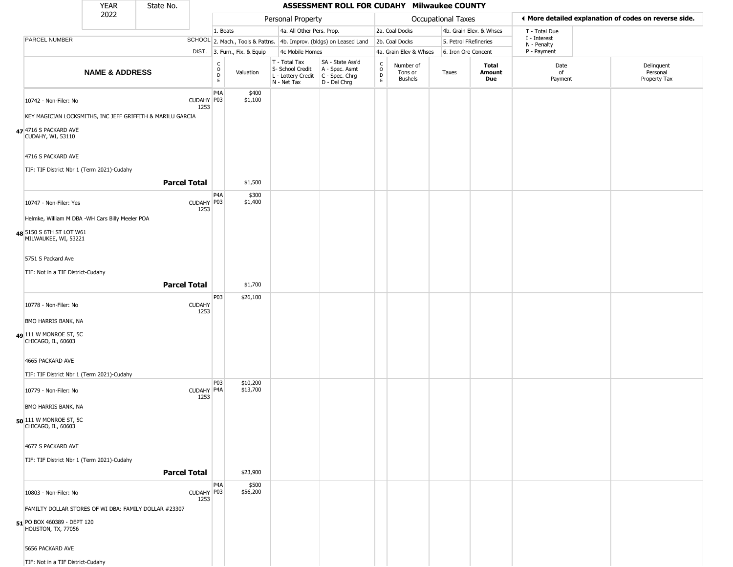| YEAR 2022 | State No. | ASSESSMENT ROLL FOR CUDAHY Milwaukee COUNTY | | | | | | | | | | |
|---|---|---|---|---|---|---|---|---|---|---|---|---|

| | | Personal Property | | | | Occupational Taxes | | | | ◀ More detailed explanation of codes on reverse side. | |
|---|---|---|---|---|---|---|---|---|---|---|---|
| | | 1. Boats | | 4a. All Other Pers. Prop. | | 2a. Coal Docks | | 4b. Grain Elev. & Whses | | T - Total Due | |
| PARCEL NUMBER | SCHOOL | 2. Mach., Tools & Pattns. | | 4b. Improv. (bldgs) on Leased Land | | 2b. Coal Docks | | 5. Petrol FRefineries | | I - Interest N - Penalty | |
| | DIST. | 3. Furn., Fix. & Equip | | 4c Mobile Homes | | 4a. Grain Elev & Whses | | 6. Iron Ore Concent | | P - Payment | |
| **NAME & ADDRESS** | | CODE | Valuation | T - Total Tax S- School Credit L - Lottery Credit N - Net Tax | SA - State Ass'd A - Spec. Asmt C - Spec. Chrg D - Del Chrg | CODE | Number of Tons or Bushels | Taxes | **Total Amount Due** | Date of Payment | Delinquent Personal Property Tax |
| 10742 - Non-Filer: No | CUDAHY 1253 | P4A<br>P03 | $400<br>$1,100 | | | | | | | | |
| KEY MAGICIAN LOCKSMITHS, INC JEFF GRIFFITH & MARILU GARCIA | | | | | | | | | | | |
| **47** 4716 S PACKARD AVE CUDAHY, WI, 53110 | | | | | | | | | | | |
| 4716 S PACKARD AVE | | | | | | | | | | | |
| TIF: TIF District Nbr 1 (Term 2021)-Cudahy | | | | | | | | | | | |
| | **Parcel Total** | | $1,500 | | | | | | | | |
| 10747 - Non-Filer: Yes | CUDAHY 1253 | P4A<br>P03 | $300<br>$1,400 | | | | | | | | |
| Helmke, William M DBA -WH Cars Billy Meeler POA | | | | | | | | | | | |
| **48** 5150 S 6TH ST LOT W61 MILWAUKEE, WI, 53221 | | | | | | | | | | | |
| 5751 S Packard Ave | | | | | | | | | | | |
| TIF: Not in a TIF District-Cudahy | | | | | | | | | | | |
| | **Parcel Total** | | $1,700 | | | | | | | | |
| 10778 - Non-Filer: No | CUDAHY 1253 | P03 | $26,100 | | | | | | | | |
| BMO HARRIS BANK, NA | | | | | | | | | | | |
| **49** 111 W MONROE ST, 5C CHICAGO, IL, 60603 | | | | | | | | | | | |
| 4665 PACKARD AVE | | | | | | | | | | | |
| TIF: TIF District Nbr 1 (Term 2021)-Cudahy | | | | | | | | | | | |
| 10779 - Non-Filer: No | CUDAHY 1253 | P03<br>P4A | $10,200<br>$13,700 | | | | | | | | |
| BMO HARRIS BANK, NA | | | | | | | | | | | |
| **50** 111 W MONROE ST, 5C CHICAGO, IL, 60603 | | | | | | | | | | | |
| 4677 S PACKARD AVE | | | | | | | | | | | |
| TIF: TIF District Nbr 1 (Term 2021)-Cudahy | | | | | | | | | | | |
| | **Parcel Total** | | $23,900 | | | | | | | | |
| 10803 - Non-Filer: No | CUDAHY 1253 | P4A<br>P03 | $500<br>$56,200 | | | | | | | | |
| FAMILTY DOLLAR STORES OF WI DBA: FAMILY DOLLAR #23307 | | | | | | | | | | | |
| **51** PO BOX 460389 - DEPT 120 HOUSTON, TX, 77056 | | | | | | | | | | | |
| 5656 PACKARD AVE | | | | | | | | | | | |
| TIF: Not in a TIF District-Cudahy | | | | | | | | | | | |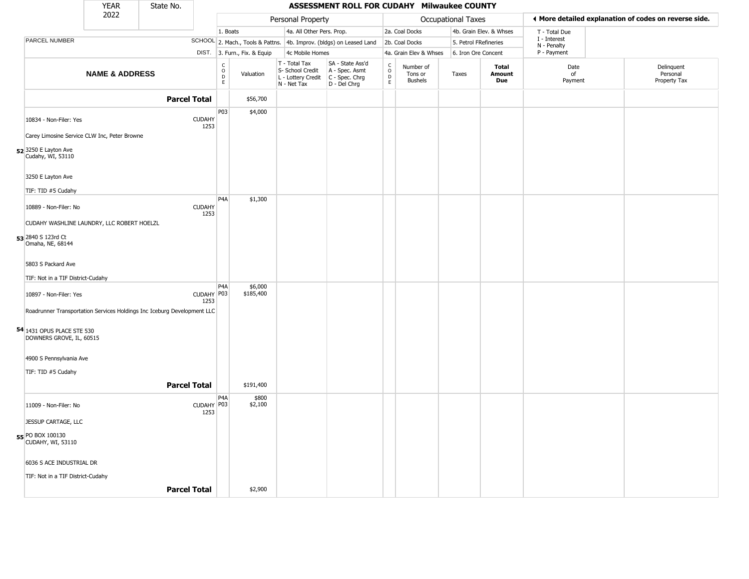| YEAR 2022 | State No. | | ASSESSMENT ROLL FOR CUDAHY Milwaukee COUNTY | | | | | | | | | |
|---|---|---|---|---|---|---|---|---|---|---|---|---|

| | | Personal Property | | | | Occupational Taxes | | | | ◀ More detailed explanation of codes on reverse side. | |
|---|---|---|---|---|---|---|---|---|---|---|---|
| | | 1. Boats | | 4a. All Other Pers. Prop. | | 2a. Coal Docks | | 4b. Grain Elev. & Whses | | T - Total Due | |
| PARCEL NUMBER | SCHOOL | 2. Mach., Tools & Pattns. | | 4b. Improv. (bldgs) on Leased Land | | 2b. Coal Docks | | 5. Petrol FRefineries | | I - Interest, N - Penalty | |
| | DIST. | 3. Furn., Fix. & Equip | | 4c Mobile Homes | | 4a. Grain Elev & Whses | | 6. Iron Ore Concent | | P - Payment | |

| NAME & ADDRESS | | CODE | Valuation | T - Total Tax, S- School Credit, L - Lottery Credit, N - Net Tax | SA - State Ass'd, A - Spec. Asmt, C - Spec. Chrg, D - Del Chrg | CODE | Number of Tons or Bushels | Taxes | Total Amount Due | Date of Payment | Delinquent Personal Property Tax |
|---|---|---|---|---|---|---|---|---|---|---|---|
| **Parcel Total** | | | $56,700 | | | | | | | | |
| 52 10834 - Non-Filer: Yes<br>Carey Limosine Service CLW Inc, Peter Browne<br>3250 E Layton Ave<br>Cudahy, WI, 53110<br>3250 E Layton Ave<br>TIF: TID #5 Cudahy | CUDAHY 1253 | P03 | $4,000 | | | | | | | | |
| 53 10889 - Non-Filer: No<br>CUDAHY WASHLINE LAUNDRY, LLC ROBERT HOELZL<br>2840 S 123rd Ct<br>Omaha, NE, 68144<br>5803 S Packard Ave<br>TIF: Not in a TIF District-Cudahy | CUDAHY 1253 | P4A | $1,300 | | | | | | | | |
| 54 10897 - Non-Filer: Yes<br>Roadrunner Transportation Services Holdings Inc Iceburg Development LLC<br>1431 OPUS PLACE STE 530<br>DOWNERS GROVE, IL, 60515<br>4900 S Pennsylvania Ave<br>TIF: TID #5 Cudahy | CUDAHY 1253 | P4A<br>P03 | $6,000<br>$185,400 | | | | | | | | |
| **Parcel Total** | | | $191,400 | | | | | | | | |
| 55 11009 - Non-Filer: No<br>JESSUP CARTAGE, LLC<br>PO BOX 100130<br>CUDAHY, WI, 53110<br>6036 S ACE INDUSTRIAL DR<br>TIF: Not in a TIF District-Cudahy | CUDAHY 1253 | P4A<br>P03 | $800<br>$2,100 | | | | | | | | |
| **Parcel Total** | | | $2,900 | | | | | | | | |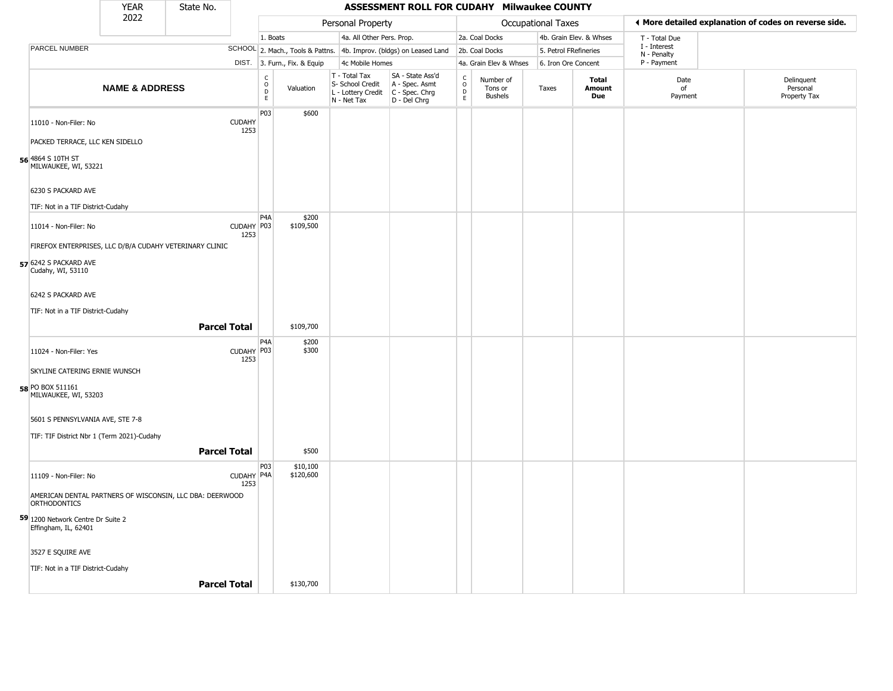# ASSESSMENT ROLL FOR CUDAHY Milwaukee COUNTY

YEAR 2022 | State No.

| | | Personal Property | | | | Occupational Taxes | | | | ◄ More detailed explanation of codes on reverse side. | |
|---|---|---|---|---|---|---|---|---|---|---|---|
| | | 1. Boats | | 4a. All Other Pers. Prop. | | 2a. Coal Docks | | 4b. Grain Elev. & Whses | | T - Total Due | |
| PARCEL NUMBER | SCHOOL | 2. Mach., Tools & Pattns. | | 4b. Improv. (bldgs) on Leased Land | | 2b. Coal Docks | | 5. Petrol FRefineries | | I - Interest N - Penalty | |
| | DIST. | 3. Furn., Fix. & Equip | | 4c Mobile Homes | | 4a. Grain Elev & Whses | | 6. Iron Ore Concent | | P - Payment | |

| NAME & ADDRESS | SCHOOL DIST. | CODE | Valuation | T - Total Tax S- School Credit L - Lottery Credit N - Net Tax | SA - State Ass'd A - Spec. Asmt C - Spec. Chrg D - Del Chrg | CODE | Number of Tons or Bushels | Taxes | Total Amount Due | Date of Payment | Delinquent Personal Property Tax |
|---|---|---|---|---|---|---|---|---|---|---|---|
| **56** 11010 - Non-Filer: No<br>PACKED TERRACE, LLC KEN SIDELLO<br>4864 S 10TH ST<br>MILWAUKEE, WI, 53221<br>6230 S PACKARD AVE<br>TIF: Not in a TIF District-Cudahy | CUDAHY 1253 | P03 | $600 | | | | | | | | |
| **57** 11014 - Non-Filer: No<br>FIREFOX ENTERPRISES, LLC D/B/A CUDAHY VETERINARY CLINIC<br>6242 S PACKARD AVE<br>Cudahy, WI, 53110<br>6242 S PACKARD AVE<br>TIF: Not in a TIF District-Cudahy | CUDAHY 1253 | P4A<br>P03 | $200<br>$109,500 | | | | | | | | |
| **Parcel Total** | | | $109,700 | | | | | | | | |
| **58** 11024 - Non-Filer: Yes<br>SKYLINE CATERING ERNIE WUNSCH<br>PO BOX 511161<br>MILWAUKEE, WI, 53203<br>5601 S PENNSYLVANIA AVE, STE 7-8<br>TIF: TIF District Nbr 1 (Term 2021)-Cudahy | CUDAHY 1253 | P4A<br>P03 | $200<br>$300 | | | | | | | | |
| **Parcel Total** | | | $500 | | | | | | | | |
| **59** 11109 - Non-Filer: No<br>AMERICAN DENTAL PARTNERS OF WISCONSIN, LLC DBA: DEERWOOD ORTHODONTICS<br>1200 Network Centre Dr Suite 2<br>Effingham, IL, 62401<br>3527 E SQUIRE AVE<br>TIF: Not in a TIF District-Cudahy | CUDAHY 1253 | P03<br>P4A | $10,100<br>$120,600 | | | | | | | | |
| **Parcel Total** | | | $130,700 | | | | | | | | |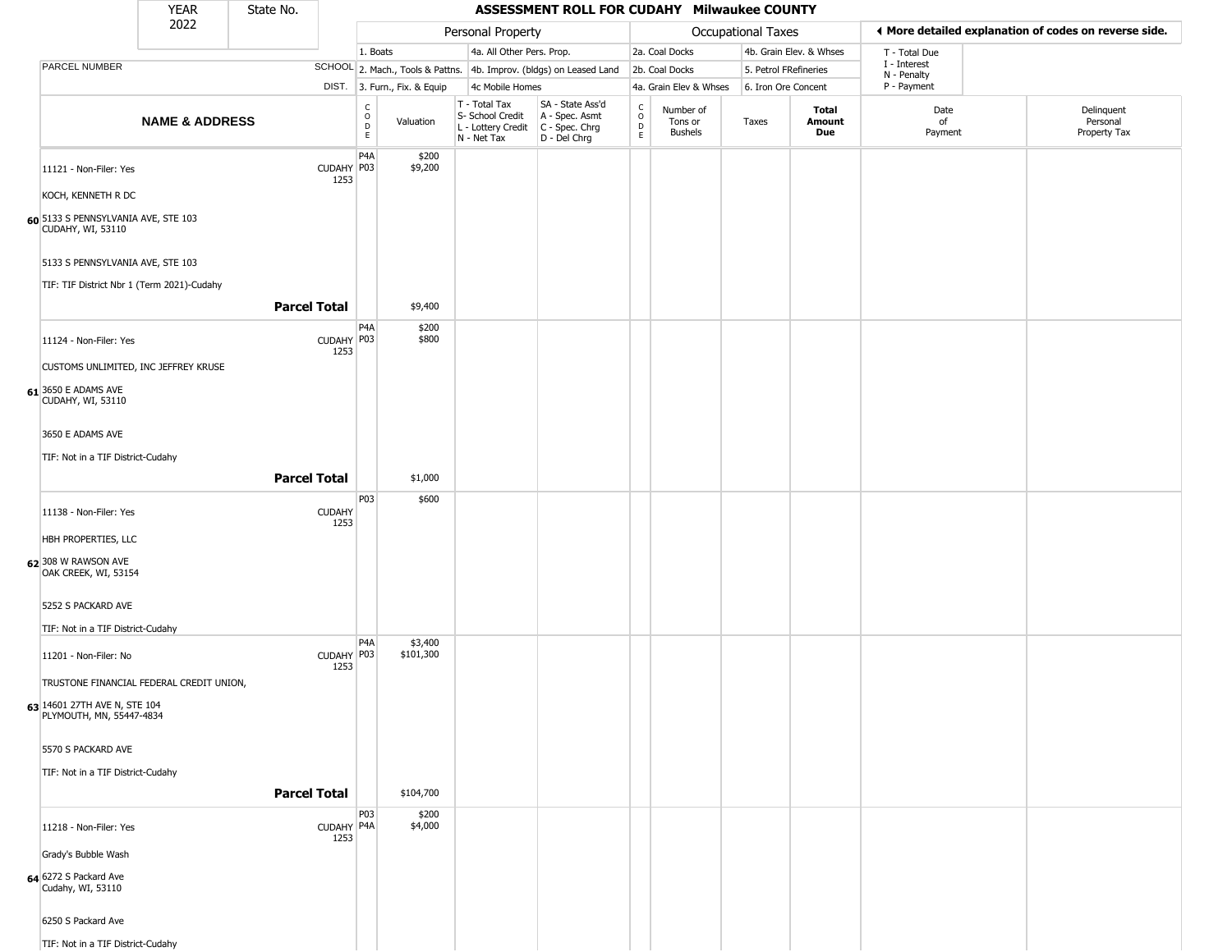# ASSESSMENT ROLL FOR CUDAHY Milwaukee COUNTY

| YEAR | State No. |
|---|---|
| 2022 | |

| | | Personal Property | | | | Occupational Taxes | | | | ◀ More detailed explanation of codes on reverse side. | |
|---|---|---|---|---|---|---|---|---|---|---|---|
| | | 1. Boats | | 4a. All Other Pers. Prop. | | 2a. Coal Docks | | 4b. Grain Elev. & Whses | | T - Total Due | |
| PARCEL NUMBER | SCHOOL | 2. Mach., Tools & Pattns. | | 4b. Improv. (bldgs) on Leased Land | | 2b. Coal Docks | | 5. Petrol FRefineries | | I - Interest N - Penalty | |
| | DIST. | 3. Furn., Fix. & Equip | | 4c Mobile Homes | | 4a. Grain Elev & Whses | | 6. Iron Ore Concent | | P - Payment | |
| **NAME & ADDRESS** | | CODE | Valuation | T - Total Tax S- School Credit L - Lottery Credit N - Net Tax | SA - State Ass'd A - Spec. Asmt C - Spec. Chrg D - Del Chrg | CODE | Number of Tons or Bushels | Taxes | **Total Amount Due** | Date of Payment | Delinquent Personal Property Tax |
| 60 11121 - Non-Filer: Yes<br>KOCH, KENNETH R DC<br>5133 S PENNSYLVANIA AVE, STE 103<br>CUDAHY, WI, 53110<br>5133 S PENNSYLVANIA AVE, STE 103<br>TIF: TIF District Nbr 1 (Term 2021)-Cudahy | CUDAHY 1253 | P4A<br>P03 | $200<br>$9,200 | | | | | | | | |
| | **Parcel Total** | | $9,400 | | | | | | | | |
| 61 11124 - Non-Filer: Yes<br>CUSTOMS UNLIMITED, INC JEFFREY KRUSE<br>3650 E ADAMS AVE<br>CUDAHY, WI, 53110<br>3650 E ADAMS AVE<br>TIF: Not in a TIF District-Cudahy | CUDAHY 1253 | P4A<br>P03 | $200<br>$800 | | | | | | | | |
| | **Parcel Total** | | $1,000 | | | | | | | | |
| 62 11138 - Non-Filer: Yes<br>HBH PROPERTIES, LLC<br>308 W RAWSON AVE<br>OAK CREEK, WI, 53154<br>5252 S PACKARD AVE<br>TIF: Not in a TIF District-Cudahy | CUDAHY 1253 | P03 | $600 | | | | | | | | |
| 63 11201 - Non-Filer: No<br>TRUSTONE FINANCIAL FEDERAL CREDIT UNION,<br>14601 27TH AVE N, STE 104<br>PLYMOUTH, MN, 55447-4834<br>5570 S PACKARD AVE<br>TIF: Not in a TIF District-Cudahy | CUDAHY 1253 | P4A<br>P03 | $3,400<br>$101,300 | | | | | | | | |
| | **Parcel Total** | | $104,700 | | | | | | | | |
| 64 11218 - Non-Filer: Yes<br>Grady's Bubble Wash<br>6272 S Packard Ave<br>Cudahy, WI, 53110<br>6250 S Packard Ave<br>TIF: Not in a TIF District-Cudahy | CUDAHY 1253 | P03<br>P4A | $200<br>$4,000 | | | | | | | | |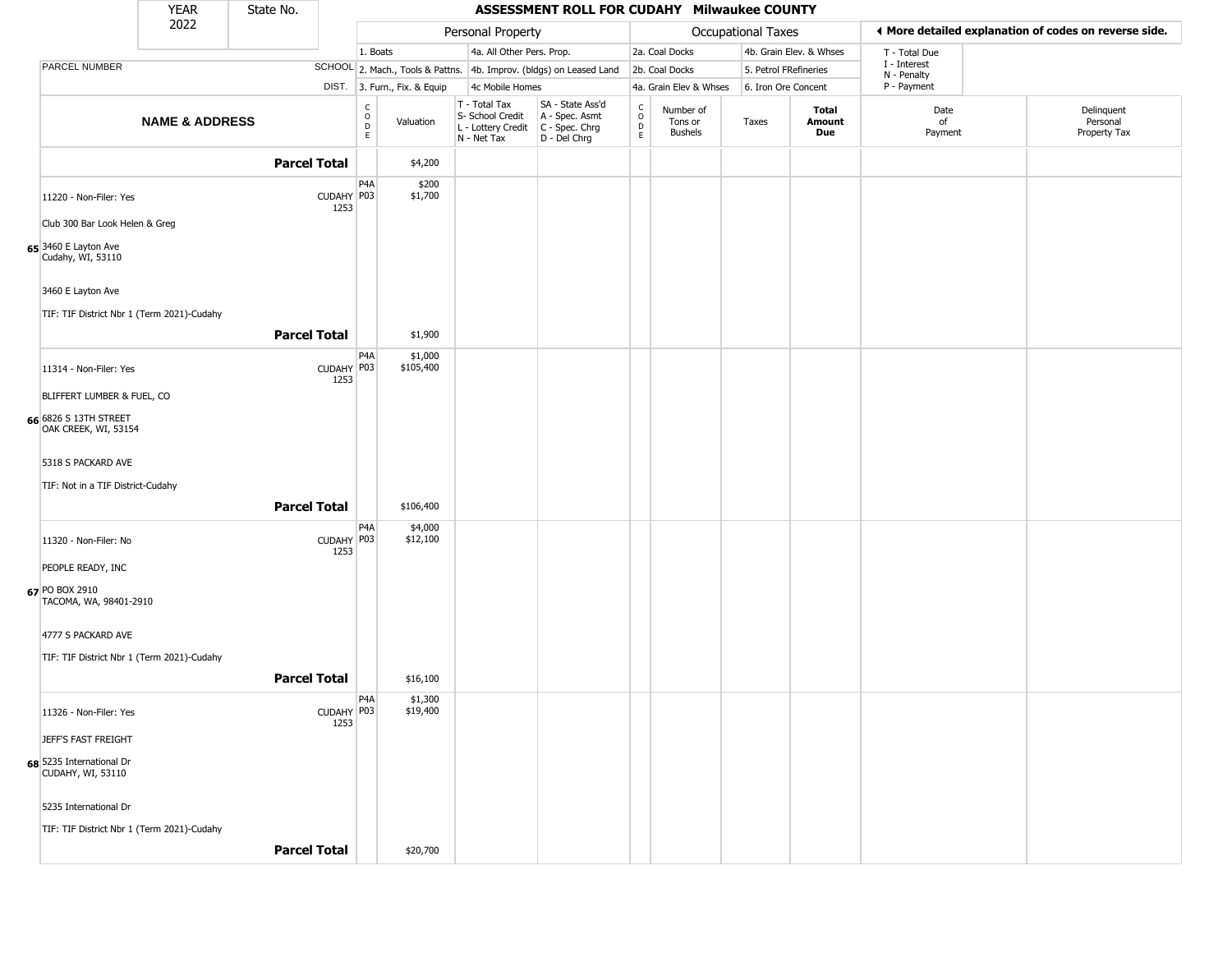| YEAR 2022 | State No. | ASSESSMENT ROLL FOR CUDAHY Milwaukee COUNTY | | | | | | | | | | | |
|---|---|---|---|---|---|---|---|---|---|---|---|---|---|
| | | Personal Property | | | | | Occupational Taxes | | | | ◄ More detailed explanation of codes on reverse side. | | |
| | | 1. Boats | | 4a. All Other Pers. Prop. | | | 2a. Coal Docks | | 4b. Grain Elev. & Whses | | T - Total Due | | |
| PARCEL NUMBER | SCHOOL | 2. Mach., Tools & Pattns. | | 4b. Improv. (bldgs) on Leased Land | | | 2b. Coal Docks | | 5. Petrol FRefineries | | I - Interest N - Penalty | | |
| | DIST. | 3. Furn., Fix. & Equip | | 4c Mobile Homes | | | 4a. Grain Elev & Whses | | 6. Iron Ore Concent | | P - Payment | | |
| **NAME & ADDRESS** | | CODE | Valuation | T - Total Tax S- School Credit L - Lottery Credit N - Net Tax | SA - State Ass'd A - Spec. Asmt C - Spec. Chrg D - Del Chrg | CODE | Number of Tons or Bushels | Taxes | **Total Amount Due** | | Date of Payment | Delinquent Personal Property Tax | |
| **Parcel Total** | | | $4,200 | | | | | | | | | | |
| 11220 - Non-Filer: Yes | CUDAHY 1253 | P4A P03 | $200 $1,700 | | | | | | | | | | |
| Club 300 Bar Look Helen & Greg | | | | | | | | | | | | | |
| 65 3460 E Layton Ave Cudahy, WI, 53110 | | | | | | | | | | | | | |
| 3460 E Layton Ave | | | | | | | | | | | | | |
| TIF: TIF District Nbr 1 (Term 2021)-Cudahy | | | | | | | | | | | | | |
| **Parcel Total** | | | $1,900 | | | | | | | | | | |
| 11314 - Non-Filer: Yes | CUDAHY 1253 | P4A P03 | $1,000 $105,400 | | | | | | | | | | |
| BLIFFERT LUMBER & FUEL, CO | | | | | | | | | | | | | |
| 66 6826 S 13TH STREET OAK CREEK, WI, 53154 | | | | | | | | | | | | | |
| 5318 S PACKARD AVE | | | | | | | | | | | | | |
| TIF: Not in a TIF District-Cudahy | | | | | | | | | | | | | |
| **Parcel Total** | | | $106,400 | | | | | | | | | | |
| 11320 - Non-Filer: No | CUDAHY 1253 | P4A P03 | $4,000 $12,100 | | | | | | | | | | |
| PEOPLE READY, INC | | | | | | | | | | | | | |
| 67 PO BOX 2910 TACOMA, WA, 98401-2910 | | | | | | | | | | | | | |
| 4777 S PACKARD AVE | | | | | | | | | | | | | |
| TIF: TIF District Nbr 1 (Term 2021)-Cudahy | | | | | | | | | | | | | |
| **Parcel Total** | | | $16,100 | | | | | | | | | | |
| 11326 - Non-Filer: Yes | CUDAHY 1253 | P4A P03 | $1,300 $19,400 | | | | | | | | | | |
| JEFF'S FAST FREIGHT | | | | | | | | | | | | | |
| 68 5235 International Dr CUDAHY, WI, 53110 | | | | | | | | | | | | | |
| 5235 International Dr | | | | | | | | | | | | | |
| TIF: TIF District Nbr 1 (Term 2021)-Cudahy | | | | | | | | | | | | | |
| **Parcel Total** | | | $20,700 | | | | | | | | | | |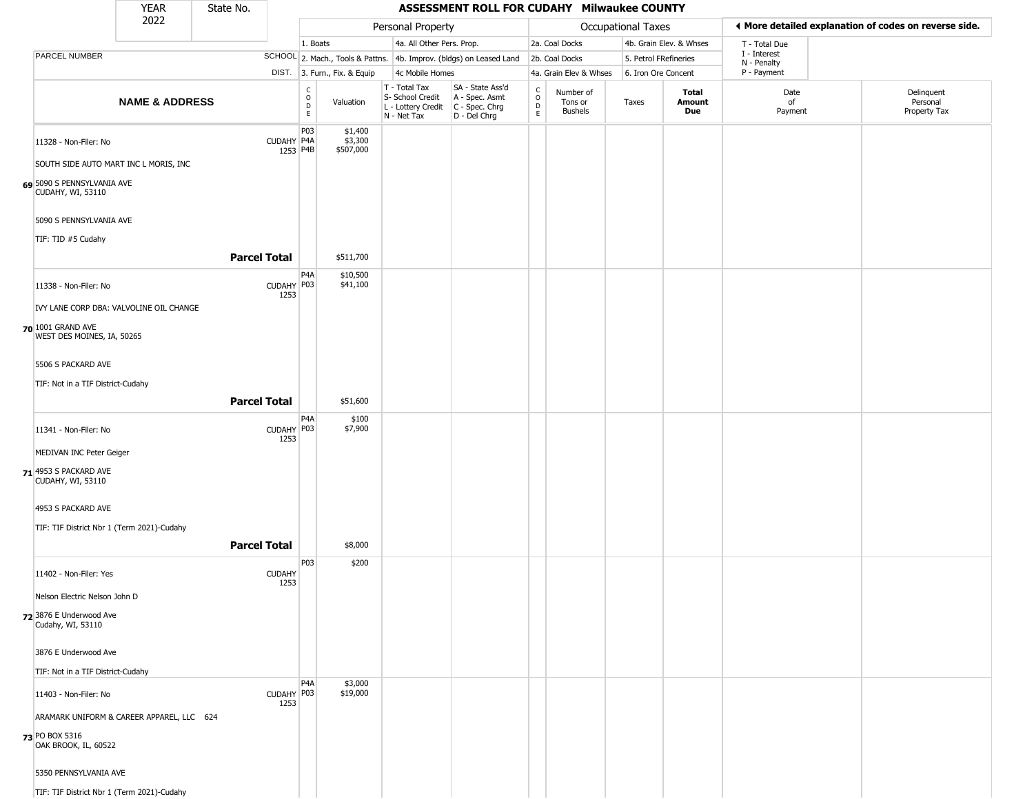# ASSESSMENT ROLL FOR CUDAHY Milwaukee COUNTY

YEAR 2022 | State No.

| | | Personal Property | | | | Occupational Taxes | | | | ◂ More detailed explanation of codes on reverse side. | |
|---|---|---|---|---|---|---|---|---|---|---|---|
| | | 1. Boats | | 4a. All Other Pers. Prop. | | 2a. Coal Docks | | 4b. Grain Elev. & Whses | | T - Total Due<br>I - Interest<br>N - Penalty<br>P - Payment | |
| PARCEL NUMBER | SCHOOL | 2. Mach., Tools & Pattns. | | 4b. Improv. (bldgs) on Leased Land | | 2b. Coal Docks | | 5. Petrol FRefineries | | | |
| | DIST. | 3. Furn., Fix. & Equip | | 4c Mobile Homes | | 4a. Grain Elev & Whses | | 6. Iron Ore Concent | | | |
| **NAME & ADDRESS** | | CODE | Valuation | T - Total Tax<br>S- School Credit<br>L - Lottery Credit<br>N - Net Tax | SA - State Ass'd<br>A - Spec. Asmt<br>C - Spec. Chrg<br>D - Del Chrg | CODE | Number of Tons or Bushels | Taxes | **Total Amount Due** | Date of Payment | Delinquent Personal Property Tax |
| 69 11328 - Non-Filer: No<br>SOUTH SIDE AUTO MART INC L MORIS, INC<br>5090 S PENNSYLVANIA AVE<br>CUDAHY, WI, 53110<br>5090 S PENNSYLVANIA AVE<br>TIF: TID #5 Cudahy | CUDAHY 1253 | P03<br>P4A<br>P4B | $1,400<br>$3,300<br>$507,000 | | | | | | | | |
| **Parcel Total** | | | $511,700 | | | | | | | | |
| 70 11338 - Non-Filer: No<br>IVY LANE CORP DBA: VALVOLINE OIL CHANGE<br>1001 GRAND AVE<br>WEST DES MOINES, IA, 50265<br>5506 S PACKARD AVE<br>TIF: Not in a TIF District-Cudahy | CUDAHY 1253 | P4A<br>P03 | $10,500<br>$41,100 | | | | | | | | |
| **Parcel Total** | | | $51,600 | | | | | | | | |
| 71 11341 - Non-Filer: No<br>MEDIVAN INC Peter Geiger<br>4953 S PACKARD AVE<br>CUDAHY, WI, 53110<br>4953 S PACKARD AVE<br>TIF: TIF District Nbr 1 (Term 2021)-Cudahy | CUDAHY 1253 | P4A<br>P03 | $100<br>$7,900 | | | | | | | | |
| **Parcel Total** | | | $8,000 | | | | | | | | |
| 72 11402 - Non-Filer: Yes<br>Nelson Electric Nelson John D<br>3876 E Underwood Ave<br>Cudahy, WI, 53110<br>3876 E Underwood Ave<br>TIF: Not in a TIF District-Cudahy | CUDAHY 1253 | P03 | $200 | | | | | | | | |
| 73 11403 - Non-Filer: No<br>ARAMARK UNIFORM & CAREER APPAREL, LLC 624<br>PO BOX 5316<br>OAK BROOK, IL, 60522<br>5350 PENNSYLVANIA AVE<br>TIF: TIF District Nbr 1 (Term 2021)-Cudahy | CUDAHY 1253 | P4A<br>P03 | $3,000<br>$19,000 | | | | | | | | |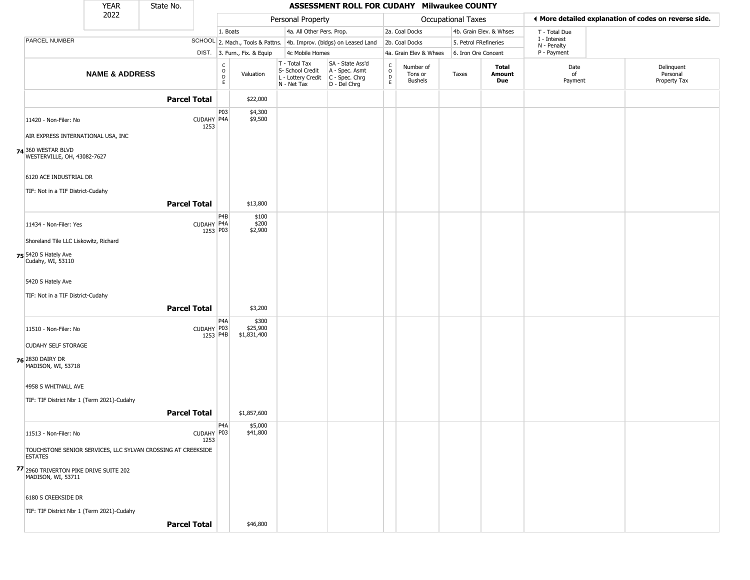| YEAR 2022 | State No. | | ASSESSMENT ROLL FOR CUDAHY Milwaukee COUNTY | | | | | | | | | |
|---|---|---|---|---|---|---|---|---|---|---|---|---|

| PARCEL NUMBER / NAME & ADDRESS | SCHOOL DIST. | CODE | Valuation | T - Total Tax, S- School Credit, L - Lottery Credit, N - Net Tax | SA - State Ass'd, A - Spec. Asmt, C - Spec. Chrg, D - Del Chrg | CODE | Number of Tons or Bushels | Taxes | Total Amount Due | Date of Payment | Delinquent Personal Property Tax |
|---|---|---|---|---|---|---|---|---|---|---|---|
| **Parcel Total** | | | $22,000 | | | | | | | | |
| 11420 - Non-Filer: No<br>AIR EXPRESS INTERNATIONAL USA, INC<br>74 360 WESTAR BLVD<br>WESTERVILLE, OH, 43082-7627<br>6120 ACE INDUSTRIAL DR<br>TIF: Not in a TIF District-Cudahy | CUDAHY 1253 | P03<br>P4A | $4,300<br>$9,500 | | | | | | | | |
| **Parcel Total** | | | $13,800 | | | | | | | | |
| 11434 - Non-Filer: Yes<br>Shoreland Tile LLC Liskowitz, Richard<br>75 5420 S Hately Ave<br>Cudahy, WI, 53110<br>5420 S Hately Ave<br>TIF: Not in a TIF District-Cudahy | CUDAHY 1253 | P4B<br>P4A<br>P03 | $100<br>$200<br>$2,900 | | | | | | | | |
| **Parcel Total** | | | $3,200 | | | | | | | | |
| 11510 - Non-Filer: No<br>CUDAHY SELF STORAGE<br>76 2830 DAIRY DR<br>MADISON, WI, 53718<br>4958 S WHITNALL AVE<br>TIF: TIF District Nbr 1 (Term 2021)-Cudahy | CUDAHY 1253 | P4A<br>P03<br>P4B | $300<br>$25,900<br>$1,831,400 | | | | | | | | |
| **Parcel Total** | | | $1,857,600 | | | | | | | | |
| 11513 - Non-Filer: No<br>TOUCHSTONE SENIOR SERVICES, LLC SYLVAN CROSSING AT CREEKSIDE ESTATES<br>77 2960 TRIVERTON PIKE DRIVE SUITE 202<br>MADISON, WI, 53711<br>6180 S CREEKSIDE DR<br>TIF: TIF District Nbr 1 (Term 2021)-Cudahy | CUDAHY 1253 | P4A<br>P03 | $5,000<br>$41,800 | | | | | | | | |
| **Parcel Total** | | | $46,800 | | | | | | | | |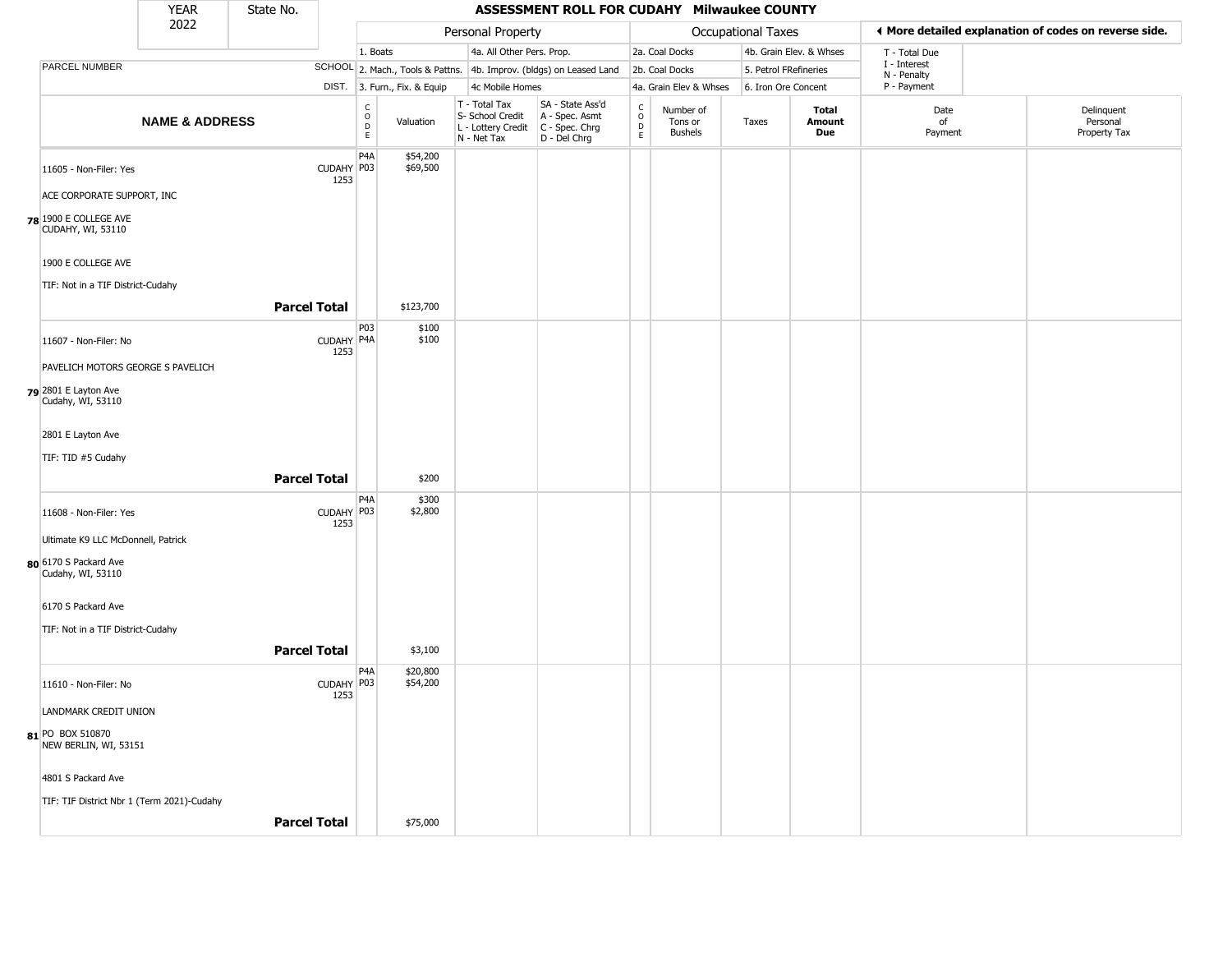| YEAR 2022 | State No. | | ASSESSMENT ROLL FOR CUDAHY Milwaukee COUNTY | | | | | | | | | |
|---|---|---|---|---|---|---|---|---|---|---|---|---|
| | | | Personal Property | | | | Occupational Taxes | | | | ◀ More detailed explanation of codes on reverse side. | |
| | | | 1. Boats | | 4a. All Other Pers. Prop. | | 2a. Coal Docks | | 4b. Grain Elev. & Whses | | T - Total Due | |
| PARCEL NUMBER | SCHOOL | | 2. Mach., Tools & Pattns. | | 4b. Improv. (bldgs) on Leased Land | | 2b. Coal Docks | | 5. Petrol FRefineries | | I - Interest<br>N - Penalty | |
| | DIST. | | 3. Furn., Fix. & Equip | | 4c Mobile Homes | | 4a. Grain Elev & Whses | | 6. Iron Ore Concent | | P - Payment | |
| **NAME & ADDRESS** | | CODE | Valuation | T - Total Tax<br>S- School Credit<br>L - Lottery Credit<br>N - Net Tax | SA - State Ass'd<br>A - Spec. Asmt<br>C - Spec. Chrg<br>D - Del Chrg | CODE | Number of Tons or Bushels | Taxes | **Total Amount Due** | Date of Payment | Delinquent Personal Property Tax |
| 11605 - Non-Filer: Yes<br><br>ACE CORPORATE SUPPORT, INC<br><br>78 1900 E COLLEGE AVE<br>CUDAHY, WI, 53110<br><br>1900 E COLLEGE AVE<br><br>TIF: Not in a TIF District-Cudahy | CUDAHY 1253 | P4A<br>P03 | $54,200<br>$69,500 | | | | | | | | |
| | **Parcel Total** | | $123,700 | | | | | | | | |
| 11607 - Non-Filer: No<br><br>PAVELICH MOTORS GEORGE S PAVELICH<br><br>79 2801 E Layton Ave<br>Cudahy, WI, 53110<br><br>2801 E Layton Ave<br><br>TIF: TID #5 Cudahy | CUDAHY 1253 | P03<br>P4A | $100<br>$100 | | | | | | | | |
| | **Parcel Total** | | $200 | | | | | | | | |
| 11608 - Non-Filer: Yes<br><br>Ultimate K9 LLC McDonnell, Patrick<br><br>80 6170 S Packard Ave<br>Cudahy, WI, 53110<br><br>6170 S Packard Ave<br><br>TIF: Not in a TIF District-Cudahy | CUDAHY 1253 | P4A<br>P03 | $300<br>$2,800 | | | | | | | | |
| | **Parcel Total** | | $3,100 | | | | | | | | |
| 11610 - Non-Filer: No<br><br>LANDMARK CREDIT UNION<br><br>81 PO BOX 510870<br>NEW BERLIN, WI, 53151<br><br>4801 S Packard Ave<br><br>TIF: TIF District Nbr 1 (Term 2021)-Cudahy | CUDAHY 1253 | P4A<br>P03 | $20,800<br>$54,200 | | | | | | | | |
| | **Parcel Total** | | $75,000 | | | | | | | | |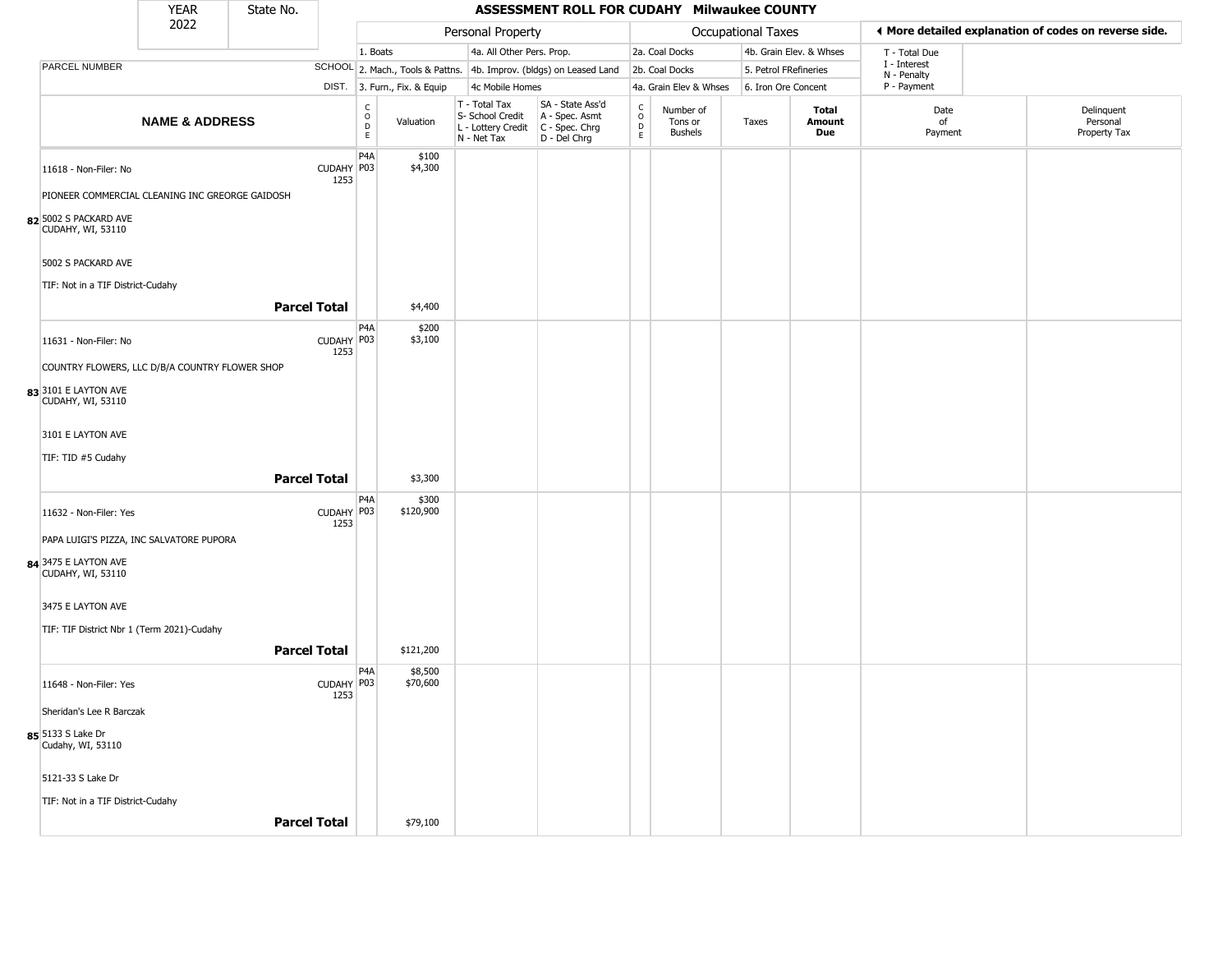| YEAR 2022 | State No. | | ASSESSMENT ROLL FOR CUDAHY Milwaukee COUNTY | | | | | | | | | |
|---|---|---|---|---|---|---|---|---|---|---|---|---|
| | | | Personal Property | | | | Occupational Taxes | | | | ◂ More detailed explanation of codes on reverse side. | |
| | | | 1. Boats | 4a. All Other Pers. Prop. | | | 2a. Coal Docks | | 4b. Grain Elev. & Whses | | T - Total Due | |
| PARCEL NUMBER | | SCHOOL | 2. Mach., Tools & Pattns. | 4b. Improv. (bldgs) on Leased Land | | | 2b. Coal Docks | | 5. Petrol FRefineries | | I - Interest<br>N - Penalty | |
| | | DIST. | 3. Furn., Fix. & Equip | 4c Mobile Homes | | | 4a. Grain Elev & Whses | | 6. Iron Ore Concent | | P - Payment | |

| | NAME & ADDRESS | SCHOOL DIST. | CODE | Valuation | T - Total Tax<br>S- School Credit<br>L - Lottery Credit<br>N - Net Tax | SA - State Ass'd<br>A - Spec. Asmt<br>C - Spec. Chrg<br>D - Del Chrg | CODE | Number of Tons or Bushels | Taxes | Total Amount Due | Date of Payment | Delinquent Personal Property Tax |
|---|---|---|---|---|---|---|---|---|---|---|---|---|
| 82 | 11618 - Non-Filer: No<br>PIONEER COMMERCIAL CLEANING INC GREORGE GAIDOSH<br>5002 S PACKARD AVE<br>CUDAHY, WI, 53110<br>5002 S PACKARD AVE<br>TIF: Not in a TIF District-Cudahy | CUDAHY 1253 | P4A<br>P03 | $100<br>$4,300 | | | | | | | | |
| | **Parcel Total** | | | $4,400 | | | | | | | | |
| 83 | 11631 - Non-Filer: No<br>COUNTRY FLOWERS, LLC D/B/A COUNTRY FLOWER SHOP<br>3101 E LAYTON AVE<br>CUDAHY, WI, 53110<br>3101 E LAYTON AVE<br>TIF: TID #5 Cudahy | CUDAHY 1253 | P4A<br>P03 | $200<br>$3,100 | | | | | | | | |
| | **Parcel Total** | | | $3,300 | | | | | | | | |
| 84 | 11632 - Non-Filer: Yes<br>PAPA LUIGI'S PIZZA, INC SALVATORE PUPORA<br>3475 E LAYTON AVE<br>CUDAHY, WI, 53110<br>3475 E LAYTON AVE<br>TIF: TIF District Nbr 1 (Term 2021)-Cudahy | CUDAHY 1253 | P4A<br>P03 | $300<br>$120,900 | | | | | | | | |
| | **Parcel Total** | | | $121,200 | | | | | | | | |
| 85 | 11648 - Non-Filer: Yes<br>Sheridan's Lee R Barczak<br>5133 S Lake Dr<br>Cudahy, WI, 53110<br>5121-33 S Lake Dr<br>TIF: Not in a TIF District-Cudahy | CUDAHY 1253 | P4A<br>P03 | $8,500<br>$70,600 | | | | | | | | |
| | **Parcel Total** | | | $79,100 | | | | | | | | |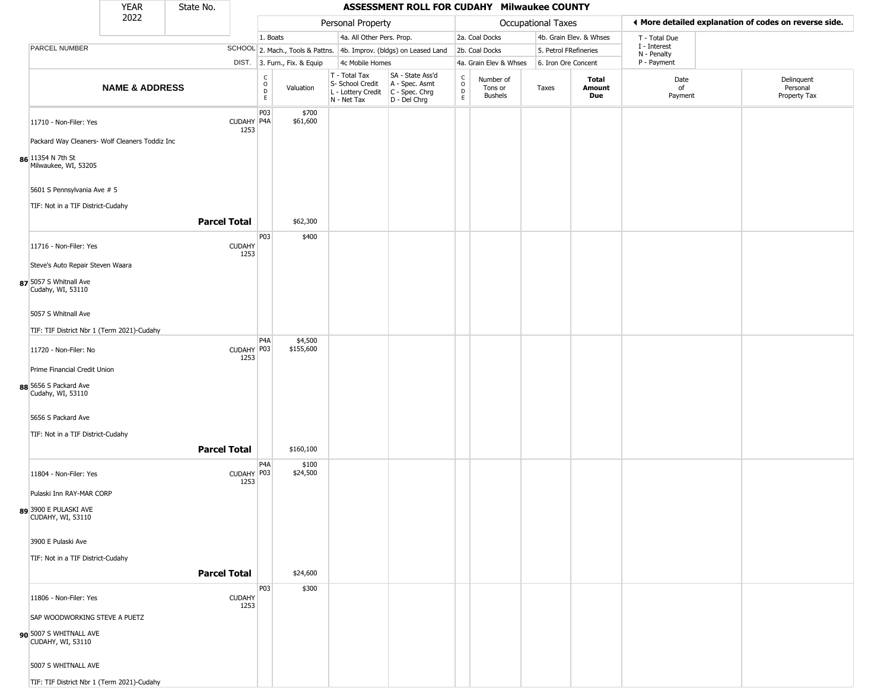| YEAR 2022 | State No. | | ASSESSMENT ROLL FOR CUDAHY Milwaukee COUNTY | | | | | | | | | |
|---|---|---|---|---|---|---|---|---|---|---|---|---|

| | | Personal Property | | | | Occupational Taxes | | | | ◀ More detailed explanation of codes on reverse side. | |
|---|---|---|---|---|---|---|---|---|---|---|---|
| PARCEL NUMBER | SCHOOL DIST. | 1. Boats<br>2. Mach., Tools & Pattns.<br>3. Furn., Fix. & Equip | | 4a. All Other Pers. Prop.<br>4b. Improv. (bldgs) on Leased Land<br>4c Mobile Homes | | 2a. Coal Docks<br>2b. Coal Docks<br>4a. Grain Elev & Whses | | 4b. Grain Elev. & Whses<br>5. Petrol FRefineries<br>6. Iron Ore Concent | | T - Total Due<br>I - Interest<br>N - Penalty<br>P - Payment | |

| NAME & ADDRESS | | CODE | Valuation | T - Total Tax<br>S- School Credit<br>L - Lottery Credit<br>N - Net Tax | SA - State Ass'd<br>A - Spec. Asmt<br>C - Spec. Chrg<br>D - Del Chrg | CODE | Number of Tons or Bushels | Taxes | Total Amount Due | Date of Payment | Delinquent Personal Property Tax |
|---|---|---|---|---|---|---|---|---|---|---|---|
| **86** 11710 - Non-Filer: Yes<br>Packard Way Cleaners- Wolf Cleaners Toddiz Inc<br>11354 N 7th St<br>Milwaukee, WI, 53205<br><br>5601 S Pennsylvania Ave # 5<br>TIF: Not in a TIF District-Cudahy | CUDAHY 1253 | P03<br>P4A | $700<br>$61,600 | | | | | | | | |
| **Parcel Total** | | | $62,300 | | | | | | | | |
| **87** 11716 - Non-Filer: Yes<br>Steve's Auto Repair Steven Waara<br>5057 S Whitnall Ave<br>Cudahy, WI, 53110<br><br>5057 S Whitnall Ave<br>TIF: TIF District Nbr 1 (Term 2021)-Cudahy | CUDAHY 1253 | P03 | $400 | | | | | | | | |
| **88** 11720 - Non-Filer: No<br>Prime Financial Credit Union<br>5656 S Packard Ave<br>Cudahy, WI, 53110<br><br>5656 S Packard Ave<br>TIF: Not in a TIF District-Cudahy | CUDAHY 1253 | P4A<br>P03 | $4,500<br>$155,600 | | | | | | | | |
| **Parcel Total** | | | $160,100 | | | | | | | | |
| **89** 11804 - Non-Filer: Yes<br>Pulaski Inn RAY-MAR CORP<br>3900 E PULASKI AVE<br>CUDAHY, WI, 53110<br><br>3900 E Pulaski Ave<br>TIF: Not in a TIF District-Cudahy | CUDAHY 1253 | P4A<br>P03 | $100<br>$24,500 | | | | | | | | |
| **Parcel Total** | | | $24,600 | | | | | | | | |
| **90** 11806 - Non-Filer: Yes<br>SAP WOODWORKING STEVE A PUETZ<br>5007 S WHITNALL AVE<br>CUDAHY, WI, 53110<br><br>5007 S WHITNALL AVE<br>TIF: TIF District Nbr 1 (Term 2021)-Cudahy | CUDAHY 1253 | P03 | $300 | | | | | | | | |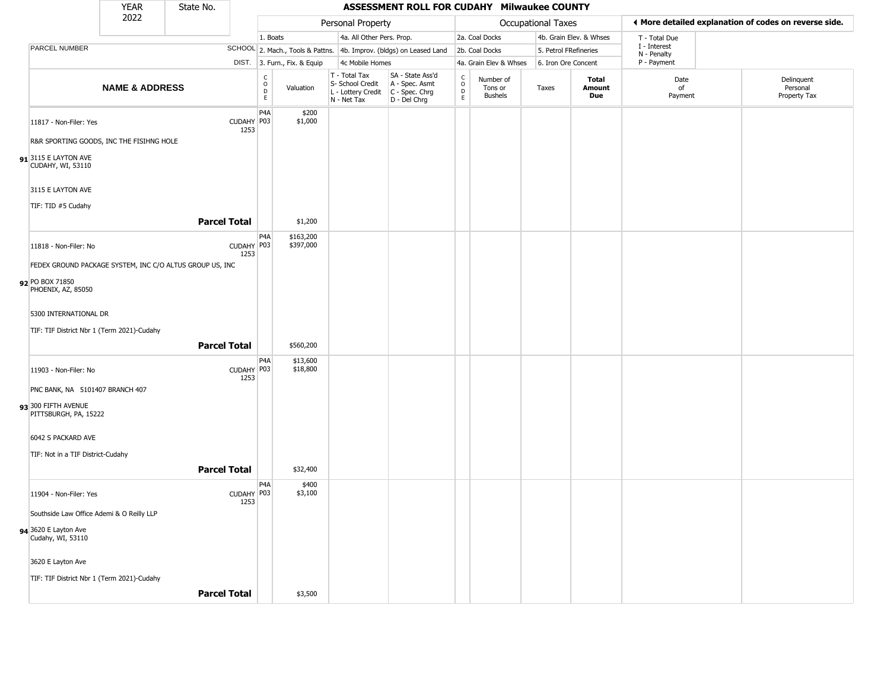YEAR 2022 | State No.

# ASSESSMENT ROLL FOR CUDAHY Milwaukee COUNTY

| | Personal Property | | | | Occupational Taxes | | | | ◀ More detailed explanation of codes on reverse side. | |
|---|---|---|---|---|---|---|---|---|---|---|
| PARCEL NUMBER SCHOOL DIST. | 1. Boats | | 4a. All Other Pers. Prop. | | 2a. Coal Docks | | 4b. Grain Elev. & Whses | | T - Total Due | |
| | 2. Mach., Tools & Pattns. | | 4b. Improv. (bldgs) on Leased Land | | 2b. Coal Docks | | 5. Petrol FRefineries | | I - Interest | |
| | 3. Furn., Fix. & Equip | | 4c Mobile Homes | | 4a. Grain Elev & Whses | | 6. Iron Ore Concent | | N - Penalty / P - Payment | |

| | NAME & ADDRESS | SCHOOL DIST. | CODE | Valuation | T - Total Tax / S- School Credit / L - Lottery Credit / N - Net Tax | SA - State Ass'd / A - Spec. Asmt / C - Spec. Chrg / D - Del Chrg | CODE | Number of Tons or Bushels | Taxes | Total Amount Due | Date of Payment | Delinquent Personal Property Tax |
|---|---|---|---|---|---|---|---|---|---|---|---|---|
| 91 | 11817 - Non-Filer: Yes<br>R&R SPORTING GOODS, INC THE FISIHNG HOLE<br>3115 E LAYTON AVE<br>CUDAHY, WI, 53110<br>3115 E LAYTON AVE<br>TIF: TID #5 Cudahy | CUDAHY 1253 | P4A<br>P03 | $200<br>$1,000 | | | | | | | | |
| | **Parcel Total** | | | $1,200 | | | | | | | | |
| 92 | 11818 - Non-Filer: No<br>FEDEX GROUND PACKAGE SYSTEM, INC C/O ALTUS GROUP US, INC<br>PO BOX 71850<br>PHOENIX, AZ, 85050<br>5300 INTERNATIONAL DR<br>TIF: TIF District Nbr 1 (Term 2021)-Cudahy | CUDAHY 1253 | P4A<br>P03 | $163,200<br>$397,000 | | | | | | | | |
| | **Parcel Total** | | | $560,200 | | | | | | | | |
| 93 | 11903 - Non-Filer: No<br>PNC BANK, NA 5101407 BRANCH 407<br>300 FIFTH AVENUE<br>PITTSBURGH, PA, 15222<br>6042 S PACKARD AVE<br>TIF: Not in a TIF District-Cudahy | CUDAHY 1253 | P4A<br>P03 | $13,600<br>$18,800 | | | | | | | | |
| | **Parcel Total** | | | $32,400 | | | | | | | | |
| 94 | 11904 - Non-Filer: Yes<br>Southside Law Office Ademi & O Reilly LLP<br>3620 E Layton Ave<br>Cudahy, WI, 53110<br>3620 E Layton Ave<br>TIF: TIF District Nbr 1 (Term 2021)-Cudahy | CUDAHY 1253 | P4A<br>P03 | $400<br>$3,100 | | | | | | | | |
| | **Parcel Total** | | | $3,500 | | | | | | | | |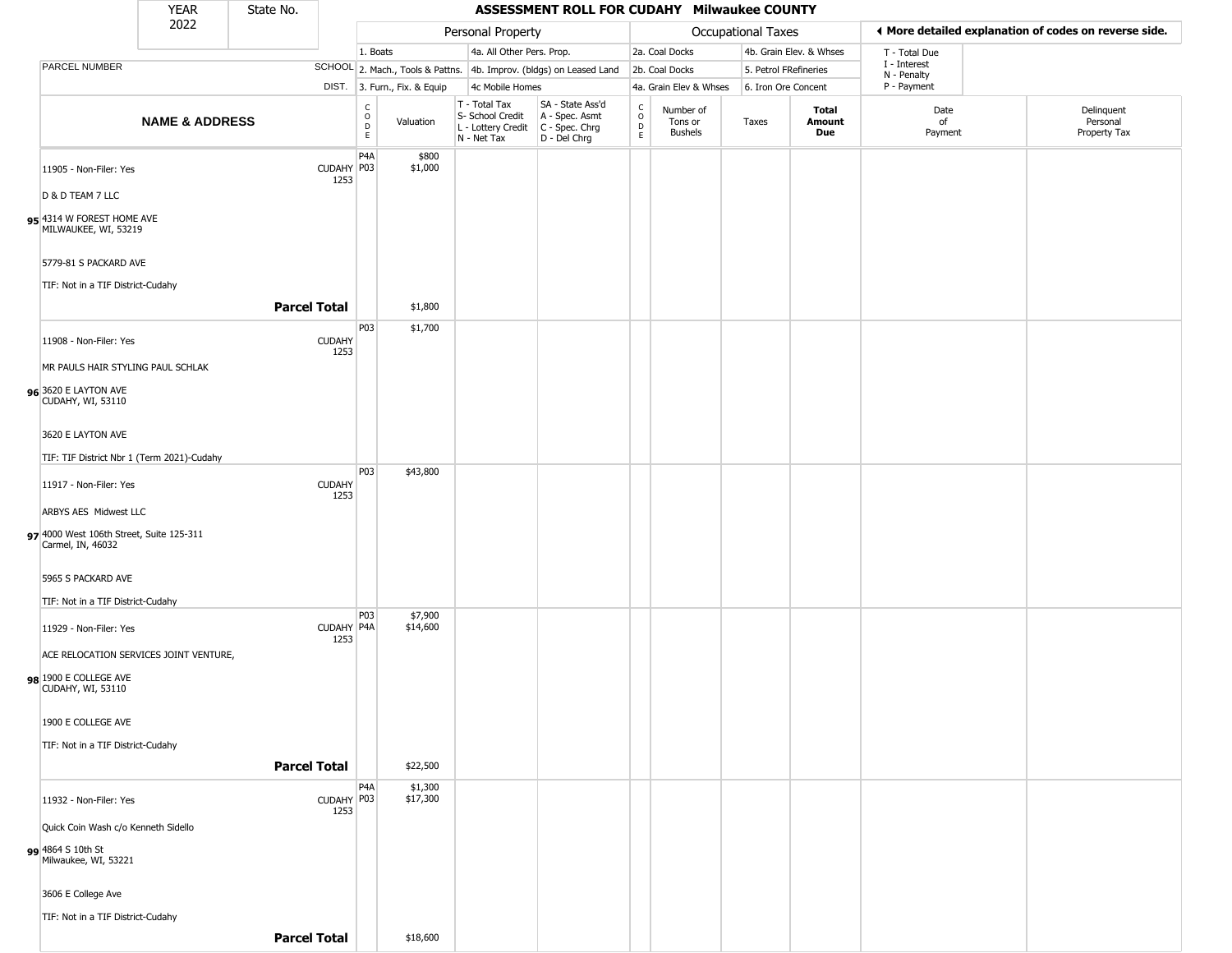| YEAR 2022 | State No. | ASSESSMENT ROLL FOR CUDAHY Milwaukee COUNTY |
|---|---|---|

| | | Personal Property | | | | Occupational Taxes | | | | ◀ More detailed explanation of codes on reverse side. | |
|---|---|---|---|---|---|---|---|---|---|---|---|
| PARCEL NUMBER | SCHOOL DIST. | 1. Boats<br>2. Mach., Tools & Pattns.<br>3. Furn., Fix. & Equip | | 4a. All Other Pers. Prop.<br>4b. Improv. (bldgs) on Leased Land<br>4c Mobile Homes | | 2a. Coal Docks<br>2b. Coal Docks<br>4a. Grain Elev & Whses | | 4b. Grain Elev. & Whses<br>5. Petrol FRefineries<br>6. Iron Ore Concent | | T - Total Due<br>I - Interest<br>N - Penalty<br>P - Payment | |
| **NAME & ADDRESS** | | CODE | Valuation | T - Total Tax<br>S- School Credit<br>L - Lottery Credit<br>N - Net Tax | SA - State Ass'd<br>A - Spec. Asmt<br>C - Spec. Chrg<br>D - Del Chrg | CODE | Number of Tons or Bushels | Taxes | **Total Amount Due** | Date of Payment | Delinquent Personal Property Tax |
| 95 11905 - Non-Filer: Yes<br>D & D TEAM 7 LLC<br>4314 W FOREST HOME AVE<br>MILWAUKEE, WI, 53219<br>5779-81 S PACKARD AVE<br>TIF: Not in a TIF District-Cudahy | CUDAHY 1253 | P4A<br>P03 | $800<br>$1,000 | | | | | | | | |
| **Parcel Total** | | | $1,800 | | | | | | | | |
| 96 11908 - Non-Filer: Yes<br>MR PAULS HAIR STYLING PAUL SCHLAK<br>3620 E LAYTON AVE<br>CUDAHY, WI, 53110<br>3620 E LAYTON AVE<br>TIF: TIF District Nbr 1 (Term 2021)-Cudahy | CUDAHY 1253 | P03 | $1,700 | | | | | | | | |
| 97 11917 - Non-Filer: Yes<br>ARBYS AES Midwest LLC<br>4000 West 106th Street, Suite 125-311<br>Carmel, IN, 46032<br>5965 S PACKARD AVE<br>TIF: Not in a TIF District-Cudahy | CUDAHY 1253 | P03 | $43,800 | | | | | | | | |
| 98 11929 - Non-Filer: Yes<br>ACE RELOCATION SERVICES JOINT VENTURE,<br>1900 E COLLEGE AVE<br>CUDAHY, WI, 53110<br>1900 E COLLEGE AVE<br>TIF: Not in a TIF District-Cudahy | CUDAHY 1253 | P03<br>P4A | $7,900<br>$14,600 | | | | | | | | |
| **Parcel Total** | | | $22,500 | | | | | | | | |
| 99 11932 - Non-Filer: Yes<br>Quick Coin Wash c/o Kenneth Sidello<br>4864 S 10th St<br>Milwaukee, WI, 53221<br>3606 E College Ave<br>TIF: Not in a TIF District-Cudahy | CUDAHY 1253 | P4A<br>P03 | $1,300<br>$17,300 | | | | | | | | |
| **Parcel Total** | | | $18,600 | | | | | | | | |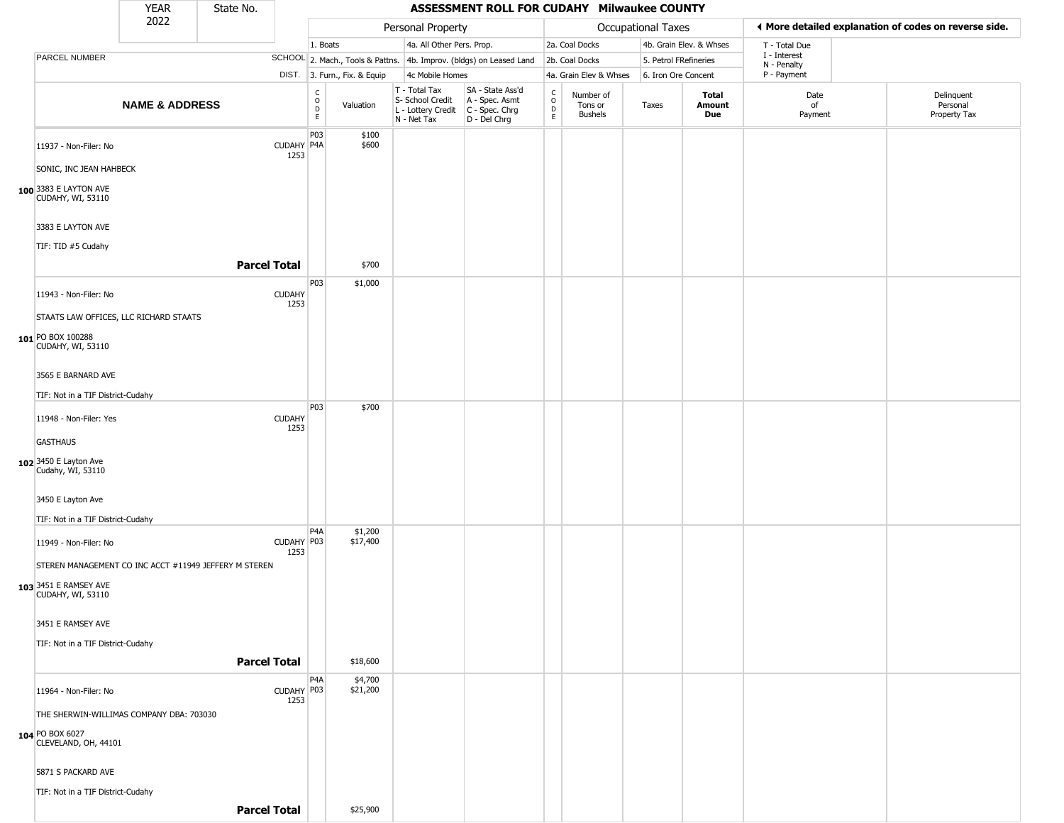| YEAR 2022 | State No. | ASSESSMENT ROLL FOR CUDAHY Milwaukee COUNTY |
|---|---|---|

| | | Personal Property | | | | Occupational Taxes | | | | ◀ More detailed explanation of codes on reverse side. |
|---|---|---|---|---|---|---|---|---|---|---|
| PARCEL NUMBER | SCHOOL DIST. | 1. Boats | 4a. All Other Pers. Prop. | | | 2a. Coal Docks | 4b. Grain Elev. & Whses | | | T - Total Due<br>I - Interest<br>N - Penalty<br>P - Payment |
| | | 2. Mach., Tools & Pattns. | 4b. Improv. (bldgs) on Leased Land | | | 2b. Coal Docks | 5. Petrol FRefineries | | | |
| | | 3. Furn., Fix. & Equip | 4c Mobile Homes | | | 4a. Grain Elev & Whses | 6. Iron Ore Concent | | | |

| | NAME & ADDRESS | SCHOOL DIST. | CODE | Valuation | T - Total Tax<br>S- School Credit<br>L - Lottery Credit<br>N - Net Tax | SA - State Ass'd<br>A - Spec. Asmt<br>C - Spec. Chrg<br>D - Del Chrg | CODE | Number of Tons or Bushels | Taxes | Total Amount Due | Date of Payment | Delinquent Personal Property Tax |
|---|---|---|---|---|---|---|---|---|---|---|---|---|
| 100 | 11937 - Non-Filer: No<br>SONIC, INC JEAN HAHBECK<br>3383 E LAYTON AVE<br>CUDAHY, WI, 53110<br>3383 E LAYTON AVE<br>TIF: TID #5 Cudahy | CUDAHY 1253 | P03<br>P4A | $100<br>$600 | | | | | | | | |
| | **Parcel Total** | | | $700 | | | | | | | | |
| 101 | 11943 - Non-Filer: No<br>STAATS LAW OFFICES, LLC RICHARD STAATS<br>PO BOX 100288<br>CUDAHY, WI, 53110<br>3565 E BARNARD AVE<br>TIF: Not in a TIF District-Cudahy | CUDAHY 1253 | P03 | $1,000 | | | | | | | | |
| 102 | 11948 - Non-Filer: Yes<br>GASTHAUS<br>3450 E Layton Ave<br>Cudahy, WI, 53110<br>3450 E Layton Ave<br>TIF: Not in a TIF District-Cudahy | CUDAHY 1253 | P03 | $700 | | | | | | | | |
| 103 | 11949 - Non-Filer: No<br>STEREN MANAGEMENT CO INC ACCT #11949 JEFFERY M STEREN<br>3451 E RAMSEY AVE<br>CUDAHY, WI, 53110<br>3451 E RAMSEY AVE<br>TIF: Not in a TIF District-Cudahy | CUDAHY 1253 | P4A<br>P03 | $1,200<br>$17,400 | | | | | | | | |
| | **Parcel Total** | | | $18,600 | | | | | | | | |
| 104 | 11964 - Non-Filer: No<br>THE SHERWIN-WILLIMAS COMPANY DBA: 703030<br>PO BOX 6027<br>CLEVELAND, OH, 44101<br>5871 S PACKARD AVE<br>TIF: Not in a TIF District-Cudahy | CUDAHY 1253 | P4A<br>P03 | $4,700<br>$21,200 | | | | | | | | |
| | **Parcel Total** | | | $25,900 | | | | | | | | |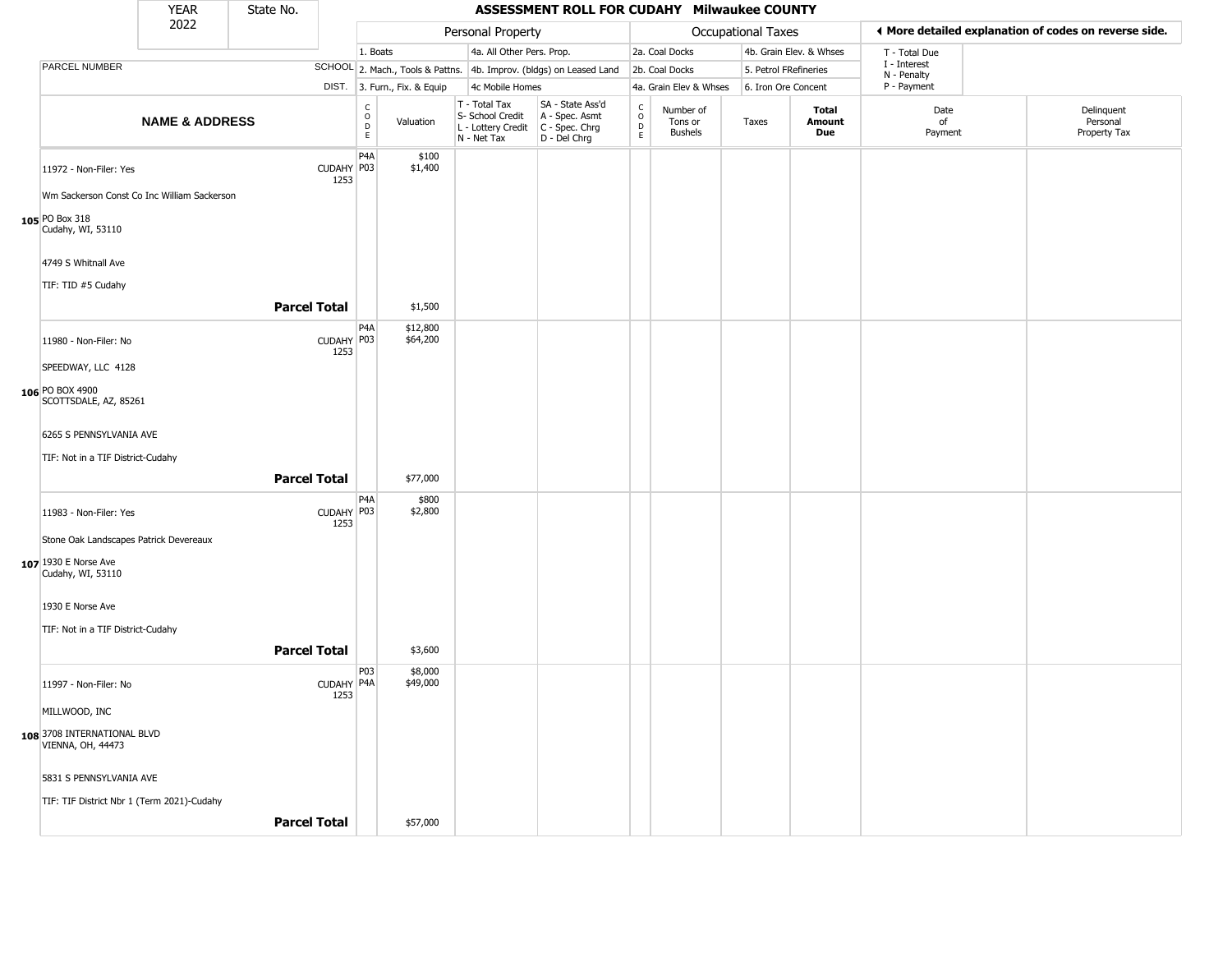# ASSESSMENT ROLL FOR CUDAHY Milwaukee COUNTY

| YEAR | State No. |
|---|---|
| 2022 | |

**Personal Property:** 1. Boats; 2. Mach., Tools & Pattns.; 3. Furn., Fix. & Equip; 4a. All Other Pers. Prop.; 4b. Improv. (bldgs) on Leased Land; 4c Mobile Homes

**Occupational Taxes:** 2a. Coal Docks; 2b. Coal Docks; 4a. Grain Elev & Whses; 4b. Grain Elev. & Whses; 5. Petrol FRefineries; 6. Iron Ore Concent

◄ More detailed explanation of codes on reverse side.

T - Total Due; I - Interest; N - Penalty; P - Payment

| | PARCEL NUMBER / NAME & ADDRESS | SCHOOL DIST. | CODE | Valuation | T - Total Tax S- School Credit L - Lottery Credit N - Net Tax | SA - State Ass'd A - Spec. Asmt C - Spec. Chrg D - Del Chrg | CODE | Number of Tons or Bushels | Taxes | Total Amount Due | Date of Payment | Delinquent Personal Property Tax |
|---|---|---|---|---|---|---|---|---|---|---|---|---|
| 105 | 11972 - Non-Filer: Yes<br>Wm Sackerson Const Co Inc William Sackerson<br>PO Box 318<br>Cudahy, WI, 53110<br>4749 S Whitnall Ave<br>TIF: TID #5 Cudahy | CUDAHY 1253 | P4A<br>P03 | $100<br>$1,400 | | | | | | | | |
| | **Parcel Total** | | | $1,500 | | | | | | | | |
| 106 | 11980 - Non-Filer: No<br>SPEEDWAY, LLC 4128<br>PO BOX 4900<br>SCOTTSDALE, AZ, 85261<br>6265 S PENNSYLVANIA AVE<br>TIF: Not in a TIF District-Cudahy | CUDAHY 1253 | P4A<br>P03 | $12,800<br>$64,200 | | | | | | | | |
| | **Parcel Total** | | | $77,000 | | | | | | | | |
| 107 | 11983 - Non-Filer: Yes<br>Stone Oak Landscapes Patrick Devereaux<br>1930 E Norse Ave<br>Cudahy, WI, 53110<br>1930 E Norse Ave<br>TIF: Not in a TIF District-Cudahy | CUDAHY 1253 | P4A<br>P03 | $800<br>$2,800 | | | | | | | | |
| | **Parcel Total** | | | $3,600 | | | | | | | | |
| 108 | 11997 - Non-Filer: No<br>MILLWOOD, INC<br>3708 INTERNATIONAL BLVD<br>VIENNA, OH, 44473<br>5831 S PENNSYLVANIA AVE<br>TIF: TIF District Nbr 1 (Term 2021)-Cudahy | CUDAHY 1253 | P03<br>P4A | $8,000<br>$49,000 | | | | | | | | |
| | **Parcel Total** | | | $57,000 | | | | | | | | |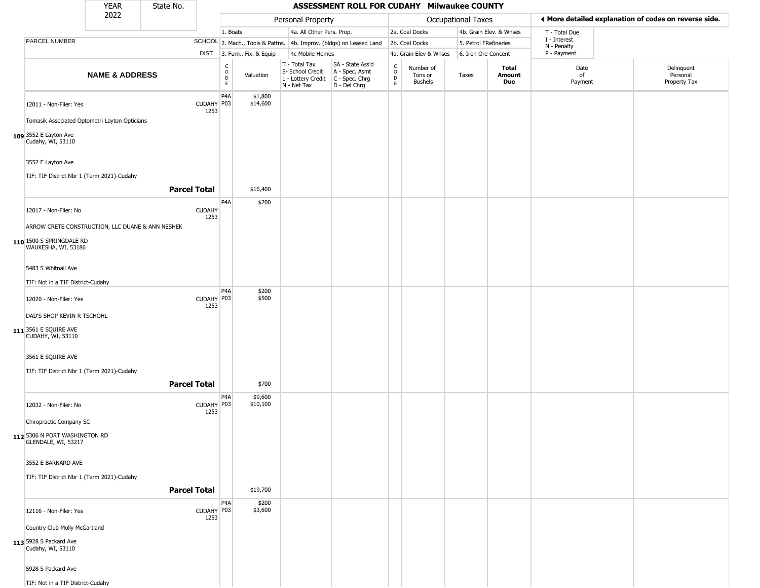# ASSESSMENT ROLL FOR CUDAHY Milwaukee COUNTY

| YEAR | State No. |
|---|---|
| 2022 | |

**Personal Property:** 1. Boats; 2. Mach., Tools & Pattns.; 3. Furn., Fix. & Equip; 4a. All Other Pers. Prop.; 4b. Improv. (bldgs) on Leased Land; 4c Mobile Homes

**Occupational Taxes:** 2a. Coal Docks; 2b. Coal Docks; 4a. Grain Elev & Whses; 4b. Grain Elev. & Whses; 5. Petrol FRefineries; 6. Iron Ore Concent

◄ More detailed explanation of codes on reverse side.

T - Total Due; I - Interest; N - Penalty; P - Payment

| | NAME & ADDRESS | SCHOOL DIST. | CODE | Valuation | T - Total Tax S- School Credit L - Lottery Credit N - Net Tax | SA - State Ass'd A - Spec. Asmt C - Spec. Chrg D - Del Chrg | CODE | Number of Tons or Bushels | Taxes | Total Amount Due | Date of Payment | Delinquent Personal Property Tax |
|---|---|---|---|---|---|---|---|---|---|---|---|---|
| 109 | 12011 - Non-Filer: Yes<br>Tomasik Associated Optometri Layton Opticians<br>3552 E Layton Ave<br>Cudahy, WI, 53110<br>3552 E Layton Ave<br>TIF: TIF District Nbr 1 (Term 2021)-Cudahy | CUDAHY 1253 | P4A<br>P03 | $1,800<br>$14,600 | | | | | | | | |
| | **Parcel Total** | | | $16,400 | | | | | | | | |
| 110 | 12017 - Non-Filer: No<br>ARROW CRETE CONSTRUCTION, LLC DUANE & ANN NESHEK<br>1500 S SPRINGDALE RD<br>WAUKESHA, WI, 53186<br>5483 S Whitnall Ave<br>TIF: Not in a TIF District-Cudahy | CUDAHY 1253 | P4A | $200 | | | | | | | | |
| 111 | 12020 - Non-Filer: Yes<br>DAD'S SHOP KEVIN R TSCHOHL<br>3561 E SQUIRE AVE<br>CUDAHY, WI, 53110<br>3561 E SQUIRE AVE<br>TIF: TIF District Nbr 1 (Term 2021)-Cudahy | CUDAHY 1253 | P4A<br>P03 | $200<br>$500 | | | | | | | | |
| | **Parcel Total** | | | $700 | | | | | | | | |
| 112 | 12032 - Non-Filer: No<br>Chiropractic Company SC<br>5306 N PORT WASHINGTON RD<br>GLENDALE, WI, 53217<br>3552 E BARNARD AVE<br>TIF: TIF District Nbr 1 (Term 2021)-Cudahy | CUDAHY 1253 | P4A<br>P03 | $9,600<br>$10,100 | | | | | | | | |
| | **Parcel Total** | | | $19,700 | | | | | | | | |
| 113 | 12116 - Non-Filer: Yes<br>Country Club Molly McGartland<br>5928 S Packard Ave<br>Cudahy, WI, 53110<br>5928 S Packard Ave<br>TIF: Not in a TIF District-Cudahy | CUDAHY 1253 | P4A<br>P03 | $200<br>$3,600 | | | | | | | | |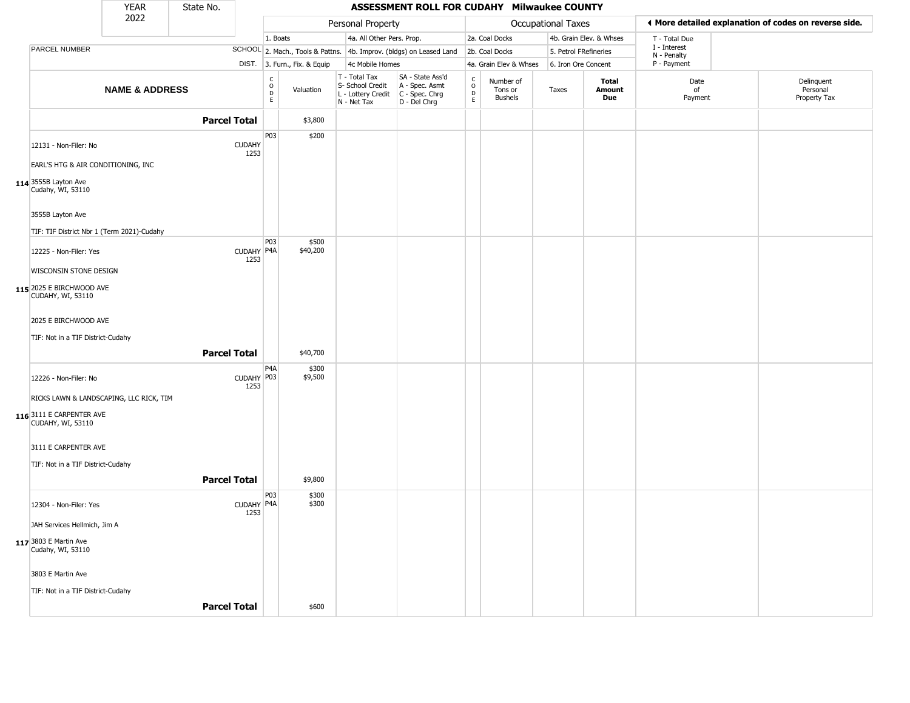| YEAR 2022 | State No. | ASSESSMENT ROLL FOR CUDAHY Milwaukee COUNTY | | | | | | | | | | |
|---|---|---|---|---|---|---|---|---|---|---|---|---|

| | | Personal Property | | | | Occupational Taxes | | | | ◂ More detailed explanation of codes on reverse side. | |
|---|---|---|---|---|---|---|---|---|---|---|---|
| | | 1. Boats | | 4a. All Other Pers. Prop. | | 2a. Coal Docks | | 4b. Grain Elev. & Whses | | T - Total Due | |
| PARCEL NUMBER | SCHOOL | 2. Mach., Tools & Pattns. | | 4b. Improv. (bldgs) on Leased Land | | 2b. Coal Docks | | 5. Petrol FRefineries | | I - Interest<br>N - Penalty | |
| | DIST. | 3. Furn., Fix. & Equip | | 4c Mobile Homes | | 4a. Grain Elev & Whses | | 6. Iron Ore Concent | | P - Payment | |

| NAME & ADDRESS | | CODE | Valuation | T - Total Tax<br>S- School Credit<br>L - Lottery Credit<br>N - Net Tax | SA - State Ass'd<br>A - Spec. Asmt<br>C - Spec. Chrg<br>D - Del Chrg | CODE | Number of Tons or Bushels | Taxes | Total Amount Due | Date of Payment | Delinquent Personal Property Tax |
|---|---|---|---|---|---|---|---|---|---|---|---|
| **Parcel Total** | | | $3,800 | | | | | | | | |
| 12131 - Non-Filer: No<br>EARL'S HTG & AIR CONDITIONING, INC<br>**114** 3555B Layton Ave<br>Cudahy, WI, 53110<br>3555B Layton Ave<br>TIF: TIF District Nbr 1 (Term 2021)-Cudahy | CUDAHY 1253 | P03 | $200 | | | | | | | | |
| 12225 - Non-Filer: Yes<br>WISCONSIN STONE DESIGN<br>**115** 2025 E BIRCHWOOD AVE<br>CUDAHY, WI, 53110<br>2025 E BIRCHWOOD AVE<br>TIF: Not in a TIF District-Cudahy | CUDAHY 1253 | P03<br>P4A | $500<br>$40,200 | | | | | | | | |
| **Parcel Total** | | | $40,700 | | | | | | | | |
| 12226 - Non-Filer: No<br>RICKS LAWN & LANDSCAPING, LLC RICK, TIM<br>**116** 3111 E CARPENTER AVE<br>CUDAHY, WI, 53110<br>3111 E CARPENTER AVE<br>TIF: Not in a TIF District-Cudahy | CUDAHY 1253 | P4A<br>P03 | $300<br>$9,500 | | | | | | | | |
| **Parcel Total** | | | $9,800 | | | | | | | | |
| 12304 - Non-Filer: Yes<br>JAH Services Hellmich, Jim A<br>**117** 3803 E Martin Ave<br>Cudahy, WI, 53110<br>3803 E Martin Ave<br>TIF: Not in a TIF District-Cudahy | CUDAHY 1253 | P03<br>P4A | $300<br>$300 | | | | | | | | |
| **Parcel Total** | | | $600 | | | | | | | | |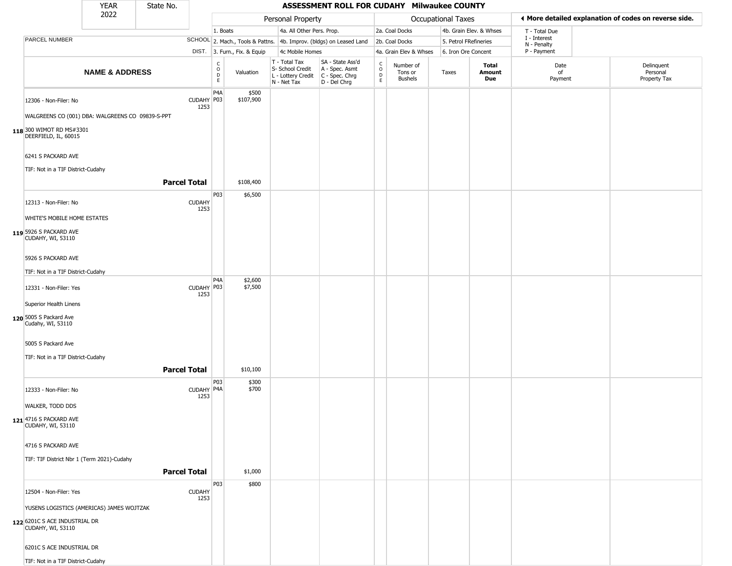| YEAR 2022 | State No. | ASSESSMENT ROLL FOR CUDAHY Milwaukee COUNTY | | | | | | | | | | | |
|---|---|---|---|---|---|---|---|---|---|---|---|---|---|
| | | | Personal Property | | | | Occupational Taxes | | | | ◀ More detailed explanation of codes on reverse side. | | |
| | | | 1. Boats | | 4a. All Other Pers. Prop. | | 2a. Coal Docks | | 4b. Grain Elev. & Whses | | T - Total Due | | |
| PARCEL NUMBER | | SCHOOL | 2. Mach., Tools & Pattns. | | 4b. Improv. (bldgs) on Leased Land | | 2b. Coal Docks | | 5. Petrol FRefineries | | I - Interest, N - Penalty | | |
| | | DIST. | 3. Furn., Fix. & Equip | | 4c Mobile Homes | | 4a. Grain Elev & Whses | | 6. Iron Ore Concent | | P - Payment | | |
| NAME & ADDRESS | | | CODE | Valuation | T - Total Tax, S- School Credit, L - Lottery Credit, N - Net Tax | SA - State Ass'd, A - Spec. Asmt, C - Spec. Chrg, D - Del Chrg | CODE | Number of Tons or Bushels | Taxes | Total Amount Due | Date of Payment | Delinquent Personal Property Tax | |
| **118** 12306 - Non-Filer: No<br>WALGREENS CO (001) DBA: WALGREENS CO 09839-S-PPT<br>300 WIMOT RD MS#3301<br>DEERFIELD, IL, 60015<br>6241 S PACKARD AVE<br>TIF: Not in a TIF District-Cudahy | | CUDAHY 1253 | P4A<br>P03 | $500<br>$107,900 | | | | | | | | | |
| **Parcel Total** | | | | $108,400 | | | | | | | | | |
| **119** 12313 - Non-Filer: No<br>WHITE'S MOBILE HOME ESTATES<br>5926 S PACKARD AVE<br>CUDAHY, WI, 53110<br>5926 S PACKARD AVE<br>TIF: Not in a TIF District-Cudahy | | CUDAHY 1253 | P03 | $6,500 | | | | | | | | | |
| **120** 12331 - Non-Filer: Yes<br>Superior Health Linens<br>5005 S Packard Ave<br>Cudahy, WI, 53110<br>5005 S Packard Ave<br>TIF: Not in a TIF District-Cudahy | | CUDAHY 1253 | P4A<br>P03 | $2,600<br>$7,500 | | | | | | | | | |
| **Parcel Total** | | | | $10,100 | | | | | | | | | |
| **121** 12333 - Non-Filer: No<br>WALKER, TODD DDS<br>4716 S PACKARD AVE<br>CUDAHY, WI, 53110<br>4716 S PACKARD AVE<br>TIF: TIF District Nbr 1 (Term 2021)-Cudahy | | CUDAHY 1253 | P03<br>P4A | $300<br>$700 | | | | | | | | | |
| **Parcel Total** | | | | $1,000 | | | | | | | | | |
| **122** 12504 - Non-Filer: Yes<br>YUSENS LOGISTICS (AMERICAS) JAMES WOJTZAK<br>6201C S ACE INDUSTRIAL DR<br>CUDAHY, WI, 53110<br>6201C S ACE INDUSTRIAL DR<br>TIF: Not in a TIF District-Cudahy | | CUDAHY 1253 | P03 | $800 | | | | | | | | | |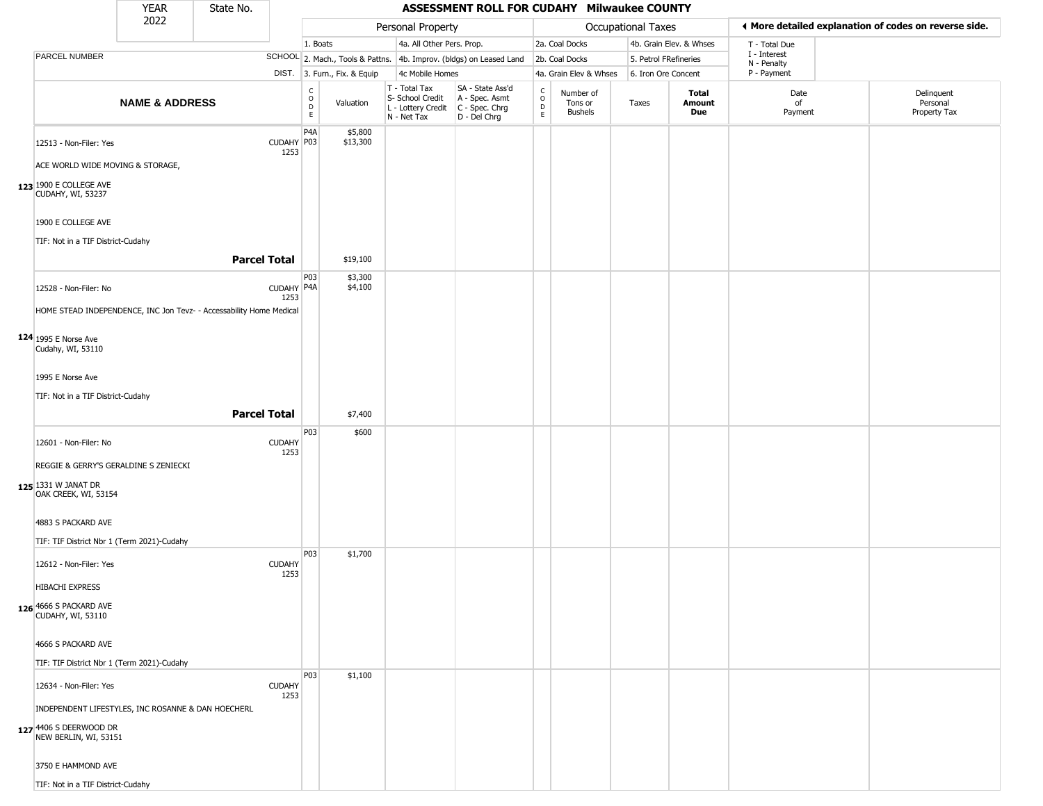| YEAR | State No. | ASSESSMENT ROLL FOR CUDAHY Milwaukee COUNTY |
|---|---|---|
| 2022 | | |

| | | Personal Property | | | | Occupational Taxes | | | | ◀ More detailed explanation of codes on reverse side. | |
|---|---|---|---|---|---|---|---|---|---|---|---|
| PARCEL NUMBER | SCHOOL DIST. | 1. Boats<br>2. Mach., Tools & Pattns.<br>3. Furn., Fix. & Equip | | 4a. All Other Pers. Prop.<br>4b. Improv. (bldgs) on Leased Land<br>4c Mobile Homes | | 2a. Coal Docks<br>2b. Coal Docks<br>4a. Grain Elev & Whses | | 4b. Grain Elev. & Whses<br>5. Petrol FRefineries<br>6. Iron Ore Concent | | T - Total Due<br>I - Interest<br>N - Penalty<br>P - Payment | |
| **NAME & ADDRESS** | | CODE | Valuation | T - Total Tax<br>S- School Credit<br>L - Lottery Credit<br>N - Net Tax | SA - State Ass'd<br>A - Spec. Asmt<br>C - Spec. Chrg<br>D - Del Chrg | CODE | Number of Tons or Bushels | Taxes | **Total Amount Due** | Date of Payment | Delinquent Personal Property Tax |
| 12513 - Non-Filer: Yes | CUDAHY 1253 | P4A<br>P03 | $5,800<br>$13,300 | | | | | | | | |
| ACE WORLD WIDE MOVING & STORAGE, | | | | | | | | | | | |
| 123 1900 E COLLEGE AVE<br>CUDAHY, WI, 53237 | | | | | | | | | | | |
| 1900 E COLLEGE AVE | | | | | | | | | | | |
| TIF: Not in a TIF District-Cudahy | | | | | | | | | | | |
| **Parcel Total** | | | $19,100 | | | | | | | | |
| 12528 - Non-Filer: No | CUDAHY 1253 | P03<br>P4A | $3,300<br>$4,100 | | | | | | | | |
| HOME STEAD INDEPENDENCE, INC Jon Tevz- - Accessability Home Medical | | | | | | | | | | | |
| 124 1995 E Norse Ave<br>Cudahy, WI, 53110 | | | | | | | | | | | |
| 1995 E Norse Ave | | | | | | | | | | | |
| TIF: Not in a TIF District-Cudahy | | | | | | | | | | | |
| **Parcel Total** | | | $7,400 | | | | | | | | |
| 12601 - Non-Filer: No | CUDAHY 1253 | P03 | $600 | | | | | | | | |
| REGGIE & GERRY'S GERALDINE S ZENIECKI | | | | | | | | | | | |
| 125 1331 W JANAT DR<br>OAK CREEK, WI, 53154 | | | | | | | | | | | |
| 4883 S PACKARD AVE | | | | | | | | | | | |
| TIF: TIF District Nbr 1 (Term 2021)-Cudahy | | | | | | | | | | | |
| 12612 - Non-Filer: Yes | CUDAHY 1253 | P03 | $1,700 | | | | | | | | |
| HIBACHI EXPRESS | | | | | | | | | | | |
| 126 4666 S PACKARD AVE<br>CUDAHY, WI, 53110 | | | | | | | | | | | |
| 4666 S PACKARD AVE | | | | | | | | | | | |
| TIF: TIF District Nbr 1 (Term 2021)-Cudahy | | | | | | | | | | | |
| 12634 - Non-Filer: Yes | CUDAHY 1253 | P03 | $1,100 | | | | | | | | |
| INDEPENDENT LIFESTYLES, INC ROSANNE & DAN HOECHERL | | | | | | | | | | | |
| 127 4406 S DEERWOOD DR<br>NEW BERLIN, WI, 53151 | | | | | | | | | | | |
| 3750 E HAMMOND AVE | | | | | | | | | | | |
| TIF: Not in a TIF District-Cudahy | | | | | | | | | | | |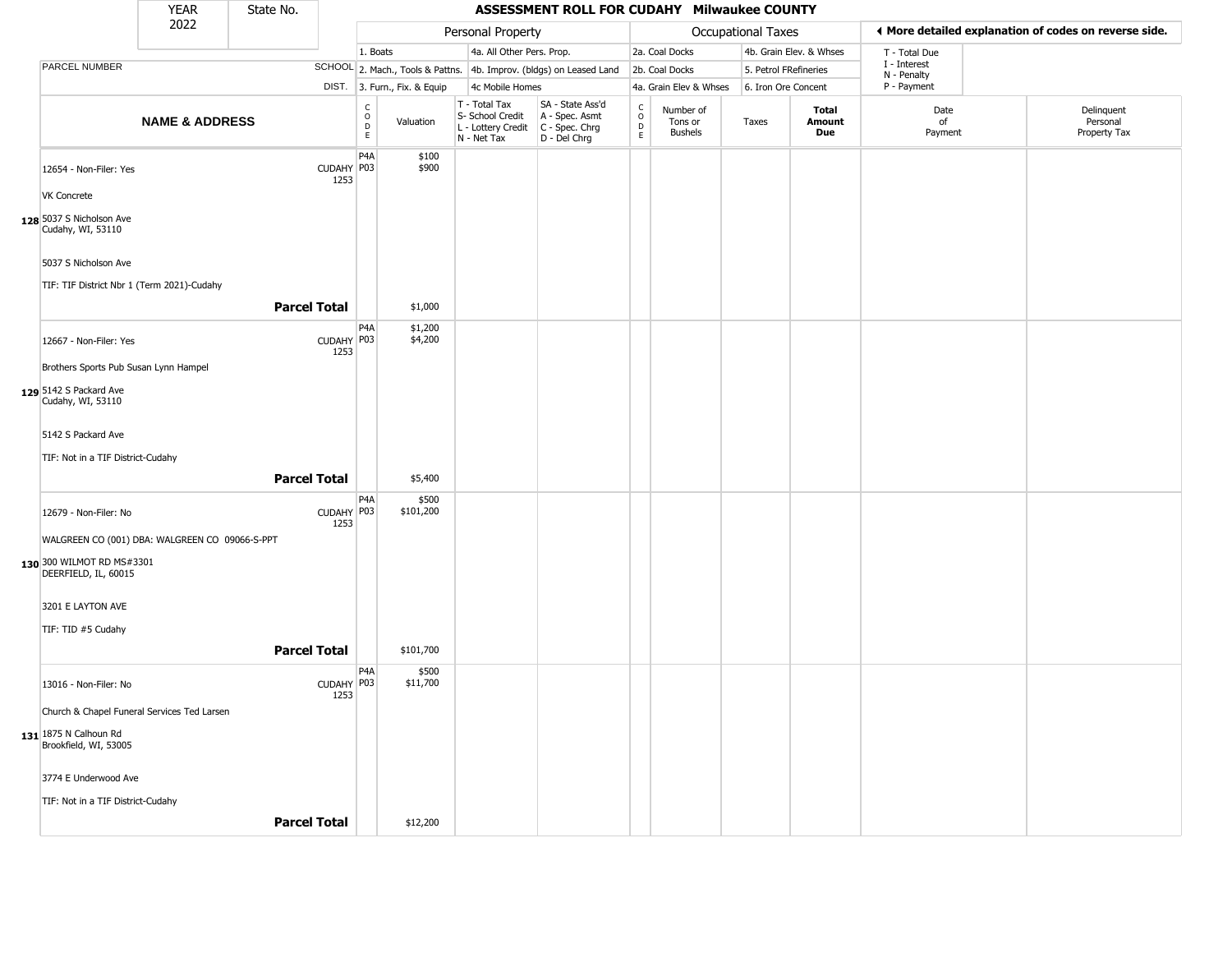| YEAR 2022 | State No. | | ASSESSMENT ROLL FOR CUDAHY Milwaukee COUNTY | | | | | | | | | |
|---|---|---|---|---|---|---|---|---|---|---|---|---|
| | | | Personal Property | | | | Occupational Taxes | | | | ◂ More detailed explanation of codes on reverse side. | |
| | | | 1. Boats | | 4a. All Other Pers. Prop. | | 2a. Coal Docks | | 4b. Grain Elev. & Whses | | T - Total Due | |
| PARCEL NUMBER | | SCHOOL | 2. Mach., Tools & Pattns. | | 4b. Improv. (bldgs) on Leased Land | | 2b. Coal Docks | | 5. Petrol FRefineries | | I - Interest N - Penalty | |
| | | DIST. | 3. Furn., Fix. & Equip | | 4c Mobile Homes | | 4a. Grain Elev & Whses | | 6. Iron Ore Concent | | P - Payment | |

| NAME & ADDRESS | SCHOOL DIST. | CODE | Valuation | T - Total Tax S- School Credit L - Lottery Credit N - Net Tax | SA - State Ass'd A - Spec. Asmt C - Spec. Chrg D - Del Chrg | CODE | Number of Tons or Bushels | Taxes | Total Amount Due | Date of Payment | Delinquent Personal Property Tax |
|---|---|---|---|---|---|---|---|---|---|---|---|
| **128** 12654 - Non-Filer: Yes<br>VK Concrete<br>5037 S Nicholson Ave<br>Cudahy, WI, 53110<br><br>5037 S Nicholson Ave<br>TIF: TIF District Nbr 1 (Term 2021)-Cudahy | CUDAHY 1253 | P4A<br>P03 | $100<br>$900 | | | | | | | | |
| **Parcel Total** | | | $1,000 | | | | | | | | |
| **129** 12667 - Non-Filer: Yes<br>Brothers Sports Pub Susan Lynn Hampel<br>5142 S Packard Ave<br>Cudahy, WI, 53110<br><br>5142 S Packard Ave<br>TIF: Not in a TIF District-Cudahy | CUDAHY 1253 | P4A<br>P03 | $1,200<br>$4,200 | | | | | | | | |
| **Parcel Total** | | | $5,400 | | | | | | | | |
| **130** 12679 - Non-Filer: No<br>WALGREEN CO (001) DBA: WALGREEN CO 09066-S-PPT<br>300 WILMOT RD MS#3301<br>DEERFIELD, IL, 60015<br><br>3201 E LAYTON AVE<br>TIF: TID #5 Cudahy | CUDAHY 1253 | P4A<br>P03 | $500<br>$101,200 | | | | | | | | |
| **Parcel Total** | | | $101,700 | | | | | | | | |
| **131** 13016 - Non-Filer: No<br>Church & Chapel Funeral Services Ted Larsen<br>1875 N Calhoun Rd<br>Brookfield, WI, 53005<br><br>3774 E Underwood Ave<br>TIF: Not in a TIF District-Cudahy | CUDAHY 1253 | P4A<br>P03 | $500<br>$11,700 | | | | | | | | |
| **Parcel Total** | | | $12,200 | | | | | | | | |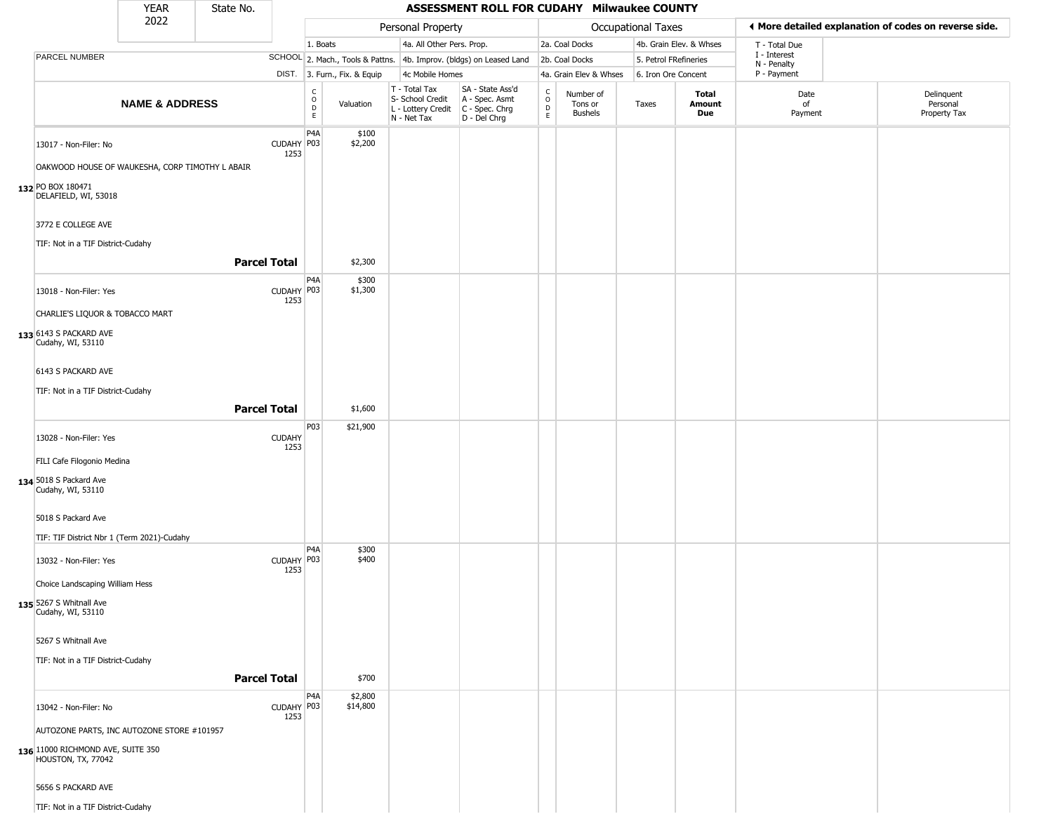# ASSESSMENT ROLL FOR CUDAHY Milwaukee COUNTY

| YEAR | State No. |
| --- | --- |
| 2022 | |

**Personal Property:** 1. Boats; 2. Mach., Tools & Pattns.; 3. Furn., Fix. & Equip; 4a. All Other Pers. Prop.; 4b. Improv. (bldgs) on Leased Land; 4c Mobile Homes

**Occupational Taxes:** 2a. Coal Docks; 2b. Coal Docks; 4a. Grain Elev & Whses; 4b. Grain Elev. & Whses; 5. Petrol FRefineries; 6. Iron Ore Concent

◄ More detailed explanation of codes on reverse side.

T - Total Due; I - Interest; N - Penalty; P - Payment

| | NAME & ADDRESS | SCHOOL DIST. | CODE | Valuation | T - Total Tax / S- School Credit / L - Lottery Credit / N - Net Tax | SA - State Ass'd / A - Spec. Asmt / C - Spec. Chrg / D - Del Chrg | CODE | Number of Tons or Bushels | Taxes | Total Amount Due | Date of Payment | Delinquent Personal Property Tax |
| --- | --- | --- | --- | --- | --- | --- | --- | --- | --- | --- | --- | --- |
| 132 | 13017 - Non-Filer: No<br>OAKWOOD HOUSE OF WAUKESHA, CORP TIMOTHY L ABAIR<br>PO BOX 180471<br>DELAFIELD, WI, 53018<br>3772 E COLLEGE AVE<br>TIF: Not in a TIF District-Cudahy | CUDAHY 1253 | P4A<br>P03 | $100<br>$2,200 | | | | | | | | |
| | **Parcel Total** | | | $2,300 | | | | | | | | |
| 133 | 13018 - Non-Filer: Yes<br>CHARLIE'S LIQUOR & TOBACCO MART<br>6143 S PACKARD AVE<br>Cudahy, WI, 53110<br>6143 S PACKARD AVE<br>TIF: Not in a TIF District-Cudahy | CUDAHY 1253 | P4A<br>P03 | $300<br>$1,300 | | | | | | | | |
| | **Parcel Total** | | | $1,600 | | | | | | | | |
| 134 | 13028 - Non-Filer: Yes<br>FILI Cafe Filogonio Medina<br>5018 S Packard Ave<br>Cudahy, WI, 53110<br>5018 S Packard Ave<br>TIF: TIF District Nbr 1 (Term 2021)-Cudahy | CUDAHY 1253 | P03 | $21,900 | | | | | | | | |
| 135 | 13032 - Non-Filer: Yes<br>Choice Landscaping William Hess<br>5267 S Whitnall Ave<br>Cudahy, WI, 53110<br>5267 S Whitnall Ave<br>TIF: Not in a TIF District-Cudahy | CUDAHY 1253 | P4A<br>P03 | $300<br>$400 | | | | | | | | |
| | **Parcel Total** | | | $700 | | | | | | | | |
| 136 | 13042 - Non-Filer: No<br>AUTOZONE PARTS, INC AUTOZONE STORE #101957<br>11000 RICHMOND AVE, SUITE 350<br>HOUSTON, TX, 77042<br>5656 S PACKARD AVE<br>TIF: Not in a TIF District-Cudahy | CUDAHY 1253 | P4A<br>P03 | $2,800<br>$14,800 | | | | | | | | |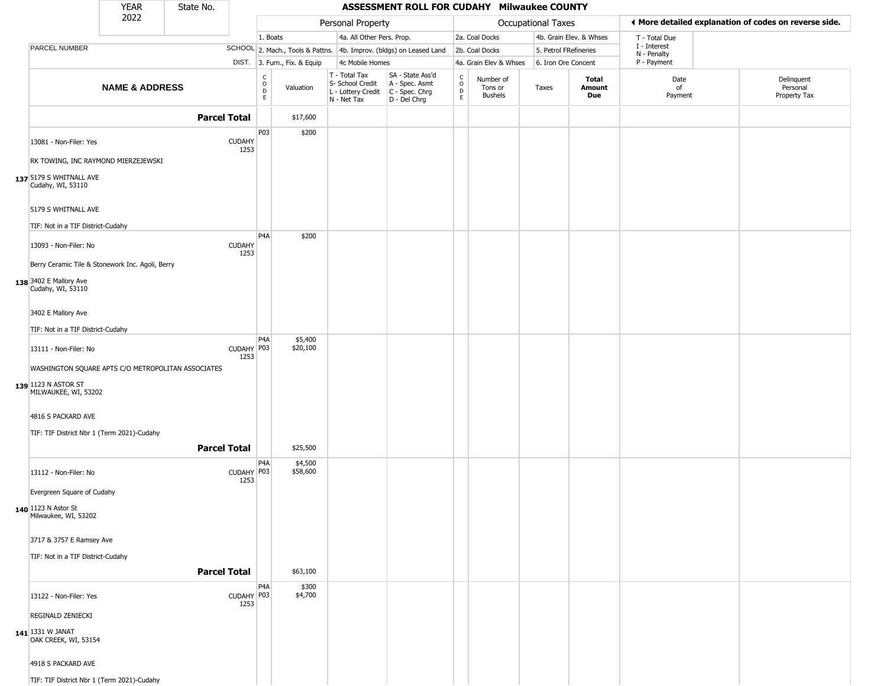| YEAR 2022 | State No. | ASSESSMENT ROLL FOR CUDAHY Milwaukee COUNTY | | | | | | | | | |
|---|---|---|---|---|---|---|---|---|---|---|---|

| | | Personal Property | | | | Occupational Taxes | | | | ◂ More detailed explanation of codes on reverse side. | |
|---|---|---|---|---|---|---|---|---|---|---|---|
| | | 1. Boats | | 4a. All Other Pers. Prop. | | 2a. Coal Docks | | 4b. Grain Elev. & Whses | | T - Total Due<br>I - Interest<br>N - Penalty<br>P - Payment | |
| PARCEL NUMBER | SCHOOL | 2. Mach., Tools & Pattns. | | 4b. Improv. (bldgs) on Leased Land | | 2b. Coal Docks | | 5. Petrol FRefineries | | | |
| | DIST. | 3. Furn., Fix. & Equip | | 4c Mobile Homes | | 4a. Grain Elev & Whses | | 6. Iron Ore Concent | | | |
| **NAME & ADDRESS** | | CODE | Valuation | T - Total Tax<br>S- School Credit<br>L - Lottery Credit<br>N - Net Tax | SA - State Ass'd<br>A - Spec. Asmt<br>C - Spec. Chrg<br>D - Del Chrg | CODE | Number of Tons or Bushels | Taxes | **Total Amount Due** | Date of Payment | Delinquent Personal Property Tax |
| **Parcel Total** | | | $17,600 | | | | | | | | |
| 137 13081 - Non-Filer: Yes<br>RK TOWING, INC RAYMOND MIERZEJEWSKI<br>5179 S WHITNALL AVE<br>Cudahy, WI, 53110<br>5179 S WHITNALL AVE<br>TIF: Not in a TIF District-Cudahy | CUDAHY 1253 | P03 | $200 | | | | | | | | |
| 138 13093 - Non-Filer: No<br>Berry Ceramic Tile & Stonework Inc. Agoli, Berry<br>3402 E Mallory Ave<br>Cudahy, WI, 53110<br>3402 E Mallory Ave<br>TIF: Not in a TIF District-Cudahy | CUDAHY 1253 | P4A | $200 | | | | | | | | |
| 139 13111 - Non-Filer: No<br>WASHINGTON SQUARE APTS C/O METROPOLITAN ASSOCIATES<br>1123 N ASTOR ST<br>MILWAUKEE, WI, 53202<br>4816 S PACKARD AVE<br>TIF: TIF District Nbr 1 (Term 2021)-Cudahy | CUDAHY 1253 | P4A<br>P03 | $5,400<br>$20,100 | | | | | | | | |
| **Parcel Total** | | | $25,500 | | | | | | | | |
| 140 13112 - Non-Filer: No<br>Evergreen Square of Cudahy<br>1123 N Astor St<br>Milwaukee, WI, 53202<br>3717 & 3757 E Ramsey Ave<br>TIF: Not in a TIF District-Cudahy | CUDAHY 1253 | P4A<br>P03 | $4,500<br>$58,600 | | | | | | | | |
| **Parcel Total** | | | $63,100 | | | | | | | | |
| 141 13122 - Non-Filer: Yes<br>REGINALD ZENIECKI<br>1331 W JANAT<br>OAK CREEK, WI, 53154<br>4918 S PACKARD AVE<br>TIF: TIF District Nbr 1 (Term 2021)-Cudahy | CUDAHY 1253 | P4A<br>P03 | $300<br>$4,700 | | | | | | | | |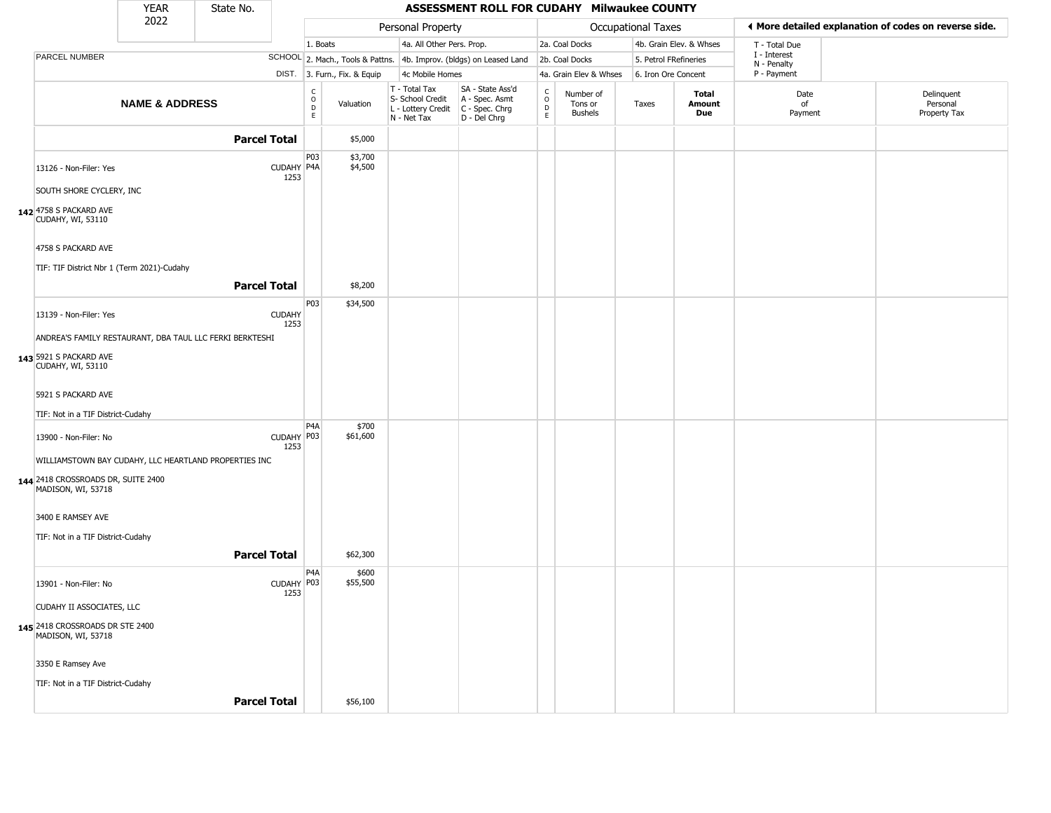| YEAR 2022 | State No. | ASSESSMENT ROLL FOR CUDAHY Milwaukee COUNTY |
|---|---|---|

| | | Personal Property | | | | Occupational Taxes | | | | ◀ More detailed explanation of codes on reverse side. | |
|---|---|---|---|---|---|---|---|---|---|---|---|
| | | 1. Boats | | 4a. All Other Pers. Prop. | | 2a. Coal Docks | | 4b. Grain Elev. & Whses | | T - Total Due | |
| PARCEL NUMBER | SCHOOL | 2. Mach., Tools & Pattns. | | 4b. Improv. (bldgs) on Leased Land | | 2b. Coal Docks | | 5. Petrol FRefineries | | I - Interest<br>N - Penalty | |
| | DIST. | 3. Furn., Fix. & Equip | | 4c Mobile Homes | | 4a. Grain Elev & Whses | | 6. Iron Ore Concent | | P - Payment | |
| **NAME & ADDRESS** | | CODE | Valuation | T - Total Tax<br>S- School Credit<br>L - Lottery Credit<br>N - Net Tax | SA - State Ass'd<br>A - Spec. Asmt<br>C - Spec. Chrg<br>D - Del Chrg | CODE | Number of Tons or Bushels | Taxes | **Total Amount Due** | Date of Payment | Delinquent Personal Property Tax |
| **Parcel Total** | | | $5,000 | | | | | | | | |
| 13126 - Non-Filer: Yes<br><br>SOUTH SHORE CYCLERY, INC<br><br>**142** 4758 S PACKARD AVE<br>CUDAHY, WI, 53110<br><br>4758 S PACKARD AVE<br><br>TIF: TIF District Nbr 1 (Term 2021)-Cudahy | CUDAHY 1253 | P03<br>P4A | $3,700<br>$4,500 | | | | | | | | |
| **Parcel Total** | | | $8,200 | | | | | | | | |
| 13139 - Non-Filer: Yes<br><br>ANDREA'S FAMILY RESTAURANT, DBA TAUL LLC FERKI BERKTESHI<br><br>**143** 5921 S PACKARD AVE<br>CUDAHY, WI, 53110<br><br>5921 S PACKARD AVE<br><br>TIF: Not in a TIF District-Cudahy | CUDAHY 1253 | P03 | $34,500 | | | | | | | | |
| 13900 - Non-Filer: No<br><br>WILLIAMSTOWN BAY CUDAHY, LLC HEARTLAND PROPERTIES INC<br><br>**144** 2418 CROSSROADS DR, SUITE 2400<br>MADISON, WI, 53718<br><br>3400 E RAMSEY AVE<br><br>TIF: Not in a TIF District-Cudahy | CUDAHY 1253 | P4A<br>P03 | $700<br>$61,600 | | | | | | | | |
| **Parcel Total** | | | $62,300 | | | | | | | | |
| 13901 - Non-Filer: No<br><br>CUDAHY II ASSOCIATES, LLC<br><br>**145** 2418 CROSSROADS DR STE 2400<br>MADISON, WI, 53718<br><br>3350 E Ramsey Ave<br><br>TIF: Not in a TIF District-Cudahy | CUDAHY 1253 | P4A<br>P03 | $600<br>$55,500 | | | | | | | | |
| **Parcel Total** | | | $56,100 | | | | | | | | |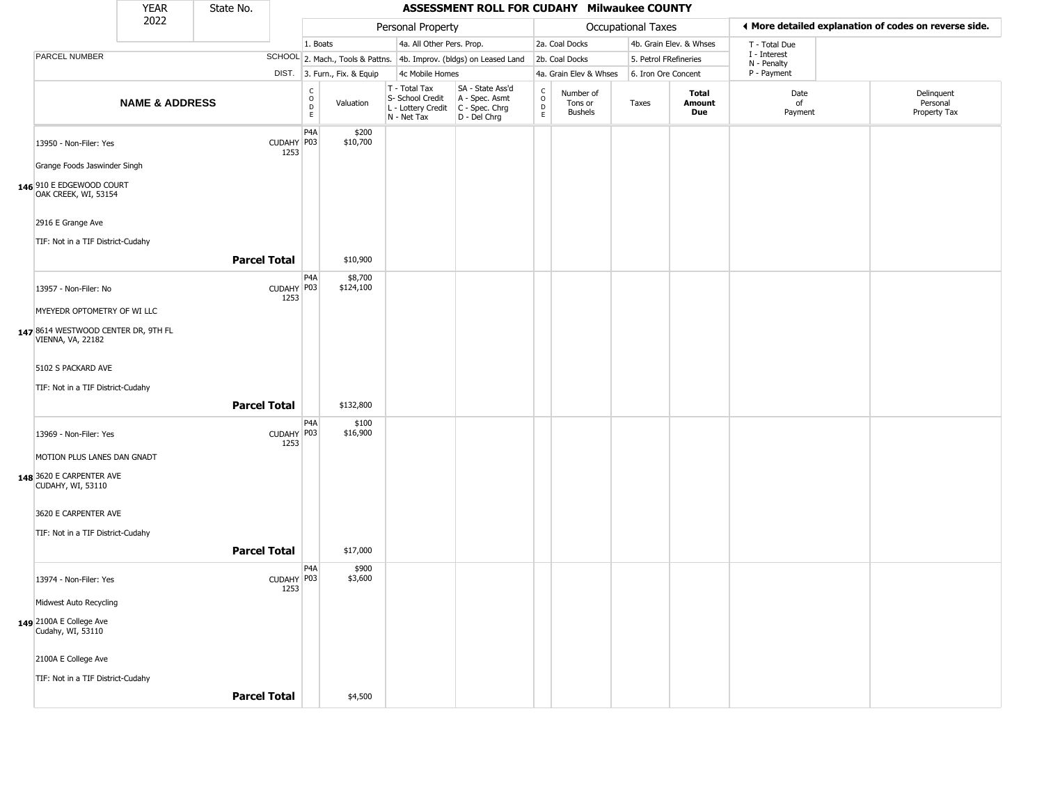# ASSESSMENT ROLL FOR CUDAHY Milwaukee COUNTY

| YEAR | State No. |
|---|---|
| 2022 | |

| Personal Property | | Occupational Taxes | | |
|---|---|---|---|---|
| 1. Boats | 4a. All Other Pers. Prop. | 2a. Coal Docks | 4b. Grain Elev. & Whses | T - Total Due |
| 2. Mach., Tools & Pattns. | 4b. Improv. (bldgs) on Leased Land | 2b. Coal Docks | 5. Petrol FRefineries | I - Interest |
| 3. Furn., Fix. & Equip | 4c Mobile Homes | 4a. Grain Elev & Whses | 6. Iron Ore Concent | N - Penalty |
| | | | | P - Payment |

◀ More detailed explanation of codes on reverse side.

| | PARCEL NUMBER / NAME & ADDRESS | SCHOOL DIST. | CODE | Valuation | T - Total Tax / S- School Credit / L - Lottery Credit / N - Net Tax | SA - State Ass'd / A - Spec. Asmt / C - Spec. Chrg / D - Del Chrg | CODE | Number of Tons or Bushels | Taxes | Total Amount Due | Date of Payment | Delinquent Personal Property Tax |
|---|---|---|---|---|---|---|---|---|---|---|---|---|
| 146 | 13950 - Non-Filer: Yes<br>Grange Foods Jaswinder Singh<br>910 E EDGEWOOD COURT<br>OAK CREEK, WI, 53154<br>2916 E Grange Ave<br>TIF: Not in a TIF District-Cudahy | CUDAHY 1253 | P4A<br>P03 | $200<br>$10,700 | | | | | | | | |
| | **Parcel Total** | | | $10,900 | | | | | | | | |
| 147 | 13957 - Non-Filer: No<br>MYEYEDR OPTOMETRY OF WI LLC<br>8614 WESTWOOD CENTER DR, 9TH FL<br>VIENNA, VA, 22182<br>5102 S PACKARD AVE<br>TIF: Not in a TIF District-Cudahy | CUDAHY 1253 | P4A<br>P03 | $8,700<br>$124,100 | | | | | | | | |
| | **Parcel Total** | | | $132,800 | | | | | | | | |
| 148 | 13969 - Non-Filer: Yes<br>MOTION PLUS LANES DAN GNADT<br>3620 E CARPENTER AVE<br>CUDAHY, WI, 53110<br>3620 E CARPENTER AVE<br>TIF: Not in a TIF District-Cudahy | CUDAHY 1253 | P4A<br>P03 | $100<br>$16,900 | | | | | | | | |
| | **Parcel Total** | | | $17,000 | | | | | | | | |
| 149 | 13974 - Non-Filer: Yes<br>Midwest Auto Recycling<br>2100A E College Ave<br>Cudahy, WI, 53110<br>2100A E College Ave<br>TIF: Not in a TIF District-Cudahy | CUDAHY 1253 | P4A<br>P03 | $900<br>$3,600 | | | | | | | | |
| | **Parcel Total** | | | $4,500 | | | | | | | | |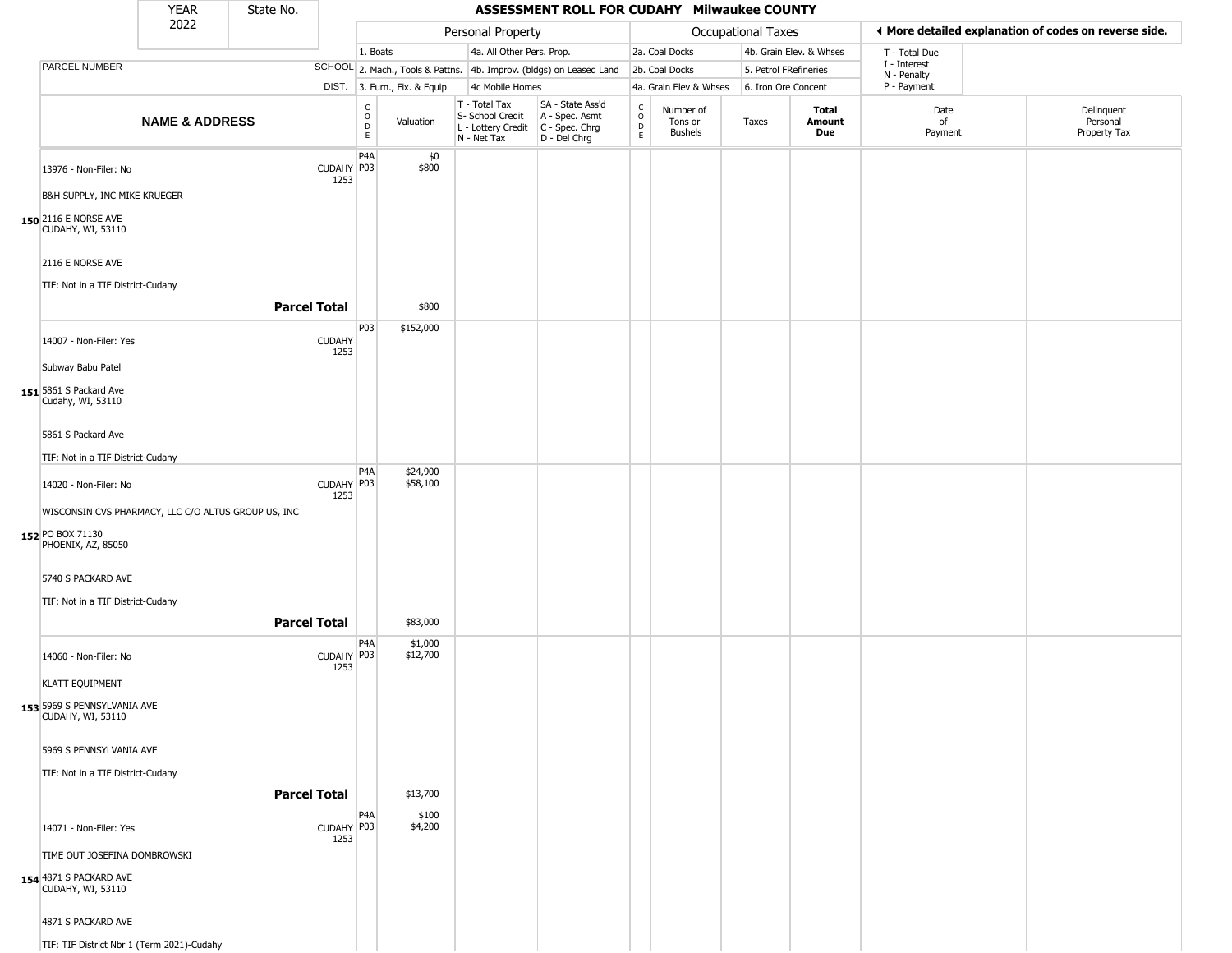# ASSESSMENT ROLL FOR CUDAHY Milwaukee COUNTY

| YEAR | State No. |
|---|---|
| 2022 | |

| | Personal Property | | | | Occupational Taxes | | | |
|---|---|---|---|---|---|---|---|---|
| | 1. Boats | | 4a. All Other Pers. Prop. | | 2a. Coal Docks | | 4b. Grain Elev. & Whses | |
| | 2. Mach., Tools & Pattns. | | 4b. Improv. (bldgs) on Leased Land | | 2b. Coal Docks | | 5. Petrol FRefineries | |
| | 3. Furn., Fix. & Equip | | 4c Mobile Homes | | 4a. Grain Elev & Whses | | 6. Iron Ore Concent | |

◀ More detailed explanation of codes on reverse side.

T - Total Due, I - Interest, N - Penalty, P - Payment

| | PARCEL NUMBER / NAME & ADDRESS | SCHOOL DIST. | CODE | Valuation | T - Total Tax / S- School Credit / L - Lottery Credit / N - Net Tax | SA - State Ass'd / A - Spec. Asmt / C - Spec. Chrg / D - Del Chrg | CODE | Number of Tons or Bushels | Taxes | Total Amount Due | Date of Payment | Delinquent Personal Property Tax |
|---|---|---|---|---|---|---|---|---|---|---|---|---|
| 150 | 13976 - Non-Filer: No<br>B&H SUPPLY, INC MIKE KRUEGER<br>2116 E NORSE AVE<br>CUDAHY, WI, 53110<br>2116 E NORSE AVE<br>TIF: Not in a TIF District-Cudahy | CUDAHY 1253 | P4A<br>P03 | $0<br>$800 | | | | | | | | |
| | **Parcel Total** | | | $800 | | | | | | | | |
| 151 | 14007 - Non-Filer: Yes<br>Subway Babu Patel<br>5861 S Packard Ave<br>Cudahy, WI, 53110<br>5861 S Packard Ave<br>TIF: Not in a TIF District-Cudahy | CUDAHY 1253 | P03 | $152,000 | | | | | | | | |
| 152 | 14020 - Non-Filer: No<br>WISCONSIN CVS PHARMACY, LLC C/O ALTUS GROUP US, INC<br>PO BOX 71130<br>PHOENIX, AZ, 85050<br>5740 S PACKARD AVE<br>TIF: Not in a TIF District-Cudahy | CUDAHY 1253 | P4A<br>P03 | $24,900<br>$58,100 | | | | | | | | |
| | **Parcel Total** | | | $83,000 | | | | | | | | |
| 153 | 14060 - Non-Filer: No<br>KLATT EQUIPMENT<br>5969 S PENNSYLVANIA AVE<br>CUDAHY, WI, 53110<br>5969 S PENNSYLVANIA AVE<br>TIF: Not in a TIF District-Cudahy | CUDAHY 1253 | P4A<br>P03 | $1,000<br>$12,700 | | | | | | | | |
| | **Parcel Total** | | | $13,700 | | | | | | | | |
| 154 | 14071 - Non-Filer: Yes<br>TIME OUT JOSEFINA DOMBROWSKI<br>4871 S PACKARD AVE<br>CUDAHY, WI, 53110<br>4871 S PACKARD AVE<br>TIF: TIF District Nbr 1 (Term 2021)-Cudahy | CUDAHY 1253 | P4A<br>P03 | $100<br>$4,200 | | | | | | | | |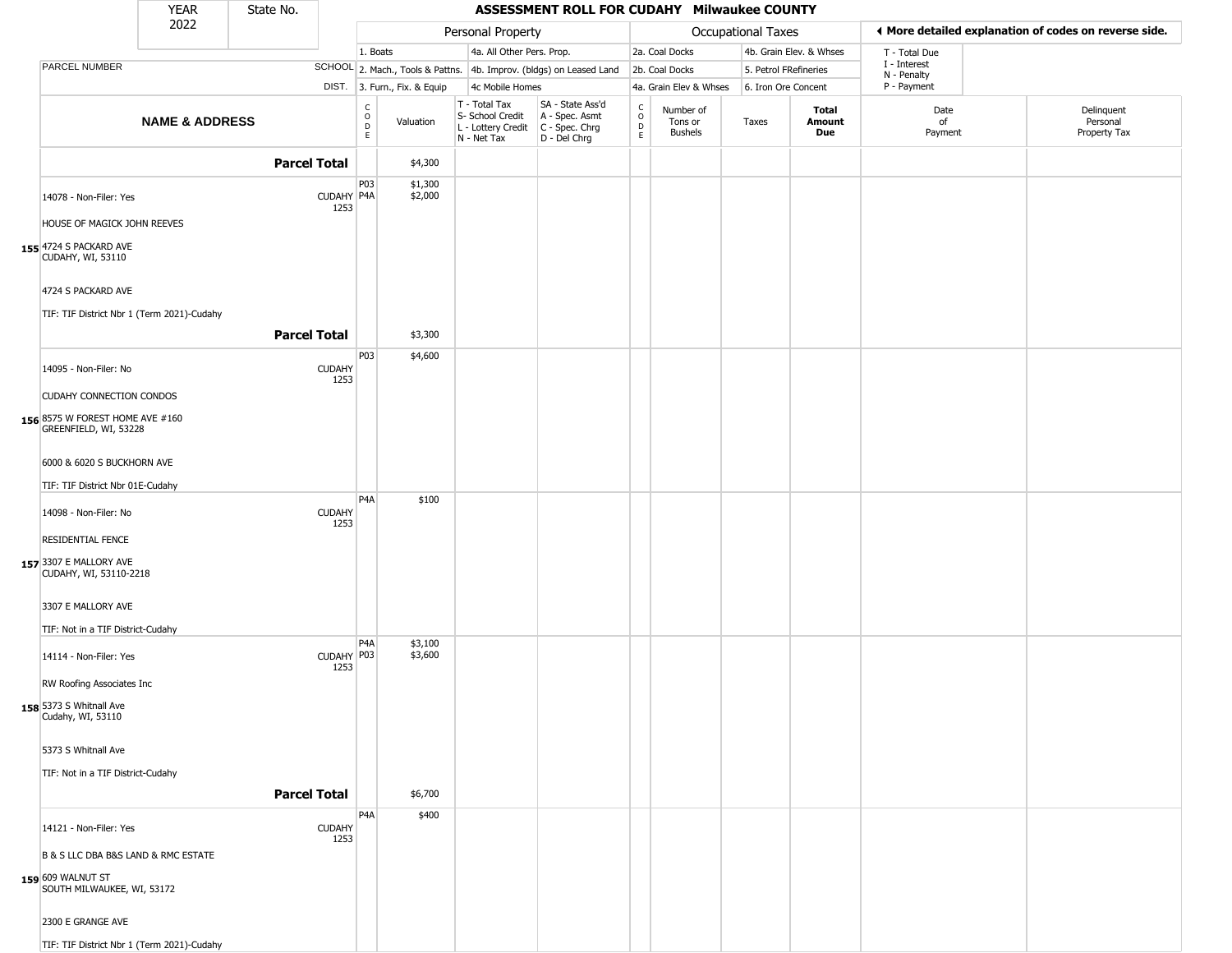| YEAR 2022 | State No. | **ASSESSMENT ROLL FOR CUDAHY Milwaukee COUNTY** | | | | | | | | | | |
|---|---|---|---|---|---|---|---|---|---|---|---|---|

| | | Personal Property | | | | Occupational Taxes | | | | **◄ More detailed explanation of codes on reverse side.** | |
|---|---|---|---|---|---|---|---|---|---|---|---|
| PARCEL NUMBER | SCHOOL DIST. | 1. Boats<br>2. Mach., Tools & Pattns.<br>3. Furn., Fix. & Equip | | 4a. All Other Pers. Prop.<br>4b. Improv. (bldgs) on Leased Land<br>4c Mobile Homes | | 2a. Coal Docks<br>2b. Coal Docks<br>4a. Grain Elev & Whses | | 4b. Grain Elev. & Whses<br>5. Petrol FRefineries<br>6. Iron Ore Concent | | T - Total Due<br>I - Interest<br>N - Penalty<br>P - Payment | |
| **NAME & ADDRESS** | | CODE | Valuation | T - Total Tax<br>S- School Credit<br>L - Lottery Credit<br>N - Net Tax | SA - State Ass'd<br>A - Spec. Asmt<br>C - Spec. Chrg<br>D - Del Chrg | CODE | Number of Tons or Bushels | Taxes | **Total Amount Due** | Date of Payment | Delinquent Personal Property Tax |
| **Parcel Total** | | | $4,300 | | | | | | | | |
| 14078 - Non-Filer: Yes<br>HOUSE OF MAGICK JOHN REEVES<br>**155** 4724 S PACKARD AVE<br>CUDAHY, WI, 53110<br><br>4724 S PACKARD AVE<br>TIF: TIF District Nbr 1 (Term 2021)-Cudahy | CUDAHY 1253 | P03<br>P4A | $1,300<br>$2,000 | | | | | | | | |
| **Parcel Total** | | | $3,300 | | | | | | | | |
| 14095 - Non-Filer: No<br>CUDAHY CONNECTION CONDOS<br>**156** 8575 W FOREST HOME AVE #160<br>GREENFIELD, WI, 53228<br><br>6000 & 6020 S BUCKHORN AVE<br>TIF: TIF District Nbr 01E-Cudahy | CUDAHY 1253 | P03 | $4,600 | | | | | | | | |
| 14098 - Non-Filer: No<br>RESIDENTIAL FENCE<br>**157** 3307 E MALLORY AVE<br>CUDAHY, WI, 53110-2218<br><br>3307 E MALLORY AVE<br>TIF: Not in a TIF District-Cudahy | CUDAHY 1253 | P4A | $100 | | | | | | | | |
| 14114 - Non-Filer: Yes<br>RW Roofing Associates Inc<br>**158** 5373 S Whitnall Ave<br>Cudahy, WI, 53110<br><br>5373 S Whitnall Ave<br>TIF: Not in a TIF District-Cudahy | CUDAHY 1253 | P4A<br>P03 | $3,100<br>$3,600 | | | | | | | | |
| **Parcel Total** | | | $6,700 | | | | | | | | |
| 14121 - Non-Filer: Yes<br>B & S LLC DBA B&S LAND & RMC ESTATE<br>**159** 609 WALNUT ST<br>SOUTH MILWAUKEE, WI, 53172<br><br>2300 E GRANGE AVE<br>TIF: TIF District Nbr 1 (Term 2021)-Cudahy | CUDAHY 1253 | P4A | $400 | | | | | | | | |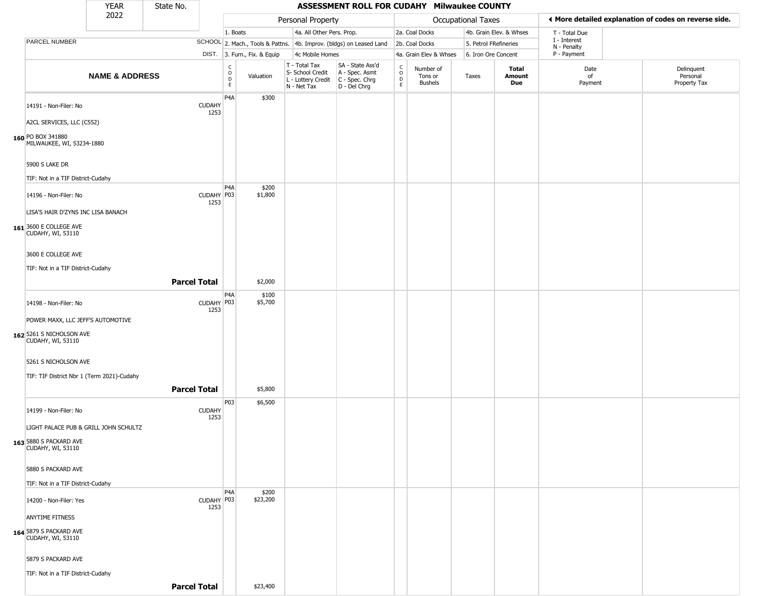# ASSESSMENT ROLL FOR CUDAHY Milwaukee COUNTY

YEAR 2022 | State No.

| | Personal Property | | | | Occupational Taxes | | | ◄ More detailed explanation of codes on reverse side. |
|---|---|---|---|---|---|---|---|---|
| | 1. Boats | 4a. All Other Pers. Prop. | | | 2a. Coal Docks | 4b. Grain Elev. & Whses | | T - Total Due |
| PARCEL NUMBER / SCHOOL DIST. | 2. Mach., Tools & Pattns. | 4b. Improv. (bldgs) on Leased Land | | | 2b. Coal Docks | 5. Petrol FRefineries | | I - Interest, N - Penalty |
| | 3. Furn., Fix. & Equip | 4c Mobile Homes | | | 4a. Grain Elev & Whses | 6. Iron Ore Concent | | P - Payment |

| | NAME & ADDRESS | SCHOOL DIST. | CODE | Valuation | T - Total Tax, S- School Credit, L - Lottery Credit, N - Net Tax | SA - State Ass'd, A - Spec. Asmt, C - Spec. Chrg, D - Del Chrg | CODE | Number of Tons or Bushels | Taxes | Total Amount Due | Date of Payment | Delinquent Personal Property Tax |
|---|---|---|---|---|---|---|---|---|---|---|---|---|
| 160 | 14191 - Non-Filer: No<br>A2CL SERVICES, LLC (C552)<br>PO BOX 341880<br>MILWAUKEE, WI, 53234-1880<br>5900 S LAKE DR<br>TIF: Not in a TIF District-Cudahy | CUDAHY 1253 | P4A | $300 | | | | | | | | |
| 161 | 14196 - Non-Filer: No<br>LISA'S HAIR D'ZYNS INC LISA BANACH<br>3600 E COLLEGE AVE<br>CUDAHY, WI, 53110<br>3600 E COLLEGE AVE<br>TIF: Not in a TIF District-Cudahy | CUDAHY 1253 | P4A<br>P03 | $200<br>$1,800 | | | | | | | | |
| | **Parcel Total** | | | $2,000 | | | | | | | | |
| 162 | 14198 - Non-Filer: No<br>POWER MAXX, LLC JEFF'S AUTOMOTIVE<br>5261 S NICHOLSON AVE<br>CUDAHY, WI, 53110<br>5261 S NICHOLSON AVE<br>TIF: TIF District Nbr 1 (Term 2021)-Cudahy | CUDAHY 1253 | P4A<br>P03 | $100<br>$5,700 | | | | | | | | |
| | **Parcel Total** | | | $5,800 | | | | | | | | |
| 163 | 14199 - Non-Filer: No<br>LIGHT PALACE PUB & GRILL JOHN SCHULTZ<br>5880 S PACKARD AVE<br>CUDAHY, WI, 53110<br>5880 S PACKARD AVE<br>TIF: Not in a TIF District-Cudahy | CUDAHY 1253 | P03 | $6,500 | | | | | | | | |
| 164 | 14200 - Non-Filer: Yes<br>ANYTIME FITNESS<br>5879 S PACKARD AVE<br>CUDAHY, WI, 53110<br>5879 S PACKARD AVE<br>TIF: Not in a TIF District-Cudahy | CUDAHY 1253 | P4A<br>P03 | $200<br>$23,200 | | | | | | | | |
| | **Parcel Total** | | | $23,400 | | | | | | | | |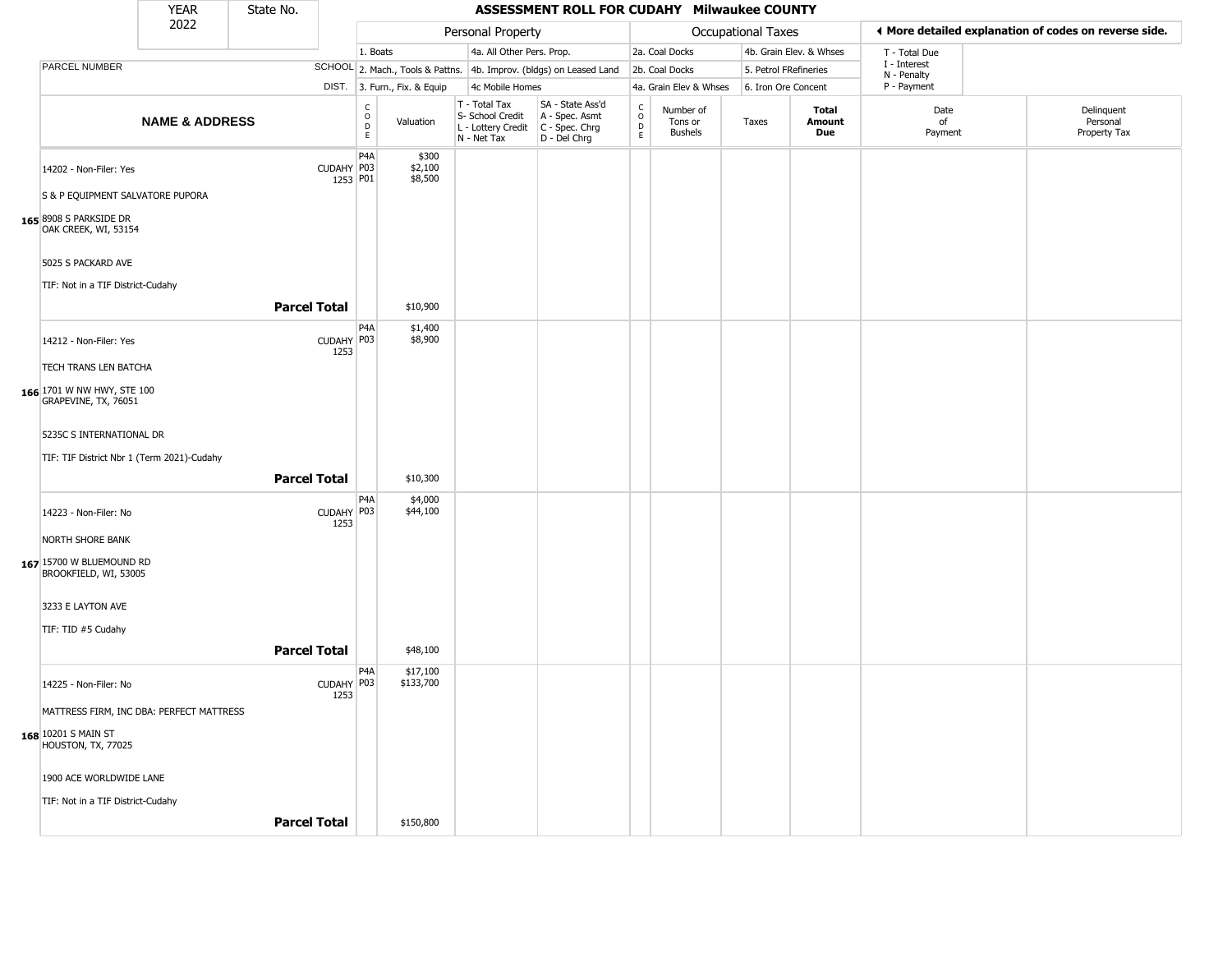# ASSESSMENT ROLL FOR CUDAHY Milwaukee COUNTY

YEAR 2022 | State No.

◄ More detailed explanation of codes on reverse side.

| NAME & ADDRESS | SCHOOL DIST. | CODE | Valuation | T - Total Tax, S- School Credit, L - Lottery Credit, N - Net Tax | SA - State Ass'd, A - Spec. Asmt, C - Spec. Chrg, D - Del Chrg | CODE | Number of Tons or Bushels | Taxes | Total Amount Due | Date of Payment | Delinquent Personal Property Tax |
|---|---|---|---|---|---|---|---|---|---|---|---|
| | | Personal Property: 1. Boats; 2. Mach., Tools & Pattns.; 3. Furn., Fix. & Equip; 4a. All Other Pers. Prop.; 4b. Improv. (bldgs) on Leased Land; 4c Mobile Homes | | | | Occupational Taxes: 2a. Coal Docks; 2b. Coal Docks; 4a. Grain Elev & Whses; 4b. Grain Elev. & Whses; 5. Petrol FRefineries; 6. Iron Ore Concent | | | T - Total Due; I - Interest; N - Penalty; P - Payment | | |
| 165 14202 - Non-Filer: Yes<br>S & P EQUIPMENT SALVATORE PUPORA<br>8908 S PARKSIDE DR<br>OAK CREEK, WI, 53154<br>5025 S PACKARD AVE<br>TIF: Not in a TIF District-Cudahy | CUDAHY 1253 | P4A<br>P03<br>P01 | $300<br>$2,100<br>$8,500 | | | | | | | | |
| **Parcel Total** | | | $10,900 | | | | | | | | |
| 166 14212 - Non-Filer: Yes<br>TECH TRANS LEN BATCHA<br>1701 W NW HWY, STE 100<br>GRAPEVINE, TX, 76051<br>5235C S INTERNATIONAL DR<br>TIF: TIF District Nbr 1 (Term 2021)-Cudahy | CUDAHY 1253 | P4A<br>P03 | $1,400<br>$8,900 | | | | | | | | |
| **Parcel Total** | | | $10,300 | | | | | | | | |
| 167 14223 - Non-Filer: No<br>NORTH SHORE BANK<br>15700 W BLUEMOUND RD<br>BROOKFIELD, WI, 53005<br>3233 E LAYTON AVE<br>TIF: TID #5 Cudahy | CUDAHY 1253 | P4A<br>P03 | $4,000<br>$44,100 | | | | | | | | |
| **Parcel Total** | | | $48,100 | | | | | | | | |
| 168 14225 - Non-Filer: No<br>MATTRESS FIRM, INC DBA: PERFECT MATTRESS<br>10201 S MAIN ST<br>HOUSTON, TX, 77025<br>1900 ACE WORLDWIDE LANE<br>TIF: Not in a TIF District-Cudahy | CUDAHY 1253 | P4A<br>P03 | $17,100<br>$133,700 | | | | | | | | |
| **Parcel Total** | | | $150,800 | | | | | | | | |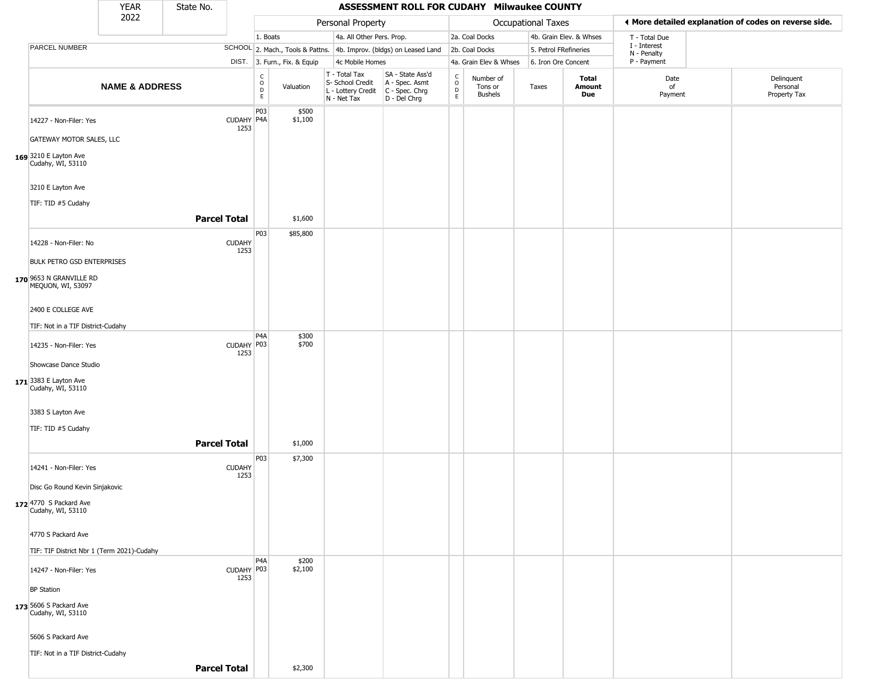| YEAR 2022 | State No. | ASSESSMENT ROLL FOR CUDAHY Milwaukee COUNTY | | | | | | | | | |
|---|---|---|---|---|---|---|---|---|---|---|---|

| | | Personal Property | | | | Occupational Taxes | | | | ◄ More detailed explanation of codes on reverse side. | |
|---|---|---|---|---|---|---|---|---|---|---|---|
| | | 1. Boats | | 4a. All Other Pers. Prop. | | 2a. Coal Docks | | 4b. Grain Elev. & Whses | | T - Total Due | |
| PARCEL NUMBER | SCHOOL | 2. Mach., Tools & Pattns. | | 4b. Improv. (bldgs) on Leased Land | | 2b. Coal Docks | | 5. Petrol FRefineries | | I - Interest N - Penalty | |
| | DIST. | 3. Furn., Fix. & Equip | | 4c Mobile Homes | | 4a. Grain Elev & Whses | | 6. Iron Ore Concent | | P - Payment | |

| | NAME & ADDRESS | | CODE | Valuation | T - Total Tax S- School Credit L - Lottery Credit N - Net Tax | SA - State Ass'd A - Spec. Asmt C - Spec. Chrg D - Del Chrg | CODE | Number of Tons or Bushels | Taxes | Total Amount Due | Date of Payment | Delinquent Personal Property Tax |
|---|---|---|---|---|---|---|---|---|---|---|---|---|
| 169 | 14227 - Non-Filer: Yes<br>GATEWAY MOTOR SALES, LLC<br>3210 E Layton Ave<br>Cudahy, WI, 53110<br>3210 E Layton Ave<br>TIF: TID #5 Cudahy | CUDAHY 1253 | P03<br>P4A | $500<br>$1,100 | | | | | | | | |
| | | **Parcel Total** | | $1,600 | | | | | | | | |
| 170 | 14228 - Non-Filer: No<br>BULK PETRO GSD ENTERPRISES<br>9653 N GRANVILLE RD<br>MEQUON, WI, 53097<br>2400 E COLLEGE AVE<br>TIF: Not in a TIF District-Cudahy | CUDAHY 1253 | P03 | $85,800 | | | | | | | | |
| 171 | 14235 - Non-Filer: Yes<br>Showcase Dance Studio<br>3383 E Layton Ave<br>Cudahy, WI, 53110<br>3383 S Layton Ave<br>TIF: TID #5 Cudahy | CUDAHY 1253 | P4A<br>P03 | $300<br>$700 | | | | | | | | |
| | | **Parcel Total** | | $1,000 | | | | | | | | |
| 172 | 14241 - Non-Filer: Yes<br>Disc Go Round Kevin Sinjakovic<br>4770 S Packard Ave<br>Cudahy, WI, 53110<br>4770 S Packard Ave<br>TIF: TIF District Nbr 1 (Term 2021)-Cudahy | CUDAHY 1253 | P03 | $7,300 | | | | | | | | |
| 173 | 14247 - Non-Filer: Yes<br>BP Station<br>5606 S Packard Ave<br>Cudahy, WI, 53110<br>5606 S Packard Ave<br>TIF: Not in a TIF District-Cudahy | CUDAHY 1253 | P4A<br>P03 | $200<br>$2,100 | | | | | | | | |
| | | **Parcel Total** | | $2,300 | | | | | | | | |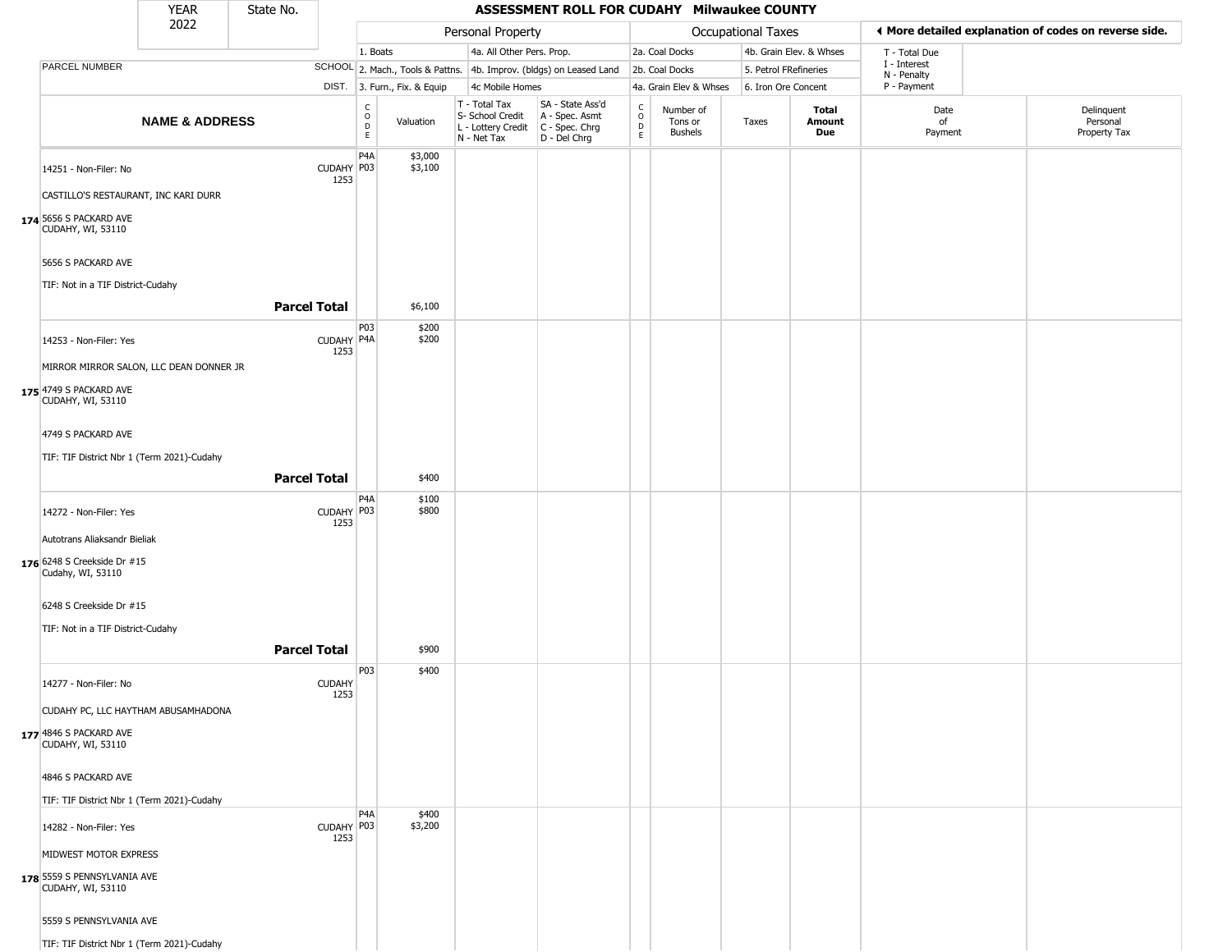# ASSESSMENT ROLL FOR CUDAHY Milwaukee COUNTY

YEAR 2022 | State No.

◄ More detailed explanation of codes on reverse side.

| | | Personal Property | | | | Occupational Taxes | | | | | |
|---|---|---|---|---|---|---|---|---|---|---|---|
| PARCEL NUMBER | SCHOOL DIST. | 1. Boats<br>2. Mach., Tools & Pattns.<br>3. Furn., Fix. & Equip | | 4a. All Other Pers. Prop.<br>4b. Improv. (bldgs) on Leased Land<br>4c Mobile Homes | | 2a. Coal Docks<br>2b. Coal Docks<br>4a. Grain Elev & Whses | | 4b. Grain Elev. & Whses<br>5. Petrol FRefineries<br>6. Iron Ore Concent | | T - Total Due<br>I - Interest<br>N - Penalty<br>P - Payment | |
| **NAME & ADDRESS** | | CODE | Valuation | T - Total Tax<br>S- School Credit<br>L - Lottery Credit<br>N - Net Tax | SA - State Ass'd<br>A - Spec. Asmt<br>C - Spec. Chrg<br>D - Del Chrg | CODE | Number of Tons or Bushels | Taxes | **Total Amount Due** | Date of Payment | Delinquent Personal Property Tax |
| **174** 14251 - Non-Filer: No<br>CASTILLO'S RESTAURANT, INC KARI DURR<br>5656 S PACKARD AVE<br>CUDAHY, WI, 53110<br>5656 S PACKARD AVE<br>TIF: Not in a TIF District-Cudahy | CUDAHY 1253 | P4A<br>P03 | $3,000<br>$3,100 | | | | | | | | |
| **Parcel Total** | | | $6,100 | | | | | | | | |
| **175** 14253 - Non-Filer: Yes<br>MIRROR MIRROR SALON, LLC DEAN DONNER JR<br>4749 S PACKARD AVE<br>CUDAHY, WI, 53110<br>4749 S PACKARD AVE<br>TIF: TIF District Nbr 1 (Term 2021)-Cudahy | CUDAHY 1253 | P03<br>P4A | $200<br>$200 | | | | | | | | |
| **Parcel Total** | | | $400 | | | | | | | | |
| **176** 14272 - Non-Filer: Yes<br>Autotrans Aliaksandr Bieliak<br>6248 S Creekside Dr #15<br>Cudahy, WI, 53110<br>6248 S Creekside Dr #15<br>TIF: Not in a TIF District-Cudahy | CUDAHY 1253 | P4A<br>P03 | $100<br>$800 | | | | | | | | |
| **Parcel Total** | | | $900 | | | | | | | | |
| **177** 14277 - Non-Filer: No<br>CUDAHY PC, LLC HAYTHAM ABUSAMHADONA<br>4846 S PACKARD AVE<br>CUDAHY, WI, 53110<br>4846 S PACKARD AVE<br>TIF: TIF District Nbr 1 (Term 2021)-Cudahy | CUDAHY 1253 | P03 | $400 | | | | | | | | |
| **178** 14282 - Non-Filer: Yes<br>MIDWEST MOTOR EXPRESS<br>5559 S PENNSYLVANIA AVE<br>CUDAHY, WI, 53110<br>5559 S PENNSYLVANIA AVE<br>TIF: TIF District Nbr 1 (Term 2021)-Cudahy | CUDAHY 1253 | P4A<br>P03 | $400<br>$3,200 | | | | | | | | |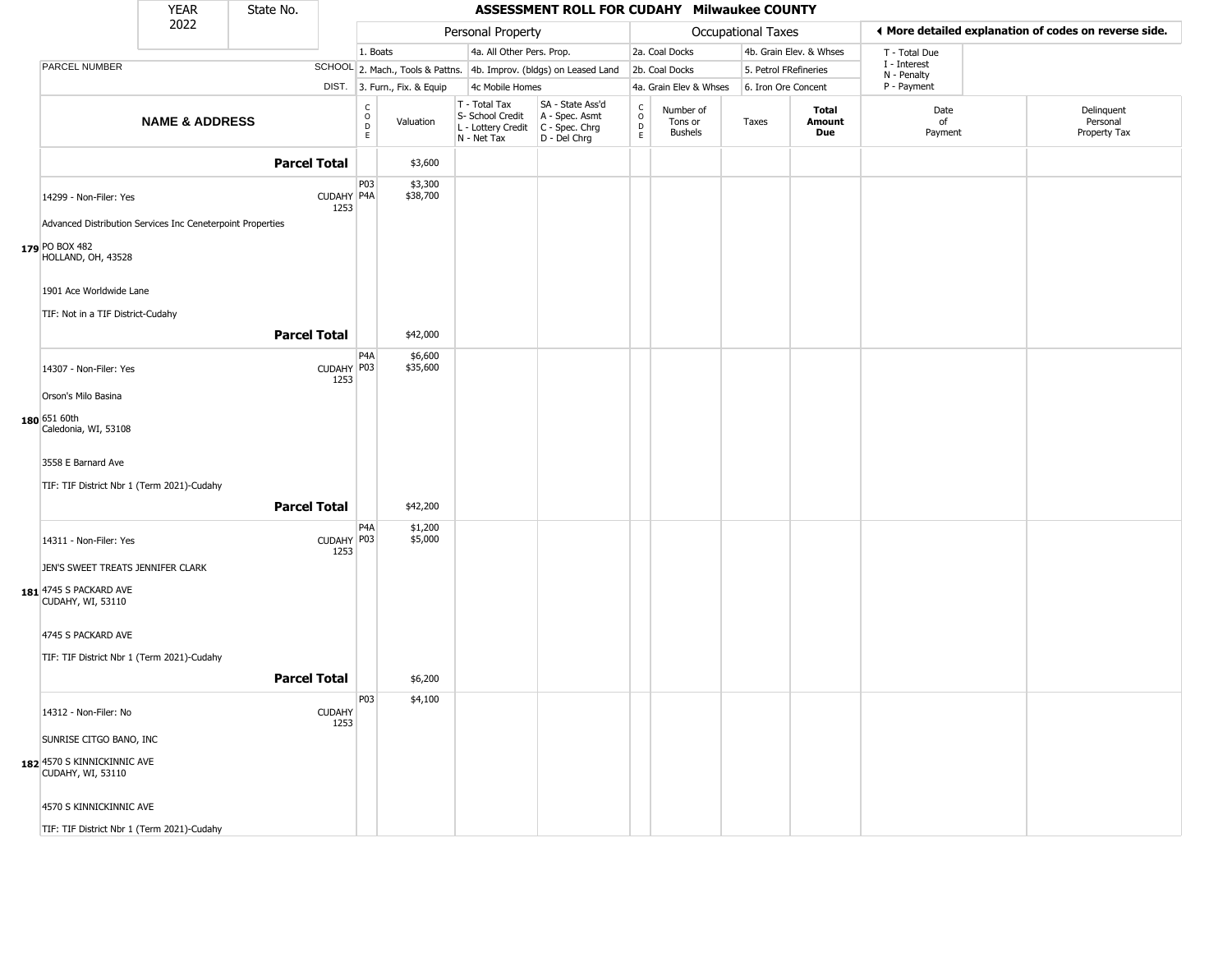# ASSESSMENT ROLL FOR CUDAHY Milwaukee COUNTY

YEAR 2022 | State No.

| | | Personal Property | | | | | Occupational Taxes | | | | ◄ More detailed explanation of codes on reverse side. | |
|---|---|---|---|---|---|---|---|---|---|---|---|---|
| | | 1. Boats | | 4a. All Other Pers. Prop. | | | 2a. Coal Docks | | 4b. Grain Elev. & Whses | | T - Total Due | |
| PARCEL NUMBER | SCHOOL | 2. Mach., Tools & Pattns. | | 4b. Improv. (bldgs) on Leased Land | | | 2b. Coal Docks | | 5. Petrol FRefineries | | I - Interest<br>N - Penalty | |
| | DIST. | 3. Furn., Fix. & Equip | | 4c Mobile Homes | | | 4a. Grain Elev & Whses | | 6. Iron Ore Concent | | P - Payment | |
| **NAME & ADDRESS** | | CODE | Valuation | T - Total Tax<br>S- School Credit<br>L - Lottery Credit<br>N - Net Tax | SA - State Ass'd<br>A - Spec. Asmt<br>C - Spec. Chrg<br>D - Del Chrg | CODE | Number of Tons or Bushels | Taxes | **Total Amount Due** | Date of Payment | Delinquent Personal Property Tax | |
| **Parcel Total** | | | $3,600 | | | | | | | | | |
| 14299 - Non-Filer: Yes<br>Advanced Distribution Services Inc Ceneterpoint Properties<br>179 PO BOX 482<br>HOLLAND, OH, 43528<br>1901 Ace Worldwide Lane<br>TIF: Not in a TIF District-Cudahy | CUDAHY 1253 | P03<br>P4A | $3,300<br>$38,700 | | | | | | | | | |
| **Parcel Total** | | | $42,000 | | | | | | | | | |
| 14307 - Non-Filer: Yes<br>Orson's Milo Basina<br>180 651 60th<br>Caledonia, WI, 53108<br>3558 E Barnard Ave<br>TIF: TIF District Nbr 1 (Term 2021)-Cudahy | CUDAHY 1253 | P4A<br>P03 | $6,600<br>$35,600 | | | | | | | | | |
| **Parcel Total** | | | $42,200 | | | | | | | | | |
| 14311 - Non-Filer: Yes<br>JEN'S SWEET TREATS JENNIFER CLARK<br>181 4745 S PACKARD AVE<br>CUDAHY, WI, 53110<br>4745 S PACKARD AVE<br>TIF: TIF District Nbr 1 (Term 2021)-Cudahy | CUDAHY 1253 | P4A<br>P03 | $1,200<br>$5,000 | | | | | | | | | |
| **Parcel Total** | | | $6,200 | | | | | | | | | |
| 14312 - Non-Filer: No<br>SUNRISE CITGO BANO, INC<br>182 4570 S KINNICKINNIC AVE<br>CUDAHY, WI, 53110<br>4570 S KINNICKINNIC AVE<br>TIF: TIF District Nbr 1 (Term 2021)-Cudahy | CUDAHY 1253 | P03 | $4,100 | | | | | | | | | |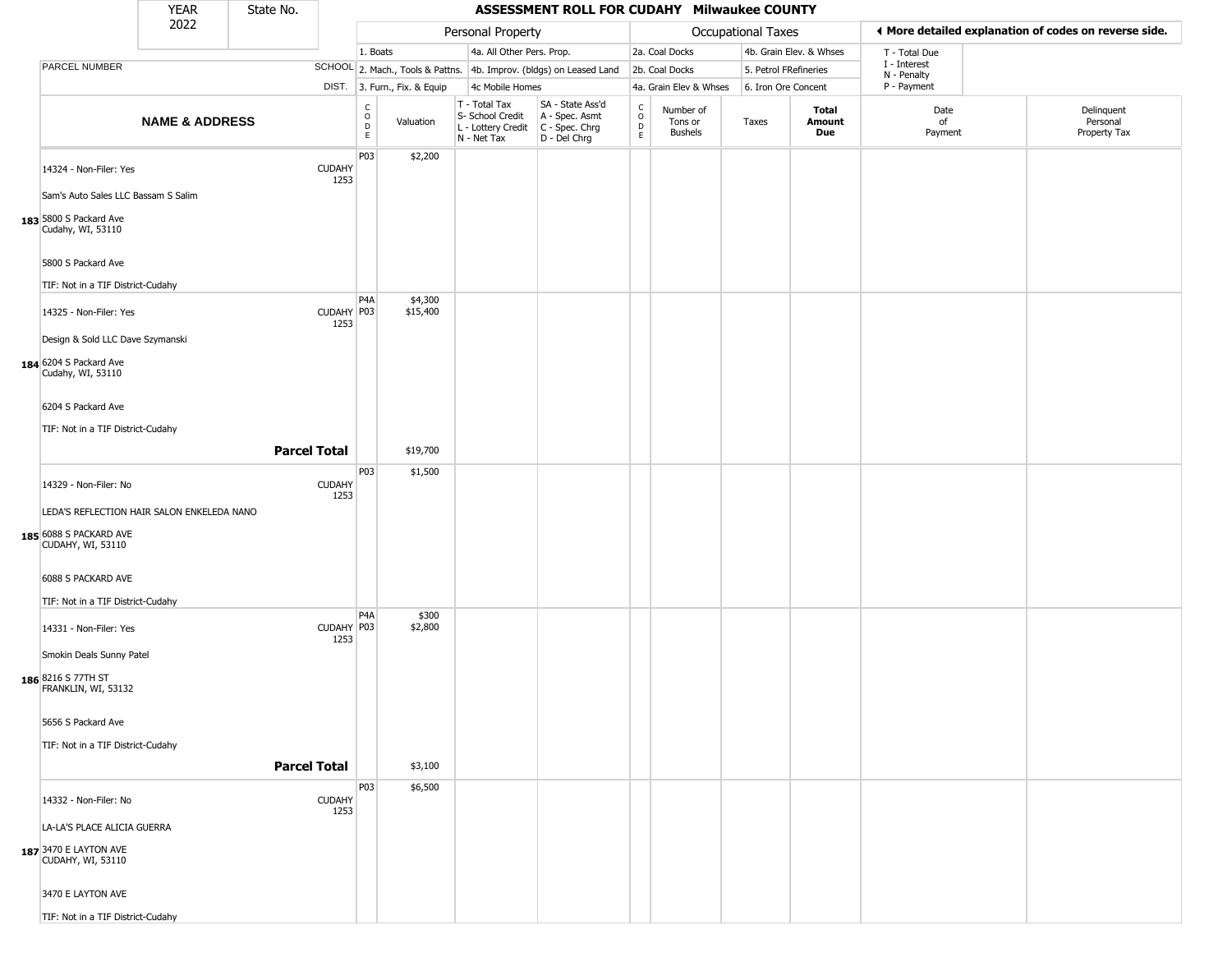| YEAR 2022 | State No. | | ASSESSMENT ROLL FOR CUDAHY Milwaukee COUNTY | | | | | | | | | |
|---|---|---|---|---|---|---|---|---|---|---|---|---|

**Personal Property:** 1. Boats; 2. Mach., Tools & Pattns.; 3. Furn., Fix. & Equip; 4a. All Other Pers. Prop.; 4b. Improv. (bldgs) on Leased Land; 4c Mobile Homes

**Occupational Taxes:** 2a. Coal Docks; 2b. Coal Docks; 4a. Grain Elev & Whses; 4b. Grain Elev. & Whses; 5. Petrol FRefineries; 6. Iron Ore Concent

◀ More detailed explanation of codes on reverse side.

T - Total Due; I - Interest; N - Penalty; P - Payment

| | PARCEL NUMBER / NAME & ADDRESS | SCHOOL DIST. | CODE | Valuation | T - Total Tax S- School Credit L - Lottery Credit N - Net Tax | SA - State Ass'd A - Spec. Asmt C - Spec. Chrg D - Del Chrg | CODE | Number of Tons or Bushels | Taxes | Total Amount Due | Date of Payment | Delinquent Personal Property Tax |
|---|---|---|---|---|---|---|---|---|---|---|---|---|
| 183 | 14324 - Non-Filer: Yes<br>Sam's Auto Sales LLC Bassam S Salim<br>5800 S Packard Ave<br>Cudahy, WI, 53110<br><br>5800 S Packard Ave<br>TIF: Not in a TIF District-Cudahy | CUDAHY 1253 | P03 | $2,200 | | | | | | | | |
| 184 | 14325 - Non-Filer: Yes<br>Design & Sold LLC Dave Szymanski<br>6204 S Packard Ave<br>Cudahy, WI, 53110<br><br>6204 S Packard Ave<br>TIF: Not in a TIF District-Cudahy | CUDAHY 1253 | P4A<br>P03 | $4,300<br>$15,400 | | | | | | | | |
| | **Parcel Total** | | | $19,700 | | | | | | | | |
| 185 | 14329 - Non-Filer: No<br>LEDA'S REFLECTION HAIR SALON ENKELEDA NANO<br>6088 S PACKARD AVE<br>CUDAHY, WI, 53110<br><br>6088 S PACKARD AVE<br>TIF: Not in a TIF District-Cudahy | CUDAHY 1253 | P03 | $1,500 | | | | | | | | |
| 186 | 14331 - Non-Filer: Yes<br>Smokin Deals Sunny Patel<br>8216 S 77TH ST<br>FRANKLIN, WI, 53132<br><br>5656 S Packard Ave<br>TIF: Not in a TIF District-Cudahy | CUDAHY 1253 | P4A<br>P03 | $300<br>$2,800 | | | | | | | | |
| | **Parcel Total** | | | $3,100 | | | | | | | | |
| 187 | 14332 - Non-Filer: No<br>LA-LA'S PLACE ALICIA GUERRA<br>3470 E LAYTON AVE<br>CUDAHY, WI, 53110<br><br>3470 E LAYTON AVE<br>TIF: Not in a TIF District-Cudahy | CUDAHY 1253 | P03 | $6,500 | | | | | | | | |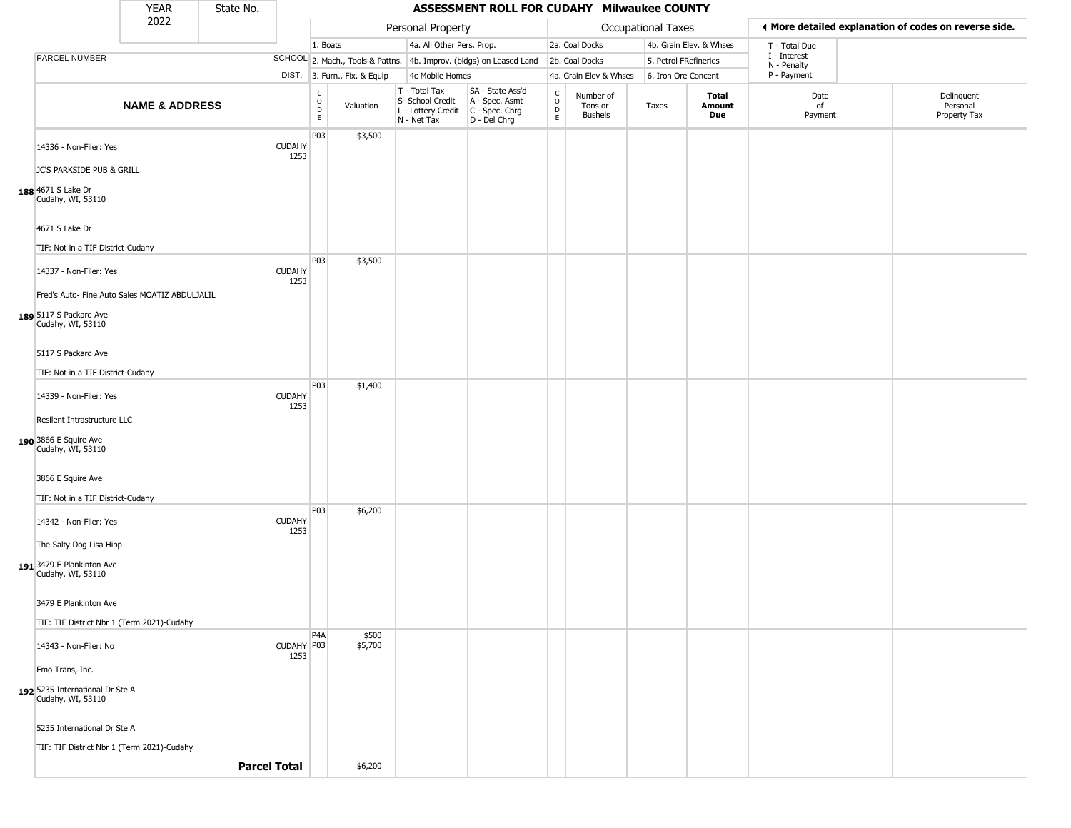# ASSESSMENT ROLL FOR CUDAHY Milwaukee COUNTY

| YEAR | State No. |
|---|---|
| 2022 | |

| | | Personal Property | | | | Occupational Taxes | | | | ◄ More detailed explanation of codes on reverse side. | |
|---|---|---|---|---|---|---|---|---|---|---|---|
| PARCEL NUMBER | SCHOOL DIST. | 1. Boats<br>2. Mach., Tools & Pattns.<br>3. Furn., Fix. & Equip | | 4a. All Other Pers. Prop.<br>4b. Improv. (bldgs) on Leased Land<br>4c Mobile Homes | | 2a. Coal Docks<br>2b. Coal Docks<br>4a. Grain Elev & Whses | | 4b. Grain Elev. & Whses<br>5. Petrol FRefineries<br>6. Iron Ore Concent | | T - Total Due<br>I - Interest<br>N - Penalty<br>P - Payment | |
| **NAME & ADDRESS** | | CODE | Valuation | T - Total Tax<br>S- School Credit<br>L - Lottery Credit<br>N - Net Tax | SA - State Ass'd<br>A - Spec. Asmt<br>C - Spec. Chrg<br>D - Del Chrg | CODE | Number of Tons or Bushels | Taxes | **Total Amount Due** | Date of Payment | Delinquent Personal Property Tax |
| **188** 14336 - Non-Filer: Yes<br>JC'S PARKSIDE PUB & GRILL<br>4671 S Lake Dr<br>Cudahy, WI, 53110<br>4671 S Lake Dr<br>TIF: Not in a TIF District-Cudahy | CUDAHY 1253 | P03 | $3,500 | | | | | | | | |
| **189** 14337 - Non-Filer: Yes<br>Fred's Auto- Fine Auto Sales MOATIZ ABDULJALIL<br>5117 S Packard Ave<br>Cudahy, WI, 53110<br>5117 S Packard Ave<br>TIF: Not in a TIF District-Cudahy | CUDAHY 1253 | P03 | $3,500 | | | | | | | | |
| **190** 14339 - Non-Filer: Yes<br>Resilent Intrastructure LLC<br>3866 E Squire Ave<br>Cudahy, WI, 53110<br>3866 E Squire Ave<br>TIF: Not in a TIF District-Cudahy | CUDAHY 1253 | P03 | $1,400 | | | | | | | | |
| **191** 14342 - Non-Filer: Yes<br>The Salty Dog Lisa Hipp<br>3479 E Plankinton Ave<br>Cudahy, WI, 53110<br>3479 E Plankinton Ave<br>TIF: TIF District Nbr 1 (Term 2021)-Cudahy | CUDAHY 1253 | P03 | $6,200 | | | | | | | | |
| **192** 14343 - Non-Filer: No<br>Emo Trans, Inc.<br>5235 International Dr Ste A<br>Cudahy, WI, 53110<br>5235 International Dr Ste A<br>TIF: TIF District Nbr 1 (Term 2021)-Cudahy | CUDAHY 1253 | P4A<br>P03 | $500<br>$5,700 | | | | | | | | |
| | **Parcel Total** | | $6,200 | | | | | | | | |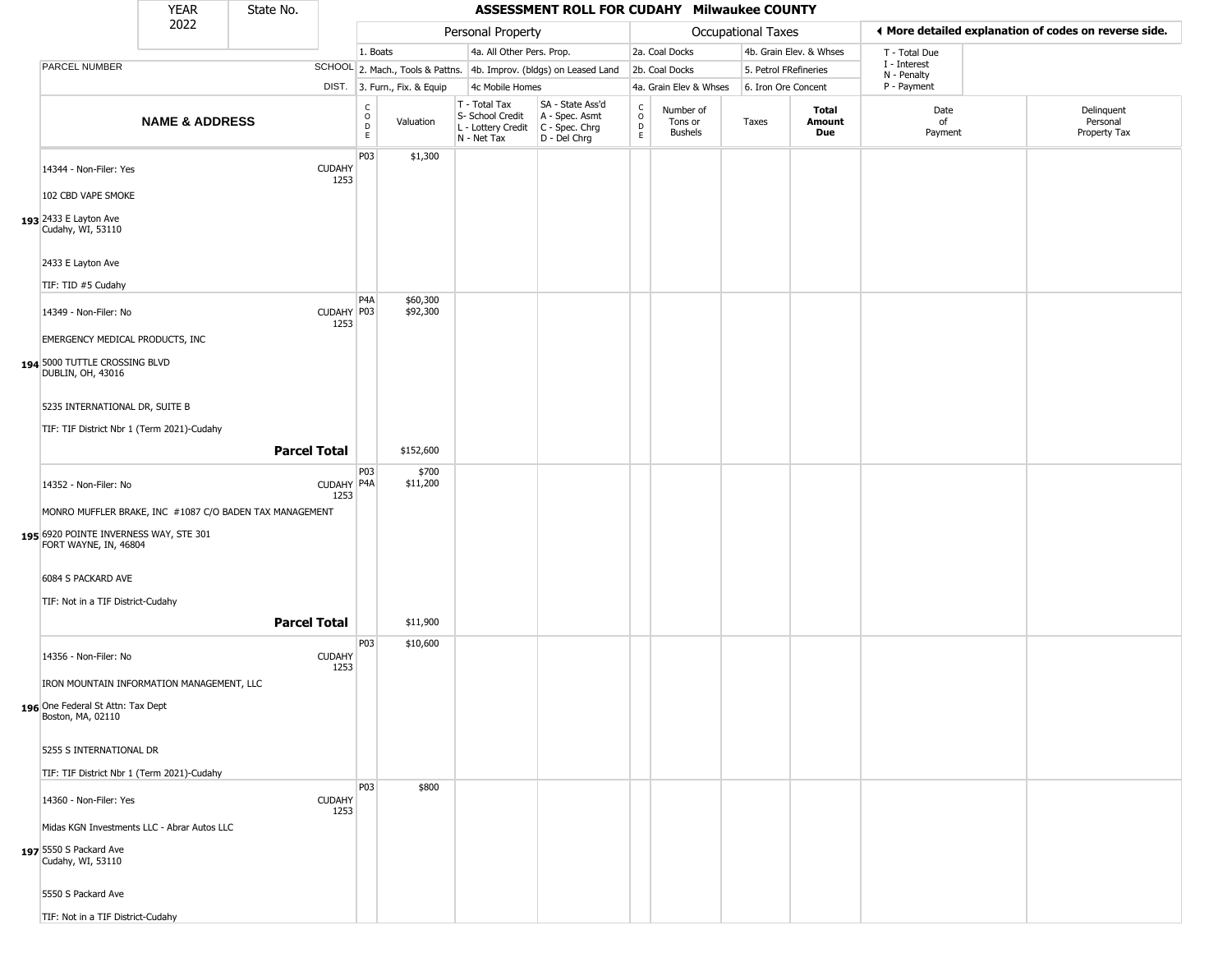# ASSESSMENT ROLL FOR CUDAHY Milwaukee COUNTY

YEAR 2022 | State No.

| | | Personal Property | | | | | Occupational Taxes | | | | ◀ More detailed explanation of codes on reverse side. | |
|---|---|---|---|---|---|---|---|---|---|---|---|---|
| | | 1. Boats | | 4a. All Other Pers. Prop. | | | 2a. Coal Docks | | 4b. Grain Elev. & Whses | | T - Total Due | |
| PARCEL NUMBER | SCHOOL | 2. Mach., Tools & Pattns. | | 4b. Improv. (bldgs) on Leased Land | | | 2b. Coal Docks | | 5. Petrol FRefineries | | I - Interest N - Penalty | |
| | DIST. | 3. Furn., Fix. & Equip | | 4c Mobile Homes | | | 4a. Grain Elev & Whses | | 6. Iron Ore Concent | | P - Payment | |
| NAME & ADDRESS | | CODE | Valuation | T - Total Tax S- School Credit L - Lottery Credit N - Net Tax | SA - State Ass'd A - Spec. Asmt C - Spec. Chrg D - Del Chrg | CODE | Number of Tons or Bushels | Taxes | Total Amount Due | | Date of Payment | Delinquent Personal Property Tax |
| 193 14344 - Non-Filer: Yes<br>102 CBD VAPE SMOKE<br>2433 E Layton Ave<br>Cudahy, WI, 53110<br>2433 E Layton Ave<br>TIF: TID #5 Cudahy | CUDAHY 1253 | P03 | $1,300 | | | | | | | | | |
| 194 14349 - Non-Filer: No<br>EMERGENCY MEDICAL PRODUCTS, INC<br>5000 TUTTLE CROSSING BLVD<br>DUBLIN, OH, 43016<br>5235 INTERNATIONAL DR, SUITE B<br>TIF: TIF District Nbr 1 (Term 2021)-Cudahy | CUDAHY 1253 | P4A<br>P03 | $60,300<br>$92,300 | | | | | | | | | |
| **Parcel Total** | | | $152,600 | | | | | | | | | |
| 195 14352 - Non-Filer: No<br>MONRO MUFFLER BRAKE, INC #1087 C/O BADEN TAX MANAGEMENT<br>6920 POINTE INVERNESS WAY, STE 301<br>FORT WAYNE, IN, 46804<br>6084 S PACKARD AVE<br>TIF: Not in a TIF District-Cudahy | CUDAHY 1253 | P03<br>P4A | $700<br>$11,200 | | | | | | | | | |
| **Parcel Total** | | | $11,900 | | | | | | | | | |
| 196 14356 - Non-Filer: No<br>IRON MOUNTAIN INFORMATION MANAGEMENT, LLC<br>One Federal St Attn: Tax Dept<br>Boston, MA, 02110<br>5255 S INTERNATIONAL DR<br>TIF: TIF District Nbr 1 (Term 2021)-Cudahy | CUDAHY 1253 | P03 | $10,600 | | | | | | | | | |
| 197 14360 - Non-Filer: Yes<br>Midas KGN Investments LLC - Abrar Autos LLC<br>5550 S Packard Ave<br>Cudahy, WI, 53110<br>5550 S Packard Ave<br>TIF: Not in a TIF District-Cudahy | CUDAHY 1253 | P03 | $800 | | | | | | | | | |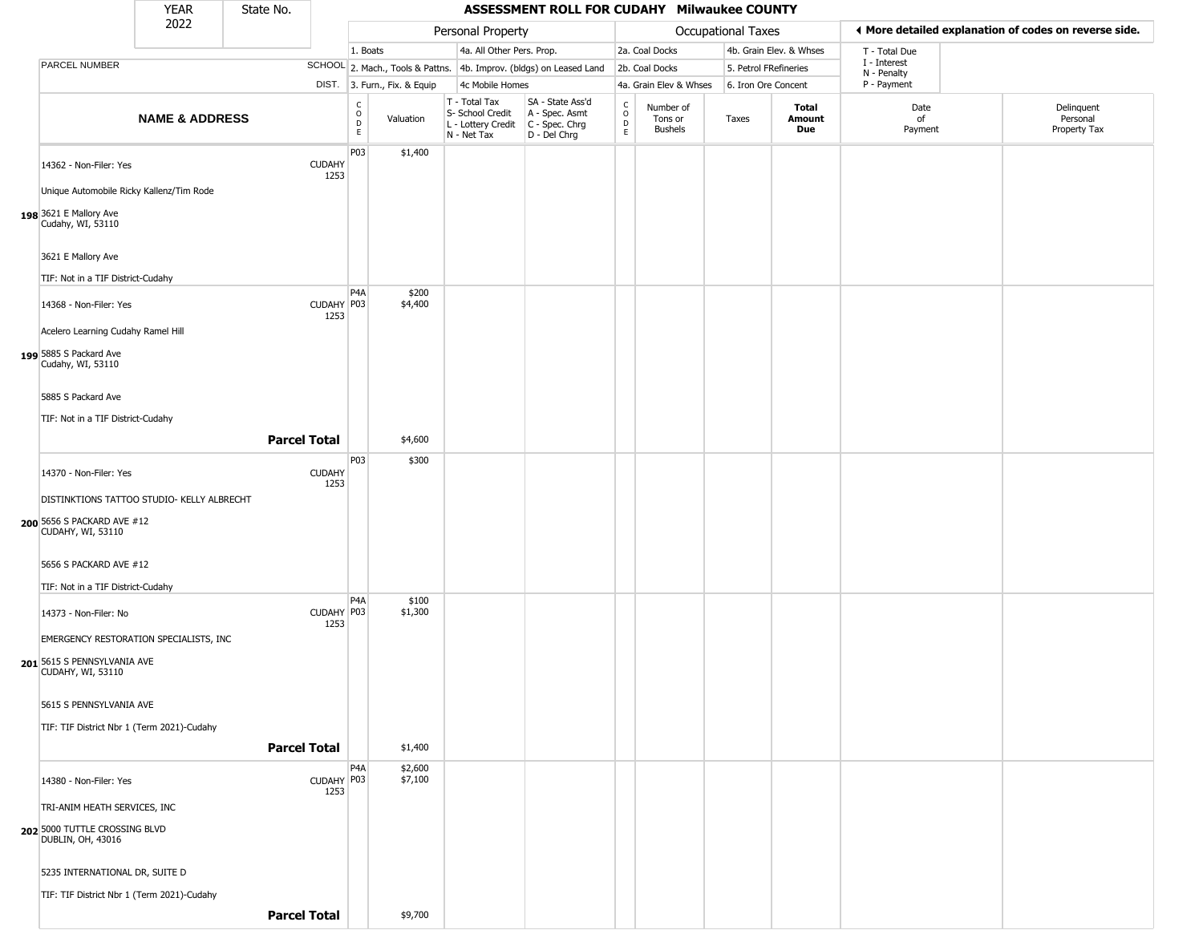| YEAR 2022 | State No. | ASSESSMENT ROLL FOR CUDAHY Milwaukee COUNTY |
|---|---|---|

| | | Personal Property | | | | Occupational Taxes | | | | ◄ More detailed explanation of codes on reverse side. | |
|---|---|---|---|---|---|---|---|---|---|---|---|
| PARCEL NUMBER | SCHOOL DIST. | 1. Boats | | 4a. All Other Pers. Prop. | | 2a. Coal Docks | | 4b. Grain Elev. & Whses | | T - Total Due I - Interest N - Penalty P - Payment | |
| | | 2. Mach., Tools & Pattns. | | 4b. Improv. (bldgs) on Leased Land | | 2b. Coal Docks | | 5. Petrol FRefineries | | | |
| | | 3. Furn., Fix. & Equip | | 4c Mobile Homes | | 4a. Grain Elev & Whses | | 6. Iron Ore Concent | | | |
| **NAME & ADDRESS** | | CODE | Valuation | T - Total Tax S- School Credit L - Lottery Credit N - Net Tax | SA - State Ass'd A - Spec. Asmt C - Spec. Chrg D - Del Chrg | CODE | Number of Tons or Bushels | Taxes | **Total Amount Due** | Date of Payment | Delinquent Personal Property Tax |
| 198 14362 - Non-Filer: Yes<br>Unique Automobile Ricky Kallenz/Tim Rode<br>3621 E Mallory Ave<br>Cudahy, WI, 53110<br>3621 E Mallory Ave<br>TIF: Not in a TIF District-Cudahy | CUDAHY 1253 | P03 | $1,400 | | | | | | | | |
| 199 14368 - Non-Filer: Yes<br>Acelero Learning Cudahy Ramel Hill<br>5885 S Packard Ave<br>Cudahy, WI, 53110<br>5885 S Packard Ave<br>TIF: Not in a TIF District-Cudahy | CUDAHY 1253 | P4A<br>P03 | $200<br>$4,400 | | | | | | | | |
| **Parcel Total** | | | $4,600 | | | | | | | | |
| 200 14370 - Non-Filer: Yes<br>DISTINKTIONS TATTOO STUDIO- KELLY ALBRECHT<br>5656 S PACKARD AVE #12<br>CUDAHY, WI, 53110<br>5656 S PACKARD AVE #12<br>TIF: Not in a TIF District-Cudahy | CUDAHY 1253 | P03 | $300 | | | | | | | | |
| 201 14373 - Non-Filer: No<br>EMERGENCY RESTORATION SPECIALISTS, INC<br>5615 S PENNSYLVANIA AVE<br>CUDAHY, WI, 53110<br>5615 S PENNSYLVANIA AVE<br>TIF: TIF District Nbr 1 (Term 2021)-Cudahy | CUDAHY 1253 | P4A<br>P03 | $100<br>$1,300 | | | | | | | | |
| **Parcel Total** | | | $1,400 | | | | | | | | |
| 202 14380 - Non-Filer: Yes<br>TRI-ANIM HEATH SERVICES, INC<br>5000 TUTTLE CROSSING BLVD<br>DUBLIN, OH, 43016<br>5235 INTERNATIONAL DR, SUITE D<br>TIF: TIF District Nbr 1 (Term 2021)-Cudahy | CUDAHY 1253 | P4A<br>P03 | $2,600<br>$7,100 | | | | | | | | |
| **Parcel Total** | | | $9,700 | | | | | | | | |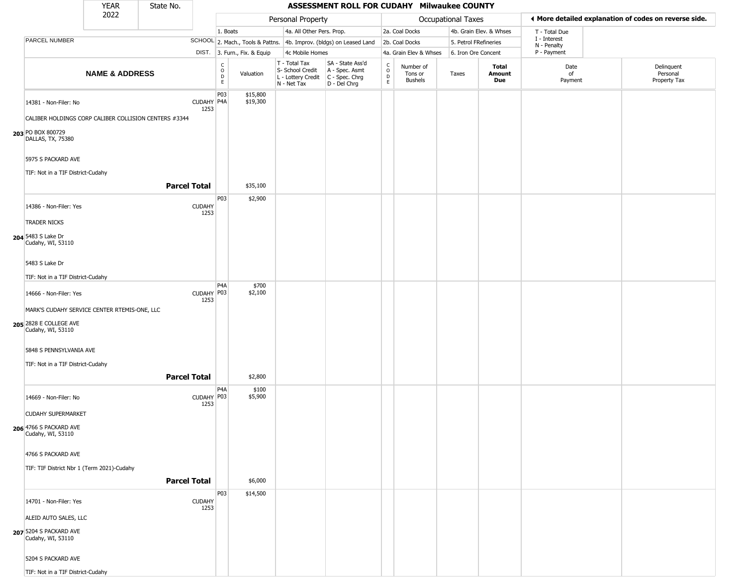# ASSESSMENT ROLL FOR CUDAHY Milwaukee COUNTY

YEAR 2022 | State No.

| | Personal Property | | | | Occupational Taxes | | | |
|---|---|---|---|---|---|---|---|---|
| | 1. Boats | 4a. All Other Pers. Prop. | | | 2a. Coal Docks | 4b. Grain Elev. & Whses | | T - Total Due |
| PARCEL NUMBER SCHOOL | 2. Mach., Tools & Pattns. | 4b. Improv. (bldgs) on Leased Land | | | 2b. Coal Docks | 5. Petrol FRefineries | | I - Interest |
| DIST. | 3. Furn., Fix. & Equip | 4c Mobile Homes | | | 4a. Grain Elev & Whses | 6. Iron Ore Concent | | N - Penalty |
| | | | | | | | | P - Payment |

◄ More detailed explanation of codes on reverse side.

| | NAME & ADDRESS | SCHOOL DIST. | CODE | Valuation | T - Total Tax S- School Credit L - Lottery Credit N - Net Tax | SA - State Ass'd A - Spec. Asmt C - Spec. Chrg D - Del Chrg | CODE | Number of Tons or Bushels | Taxes | Total Amount Due | Date of Payment | Delinquent Personal Property Tax |
|---|---|---|---|---|---|---|---|---|---|---|---|---|
| 203 | 14381 - Non-Filer: No<br>CALIBER HOLDINGS CORP CALIBER COLLISION CENTERS #3344<br>PO BOX 800729<br>DALLAS, TX, 75380<br>5975 S PACKARD AVE<br>TIF: Not in a TIF District-Cudahy | CUDAHY 1253 | P03<br>P4A | $15,800<br>$19,300 | | | | | | | | |
| | **Parcel Total** | | | $35,100 | | | | | | | | |
| 204 | 14386 - Non-Filer: Yes<br>TRADER NICKS<br>5483 S Lake Dr<br>Cudahy, WI, 53110<br>5483 S Lake Dr<br>TIF: Not in a TIF District-Cudahy | CUDAHY 1253 | P03 | $2,900 | | | | | | | | |
| 205 | 14666 - Non-Filer: Yes<br>MARK'S CUDAHY SERVICE CENTER RTEMIS-ONE, LLC<br>2828 E COLLEGE AVE<br>Cudahy, WI, 53110<br>5848 S PENNSYLVANIA AVE<br>TIF: Not in a TIF District-Cudahy | CUDAHY 1253 | P4A<br>P03 | $700<br>$2,100 | | | | | | | | |
| | **Parcel Total** | | | $2,800 | | | | | | | | |
| 206 | 14669 - Non-Filer: No<br>CUDAHY SUPERMARKET<br>4766 S PACKARD AVE<br>Cudahy, WI, 53110<br>4766 S PACKARD AVE<br>TIF: TIF District Nbr 1 (Term 2021)-Cudahy | CUDAHY 1253 | P4A<br>P03 | $100<br>$5,900 | | | | | | | | |
| | **Parcel Total** | | | $6,000 | | | | | | | | |
| 207 | 14701 - Non-Filer: Yes<br>ALEID AUTO SALES, LLC<br>5204 S PACKARD AVE<br>Cudahy, WI, 53110<br>5204 S PACKARD AVE<br>TIF: Not in a TIF District-Cudahy | CUDAHY 1253 | P03 | $14,500 | | | | | | | | |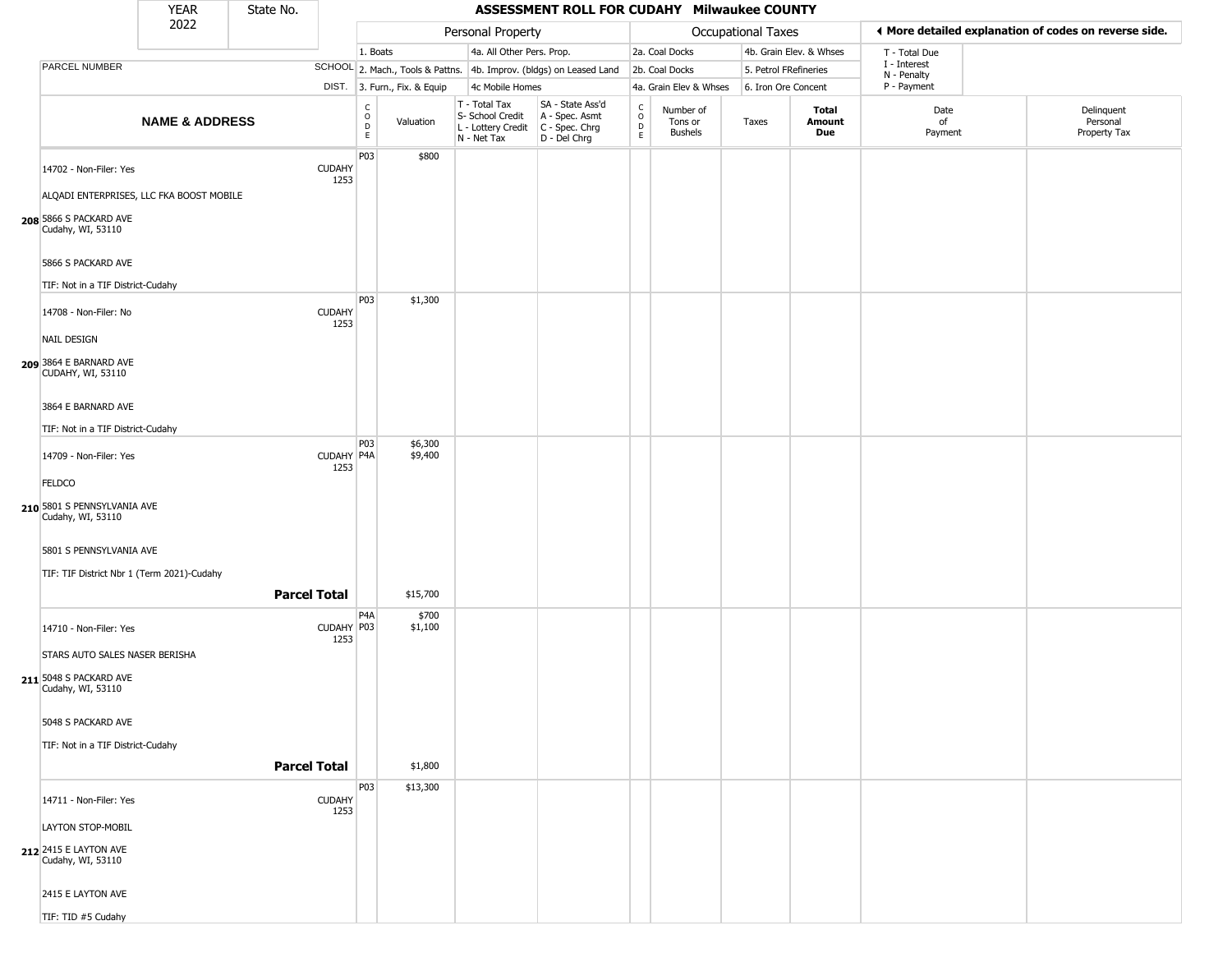# ASSESSMENT ROLL FOR CUDAHY Milwaukee COUNTY

YEAR 2022 | State No.

**Personal Property:** 1. Boats; 2. Mach., Tools & Pattns.; 3. Furn., Fix. & Equip; 4a. All Other Pers. Prop.; 4b. Improv. (bldgs) on Leased Land; 4c Mobile Homes

**Occupational Taxes:** 2a. Coal Docks; 2b. Coal Docks; 4a. Grain Elev & Whses; 4b. Grain Elev. & Whses; 5. Petrol FRefineries; 6. Iron Ore Concent

◄ More detailed explanation of codes on reverse side.

T - Total Due; I - Interest; N - Penalty; P - Payment

| | NAME & ADDRESS | SCHOOL DIST. | CODE | Valuation | T - Total Tax S- School Credit L - Lottery Credit N - Net Tax | SA - State Ass'd A - Spec. Asmt C - Spec. Chrg D - Del Chrg | CODE | Number of Tons or Bushels | Taxes | Total Amount Due | Date of Payment | Delinquent Personal Property Tax |
|---|---|---|---|---|---|---|---|---|---|---|---|---|
| 208 | 14702 - Non-Filer: Yes<br>ALQADI ENTERPRISES, LLC FKA BOOST MOBILE<br>5866 S PACKARD AVE<br>Cudahy, WI, 53110<br>5866 S PACKARD AVE<br>TIF: Not in a TIF District-Cudahy | CUDAHY 1253 | P03 | $800 | | | | | | | | |
| 209 | 14708 - Non-Filer: No<br>NAIL DESIGN<br>3864 E BARNARD AVE<br>CUDAHY, WI, 53110<br>3864 E BARNARD AVE<br>TIF: Not in a TIF District-Cudahy | CUDAHY 1253 | P03 | $1,300 | | | | | | | | |
| 210 | 14709 - Non-Filer: Yes<br>FELDCO<br>5801 S PENNSYLVANIA AVE<br>Cudahy, WI, 53110<br>5801 S PENNSYLVANIA AVE<br>TIF: TIF District Nbr 1 (Term 2021)-Cudahy | CUDAHY 1253 | P03<br>P4A | $6,300<br>$9,400 | | | | | | | | |
| | **Parcel Total** | | | $15,700 | | | | | | | | |
| 211 | 14710 - Non-Filer: Yes<br>STARS AUTO SALES NASER BERISHA<br>5048 S PACKARD AVE<br>Cudahy, WI, 53110<br>5048 S PACKARD AVE<br>TIF: Not in a TIF District-Cudahy | CUDAHY 1253 | P4A<br>P03 | $700<br>$1,100 | | | | | | | | |
| | **Parcel Total** | | | $1,800 | | | | | | | | |
| 212 | 14711 - Non-Filer: Yes<br>LAYTON STOP-MOBIL<br>2415 E LAYTON AVE<br>Cudahy, WI, 53110<br>2415 E LAYTON AVE<br>TIF: TID #5 Cudahy | CUDAHY 1253 | P03 | $13,300 | | | | | | | | |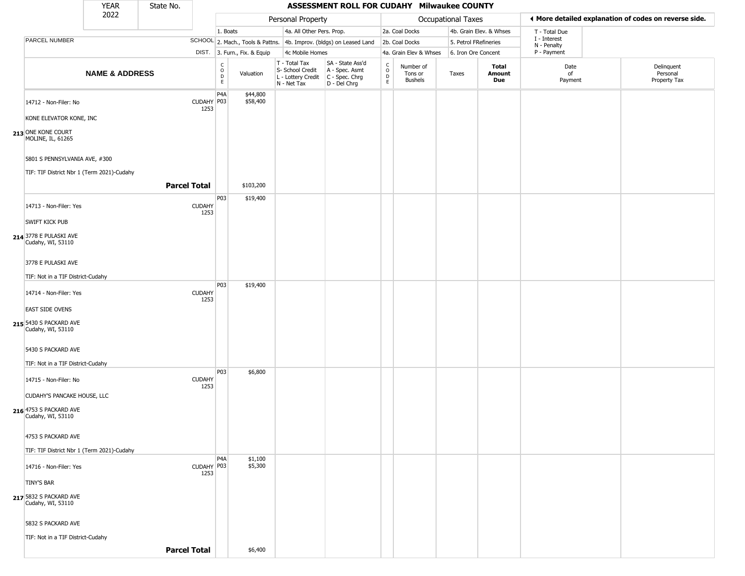| YEAR 2022 | State No. | ASSESSMENT ROLL FOR CUDAHY Milwaukee COUNTY | | | | | | | | | |
|---|---|---|---|---|---|---|---|---|---|---|---|

| | | Personal Property | | | | Occupational Taxes | | | | ◄ More detailed explanation of codes on reverse side. | |
|---|---|---|---|---|---|---|---|---|---|---|---|
| | | 1. Boats | | 4a. All Other Pers. Prop. | | 2a. Coal Docks | | 4b. Grain Elev. & Whses | | T - Total Due | |
| PARCEL NUMBER | SCHOOL | 2. Mach., Tools & Pattns. | | 4b. Improv. (bldgs) on Leased Land | | 2b. Coal Docks | | 5. Petrol FRefineries | | I - Interest N - Penalty | |
| | DIST. | 3. Furn., Fix. & Equip | | 4c Mobile Homes | | 4a. Grain Elev & Whses | | 6. Iron Ore Concent | | P - Payment | |
| **NAME & ADDRESS** | | CODE | Valuation | T - Total Tax S- School Credit L - Lottery Credit N - Net Tax | SA - State Ass'd A - Spec. Asmt C - Spec. Chrg D - Del Chrg | CODE | Number of Tons or Bushels | Taxes | **Total Amount Due** | Date of Payment | Delinquent Personal Property Tax |
| 213 14712 - Non-Filer: No<br>KONE ELEVATOR KONE, INC<br>ONE KONE COURT<br>MOLINE, IL, 61265<br>5801 S PENNSYLVANIA AVE, #300<br>TIF: TIF District Nbr 1 (Term 2021)-Cudahy | CUDAHY 1253 | P4A<br>P03 | $44,800<br>$58,400 | | | | | | | | |
| **Parcel Total** | | | $103,200 | | | | | | | | |
| 214 14713 - Non-Filer: Yes<br>SWIFT KICK PUB<br>3778 E PULASKI AVE<br>Cudahy, WI, 53110<br>3778 E PULASKI AVE<br>TIF: Not in a TIF District-Cudahy | CUDAHY 1253 | P03 | $19,400 | | | | | | | | |
| 215 14714 - Non-Filer: Yes<br>EAST SIDE OVENS<br>5430 S PACKARD AVE<br>Cudahy, WI, 53110<br>5430 S PACKARD AVE<br>TIF: Not in a TIF District-Cudahy | CUDAHY 1253 | P03 | $19,400 | | | | | | | | |
| 216 14715 - Non-Filer: No<br>CUDAHY'S PANCAKE HOUSE, LLC<br>4753 S PACKARD AVE<br>Cudahy, WI, 53110<br>4753 S PACKARD AVE<br>TIF: TIF District Nbr 1 (Term 2021)-Cudahy | CUDAHY 1253 | P03 | $6,800 | | | | | | | | |
| 217 14716 - Non-Filer: Yes<br>TINY'S BAR<br>5832 S PACKARD AVE<br>Cudahy, WI, 53110<br>5832 S PACKARD AVE<br>TIF: Not in a TIF District-Cudahy | CUDAHY 1253 | P4A<br>P03 | $1,100<br>$5,300 | | | | | | | | |
| **Parcel Total** | | | $6,400 | | | | | | | | |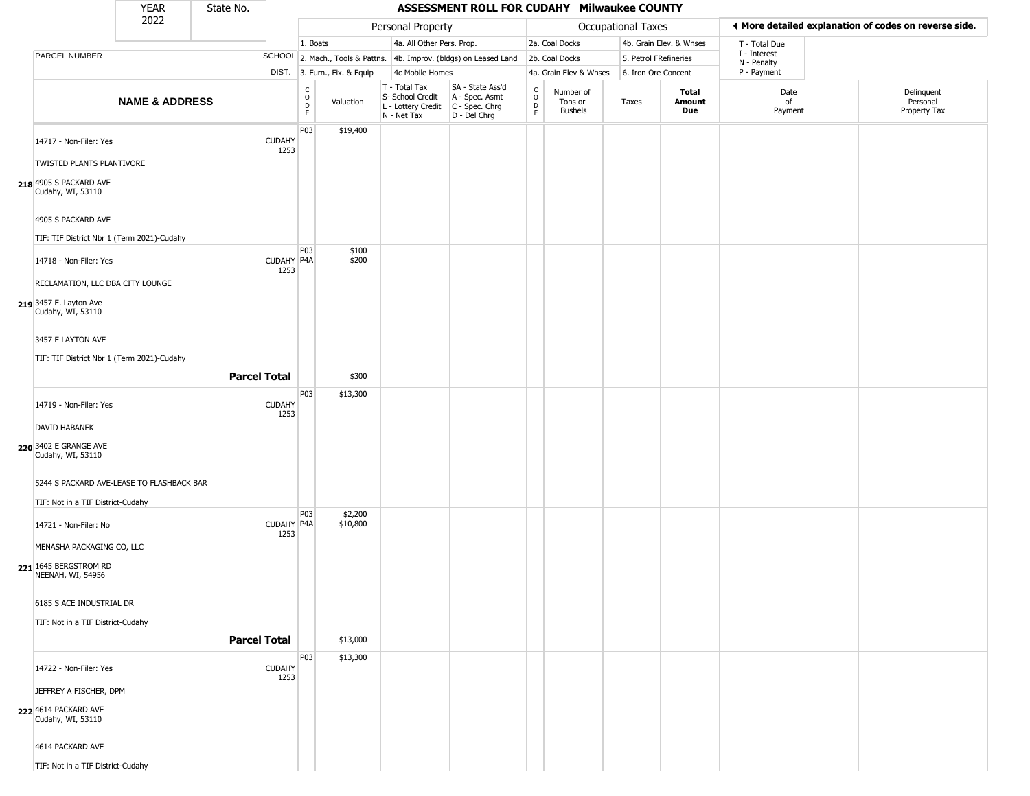# ASSESSMENT ROLL FOR CUDAHY Milwaukee COUNTY

| YEAR | State No. |
|---|---|
| 2022 | |

| | | Personal Property | | | | Occupational Taxes | | | | ◄ More detailed explanation of codes on reverse side. | |
|---|---|---|---|---|---|---|---|---|---|---|---|
| | | 1. Boats | | 4a. All Other Pers. Prop. | | 2a. Coal Docks | | 4b. Grain Elev. & Whses | | T - Total Due<br>I - Interest<br>N - Penalty<br>P - Payment | |
| PARCEL NUMBER | SCHOOL | 2. Mach., Tools & Pattns. | | 4b. Improv. (bldgs) on Leased Land | | 2b. Coal Docks | | 5. Petrol FRefineries | | | |
| | DIST. | 3. Furn., Fix. & Equip | | 4c Mobile Homes | | 4a. Grain Elev & Whses | | 6. Iron Ore Concent | | | |
| **NAME & ADDRESS** | | CODE | Valuation | T - Total Tax<br>S- School Credit<br>L - Lottery Credit<br>N - Net Tax | SA - State Ass'd<br>A - Spec. Asmt<br>C - Spec. Chrg<br>D - Del Chrg | CODE | Number of Tons or Bushels | Taxes | **Total Amount Due** | Date of Payment | Delinquent Personal Property Tax |
| 14717 - Non-Filer: Yes<br>TWISTED PLANTS PLANTIVORE<br>218 4905 S PACKARD AVE<br>Cudahy, WI, 53110<br>4905 S PACKARD AVE<br>TIF: TIF District Nbr 1 (Term 2021)-Cudahy | CUDAHY 1253 | P03 | $19,400 | | | | | | | | |
| 14718 - Non-Filer: Yes<br>RECLAMATION, LLC DBA CITY LOUNGE<br>219 3457 E. Layton Ave<br>Cudahy, WI, 53110<br>3457 E LAYTON AVE<br>TIF: TIF District Nbr 1 (Term 2021)-Cudahy | CUDAHY 1253 | P03<br>P4A | $100<br>$200 | | | | | | | | |
| | **Parcel Total** | | $300 | | | | | | | | |
| 14719 - Non-Filer: Yes<br>DAVID HABANEK<br>220 3402 E GRANGE AVE<br>Cudahy, WI, 53110<br>5244 S PACKARD AVE-LEASE TO FLASHBACK BAR<br>TIF: Not in a TIF District-Cudahy | CUDAHY 1253 | P03 | $13,300 | | | | | | | | |
| 14721 - Non-Filer: No<br>MENASHA PACKAGING CO, LLC<br>221 1645 BERGSTROM RD<br>NEENAH, WI, 54956<br>6185 S ACE INDUSTRIAL DR<br>TIF: Not in a TIF District-Cudahy | CUDAHY 1253 | P03<br>P4A | $2,200<br>$10,800 | | | | | | | | |
| | **Parcel Total** | | $13,000 | | | | | | | | |
| 14722 - Non-Filer: Yes<br>JEFFREY A FISCHER, DPM<br>222 4614 PACKARD AVE<br>Cudahy, WI, 53110<br>4614 PACKARD AVE<br>TIF: Not in a TIF District-Cudahy | CUDAHY 1253 | P03 | $13,300 | | | | | | | | |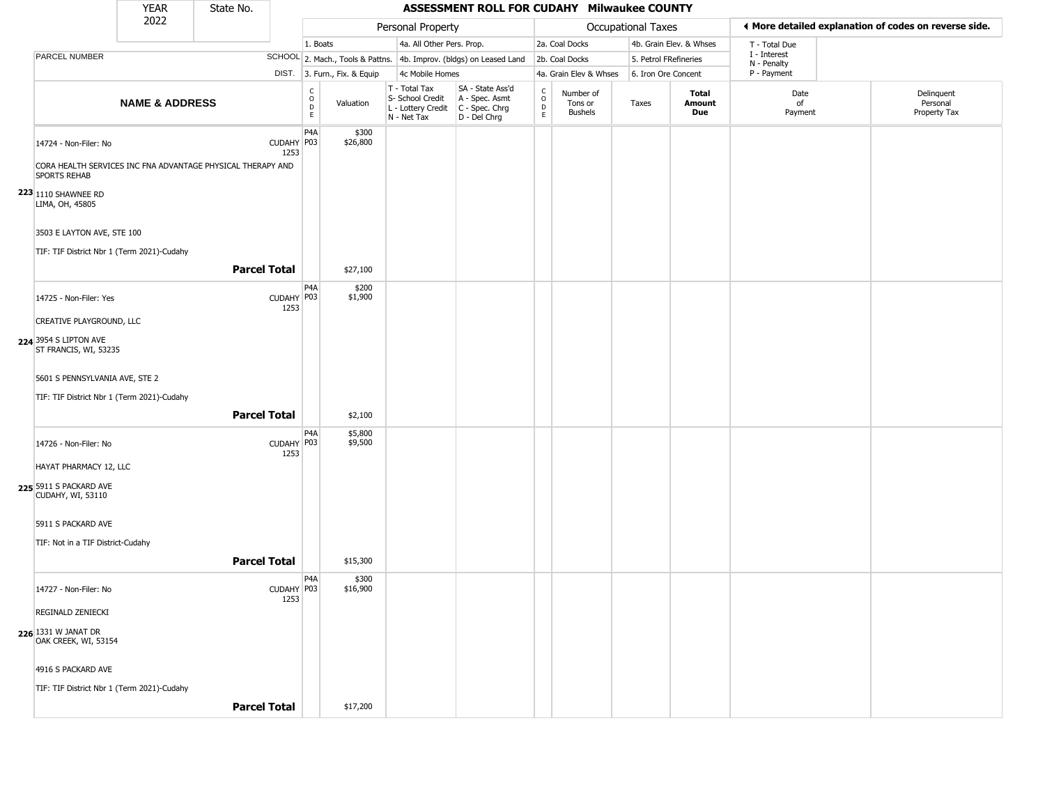# ASSESSMENT ROLL FOR CUDAHY Milwaukee COUNTY

YEAR 2022 | State No.

| | | Personal Property | | | | Occupational Taxes | | | | ◄ More detailed explanation of codes on reverse side. | |
|---|---|---|---|---|---|---|---|---|---|---|---|
| PARCEL NUMBER | SCHOOL DIST. | 1. Boats<br>2. Mach., Tools & Pattns.<br>3. Furn., Fix. & Equip | | 4a. All Other Pers. Prop.<br>4b. Improv. (bldgs) on Leased Land<br>4c Mobile Homes | | 2a. Coal Docks<br>2b. Coal Docks<br>4a. Grain Elev & Whses | | 4b. Grain Elev. & Whses<br>5. Petrol FRefineries<br>6. Iron Ore Concent | | T - Total Due<br>I - Interest<br>N - Penalty<br>P - Payment | |
| NAME & ADDRESS | | CODE | Valuation | T - Total Tax<br>S- School Credit<br>L - Lottery Credit<br>N - Net Tax | SA - State Ass'd<br>A - Spec. Asmt<br>C - Spec. Chrg<br>D - Del Chrg | CODE | Number of Tons or Bushels | Taxes | Total Amount Due | Date of Payment | Delinquent Personal Property Tax |
| 223 14724 - Non-Filer: No<br>CORA HEALTH SERVICES INC FNA ADVANTAGE PHYSICAL THERAPY AND SPORTS REHAB<br>1110 SHAWNEE RD<br>LIMA, OH, 45805<br>3503 E LAYTON AVE, STE 100<br>TIF: TIF District Nbr 1 (Term 2021)-Cudahy | CUDAHY 1253 | P4A<br>P03 | $300<br>$26,800 | | | | | | | | |
| **Parcel Total** | | | $27,100 | | | | | | | | |
| 224 14725 - Non-Filer: Yes<br>CREATIVE PLAYGROUND, LLC<br>3954 S LIPTON AVE<br>ST FRANCIS, WI, 53235<br>5601 S PENNSYLVANIA AVE, STE 2<br>TIF: TIF District Nbr 1 (Term 2021)-Cudahy | CUDAHY 1253 | P4A<br>P03 | $200<br>$1,900 | | | | | | | | |
| **Parcel Total** | | | $2,100 | | | | | | | | |
| 225 14726 - Non-Filer: No<br>HAYAT PHARMACY 12, LLC<br>5911 S PACKARD AVE<br>CUDAHY, WI, 53110<br>5911 S PACKARD AVE<br>TIF: Not in a TIF District-Cudahy | CUDAHY 1253 | P4A<br>P03 | $5,800<br>$9,500 | | | | | | | | |
| **Parcel Total** | | | $15,300 | | | | | | | | |
| 226 14727 - Non-Filer: No<br>REGINALD ZENIECKI<br>1331 W JANAT DR<br>OAK CREEK, WI, 53154<br>4916 S PACKARD AVE<br>TIF: TIF District Nbr 1 (Term 2021)-Cudahy | CUDAHY 1253 | P4A<br>P03 | $300<br>$16,900 | | | | | | | | |
| **Parcel Total** | | | $17,200 | | | | | | | | |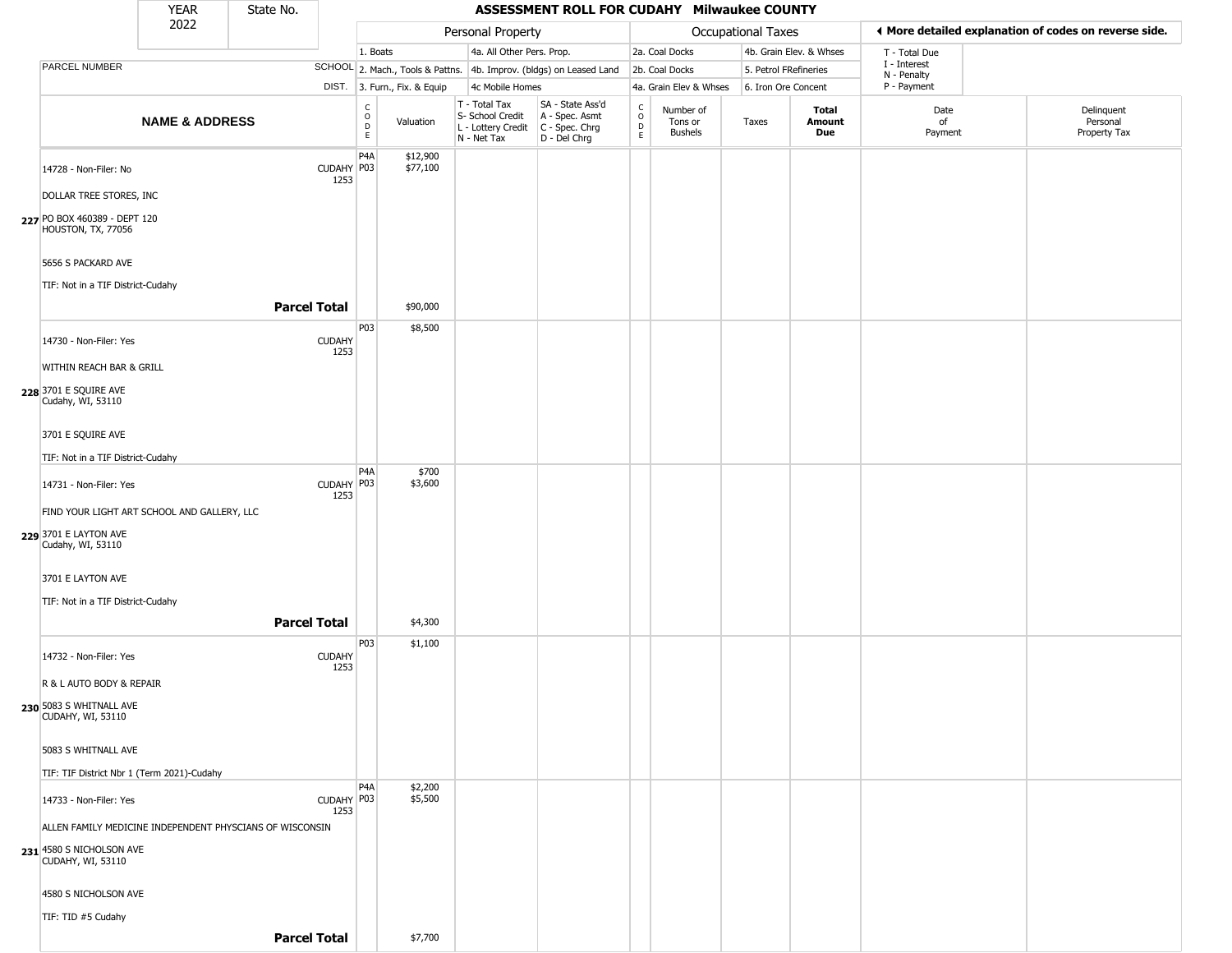# ASSESSMENT ROLL FOR CUDAHY Milwaukee COUNTY

YEAR 2022 | State No.

| | | Personal Property | | | | | Occupational Taxes | | | | ◀ More detailed explanation of codes on reverse side. | |
|---|---|---|---|---|---|---|---|---|---|---|---|---|
| | | 1. Boats | | 4a. All Other Pers. Prop. | | | 2a. Coal Docks | | 4b. Grain Elev. & Whses | | T - Total Due | |
| PARCEL NUMBER | SCHOOL | 2. Mach., Tools & Pattns. | | 4b. Improv. (bldgs) on Leased Land | | | 2b. Coal Docks | | 5. Petrol FRefineries | | I - Interest<br>N - Penalty | |
| | DIST. | 3. Furn., Fix. & Equip | | 4c Mobile Homes | | | 4a. Grain Elev & Whses | | 6. Iron Ore Concent | | P - Payment | |
| **NAME & ADDRESS** | | CODE | Valuation | T - Total Tax<br>S- School Credit<br>L - Lottery Credit<br>N - Net Tax | SA - State Ass'd<br>A - Spec. Asmt<br>C - Spec. Chrg<br>D - Del Chrg | CODE | Number of Tons or Bushels | Taxes | **Total Amount Due** | Date of Payment | Delinquent Personal Property Tax | |
| **227** 14728 - Non-Filer: No<br>DOLLAR TREE STORES, INC<br>PO BOX 460389 - DEPT 120<br>HOUSTON, TX, 77056<br>5656 S PACKARD AVE<br>TIF: Not in a TIF District-Cudahy | CUDAHY 1253 | P4A<br>P03 | $12,900<br>$77,100 | | | | | | | | | |
| **Parcel Total** | | | $90,000 | | | | | | | | | |
| **228** 14730 - Non-Filer: Yes<br>WITHIN REACH BAR & GRILL<br>3701 E SQUIRE AVE<br>Cudahy, WI, 53110<br>3701 E SQUIRE AVE<br>TIF: Not in a TIF District-Cudahy | CUDAHY 1253 | P03 | $8,500 | | | | | | | | | |
| **229** 14731 - Non-Filer: Yes<br>FIND YOUR LIGHT ART SCHOOL AND GALLERY, LLC<br>3701 E LAYTON AVE<br>Cudahy, WI, 53110<br>3701 E LAYTON AVE<br>TIF: Not in a TIF District-Cudahy | CUDAHY 1253 | P4A<br>P03 | $700<br>$3,600 | | | | | | | | | |
| **Parcel Total** | | | $4,300 | | | | | | | | | |
| **230** 14732 - Non-Filer: Yes<br>R & L AUTO BODY & REPAIR<br>5083 S WHITNALL AVE<br>CUDAHY, WI, 53110<br>5083 S WHITNALL AVE<br>TIF: TIF District Nbr 1 (Term 2021)-Cudahy | CUDAHY 1253 | P03 | $1,100 | | | | | | | | | |
| **231** 14733 - Non-Filer: Yes<br>ALLEN FAMILY MEDICINE INDEPENDENT PHYSCIANS OF WISCONSIN<br>4580 S NICHOLSON AVE<br>CUDAHY, WI, 53110<br>4580 S NICHOLSON AVE<br>TIF: TID #5 Cudahy | CUDAHY 1253 | P4A<br>P03 | $2,200<br>$5,500 | | | | | | | | | |
| **Parcel Total** | | | $7,700 | | | | | | | | | |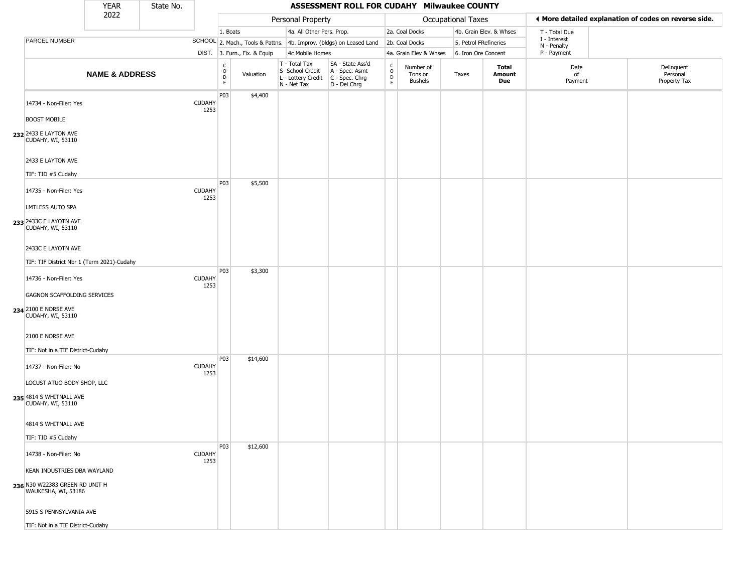| YEAR 2022 | State No. | ASSESSMENT ROLL FOR CUDAHY Milwaukee COUNTY | | | | | | | | | | |
|---|---|---|---|---|---|---|---|---|---|---|---|---|

| | | Personal Property | | | | Occupational Taxes | | | | ◂ More detailed explanation of codes on reverse side. | |
|---|---|---|---|---|---|---|---|---|---|---|---|
| PARCEL NUMBER | SCHOOL DIST. | 1. Boats<br>2. Mach., Tools & Pattns.<br>3. Furn., Fix. & Equip | | 4a. All Other Pers. Prop.<br>4b. Improv. (bldgs) on Leased Land<br>4c Mobile Homes | | 2a. Coal Docks<br>2b. Coal Docks<br>4a. Grain Elev & Whses | | 4b. Grain Elev. & Whses<br>5. Petrol FRefineries<br>6. Iron Ore Concent | | T - Total Due<br>I - Interest<br>N - Penalty<br>P - Payment | |
| **NAME & ADDRESS** | | CODE | Valuation | T - Total Tax<br>S- School Credit<br>L - Lottery Credit<br>N - Net Tax | SA - State Ass'd<br>A - Spec. Asmt<br>C - Spec. Chrg<br>D - Del Chrg | CODE | Number of Tons or Bushels | Taxes | **Total Amount Due** | Date of Payment | Delinquent Personal Property Tax |
| 14734 - Non-Filer: Yes<br><br>BOOST MOBILE<br><br>232 2433 E LAYTON AVE<br>CUDAHY, WI, 53110<br><br>2433 E LAYTON AVE<br><br>TIF: TID #5 Cudahy | CUDAHY 1253 | P03 | $4,400 | | | | | | | | |
| 14735 - Non-Filer: Yes<br><br>LMTLESS AUTO SPA<br><br>233 2433C E LAYOTN AVE<br>CUDAHY, WI, 53110<br><br>2433C E LAYOTN AVE<br><br>TIF: TIF District Nbr 1 (Term 2021)-Cudahy | CUDAHY 1253 | P03 | $5,500 | | | | | | | | |
| 14736 - Non-Filer: Yes<br><br>GAGNON SCAFFOLDING SERVICES<br><br>234 2100 E NORSE AVE<br>CUDAHY, WI, 53110<br><br>2100 E NORSE AVE<br><br>TIF: Not in a TIF District-Cudahy | CUDAHY 1253 | P03 | $3,300 | | | | | | | | |
| 14737 - Non-Filer: No<br><br>LOCUST ATUO BODY SHOP, LLC<br><br>235 4814 S WHITNALL AVE<br>CUDAHY, WI, 53110<br><br>4814 S WHITNALL AVE<br><br>TIF: TID #5 Cudahy | CUDAHY 1253 | P03 | $14,600 | | | | | | | | |
| 14738 - Non-Filer: No<br><br>KEAN INDUSTRIES DBA WAYLAND<br><br>236 N30 W22383 GREEN RD UNIT H<br>WAUKESHA, WI, 53186<br><br>5915 S PENNSYLVANIA AVE<br><br>TIF: Not in a TIF District-Cudahy | CUDAHY 1253 | P03 | $12,600 | | | | | | | | |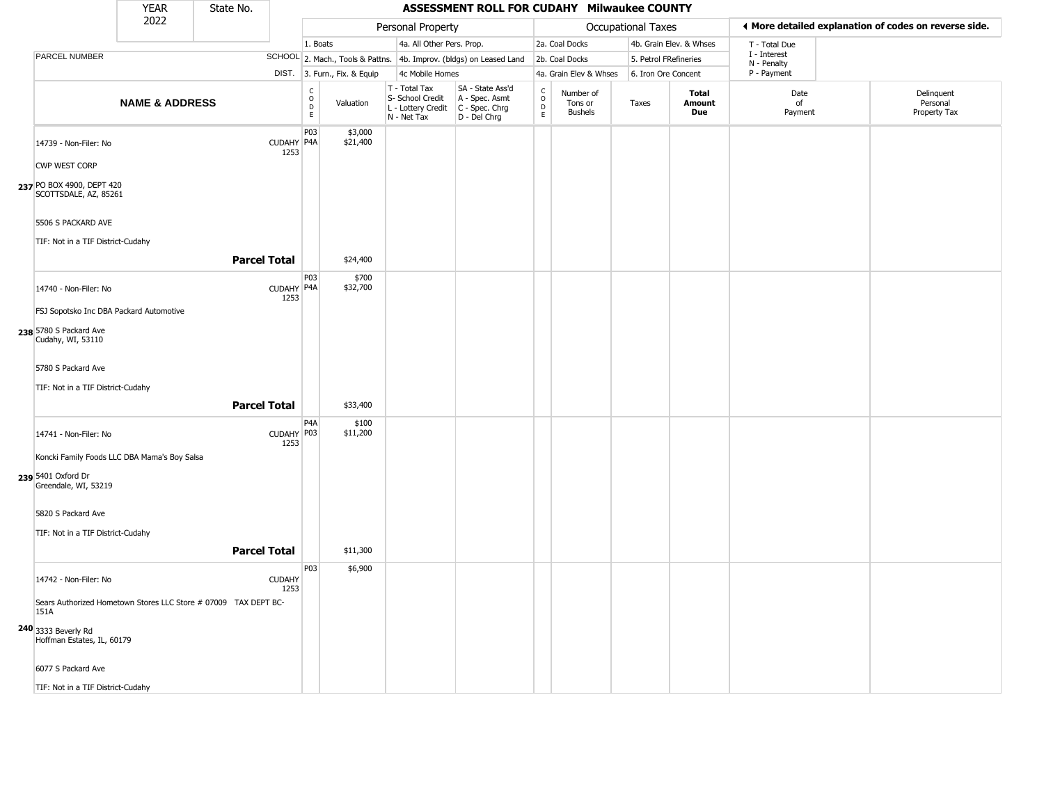# ASSESSMENT ROLL FOR CUDAHY Milwaukee COUNTY

YEAR 2022 | State No.

| | | Personal Property | | | | Occupational Taxes | | | | ◄ More detailed explanation of codes on reverse side. | |
|---|---|---|---|---|---|---|---|---|---|---|---|
| | | 1. Boats | | 4a. All Other Pers. Prop. | | 2a. Coal Docks | | 4b. Grain Elev. & Whses | | T - Total Due | |
| PARCEL NUMBER | SCHOOL | 2. Mach., Tools & Pattns. | | 4b. Improv. (bldgs) on Leased Land | | 2b. Coal Docks | | 5. Petrol FRefineries | | I - Interest, N - Penalty | |
| | DIST. | 3. Furn., Fix. & Equip | | 4c Mobile Homes | | 4a. Grain Elev & Whses | | 6. Iron Ore Concent | | P - Payment | |
| NAME & ADDRESS | | CODE | Valuation | T - Total Tax, S- School Credit, L - Lottery Credit, N - Net Tax | SA - State Ass'd, A - Spec. Asmt, C - Spec. Chrg, D - Del Chrg | CODE | Number of Tons or Bushels | Taxes | Total Amount Due | Date of Payment | Delinquent Personal Property Tax |
| **237** 14739 - Non-Filer: No<br>CWP WEST CORP<br>PO BOX 4900, DEPT 420<br>SCOTTSDALE, AZ, 85261<br>5506 S PACKARD AVE<br>TIF: Not in a TIF District-Cudahy | CUDAHY 1253 | P03<br>P4A | $3,000<br>$21,400 | | | | | | | | |
| **Parcel Total** | | | $24,400 | | | | | | | | |
| **238** 14740 - Non-Filer: No<br>FSJ Sopotsko Inc DBA Packard Automotive<br>5780 S Packard Ave<br>Cudahy, WI, 53110<br>5780 S Packard Ave<br>TIF: Not in a TIF District-Cudahy | CUDAHY 1253 | P03<br>P4A | $700<br>$32,700 | | | | | | | | |
| **Parcel Total** | | | $33,400 | | | | | | | | |
| **239** 14741 - Non-Filer: No<br>Koncki Family Foods LLC DBA Mama's Boy Salsa<br>5401 Oxford Dr<br>Greendale, WI, 53219<br>5820 S Packard Ave<br>TIF: Not in a TIF District-Cudahy | CUDAHY 1253 | P4A<br>P03 | $100<br>$11,200 | | | | | | | | |
| **Parcel Total** | | | $11,300 | | | | | | | | |
| **240** 14742 - Non-Filer: No<br>Sears Authorized Hometown Stores LLC Store # 07009 TAX DEPT BC-151A<br>3333 Beverly Rd<br>Hoffman Estates, IL, 60179<br>6077 S Packard Ave<br>TIF: Not in a TIF District-Cudahy | CUDAHY 1253 | P03 | $6,900 | | | | | | | | |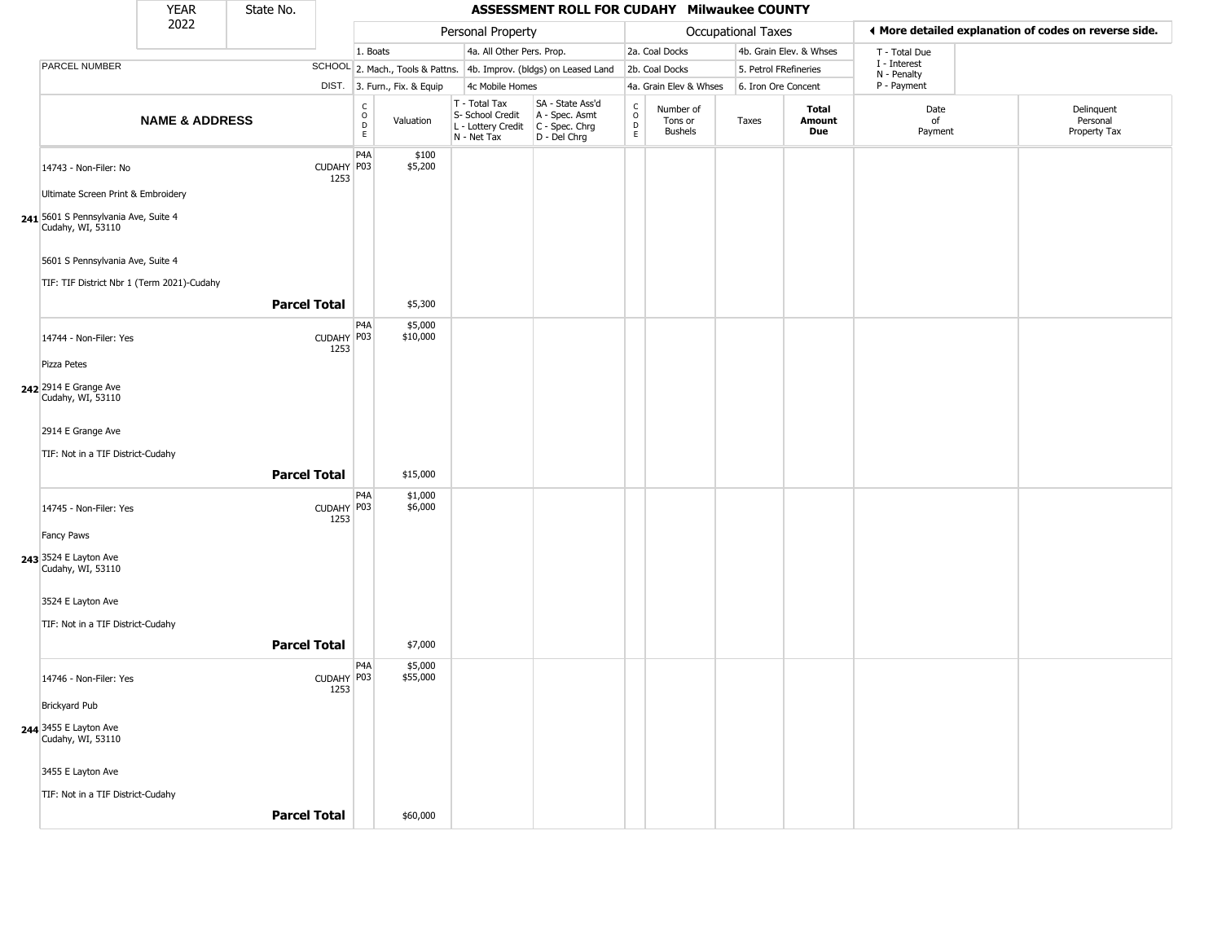| YEAR 2022 | State No. |
|---|---|

# ASSESSMENT ROLL FOR CUDAHY Milwaukee COUNTY

**Personal Property:** 1. Boats; 2. Mach., Tools & Pattns.; 3. Furn., Fix. & Equip; 4a. All Other Pers. Prop.; 4b. Improv. (bldgs) on Leased Land; 4c Mobile Homes

**Occupational Taxes:** 2a. Coal Docks; 2b. Coal Docks; 4a. Grain Elev & Whses; 4b. Grain Elev. & Whses; 5. Petrol FRefineries; 6. Iron Ore Concent

◄ More detailed explanation of codes on reverse side.

T - Total Due; I - Interest; N - Penalty; P - Payment

| | NAME & ADDRESS | PARCEL NUMBER SCHOOL DIST. | CODE | Valuation | T - Total Tax S- School Credit L - Lottery Credit N - Net Tax | SA - State Ass'd A - Spec. Asmt C - Spec. Chrg D - Del Chrg | CODE | Number of Tons or Bushels | Taxes | Total Amount Due | Date of Payment | Delinquent Personal Property Tax |
|---|---|---|---|---|---|---|---|---|---|---|---|---|
| 241 | 14743 - Non-Filer: No<br>Ultimate Screen Print & Embroidery<br>5601 S Pennsylvania Ave, Suite 4<br>Cudahy, WI, 53110<br>5601 S Pennsylvania Ave, Suite 4<br>TIF: TIF District Nbr 1 (Term 2021)-Cudahy | CUDAHY 1253 | P4A<br>P03 | $100<br>$5,200 | | | | | | | | |
| | **Parcel Total** | | | $5,300 | | | | | | | | |
| 242 | 14744 - Non-Filer: Yes<br>Pizza Petes<br>2914 E Grange Ave<br>Cudahy, WI, 53110<br>2914 E Grange Ave<br>TIF: Not in a TIF District-Cudahy | CUDAHY 1253 | P4A<br>P03 | $5,000<br>$10,000 | | | | | | | | |
| | **Parcel Total** | | | $15,000 | | | | | | | | |
| 243 | 14745 - Non-Filer: Yes<br>Fancy Paws<br>3524 E Layton Ave<br>Cudahy, WI, 53110<br>3524 E Layton Ave<br>TIF: Not in a TIF District-Cudahy | CUDAHY 1253 | P4A<br>P03 | $1,000<br>$6,000 | | | | | | | | |
| | **Parcel Total** | | | $7,000 | | | | | | | | |
| 244 | 14746 - Non-Filer: Yes<br>Brickyard Pub<br>3455 E Layton Ave<br>Cudahy, WI, 53110<br>3455 E Layton Ave<br>TIF: Not in a TIF District-Cudahy | CUDAHY 1253 | P4A<br>P03 | $5,000<br>$55,000 | | | | | | | | |
| | **Parcel Total** | | | $60,000 | | | | | | | | |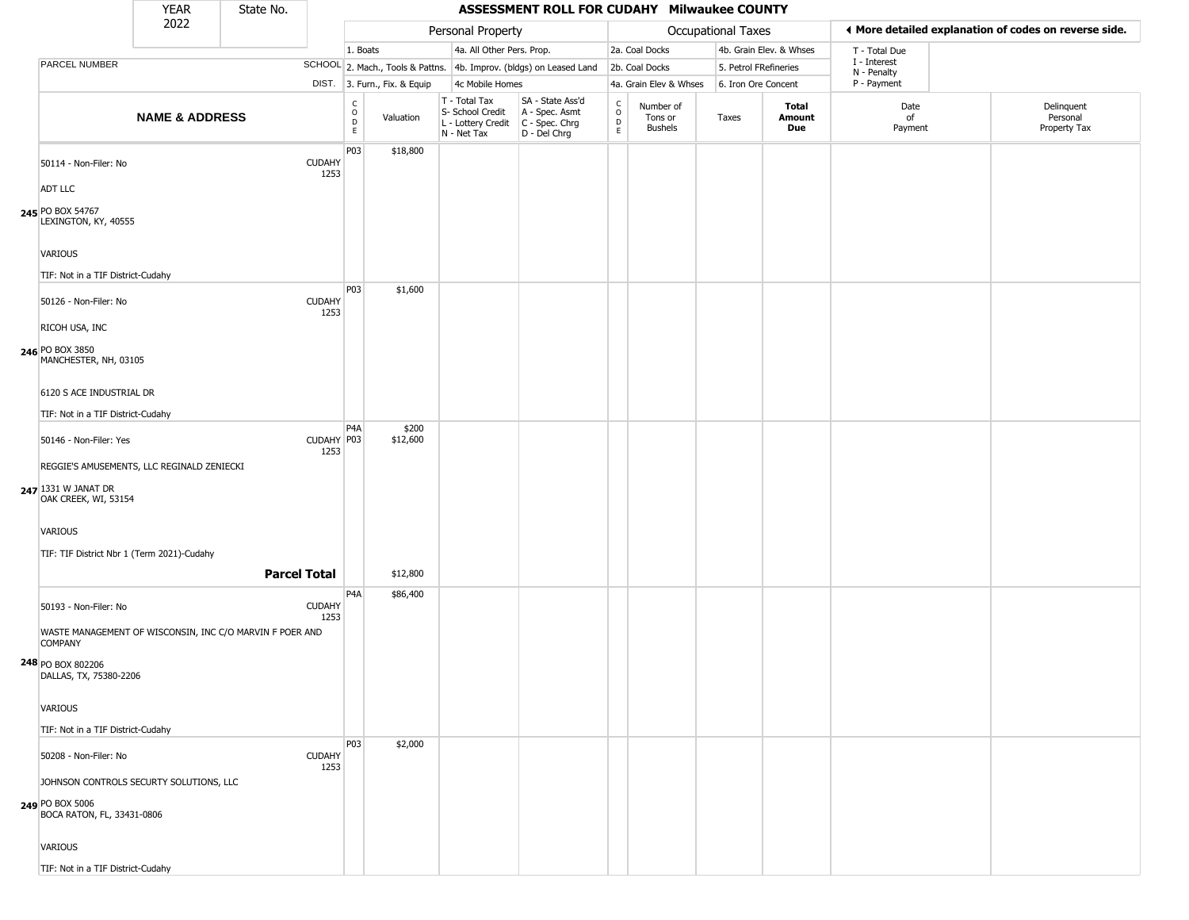# ASSESSMENT ROLL FOR CUDAHY Milwaukee COUNTY

YEAR 2022 | State No.

| NAME & ADDRESS | SCHOOL DIST. | Personal Property CODE | Valuation | T - Total Tax / S- School Credit / L - Lottery Credit / N - Net Tax | SA - State Ass'd / A - Spec. Asmt / C - Spec. Chrg / D - Del Chrg | Occupational Taxes CODE | Number of Tons or Bushels | Taxes | Total Amount Due | Date of Payment | Delinquent Personal Property Tax |
|---|---|---|---|---|---|---|---|---|---|---|---|
| **245** 50114 - Non-Filer: No<br>ADT LLC<br>PO BOX 54767<br>LEXINGTON, KY, 40555<br>VARIOUS<br>TIF: Not in a TIF District-Cudahy | CUDAHY 1253 | P03 | $18,800 | | | | | | | | |
| **246** 50126 - Non-Filer: No<br>RICOH USA, INC<br>PO BOX 3850<br>MANCHESTER, NH, 03105<br>6120 S ACE INDUSTRIAL DR<br>TIF: Not in a TIF District-Cudahy | CUDAHY 1253 | P03 | $1,600 | | | | | | | | |
| **247** 50146 - Non-Filer: Yes<br>REGGIE'S AMUSEMENTS, LLC REGINALD ZENIECKI<br>1331 W JANAT DR<br>OAK CREEK, WI, 53154<br>VARIOUS<br>TIF: TIF District Nbr 1 (Term 2021)-Cudahy | CUDAHY 1253 | P4A<br>P03 | $200<br>$12,600 | | | | | | | | |
| **Parcel Total** | | | $12,800 | | | | | | | | |
| **248** 50193 - Non-Filer: No<br>WASTE MANAGEMENT OF WISCONSIN, INC C/O MARVIN F POER AND COMPANY<br>PO BOX 802206<br>DALLAS, TX, 75380-2206<br>VARIOUS<br>TIF: Not in a TIF District-Cudahy | CUDAHY 1253 | P4A | $86,400 | | | | | | | | |
| **249** 50208 - Non-Filer: No<br>JOHNSON CONTROLS SECURTY SOLUTIONS, LLC<br>PO BOX 5006<br>BOCA RATON, FL, 33431-0806<br>VARIOUS<br>TIF: Not in a TIF District-Cudahy | CUDAHY 1253 | P03 | $2,000 | | | | | | | | |

Personal Property codes: 1. Boats; 2. Mach., Tools & Pattns.; 3. Furn., Fix. & Equip; 4a. All Other Pers. Prop.; 4b. Improv. (bldgs) on Leased Land; 4c Mobile Homes

Occupational Taxes codes: 2a. Coal Docks; 2b. Coal Docks; 4a. Grain Elev & Whses; 4b. Grain Elev. & Whses; 5. Petrol FRefineries; 6. Iron Ore Concent

T - Total Due; I - Interest; N - Penalty; P - Payment

◄ More detailed explanation of codes on reverse side.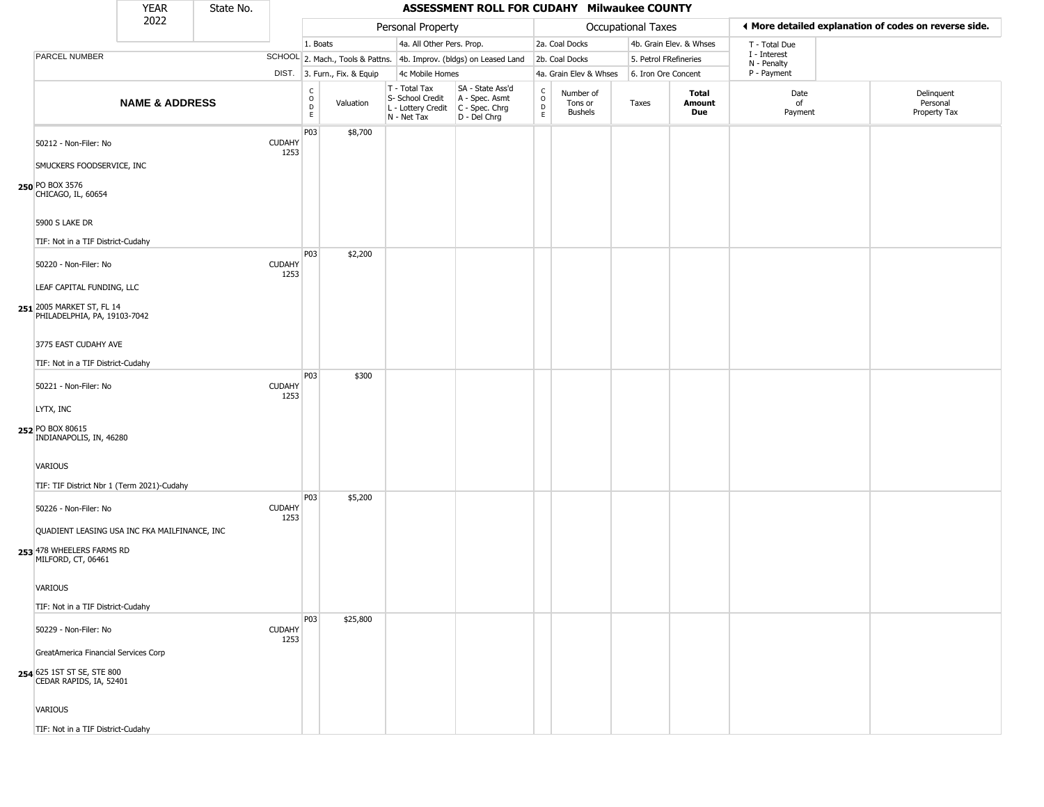| YEAR | State No. |
|---|---|
| 2022 | |

# ASSESSMENT ROLL FOR CUDAHY Milwaukee COUNTY

| | | Personal Property | | | | Occupational Taxes | | | | ◄ More detailed explanation of codes on reverse side. | |
|---|---|---|---|---|---|---|---|---|---|---|---|
| PARCEL NUMBER | SCHOOL DIST. | 1. Boats<br>2. Mach., Tools & Pattns.<br>3. Furn., Fix. & Equip | | 4a. All Other Pers. Prop.<br>4b. Improv. (bldgs) on Leased Land<br>4c Mobile Homes | | 2a. Coal Docks<br>2b. Coal Docks<br>4a. Grain Elev & Whses | | 4b. Grain Elev. & Whses<br>5. Petrol FRefineries<br>6. Iron Ore Concent | | T - Total Due<br>I - Interest<br>N - Penalty<br>P - Payment | |
| **NAME & ADDRESS** | | CODE | Valuation | T - Total Tax<br>S- School Credit<br>L - Lottery Credit<br>N - Net Tax | SA - State Ass'd<br>A - Spec. Asmt<br>C - Spec. Chrg<br>D - Del Chrg | CODE | Number of Tons or Bushels | Taxes | **Total Amount Due** | Date of Payment | Delinquent Personal Property Tax |
| 250 50212 - Non-Filer: No<br>SMUCKERS FOODSERVICE, INC<br>PO BOX 3576<br>CHICAGO, IL, 60654<br>5900 S LAKE DR<br>TIF: Not in a TIF District-Cudahy | CUDAHY 1253 | P03 | $8,700 | | | | | | | | |
| 251 50220 - Non-Filer: No<br>LEAF CAPITAL FUNDING, LLC<br>2005 MARKET ST, FL 14<br>PHILADELPHIA, PA, 19103-7042<br>3775 EAST CUDAHY AVE<br>TIF: Not in a TIF District-Cudahy | CUDAHY 1253 | P03 | $2,200 | | | | | | | | |
| 252 50221 - Non-Filer: No<br>LYTX, INC<br>PO BOX 80615<br>INDIANAPOLIS, IN, 46280<br>VARIOUS<br>TIF: TIF District Nbr 1 (Term 2021)-Cudahy | CUDAHY 1253 | P03 | $300 | | | | | | | | |
| 253 50226 - Non-Filer: No<br>QUADIENT LEASING USA INC FKA MAILFINANCE, INC<br>478 WHEELERS FARMS RD<br>MILFORD, CT, 06461<br>VARIOUS<br>TIF: Not in a TIF District-Cudahy | CUDAHY 1253 | P03 | $5,200 | | | | | | | | |
| 254 50229 - Non-Filer: No<br>GreatAmerica Financial Services Corp<br>625 1ST ST SE, STE 800<br>CEDAR RAPIDS, IA, 52401<br>VARIOUS<br>TIF: Not in a TIF District-Cudahy | CUDAHY 1253 | P03 | $25,800 | | | | | | | | |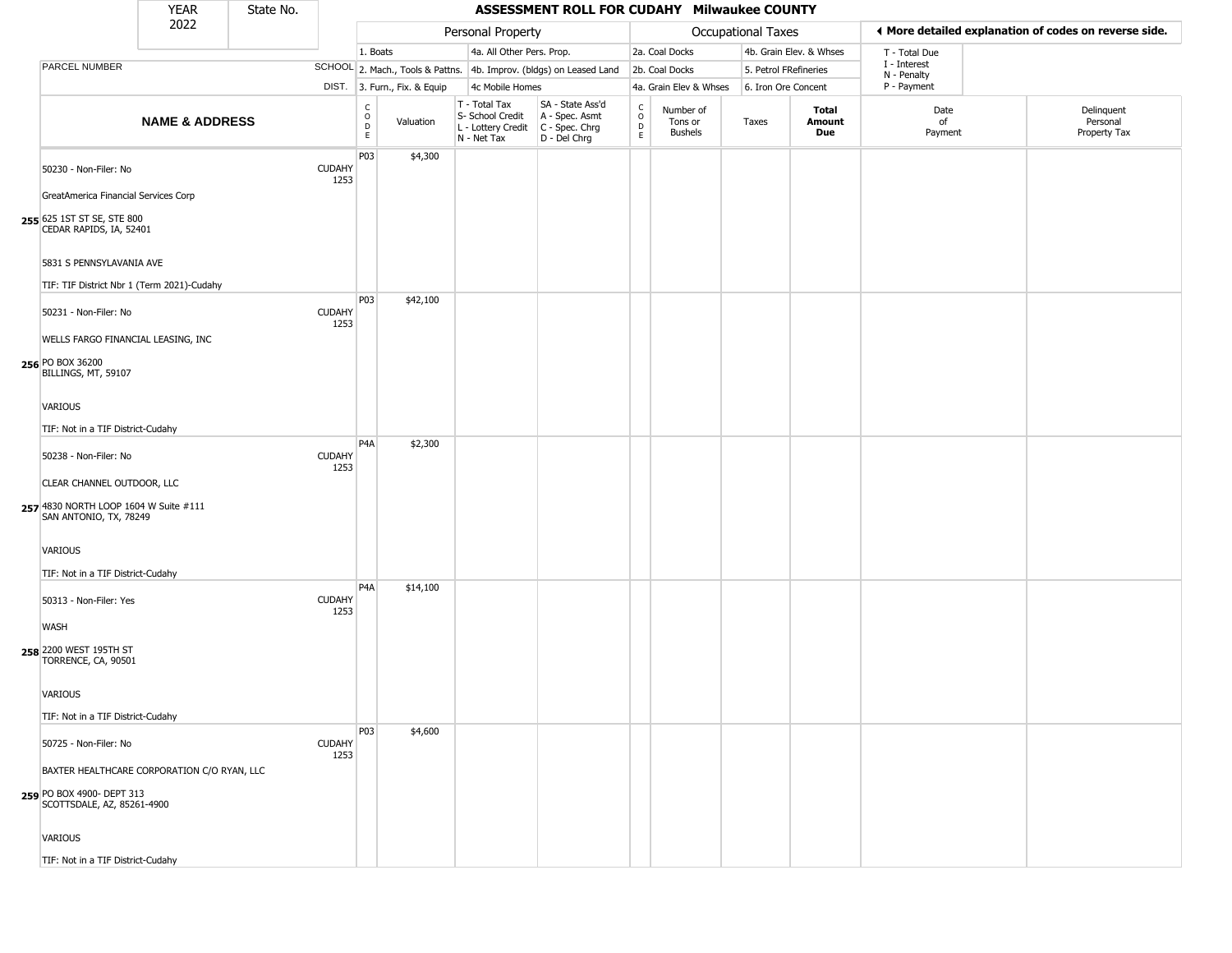| YEAR 2022 | State No. | | ASSESSMENT ROLL FOR CUDAHY Milwaukee COUNTY | | | | | | | | | |
|---|---|---|---|---|---|---|---|---|---|---|---|---|

**Personal Property:** 1. Boats; 2. Mach., Tools & Pattns.; 3. Furn., Fix. & Equip; 4a. All Other Pers. Prop.; 4b. Improv. (bldgs) on Leased Land; 4c Mobile Homes

**Occupational Taxes:** 2a. Coal Docks; 2b. Coal Docks; 4a. Grain Elev & Whses; 4b. Grain Elev. & Whses; 5. Petrol FRefineries; 6. Iron Ore Concent

◄ More detailed explanation of codes on reverse side.

T - Total Due; I - Interest; N - Penalty; P - Payment

| | PARCEL NUMBER / NAME & ADDRESS | SCHOOL DIST. | CODE | Valuation | T - Total Tax S- School Credit L - Lottery Credit N - Net Tax | SA - State Ass'd A - Spec. Asmt C - Spec. Chrg D - Del Chrg | CODE | Number of Tons or Bushels | Taxes | Total Amount Due | Date of Payment | Delinquent Personal Property Tax |
|---|---|---|---|---|---|---|---|---|---|---|---|---|
| 255 | 50230 - Non-Filer: No<br>GreatAmerica Financial Services Corp<br>625 1ST ST SE, STE 800<br>CEDAR RAPIDS, IA, 52401<br>5831 S PENNSYLAVANIA AVE<br>TIF: TIF District Nbr 1 (Term 2021)-Cudahy | CUDAHY 1253 | P03 | $4,300 | | | | | | | | |
| 256 | 50231 - Non-Filer: No<br>WELLS FARGO FINANCIAL LEASING, INC<br>PO BOX 36200<br>BILLINGS, MT, 59107<br>VARIOUS<br>TIF: Not in a TIF District-Cudahy | CUDAHY 1253 | P03 | $42,100 | | | | | | | | |
| 257 | 50238 - Non-Filer: No<br>CLEAR CHANNEL OUTDOOR, LLC<br>4830 NORTH LOOP 1604 W Suite #111<br>SAN ANTONIO, TX, 78249<br>VARIOUS<br>TIF: Not in a TIF District-Cudahy | CUDAHY 1253 | P4A | $2,300 | | | | | | | | |
| 258 | 50313 - Non-Filer: Yes<br>WASH<br>2200 WEST 195TH ST<br>TORRENCE, CA, 90501<br>VARIOUS<br>TIF: Not in a TIF District-Cudahy | CUDAHY 1253 | P4A | $14,100 | | | | | | | | |
| 259 | 50725 - Non-Filer: No<br>BAXTER HEALTHCARE CORPORATION C/O RYAN, LLC<br>PO BOX 4900- DEPT 313<br>SCOTTSDALE, AZ, 85261-4900<br>VARIOUS<br>TIF: Not in a TIF District-Cudahy | CUDAHY 1253 | P03 | $4,600 | | | | | | | | |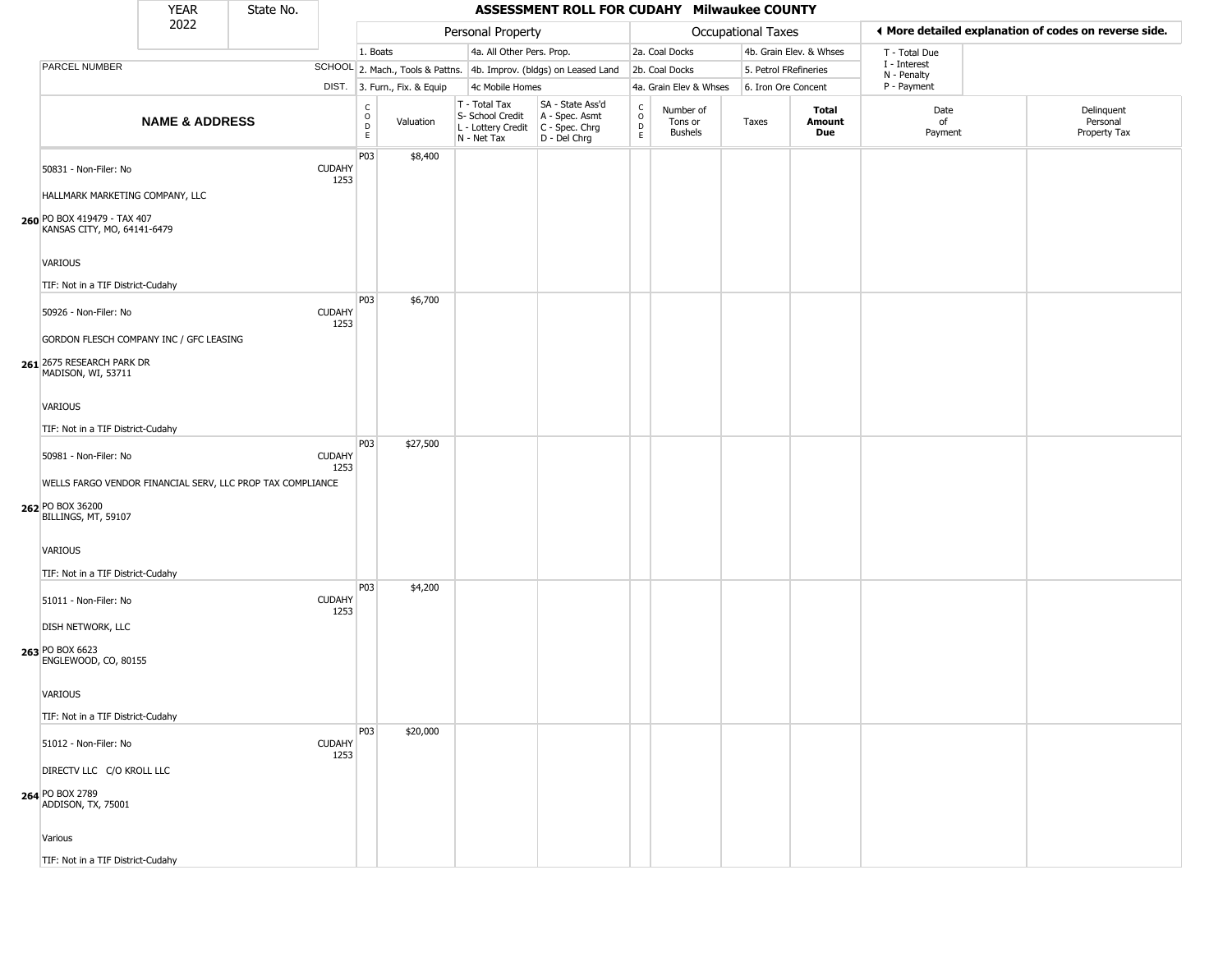| YEAR 2022 | State No. | ASSESSMENT ROLL FOR CUDAHY Milwaukee COUNTY |
|---|---|---|

| | PARCEL NUMBER | SCHOOL DIST. | Personal Property: 1. Boats, 2. Mach., Tools & Pattns., 3. Furn., Fix. & Equip | 4a. All Other Pers. Prop., 4b. Improv. (bldgs) on Leased Land, 4c Mobile Homes | | Occupational Taxes: 2a. Coal Docks, 2b. Coal Docks, 4a. Grain Elev & Whses | 4b. Grain Elev. & Whses, 5. Petrol FRefineries, 6. Iron Ore Concent | | | ◄ More detailed explanation of codes on reverse side. T - Total Due, I - Interest, N - Penalty, P - Payment | |
|---|---|---|---|---|---|---|---|---|---|---|---|
| | **NAME & ADDRESS** | | CODE | Valuation | T - Total Tax, S- School Credit, L - Lottery Credit, N - Net Tax | SA - State Ass'd, A - Spec. Asmt, C - Spec. Chrg, D - Del Chrg | CODE | Number of Tons or Bushels | Taxes | **Total Amount Due** | Date of Payment | Delinquent Personal Property Tax |
| 260 | 50831 - Non-Filer: No<br>HALLMARK MARKETING COMPANY, LLC<br>PO BOX 419479 - TAX 407<br>KANSAS CITY, MO, 64141-6479<br>VARIOUS<br>TIF: Not in a TIF District-Cudahy | CUDAHY 1253 | P03 | $8,400 | | | | | | | | |
| 261 | 50926 - Non-Filer: No<br>GORDON FLESCH COMPANY INC / GFC LEASING<br>2675 RESEARCH PARK DR<br>MADISON, WI, 53711<br>VARIOUS<br>TIF: Not in a TIF District-Cudahy | CUDAHY 1253 | P03 | $6,700 | | | | | | | | |
| 262 | 50981 - Non-Filer: No<br>WELLS FARGO VENDOR FINANCIAL SERV, LLC PROP TAX COMPLIANCE<br>PO BOX 36200<br>BILLINGS, MT, 59107<br>VARIOUS<br>TIF: Not in a TIF District-Cudahy | CUDAHY 1253 | P03 | $27,500 | | | | | | | | |
| 263 | 51011 - Non-Filer: No<br>DISH NETWORK, LLC<br>PO BOX 6623<br>ENGLEWOOD, CO, 80155<br>VARIOUS<br>TIF: Not in a TIF District-Cudahy | CUDAHY 1253 | P03 | $4,200 | | | | | | | | |
| 264 | 51012 - Non-Filer: No<br>DIRECTV LLC C/O KROLL LLC<br>PO BOX 2789<br>ADDISON, TX, 75001<br>Various<br>TIF: Not in a TIF District-Cudahy | CUDAHY 1253 | P03 | $20,000 | | | | | | | | |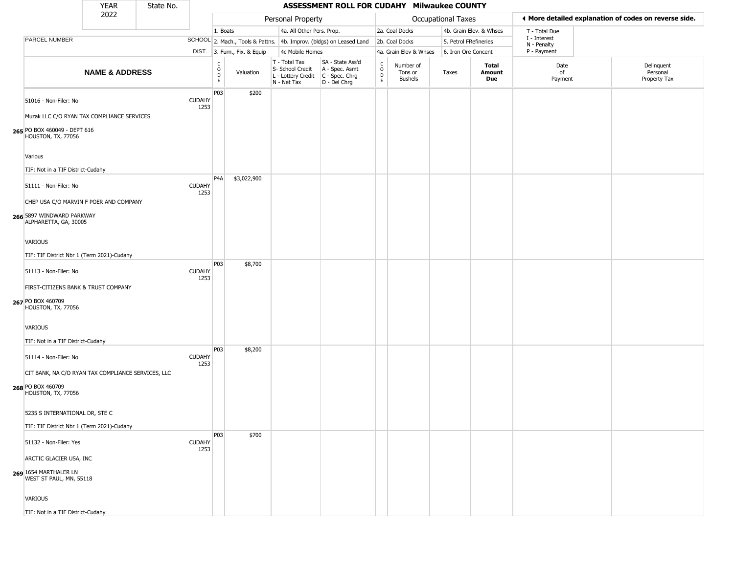| YEAR 2022 | State No. | ASSESSMENT ROLL FOR CUDAHY Milwaukee COUNTY |
|---|---|---|

| | | Personal Property | | | | Occupational Taxes | | | | ◄ More detailed explanation of codes on reverse side. | |
|---|---|---|---|---|---|---|---|---|---|---|---|
| | | 1. Boats | | 4a. All Other Pers. Prop. | | 2a. Coal Docks | | 4b. Grain Elev. & Whses | | T - Total Due | |
| PARCEL NUMBER | SCHOOL | 2. Mach., Tools & Pattns. | | 4b. Improv. (bldgs) on Leased Land | | 2b. Coal Docks | | 5. Petrol FRefineries | | I - Interest N - Penalty | |
| | DIST. | 3. Furn., Fix. & Equip | | 4c Mobile Homes | | 4a. Grain Elev & Whses | | 6. Iron Ore Concent | | P - Payment | |
| **NAME & ADDRESS** | | CODE | Valuation | T - Total Tax S- School Credit L - Lottery Credit N - Net Tax | SA - State Ass'd A - Spec. Asmt C - Spec. Chrg D - Del Chrg | CODE | Number of Tons or Bushels | Taxes | **Total Amount Due** | Date of Payment | Delinquent Personal Property Tax |
| 51016 - Non-Filer: No<br>Muzak LLC C/O RYAN TAX COMPLIANCE SERVICES<br>**265** PO BOX 460049 - DEPT 616<br>HOUSTON, TX, 77056<br>Various<br>TIF: Not in a TIF District-Cudahy | CUDAHY 1253 | P03 | $200 | | | | | | | | |
| 51111 - Non-Filer: No<br>CHEP USA C/O MARVIN F POER AND COMPANY<br>**266** 5897 WINDWARD PARKWAY<br>ALPHARETTA, GA, 30005<br>VARIOUS<br>TIF: TIF District Nbr 1 (Term 2021)-Cudahy | CUDAHY 1253 | P4A | $3,022,900 | | | | | | | | |
| 51113 - Non-Filer: No<br>FIRST-CITIZENS BANK & TRUST COMPANY<br>**267** PO BOX 460709<br>HOUSTON, TX, 77056<br>VARIOUS<br>TIF: Not in a TIF District-Cudahy | CUDAHY 1253 | P03 | $8,700 | | | | | | | | |
| 51114 - Non-Filer: No<br>CIT BANK, NA C/O RYAN TAX COMPLIANCE SERVICES, LLC<br>**268** PO BOX 460709<br>HOUSTON, TX, 77056<br>5235 S INTERNATIONAL DR, STE C<br>TIF: TIF District Nbr 1 (Term 2021)-Cudahy | CUDAHY 1253 | P03 | $8,200 | | | | | | | | |
| 51132 - Non-Filer: Yes<br>ARCTIC GLACIER USA, INC<br>**269** 1654 MARTHALER LN<br>WEST ST PAUL, MN, 55118<br>VARIOUS<br>TIF: Not in a TIF District-Cudahy | CUDAHY 1253 | P03 | $700 | | | | | | | | |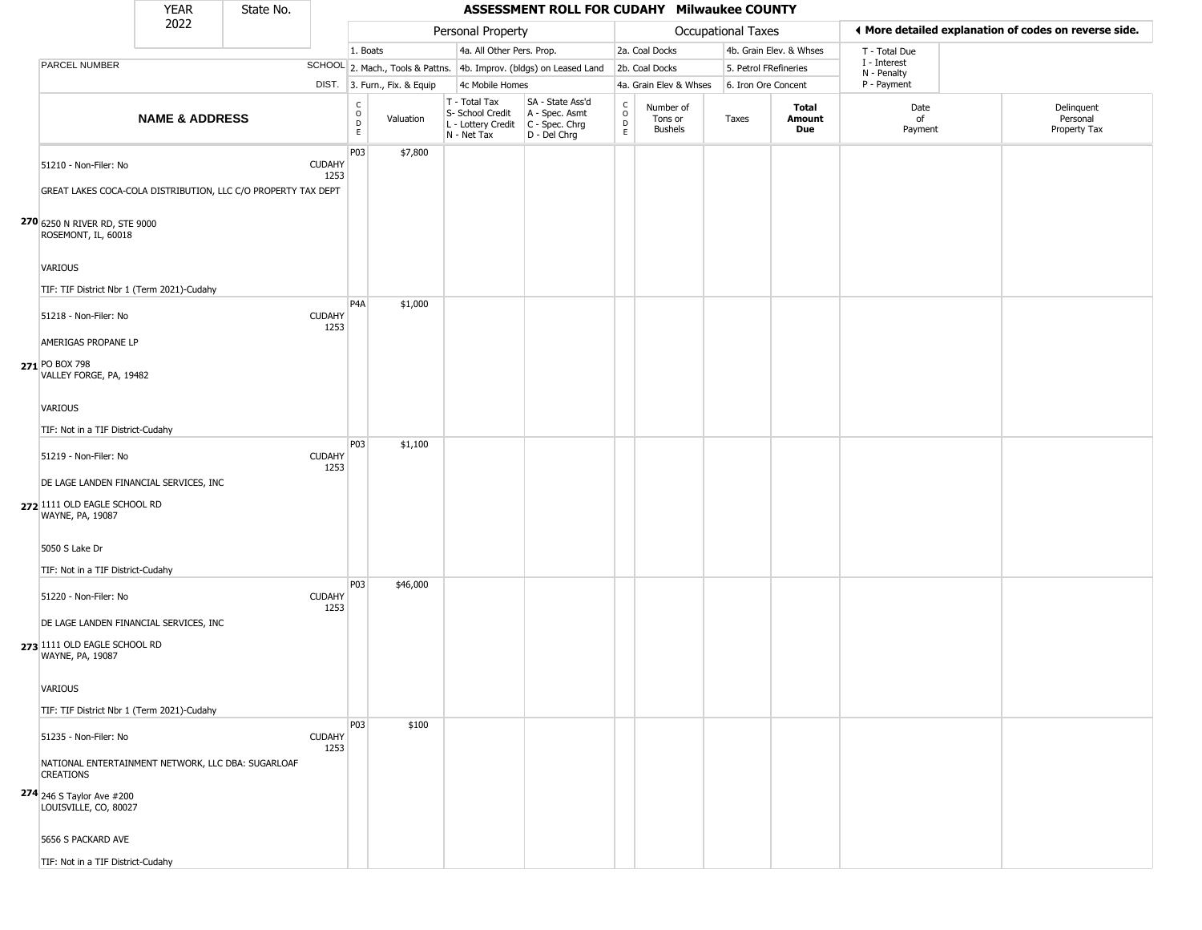YEAR 2022 | State No.

# ASSESSMENT ROLL FOR CUDAHY Milwaukee COUNTY

| | | Personal Property | | | | Occupational Taxes | | | | ◀ More detailed explanation of codes on reverse side. | |
|---|---|---|---|---|---|---|---|---|---|---|---|
| PARCEL NUMBER | SCHOOL DIST. | 1. Boats<br>2. Mach., Tools & Pattns.<br>3. Furn., Fix. & Equip | | 4a. All Other Pers. Prop.<br>4b. Improv. (bldgs) on Leased Land<br>4c Mobile Homes | | 2a. Coal Docks<br>2b. Coal Docks<br>4a. Grain Elev & Whses | | 4b. Grain Elev. & Whses<br>5. Petrol FRefineries<br>6. Iron Ore Concent | | T - Total Due<br>I - Interest<br>N - Penalty<br>P - Payment | |
| **NAME & ADDRESS** | | CODE | Valuation | T - Total Tax<br>S- School Credit<br>L - Lottery Credit<br>N - Net Tax | SA - State Ass'd<br>A - Spec. Asmt<br>C - Spec. Chrg<br>D - Del Chrg | CODE | Number of Tons or Bushels | Taxes | **Total Amount Due** | Date of Payment | Delinquent Personal Property Tax |
| **270** 51210 - Non-Filer: No<br>GREAT LAKES COCA-COLA DISTRIBUTION, LLC C/O PROPERTY TAX DEPT<br>6250 N RIVER RD, STE 9000<br>ROSEMONT, IL, 60018<br>VARIOUS<br>TIF: TIF District Nbr 1 (Term 2021)-Cudahy | CUDAHY 1253 | P03 | $7,800 | | | | | | | | |
| **271** 51218 - Non-Filer: No<br>AMERIGAS PROPANE LP<br>PO BOX 798<br>VALLEY FORGE, PA, 19482<br>VARIOUS<br>TIF: Not in a TIF District-Cudahy | CUDAHY 1253 | P4A | $1,000 | | | | | | | | |
| **272** 51219 - Non-Filer: No<br>DE LAGE LANDEN FINANCIAL SERVICES, INC<br>1111 OLD EAGLE SCHOOL RD<br>WAYNE, PA, 19087<br>5050 S Lake Dr<br>TIF: Not in a TIF District-Cudahy | CUDAHY 1253 | P03 | $1,100 | | | | | | | | |
| **273** 51220 - Non-Filer: No<br>DE LAGE LANDEN FINANCIAL SERVICES, INC<br>1111 OLD EAGLE SCHOOL RD<br>WAYNE, PA, 19087<br>VARIOUS<br>TIF: TIF District Nbr 1 (Term 2021)-Cudahy | CUDAHY 1253 | P03 | $46,000 | | | | | | | | |
| **274** 51235 - Non-Filer: No<br>NATIONAL ENTERTAINMENT NETWORK, LLC DBA: SUGARLOAF CREATIONS<br>246 S Taylor Ave #200<br>LOUISVILLE, CO, 80027<br>5656 S PACKARD AVE<br>TIF: Not in a TIF District-Cudahy | CUDAHY 1253 | P03 | $100 | | | | | | | | |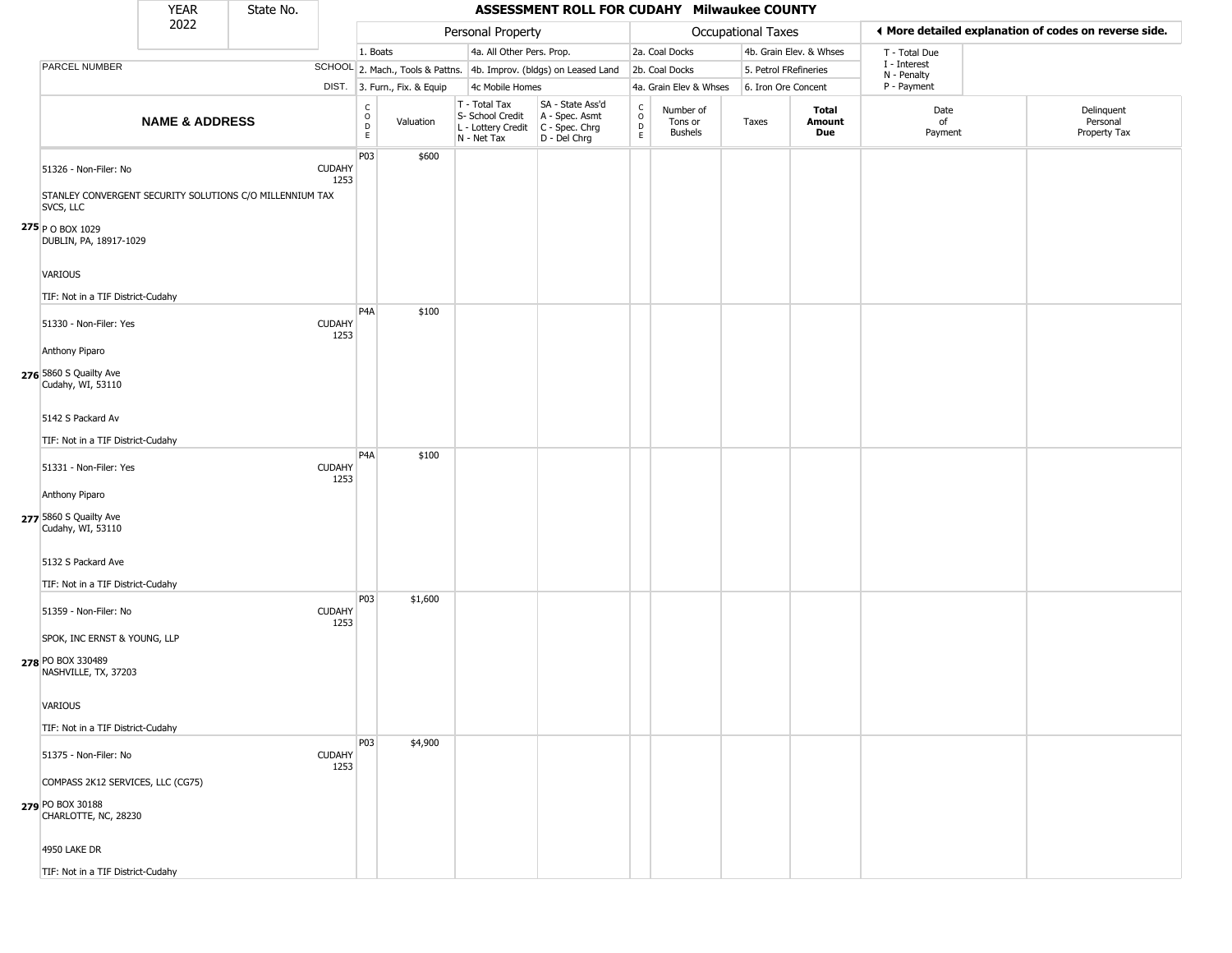YEAR 2022 | State No.

# ASSESSMENT ROLL FOR CUDAHY Milwaukee COUNTY

| | | Personal Property | | | | Occupational Taxes | | | | More detailed explanation of codes on reverse side. | |
|---|---|---|---|---|---|---|---|---|---|---|---|
| PARCEL NUMBER | SCHOOL DIST. | 1. Boats<br>2. Mach., Tools & Pattns.<br>3. Furn., Fix. & Equip | | 4a. All Other Pers. Prop.<br>4b. Improv. (bldgs) on Leased Land<br>4c Mobile Homes | | 2a. Coal Docks<br>2b. Coal Docks<br>4a. Grain Elev & Whses | | 4b. Grain Elev. & Whses<br>5. Petrol FRefineries<br>6. Iron Ore Concent | | T - Total Due<br>I - Interest<br>N - Penalty<br>P - Payment | |
| **NAME & ADDRESS** | | CODE | Valuation | T - Total Tax<br>S- School Credit<br>L - Lottery Credit<br>N - Net Tax | SA - State Ass'd<br>A - Spec. Asmt<br>C - Spec. Chrg<br>D - Del Chrg | CODE | Number of Tons or Bushels | Taxes | **Total Amount Due** | Date of Payment | Delinquent Personal Property Tax |
| **275** 51326 - Non-Filer: No<br>STANLEY CONVERGENT SECURITY SOLUTIONS C/O MILLENNIUM TAX SVCS, LLC<br>P O BOX 1029<br>DUBLIN, PA, 18917-1029<br>VARIOUS<br>TIF: Not in a TIF District-Cudahy | CUDAHY 1253 | P03 | $600 | | | | | | | | |
| **276** 51330 - Non-Filer: Yes<br>Anthony Piparo<br>5860 S Quailty Ave<br>Cudahy, WI, 53110<br>5142 S Packard Av<br>TIF: Not in a TIF District-Cudahy | CUDAHY 1253 | P4A | $100 | | | | | | | | |
| **277** 51331 - Non-Filer: Yes<br>Anthony Piparo<br>5860 S Quailty Ave<br>Cudahy, WI, 53110<br>5132 S Packard Ave<br>TIF: Not in a TIF District-Cudahy | CUDAHY 1253 | P4A | $100 | | | | | | | | |
| **278** 51359 - Non-Filer: No<br>SPOK, INC ERNST & YOUNG, LLP<br>PO BOX 330489<br>NASHVILLE, TX, 37203<br>VARIOUS<br>TIF: Not in a TIF District-Cudahy | CUDAHY 1253 | P03 | $1,600 | | | | | | | | |
| **279** 51375 - Non-Filer: No<br>COMPASS 2K12 SERVICES, LLC (CG75)<br>PO BOX 30188<br>CHARLOTTE, NC, 28230<br>4950 LAKE DR<br>TIF: Not in a TIF District-Cudahy | CUDAHY 1253 | P03 | $4,900 | | | | | | | | |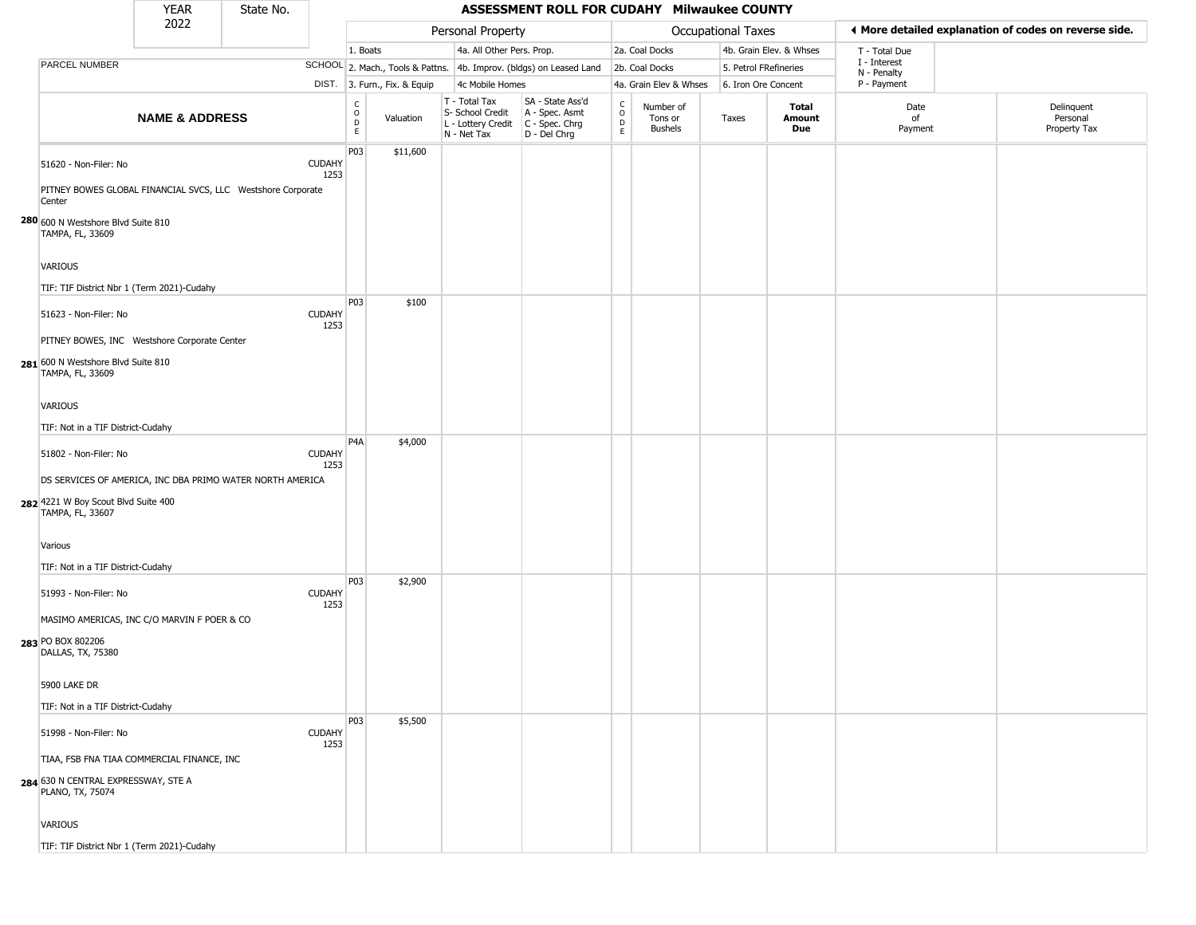# ASSESSMENT ROLL FOR CUDAHY Milwaukee COUNTY

YEAR 2022 | State No.

| | Personal Property | | | | Occupational Taxes | | | |
|---|---|---|---|---|---|---|---|---|
| PARCEL NUMBER | 1. Boats | 4a. All Other Pers. Prop. | | | 2a. Coal Docks | 4b. Grain Elev. & Whses | | T - Total Due |
| SCHOOL | 2. Mach., Tools & Pattns. | 4b. Improv. (bldgs) on Leased Land | | | 2b. Coal Docks | 5. Petrol FRefineries | | I - Interest |
| DIST. | 3. Furn., Fix. & Equip | 4c Mobile Homes | | | 4a. Grain Elev & Whses | 6. Iron Ore Concent | | N - Penalty / P - Payment |

◄ More detailed explanation of codes on reverse side.

| | NAME & ADDRESS | | CODE | Valuation | T - Total Tax / S- School Credit / L - Lottery Credit / N - Net Tax | SA - State Ass'd / A - Spec. Asmt / C - Spec. Chrg / D - Del Chrg | CODE | Number of Tons or Bushels | Taxes | Total Amount Due | Date of Payment | Delinquent Personal Property Tax |
|---|---|---|---|---|---|---|---|---|---|---|---|---|
| 280 | 51620 - Non-Filer: No<br>PITNEY BOWES GLOBAL FINANCIAL SVCS, LLC Westshore Corporate Center<br>600 N Westshore Blvd Suite 810<br>TAMPA, FL, 33609<br>VARIOUS<br>TIF: TIF District Nbr 1 (Term 2021)-Cudahy | CUDAHY 1253 | P03 | $11,600 | | | | | | | | |
| 281 | 51623 - Non-Filer: No<br>PITNEY BOWES, INC Westshore Corporate Center<br>600 N Westshore Blvd Suite 810<br>TAMPA, FL, 33609<br>VARIOUS<br>TIF: Not in a TIF District-Cudahy | CUDAHY 1253 | P03 | $100 | | | | | | | | |
| 282 | 51802 - Non-Filer: No<br>DS SERVICES OF AMERICA, INC DBA PRIMO WATER NORTH AMERICA<br>4221 W Boy Scout Blvd Suite 400<br>TAMPA, FL, 33607<br>Various<br>TIF: Not in a TIF District-Cudahy | CUDAHY 1253 | P4A | $4,000 | | | | | | | | |
| 283 | 51993 - Non-Filer: No<br>MASIMO AMERICAS, INC C/O MARVIN F POER & CO<br>PO BOX 802206<br>DALLAS, TX, 75380<br>5900 LAKE DR<br>TIF: Not in a TIF District-Cudahy | CUDAHY 1253 | P03 | $2,900 | | | | | | | | |
| 284 | 51998 - Non-Filer: No<br>TIAA, FSB FNA TIAA COMMERCIAL FINANCE, INC<br>630 N CENTRAL EXPRESSWAY, STE A<br>PLANO, TX, 75074<br>VARIOUS<br>TIF: TIF District Nbr 1 (Term 2021)-Cudahy | CUDAHY 1253 | P03 | $5,500 | | | | | | | | |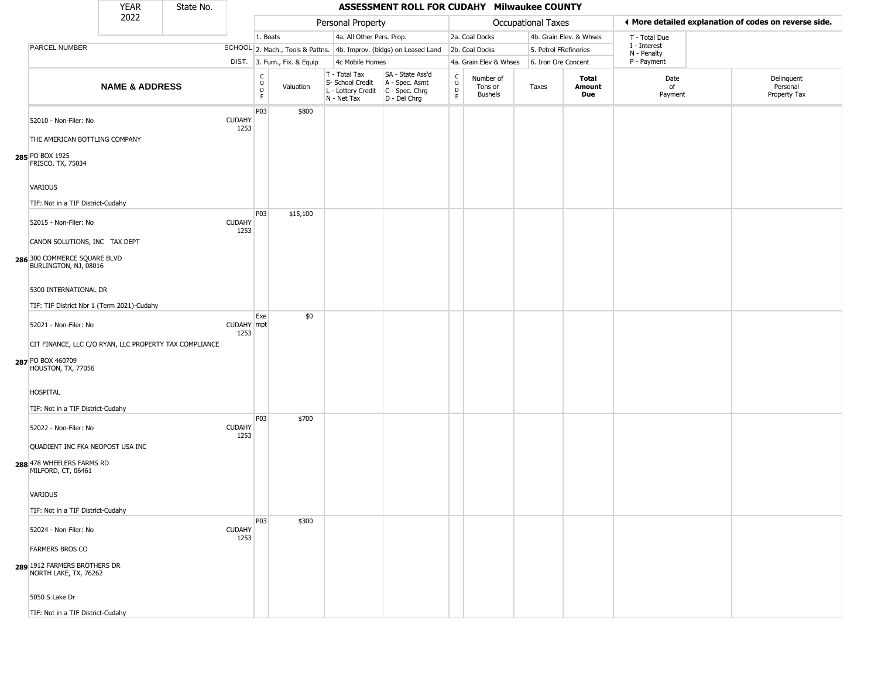| YEAR 2022 | State No. | | ASSESSMENT ROLL FOR CUDAHY Milwaukee COUNTY | | | | | | | | | |
|---|---|---|---|---|---|---|---|---|---|---|---|---|

| | | Personal Property | | | | Occupational Taxes | | | | ◀ More detailed explanation of codes on reverse side. | | |
|---|---|---|---|---|---|---|---|---|---|---|---|---|
| PARCEL NUMBER | SCHOOL DIST. | 1. Boats<br>2. Mach., Tools & Pattns.<br>3. Furn., Fix. & Equip | | 4a. All Other Pers. Prop.<br>4b. Improv. (bldgs) on Leased Land<br>4c Mobile Homes | | 2a. Coal Docks<br>2b. Coal Docks<br>4a. Grain Elev & Whses | | 4b. Grain Elev. & Whses<br>5. Petrol FRefineries<br>6. Iron Ore Concent | | T - Total Due<br>I - Interest<br>N - Penalty<br>P - Payment | | |
| **NAME & ADDRESS** | | CODE | Valuation | T - Total Tax<br>S- School Credit<br>L - Lottery Credit<br>N - Net Tax | SA - State Ass'd<br>A - Spec. Asmt<br>C - Spec. Chrg<br>D - Del Chrg | CODE | Number of Tons or Bushels | Taxes | **Total Amount Due** | Date of Payment | Delinquent Personal Property Tax | |
| **285** 52010 - Non-Filer: No<br>THE AMERICAN BOTTLING COMPANY<br>PO BOX 1925<br>FRISCO, TX, 75034<br>VARIOUS<br>TIF: Not in a TIF District-Cudahy | CUDAHY 1253 | P03 | $800 | | | | | | | | | |
| **286** 52015 - Non-Filer: No<br>CANON SOLUTIONS, INC TAX DEPT<br>300 COMMERCE SQUARE BLVD<br>BURLINGTON, NJ, 08016<br>5300 INTERNATIONAL DR<br>TIF: TIF District Nbr 1 (Term 2021)-Cudahy | CUDAHY 1253 | P03 | $15,100 | | | | | | | | | |
| **287** 52021 - Non-Filer: No<br>CIT FINANCE, LLC C/O RYAN, LLC PROPERTY TAX COMPLIANCE<br>PO BOX 460709<br>HOUSTON, TX, 77056<br>HOSPITAL<br>TIF: Not in a TIF District-Cudahy | CUDAHY 1253 | Exempt | $0 | | | | | | | | | |
| **288** 52022 - Non-Filer: No<br>QUADIENT INC FKA NEOPOST USA INC<br>478 WHEELERS FARMS RD<br>MILFORD, CT, 06461<br>VARIOUS<br>TIF: Not in a TIF District-Cudahy | CUDAHY 1253 | P03 | $700 | | | | | | | | | |
| **289** 52024 - Non-Filer: No<br>FARMERS BROS CO<br>1912 FARMERS BROTHERS DR<br>NORTH LAKE, TX, 76262<br>5050 S Lake Dr<br>TIF: Not in a TIF District-Cudahy | CUDAHY 1253 | P03 | $300 | | | | | | | | | |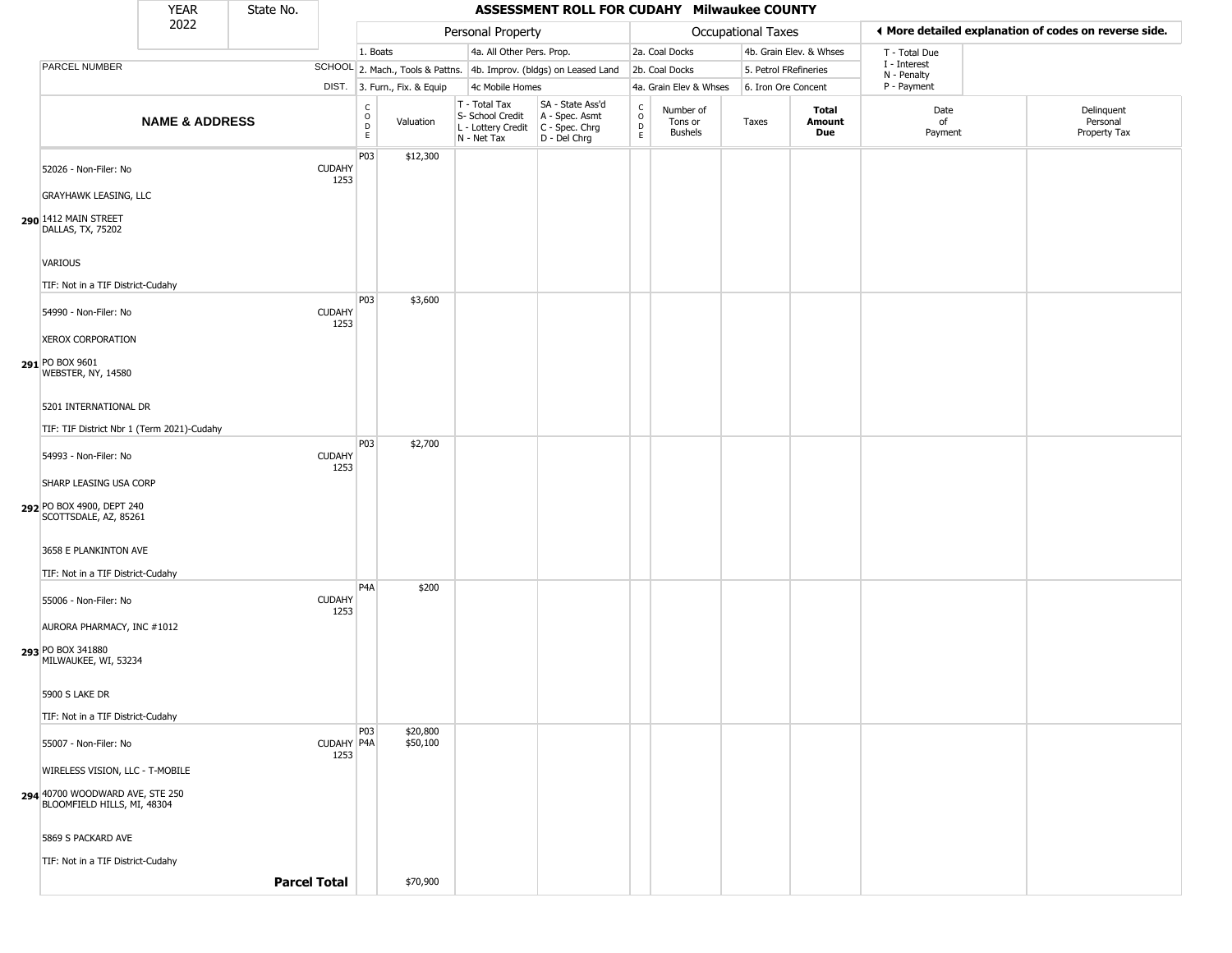# ASSESSMENT ROLL FOR CUDAHY Milwaukee COUNTY

| YEAR | State No. |
|---|---|
| 2022 | |

| | | Personal Property | | | | Occupational Taxes | | | | ◄ More detailed explanation of codes on reverse side. | |
|---|---|---|---|---|---|---|---|---|---|---|---|
| PARCEL NUMBER | SCHOOL DIST. | 1. Boats<br>2. Mach., Tools & Pattns.<br>3. Furn., Fix. & Equip | | 4a. All Other Pers. Prop.<br>4b. Improv. (bldgs) on Leased Land<br>4c Mobile Homes | | 2a. Coal Docks<br>2b. Coal Docks<br>4a. Grain Elev & Whses | | 4b. Grain Elev. & Whses<br>5. Petrol FRefineries<br>6. Iron Ore Concent | | T - Total Due<br>I - Interest<br>N - Penalty<br>P - Payment | |
| **NAME & ADDRESS** | | CODE | Valuation | T - Total Tax<br>S- School Credit<br>L - Lottery Credit<br>N - Net Tax | SA - State Ass'd<br>A - Spec. Asmt<br>C - Spec. Chrg<br>D - Del Chrg | CODE | Number of Tons or Bushels | Taxes | **Total Amount Due** | Date of Payment | Delinquent Personal Property Tax |
| **290** 52026 - Non-Filer: No<br>GRAYHAWK LEASING, LLC<br>1412 MAIN STREET<br>DALLAS, TX, 75202<br>VARIOUS<br>TIF: Not in a TIF District-Cudahy | CUDAHY 1253 | P03 | $12,300 | | | | | | | | |
| **291** 54990 - Non-Filer: No<br>XEROX CORPORATION<br>PO BOX 9601<br>WEBSTER, NY, 14580<br>5201 INTERNATIONAL DR<br>TIF: TIF District Nbr 1 (Term 2021)-Cudahy | CUDAHY 1253 | P03 | $3,600 | | | | | | | | |
| **292** 54993 - Non-Filer: No<br>SHARP LEASING USA CORP<br>PO BOX 4900, DEPT 240<br>SCOTTSDALE, AZ, 85261<br>3658 E PLANKINTON AVE<br>TIF: Not in a TIF District-Cudahy | CUDAHY 1253 | P03 | $2,700 | | | | | | | | |
| **293** 55006 - Non-Filer: No<br>AURORA PHARMACY, INC #1012<br>PO BOX 341880<br>MILWAUKEE, WI, 53234<br>5900 S LAKE DR<br>TIF: Not in a TIF District-Cudahy | CUDAHY 1253 | P4A | $200 | | | | | | | | |
| **294** 55007 - Non-Filer: No<br>WIRELESS VISION, LLC - T-MOBILE<br>40700 WOODWARD AVE, STE 250<br>BLOOMFIELD HILLS, MI, 48304<br>5869 S PACKARD AVE<br>TIF: Not in a TIF District-Cudahy | CUDAHY 1253 | P03<br>P4A | $20,800<br>$50,100 | | | | | | | | |
| | **Parcel Total** | | $70,900 | | | | | | | | |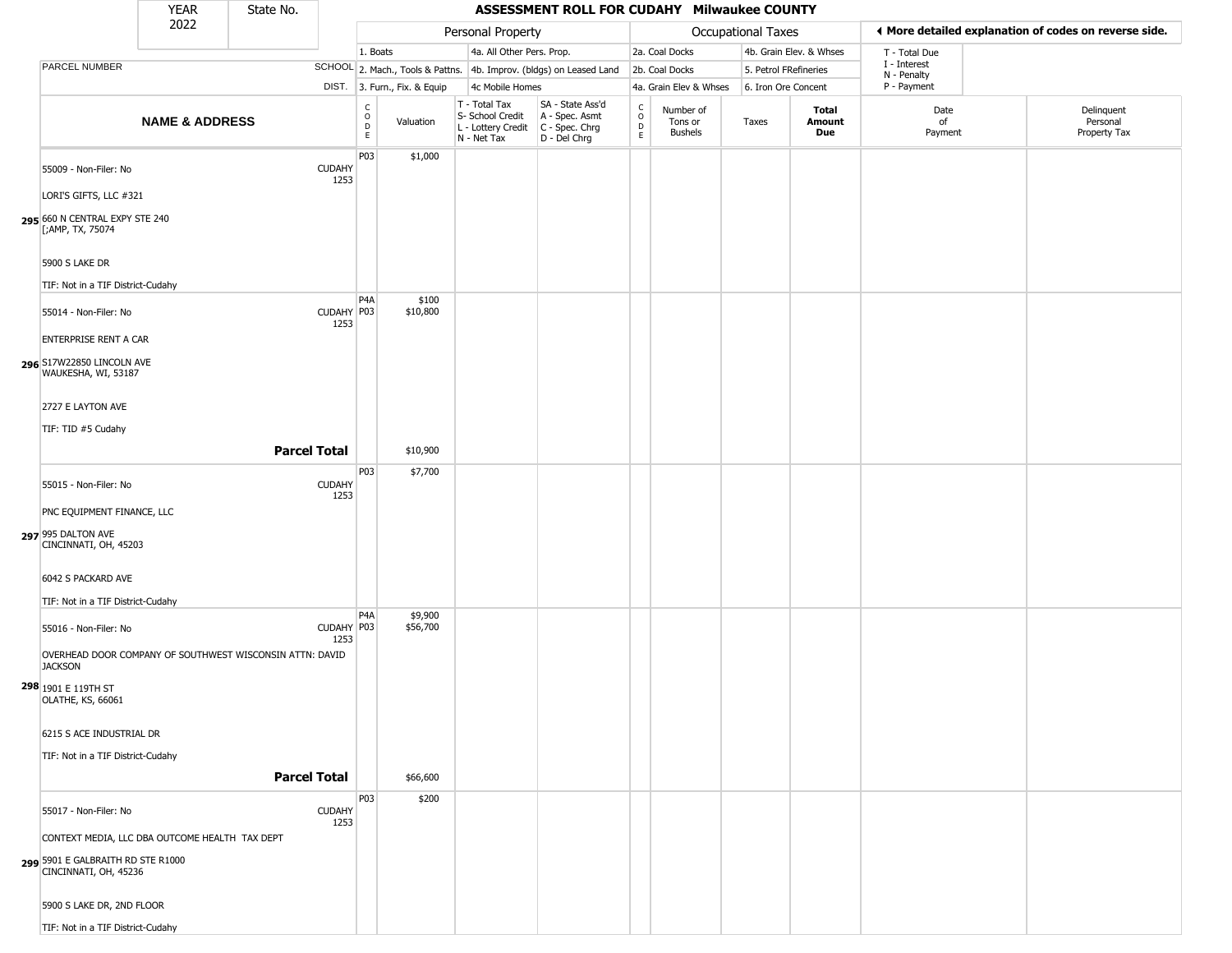| YEAR 2022 | State No. | ASSESSMENT ROLL FOR CUDAHY Milwaukee COUNTY | | | | | | | | | | |
|---|---|---|---|---|---|---|---|---|---|---|---|---|

| PARCEL NUMBER | SCHOOL DIST. | Personal Property: 1. Boats; 2. Mach., Tools & Pattns.; 3. Furn., Fix. & Equip; 4a. All Other Pers. Prop.; 4b. Improv. (bldgs) on Leased Land; 4c Mobile Homes | | | | Occupational Taxes: 2a. Coal Docks; 2b. Coal Docks; 4a. Grain Elev & Whses; 4b. Grain Elev. & Whses; 5. Petrol FRefineries; 6. Iron Ore Concent | | | | ◀ More detailed explanation of codes on reverse side. T - Total Due; I - Interest; N - Penalty; P - Payment | |
|---|---|---|---|---|---|---|---|---|---|---|---|
| **NAME & ADDRESS** | | CODE | Valuation | T - Total Tax; S- School Credit; L - Lottery Credit; N - Net Tax | SA - State Ass'd; A - Spec. Asmt; C - Spec. Chrg; D - Del Chrg | CODE | Number of Tons or Bushels | Taxes | **Total Amount Due** | Date of Payment | Delinquent Personal Property Tax |
| **295** 55009 - Non-Filer: No<br>LORI'S GIFTS, LLC #321<br>660 N CENTRAL EXPY STE 240<br>[;AMP, TX, 75074<br>5900 S LAKE DR<br>TIF: Not in a TIF District-Cudahy | CUDAHY 1253 | P03 | $1,000 | | | | | | | | |
| **296** 55014 - Non-Filer: No<br>ENTERPRISE RENT A CAR<br>S17W22850 LINCOLN AVE<br>WAUKESHA, WI, 53187<br>2727 E LAYTON AVE<br>TIF: TID #5 Cudahy | CUDAHY 1253 | P4A<br>P03 | $100<br>$10,800 | | | | | | | | |
| **Parcel Total** | | | $10,900 | | | | | | | | |
| **297** 55015 - Non-Filer: No<br>PNC EQUIPMENT FINANCE, LLC<br>995 DALTON AVE<br>CINCINNATI, OH, 45203<br>6042 S PACKARD AVE<br>TIF: Not in a TIF District-Cudahy | CUDAHY 1253 | P03 | $7,700 | | | | | | | | |
| **298** 55016 - Non-Filer: No<br>OVERHEAD DOOR COMPANY OF SOUTHWEST WISCONSIN ATTN: DAVID JACKSON<br>1901 E 119TH ST<br>OLATHE, KS, 66061<br>6215 S ACE INDUSTRIAL DR<br>TIF: Not in a TIF District-Cudahy | CUDAHY 1253 | P4A<br>P03 | $9,900<br>$56,700 | | | | | | | | |
| **Parcel Total** | | | $66,600 | | | | | | | | |
| **299** 55017 - Non-Filer: No<br>CONTEXT MEDIA, LLC DBA OUTCOME HEALTH TAX DEPT<br>5901 E GALBRAITH RD STE R1000<br>CINCINNATI, OH, 45236<br>5900 S LAKE DR, 2ND FLOOR<br>TIF: Not in a TIF District-Cudahy | CUDAHY 1253 | P03 | $200 | | | | | | | | |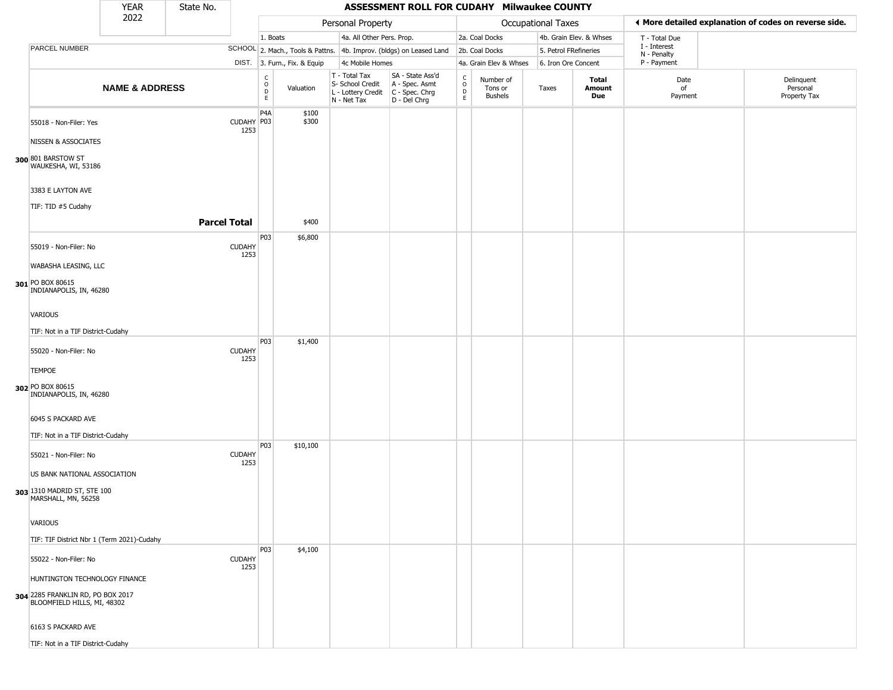| YEAR 2022 | State No. | ASSESSMENT ROLL FOR CUDAHY Milwaukee COUNTY |
|---|---|---|

| | | Personal Property | | | | Occupational Taxes | | | | ◄ More detailed explanation of codes on reverse side. | |
|---|---|---|---|---|---|---|---|---|---|---|---|
| | | 1. Boats | | 4a. All Other Pers. Prop. | | 2a. Coal Docks | | 4b. Grain Elev. & Whses | | T - Total Due | |
| PARCEL NUMBER | SCHOOL | 2. Mach., Tools & Pattns. | | 4b. Improv. (bldgs) on Leased Land | | 2b. Coal Docks | | 5. Petrol FRefineries | | I - Interest N - Penalty | |
| | DIST. | 3. Furn., Fix. & Equip | | 4c Mobile Homes | | 4a. Grain Elev & Whses | | 6. Iron Ore Concent | | P - Payment | |
| **NAME & ADDRESS** | | CODE | Valuation | T - Total Tax S- School Credit L - Lottery Credit N - Net Tax | SA - State Ass'd A - Spec. Asmt C - Spec. Chrg D - Del Chrg | CODE | Number of Tons or Bushels | Taxes | **Total Amount Due** | Date of Payment | Delinquent Personal Property Tax |
| 55018 - Non-Filer: Yes<br>NISSEN & ASSOCIATES<br>**300** 801 BARSTOW ST<br>WAUKESHA, WI, 53186<br>3383 E LAYTON AVE<br>TIF: TID #5 Cudahy | CUDAHY 1253 | P4A<br>P03 | $100<br>$300 | | | | | | | | |
| **Parcel Total** | | | $400 | | | | | | | | |
| 55019 - Non-Filer: No<br>WABASHA LEASING, LLC<br>**301** PO BOX 80615<br>INDIANAPOLIS, IN, 46280<br>VARIOUS<br>TIF: Not in a TIF District-Cudahy | CUDAHY 1253 | P03 | $6,800 | | | | | | | | |
| 55020 - Non-Filer: No<br>TEMPOE<br>**302** PO BOX 80615<br>INDIANAPOLIS, IN, 46280<br>6045 S PACKARD AVE<br>TIF: Not in a TIF District-Cudahy | CUDAHY 1253 | P03 | $1,400 | | | | | | | | |
| 55021 - Non-Filer: No<br>US BANK NATIONAL ASSOCIATION<br>**303** 1310 MADRID ST, STE 100<br>MARSHALL, MN, 56258<br>VARIOUS<br>TIF: TIF District Nbr 1 (Term 2021)-Cudahy | CUDAHY 1253 | P03 | $10,100 | | | | | | | | |
| 55022 - Non-Filer: No<br>HUNTINGTON TECHNOLOGY FINANCE<br>**304** 2285 FRANKLIN RD, PO BOX 2017<br>BLOOMFIELD HILLS, MI, 48302<br>6163 S PACKARD AVE<br>TIF: Not in a TIF District-Cudahy | CUDAHY 1253 | P03 | $4,100 | | | | | | | | |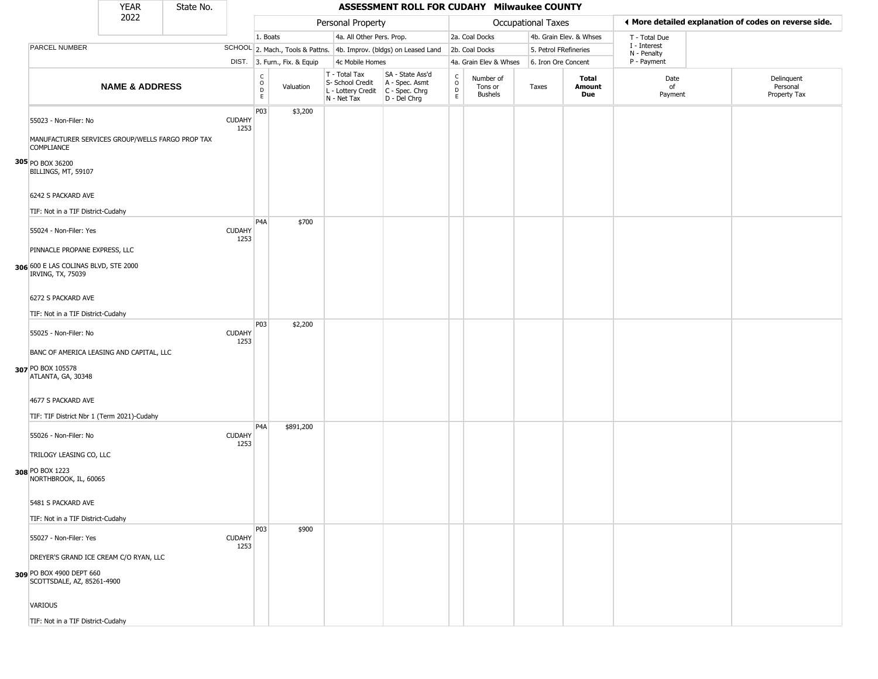| YEAR 2022 | State No. | | ASSESSMENT ROLL FOR CUDAHY Milwaukee COUNTY | | | | | | | | | |
|---|---|---|---|---|---|---|---|---|---|---|---|---|

| | | Personal Property | | | | Occupational Taxes | | | | ◀ More detailed explanation of codes on reverse side. | | |
|---|---|---|---|---|---|---|---|---|---|---|---|---|
| PARCEL NUMBER | SCHOOL DIST. | 1. Boats<br>2. Mach., Tools & Pattns.<br>3. Furn., Fix. & Equip | | 4a. All Other Pers. Prop.<br>4b. Improv. (bldgs) on Leased Land<br>4c Mobile Homes | | 2a. Coal Docks<br>2b. Coal Docks<br>4a. Grain Elev & Whses | | 4b. Grain Elev. & Whses<br>5. Petrol FRefineries<br>6. Iron Ore Concent | | T - Total Due<br>I - Interest<br>N - Penalty<br>P - Payment | | |
| **NAME & ADDRESS** | | CODE | Valuation | T - Total Tax<br>S- School Credit<br>L - Lottery Credit<br>N - Net Tax | SA - State Ass'd<br>A - Spec. Asmt<br>C - Spec. Chrg<br>D - Del Chrg | CODE | Number of Tons or Bushels | Taxes | **Total Amount Due** | Date of Payment | Delinquent Personal Property Tax |
| **305** 55023 - Non-Filer: No<br>MANUFACTURER SERVICES GROUP/WELLS FARGO PROP TAX COMPLIANCE<br>PO BOX 36200<br>BILLINGS, MT, 59107<br>6242 S PACKARD AVE<br>TIF: Not in a TIF District-Cudahy | CUDAHY 1253 | P03 | $3,200 | | | | | | | | |
| **306** 55024 - Non-Filer: Yes<br>PINNACLE PROPANE EXPRESS, LLC<br>600 E LAS COLINAS BLVD, STE 2000<br>IRVING, TX, 75039<br>6272 S PACKARD AVE<br>TIF: Not in a TIF District-Cudahy | CUDAHY 1253 | P4A | $700 | | | | | | | | |
| **307** 55025 - Non-Filer: No<br>BANC OF AMERICA LEASING AND CAPITAL, LLC<br>PO BOX 105578<br>ATLANTA, GA, 30348<br>4677 S PACKARD AVE<br>TIF: TIF District Nbr 1 (Term 2021)-Cudahy | CUDAHY 1253 | P03 | $2,200 | | | | | | | | |
| **308** 55026 - Non-Filer: No<br>TRILOGY LEASING CO, LLC<br>PO BOX 1223<br>NORTHBROOK, IL, 60065<br>5481 S PACKARD AVE<br>TIF: Not in a TIF District-Cudahy | CUDAHY 1253 | P4A | $891,200 | | | | | | | | |
| **309** 55027 - Non-Filer: Yes<br>DREYER'S GRAND ICE CREAM C/O RYAN, LLC<br>PO BOX 4900 DEPT 660<br>SCOTTSDALE, AZ, 85261-4900<br>VARIOUS<br>TIF: Not in a TIF District-Cudahy | CUDAHY 1253 | P03 | $900 | | | | | | | | |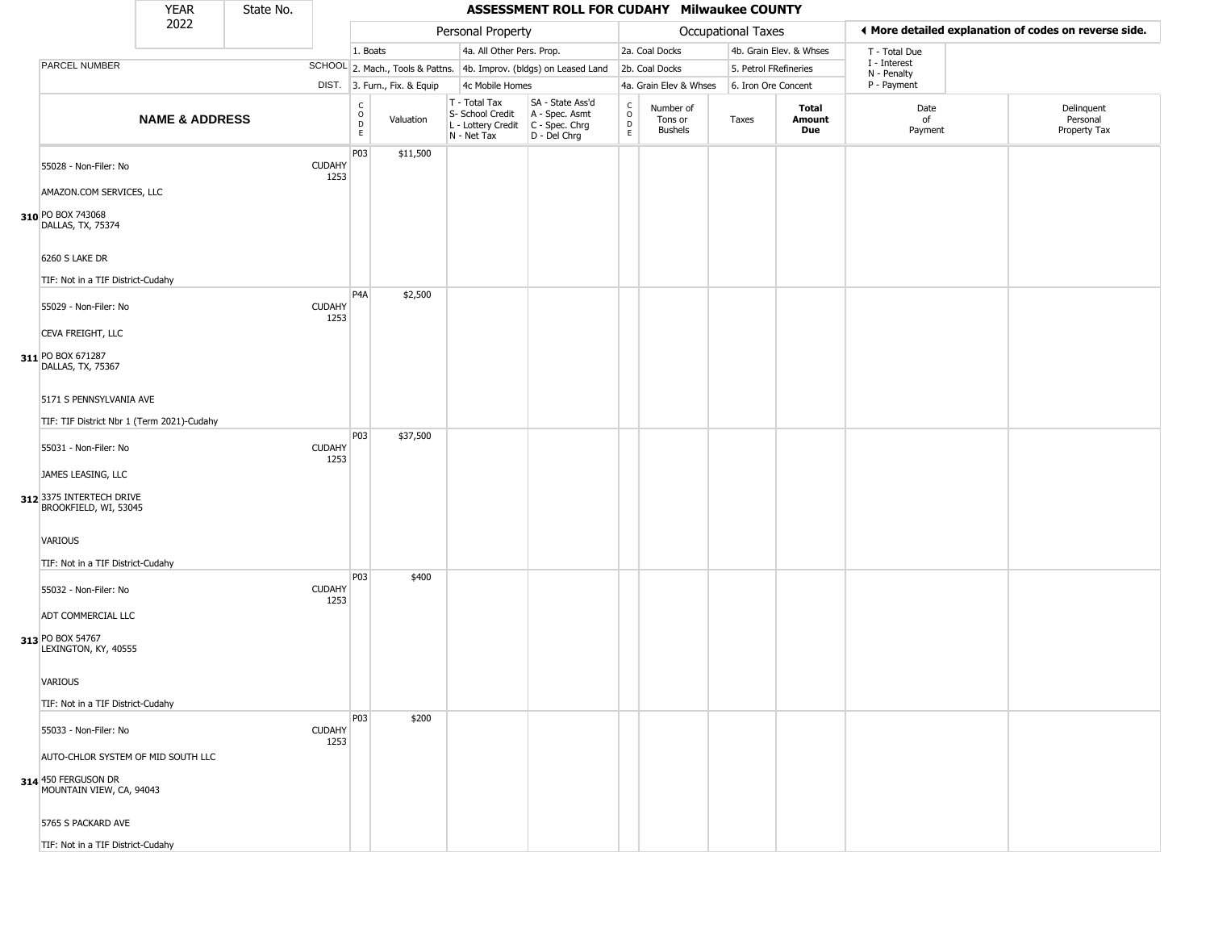| YEAR 2022 | State No. | ASSESSMENT ROLL FOR CUDAHY Milwaukee COUNTY |
|---|---|---|

| | | Personal Property | | | | Occupational Taxes | | | | ◄ More detailed explanation of codes on reverse side. | |
|---|---|---|---|---|---|---|---|---|---|---|---|
| PARCEL NUMBER | SCHOOL DIST. | 1. Boats<br>2. Mach., Tools & Pattns.<br>3. Furn., Fix. & Equip | | 4a. All Other Pers. Prop.<br>4b. Improv. (bldgs) on Leased Land<br>4c Mobile Homes | | 2a. Coal Docks<br>2b. Coal Docks<br>4a. Grain Elev & Whses | | 4b. Grain Elev. & Whses<br>5. Petrol FRefineries<br>6. Iron Ore Concent | | T - Total Due<br>I - Interest<br>N - Penalty<br>P - Payment | |
| **NAME & ADDRESS** | | CODE | Valuation | T - Total Tax<br>S- School Credit<br>L - Lottery Credit<br>N - Net Tax | SA - State Ass'd<br>A - Spec. Asmt<br>C - Spec. Chrg<br>D - Del Chrg | CODE | Number of Tons or Bushels | Taxes | **Total Amount Due** | Date of Payment | Delinquent Personal Property Tax |
| 310 55028 - Non-Filer: No<br>AMAZON.COM SERVICES, LLC<br>PO BOX 743068<br>DALLAS, TX, 75374<br>6260 S LAKE DR<br>TIF: Not in a TIF District-Cudahy | CUDAHY 1253 | P03 | $11,500 | | | | | | | | |
| 311 55029 - Non-Filer: No<br>CEVA FREIGHT, LLC<br>PO BOX 671287<br>DALLAS, TX, 75367<br>5171 S PENNSYLVANIA AVE<br>TIF: TIF District Nbr 1 (Term 2021)-Cudahy | CUDAHY 1253 | P4A | $2,500 | | | | | | | | |
| 312 55031 - Non-Filer: No<br>JAMES LEASING, LLC<br>3375 INTERTECH DRIVE<br>BROOKFIELD, WI, 53045<br>VARIOUS<br>TIF: Not in a TIF District-Cudahy | CUDAHY 1253 | P03 | $37,500 | | | | | | | | |
| 313 55032 - Non-Filer: No<br>ADT COMMERCIAL LLC<br>PO BOX 54767<br>LEXINGTON, KY, 40555<br>VARIOUS<br>TIF: Not in a TIF District-Cudahy | CUDAHY 1253 | P03 | $400 | | | | | | | | |
| 314 55033 - Non-Filer: No<br>AUTO-CHLOR SYSTEM OF MID SOUTH LLC<br>450 FERGUSON DR<br>MOUNTAIN VIEW, CA, 94043<br>5765 S PACKARD AVE<br>TIF: Not in a TIF District-Cudahy | CUDAHY 1253 | P03 | $200 | | | | | | | | |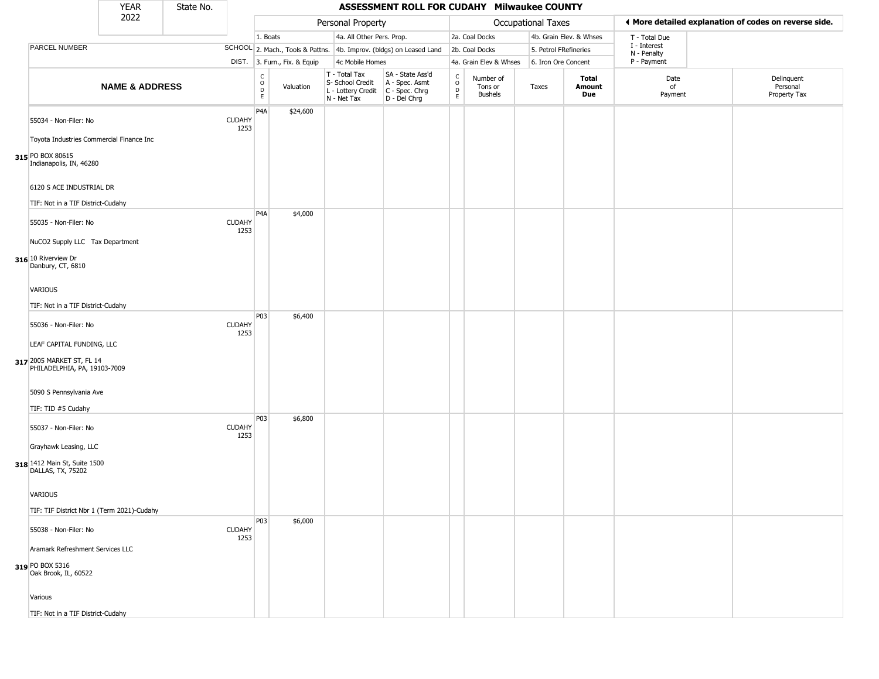# ASSESSMENT ROLL FOR CUDAHY Milwaukee COUNTY

YEAR 2022 | State No.

| PARCEL NUMBER / NAME & ADDRESS | SCHOOL DIST. | CODE | Valuation | T - Total Tax / S- School Credit / L - Lottery Credit / N - Net Tax | SA - State Ass'd / A - Spec. Asmt / C - Spec. Chrg / D - Del Chrg | CODE | Number of Tons or Bushels | Taxes | Total Amount Due | Date of Payment | Delinquent Personal Property Tax |
|---|---|---|---|---|---|---|---|---|---|---|---|
| **315** 55034 - Non-Filer: No<br>Toyota Industries Commercial Finance Inc<br>PO BOX 80615<br>Indianapolis, IN, 46280<br>6120 S ACE INDUSTRIAL DR<br>TIF: Not in a TIF District-Cudahy | CUDAHY 1253 | P4A | $24,600 | | | | | | | | |
| **316** 55035 - Non-Filer: No<br>NuCO2 Supply LLC Tax Department<br>10 Riverview Dr<br>Danbury, CT, 6810<br>VARIOUS<br>TIF: Not in a TIF District-Cudahy | CUDAHY 1253 | P4A | $4,000 | | | | | | | | |
| **317** 55036 - Non-Filer: No<br>LEAF CAPITAL FUNDING, LLC<br>2005 MARKET ST, FL 14<br>PHILADELPHIA, PA, 19103-7009<br>5090 S Pennsylvania Ave<br>TIF: TID #5 Cudahy | CUDAHY 1253 | P03 | $6,400 | | | | | | | | |
| **318** 55037 - Non-Filer: No<br>Grayhawk Leasing, LLC<br>1412 Main St, Suite 1500<br>DALLAS, TX, 75202<br>VARIOUS<br>TIF: TIF District Nbr 1 (Term 2021)-Cudahy | CUDAHY 1253 | P03 | $6,800 | | | | | | | | |
| **319** 55038 - Non-Filer: No<br>Aramark Refreshment Services LLC<br>PO BOX 5316<br>Oak Brook, IL, 60522<br>Various<br>TIF: Not in a TIF District-Cudahy | CUDAHY 1253 | P03 | $6,000 | | | | | | | | |

Personal Property: 1. Boats; 2. Mach., Tools & Pattns.; 3. Furn., Fix. & Equip; 4a. All Other Pers. Prop.; 4b. Improv. (bldgs) on Leased Land; 4c Mobile Homes

Occupational Taxes: 2a. Coal Docks; 2b. Coal Docks; 4a. Grain Elev & Whses; 4b. Grain Elev. & Whses; 5. Petrol FRefineries; 6. Iron Ore Concent

T - Total Due; I - Interest; N - Penalty; P - Payment

◂ More detailed explanation of codes on reverse side.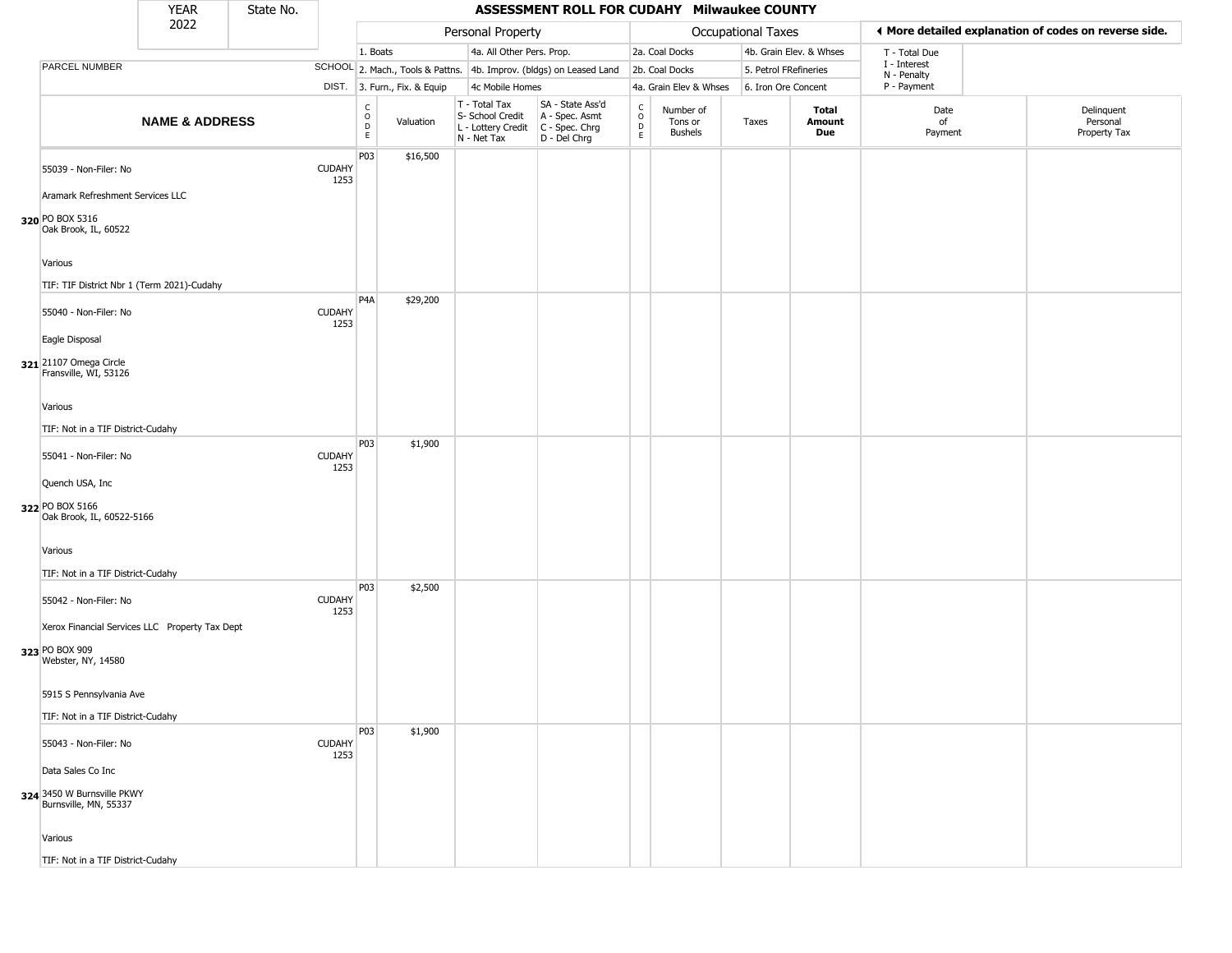| YEAR 2022 | State No. | | ASSESSMENT ROLL FOR CUDAHY Milwaukee COUNTY | | | | | | | | | |
|---|---|---|---|---|---|---|---|---|---|---|---|---|
| | | | Personal Property | | | | Occupational Taxes | | | | ◀ More detailed explanation of codes on reverse side. | |
| | | | 1. Boats | | 4a. All Other Pers. Prop. | | 2a. Coal Docks | | 4b. Grain Elev. & Whses | | T - Total Due | |
| PARCEL NUMBER | | SCHOOL | 2. Mach., Tools & Pattns. | | 4b. Improv. (bldgs) on Leased Land | | 2b. Coal Docks | | 5. Petrol FRefineries | | I - Interest<br>N - Penalty | |
| | | DIST. | 3. Furn., Fix. & Equip | | 4c Mobile Homes | | 4a. Grain Elev & Whses | | 6. Iron Ore Concent | | P - Payment | |

| | NAME & ADDRESS | SCHOOL DIST. | CODE | Valuation | T - Total Tax<br>S- School Credit<br>L - Lottery Credit<br>N - Net Tax | SA - State Ass'd<br>A - Spec. Asmt<br>C - Spec. Chrg<br>D - Del Chrg | CODE | Number of Tons or Bushels | Taxes | Total Amount Due | Date of Payment | Delinquent Personal Property Tax |
|---|---|---|---|---|---|---|---|---|---|---|---|---|
| 320 | 55039 - Non-Filer: No<br>Aramark Refreshment Services LLC<br>PO BOX 5316<br>Oak Brook, IL, 60522<br>Various<br>TIF: TIF District Nbr 1 (Term 2021)-Cudahy | CUDAHY 1253 | P03 | $16,500 | | | | | | | | |
| 321 | 55040 - Non-Filer: No<br>Eagle Disposal<br>21107 Omega Circle<br>Fransville, WI, 53126<br>Various<br>TIF: Not in a TIF District-Cudahy | CUDAHY 1253 | P4A | $29,200 | | | | | | | | |
| 322 | 55041 - Non-Filer: No<br>Quench USA, Inc<br>PO BOX 5166<br>Oak Brook, IL, 60522-5166<br>Various<br>TIF: Not in a TIF District-Cudahy | CUDAHY 1253 | P03 | $1,900 | | | | | | | | |
| 323 | 55042 - Non-Filer: No<br>Xerox Financial Services LLC Property Tax Dept<br>PO BOX 909<br>Webster, NY, 14580<br>5915 S Pennsylvania Ave<br>TIF: Not in a TIF District-Cudahy | CUDAHY 1253 | P03 | $2,500 | | | | | | | | |
| 324 | 55043 - Non-Filer: No<br>Data Sales Co Inc<br>3450 W Burnsville PKWY<br>Burnsville, MN, 55337<br>Various<br>TIF: Not in a TIF District-Cudahy | CUDAHY 1253 | P03 | $1,900 | | | | | | | | |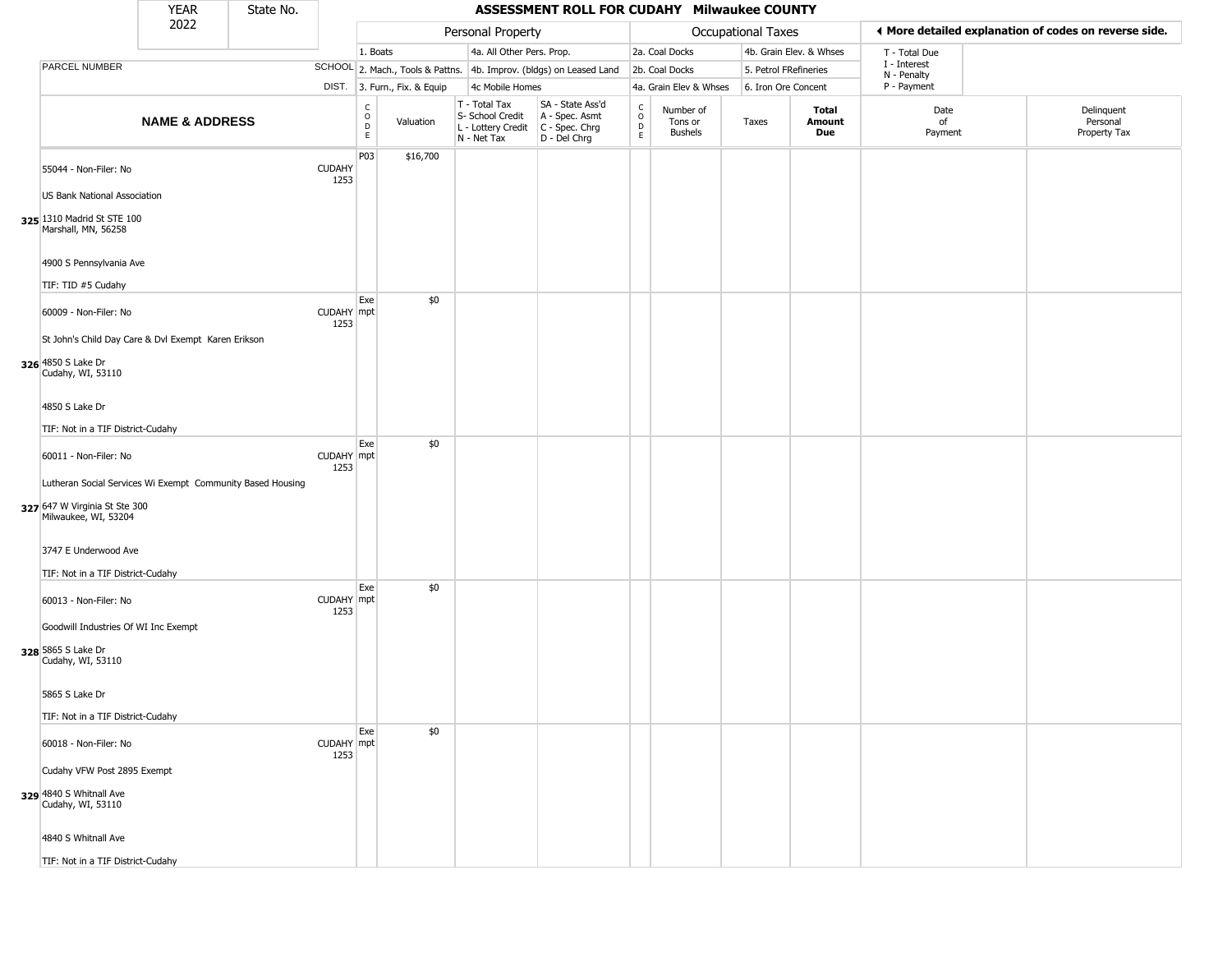# ASSESSMENT ROLL FOR CUDAHY Milwaukee COUNTY

YEAR 2022 | State No.

| | | Personal Property | | | | Occupational Taxes | | | | ◄ More detailed explanation of codes on reverse side. | |
|---|---|---|---|---|---|---|---|---|---|---|---|
| PARCEL NUMBER | SCHOOL DIST. | 1. Boats<br>2. Mach., Tools & Pattns.<br>3. Furn., Fix. & Equip | | 4a. All Other Pers. Prop.<br>4b. Improv. (bldgs) on Leased Land<br>4c Mobile Homes | | 2a. Coal Docks<br>2b. Coal Docks<br>4a. Grain Elev & Whses | | 4b. Grain Elev. & Whses<br>5. Petrol FRefineries<br>6. Iron Ore Concent | | T - Total Due<br>I - Interest<br>N - Penalty<br>P - Payment | |
| **NAME & ADDRESS** | | CODE | Valuation | T - Total Tax<br>S- School Credit<br>L - Lottery Credit<br>N - Net Tax | SA - State Ass'd<br>A - Spec. Asmt<br>C - Spec. Chrg<br>D - Del Chrg | CODE | Number of Tons or Bushels | Taxes | **Total Amount Due** | Date of Payment | Delinquent Personal Property Tax |
| 55044 - Non-Filer: No<br>US Bank National Association<br>**325** 1310 Madrid St STE 100<br>Marshall, MN, 56258<br>4900 S Pennsylvania Ave<br>TIF: TID #5 Cudahy | CUDAHY 1253 | P03 | $16,700 | | | | | | | | |
| 60009 - Non-Filer: No<br>St John's Child Day Care & Dvl Exempt Karen Erikson<br>**326** 4850 S Lake Dr<br>Cudahy, WI, 53110<br>4850 S Lake Dr<br>TIF: Not in a TIF District-Cudahy | CUDAHY 1253 | Exempt | $0 | | | | | | | | |
| 60011 - Non-Filer: No<br>Lutheran Social Services Wi Exempt Community Based Housing<br>**327** 647 W Virginia St Ste 300<br>Milwaukee, WI, 53204<br>3747 E Underwood Ave<br>TIF: Not in a TIF District-Cudahy | CUDAHY 1253 | Exempt | $0 | | | | | | | | |
| 60013 - Non-Filer: No<br>Goodwill Industries Of WI Inc Exempt<br>**328** 5865 S Lake Dr<br>Cudahy, WI, 53110<br>5865 S Lake Dr<br>TIF: Not in a TIF District-Cudahy | CUDAHY 1253 | Exempt | $0 | | | | | | | | |
| 60018 - Non-Filer: No<br>Cudahy VFW Post 2895 Exempt<br>**329** 4840 S Whitnall Ave<br>Cudahy, WI, 53110<br>4840 S Whitnall Ave<br>TIF: Not in a TIF District-Cudahy | CUDAHY 1253 | Exempt | $0 | | | | | | | | |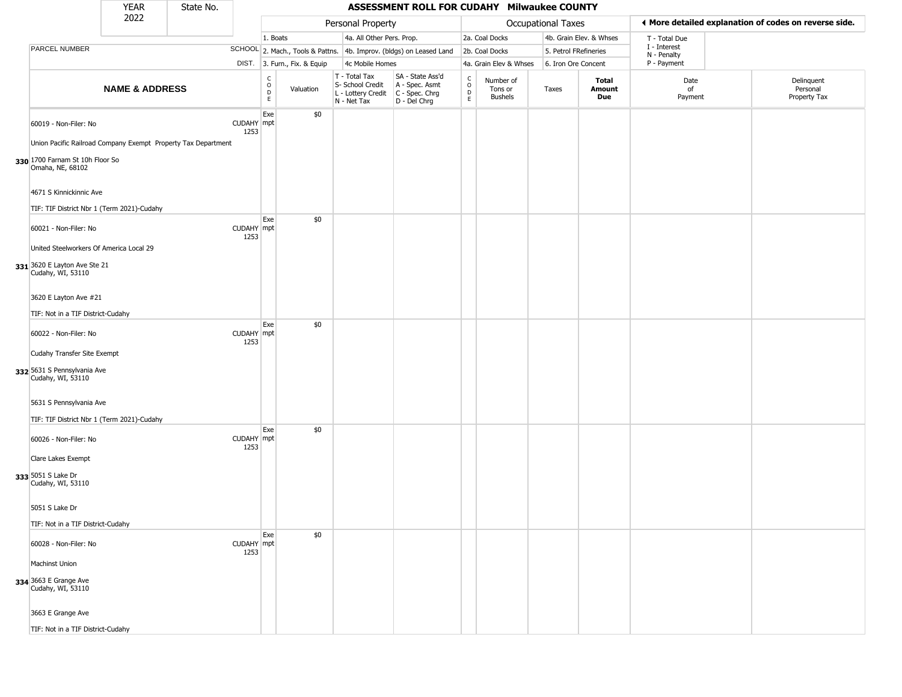| YEAR 2022 | State No. | ASSESSMENT ROLL FOR CUDAHY Milwaukee COUNTY | | | | | | | | | | |
|---|---|---|---|---|---|---|---|---|---|---|---|---|

| | | | Personal Property | | | | Occupational Taxes | | | | ◂ More detailed explanation of codes on reverse side. | |
|---|---|---|---|---|---|---|---|---|---|---|---|---|
| | | 1. Boats | | 4a. All Other Pers. Prop. | | 2a. Coal Docks | | 4b. Grain Elev. & Whses | | T - Total Due | | |
| PARCEL NUMBER | SCHOOL | 2. Mach., Tools & Pattns. | | 4b. Improv. (bldgs) on Leased Land | | 2b. Coal Docks | | 5. Petrol FRefineries | | I - Interest<br>N - Penalty | | |
| | DIST. | 3. Furn., Fix. & Equip | | 4c Mobile Homes | | 4a. Grain Elev & Whses | | 6. Iron Ore Concent | | P - Payment | | |
| **NAME & ADDRESS** | | CODE | Valuation | T - Total Tax<br>S- School Credit<br>L - Lottery Credit<br>N - Net Tax | SA - State Ass'd<br>A - Spec. Asmt<br>C - Spec. Chrg<br>D - Del Chrg | CODE | Number of Tons or Bushels | Taxes | **Total Amount Due** | Date of Payment | Delinquent Personal Property Tax | |
| **330** 60019 - Non-Filer: No<br>Union Pacific Railroad Company Exempt Property Tax Department<br>1700 Farnam St 10h Floor So<br>Omaha, NE, 68102<br>4671 S Kinnickinnic Ave<br>TIF: TIF District Nbr 1 (Term 2021)-Cudahy | CUDAHY 1253 | Exempt | $0 | | | | | | | | | |
| **331** 60021 - Non-Filer: No<br>United Steelworkers Of America Local 29<br>3620 E Layton Ave Ste 21<br>Cudahy, WI, 53110<br>3620 E Layton Ave #21<br>TIF: Not in a TIF District-Cudahy | CUDAHY 1253 | Exempt | $0 | | | | | | | | | |
| **332** 60022 - Non-Filer: No<br>Cudahy Transfer Site Exempt<br>5631 S Pennsylvania Ave<br>Cudahy, WI, 53110<br>5631 S Pennsylvania Ave<br>TIF: TIF District Nbr 1 (Term 2021)-Cudahy | CUDAHY 1253 | Exempt | $0 | | | | | | | | | |
| **333** 60026 - Non-Filer: No<br>Clare Lakes Exempt<br>5051 S Lake Dr<br>Cudahy, WI, 53110<br>5051 S Lake Dr<br>TIF: Not in a TIF District-Cudahy | CUDAHY 1253 | Exempt | $0 | | | | | | | | | |
| **334** 60028 - Non-Filer: No<br>Machinst Union<br>3663 E Grange Ave<br>Cudahy, WI, 53110<br>3663 E Grange Ave<br>TIF: Not in a TIF District-Cudahy | CUDAHY 1253 | Exempt | $0 | | | | | | | | | |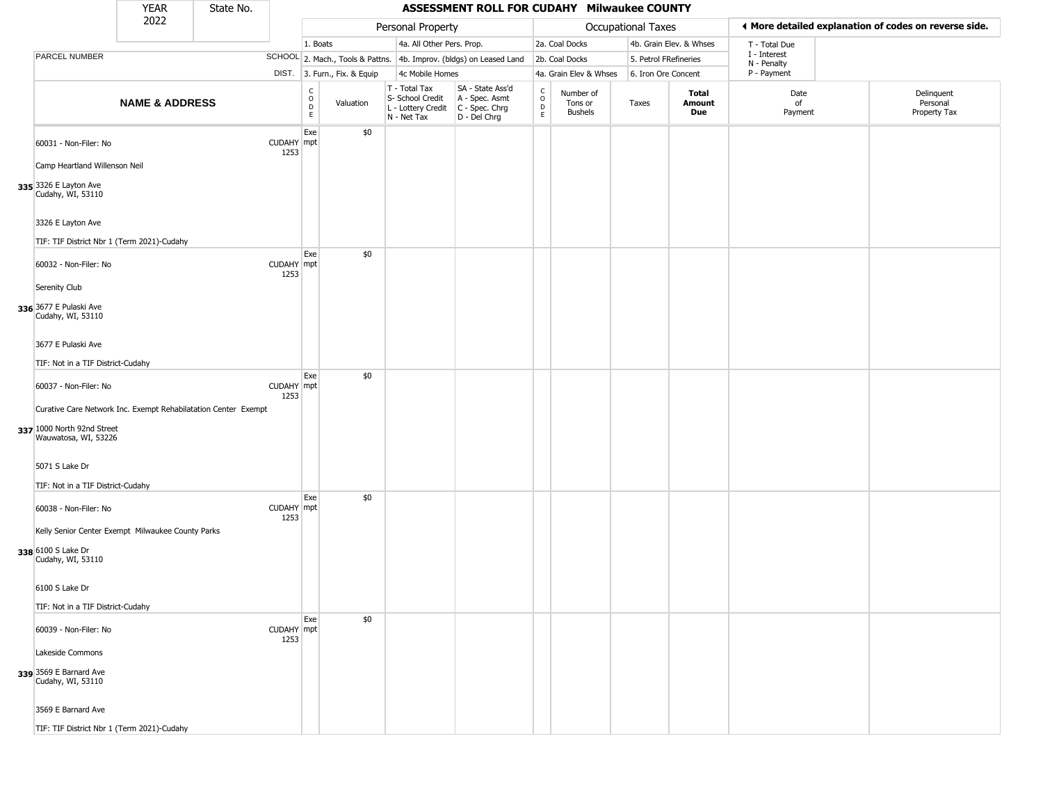# ASSESSMENT ROLL FOR CUDAHY Milwaukee COUNTY

YEAR 2022 | State No.

| PARCEL NUMBER / NAME & ADDRESS | SCHOOL DIST. | CODE | Valuation | T - Total Tax / S- School Credit / L - Lottery Credit / N - Net Tax | SA - State Ass'd / A - Spec. Asmt / C - Spec. Chrg / D - Del Chrg | CODE | Number of Tons or Bushels | Taxes | Total Amount Due | Date of Payment | Delinquent Personal Property Tax |
|---|---|---|---|---|---|---|---|---|---|---|---|
| **335** 60031 - Non-Filer: No<br>Camp Heartland Willenson Neil<br>3326 E Layton Ave<br>Cudahy, WI, 53110<br>3326 E Layton Ave<br>TIF: TIF District Nbr 1 (Term 2021)-Cudahy | CUDAHY 1253 | Exempt | $0 | | | | | | | | |
| **336** 60032 - Non-Filer: No<br>Serenity Club<br>3677 E Pulaski Ave<br>Cudahy, WI, 53110<br>3677 E Pulaski Ave<br>TIF: Not in a TIF District-Cudahy | CUDAHY 1253 | Exempt | $0 | | | | | | | | |
| **337** 60037 - Non-Filer: No<br>Curative Care Network Inc. Exempt Rehabilatation Center Exempt<br>1000 North 92nd Street<br>Wauwatosa, WI, 53226<br>5071 S Lake Dr<br>TIF: Not in a TIF District-Cudahy | CUDAHY 1253 | Exempt | $0 | | | | | | | | |
| **338** 60038 - Non-Filer: No<br>Kelly Senior Center Exempt Milwaukee County Parks<br>6100 S Lake Dr<br>Cudahy, WI, 53110<br>6100 S Lake Dr<br>TIF: Not in a TIF District-Cudahy | CUDAHY 1253 | Exempt | $0 | | | | | | | | |
| **339** 60039 - Non-Filer: No<br>Lakeside Commons<br>3569 E Barnard Ave<br>Cudahy, WI, 53110<br>3569 E Barnard Ave<br>TIF: TIF District Nbr 1 (Term 2021)-Cudahy | CUDAHY 1253 | Exempt | $0 | | | | | | | | |

Personal Property codes: 1. Boats; 2. Mach., Tools & Pattns.; 3. Furn., Fix. & Equip; 4a. All Other Pers. Prop.; 4b. Improv. (bldgs) on Leased Land; 4c Mobile Homes

Occupational Taxes codes: 2a. Coal Docks; 2b. Coal Docks; 4a. Grain Elev & Whses; 4b. Grain Elev. & Whses; 5. Petrol FRefineries; 6. Iron Ore Concent

T - Total Due; I - Interest; N - Penalty; P - Payment

◀ More detailed explanation of codes on reverse side.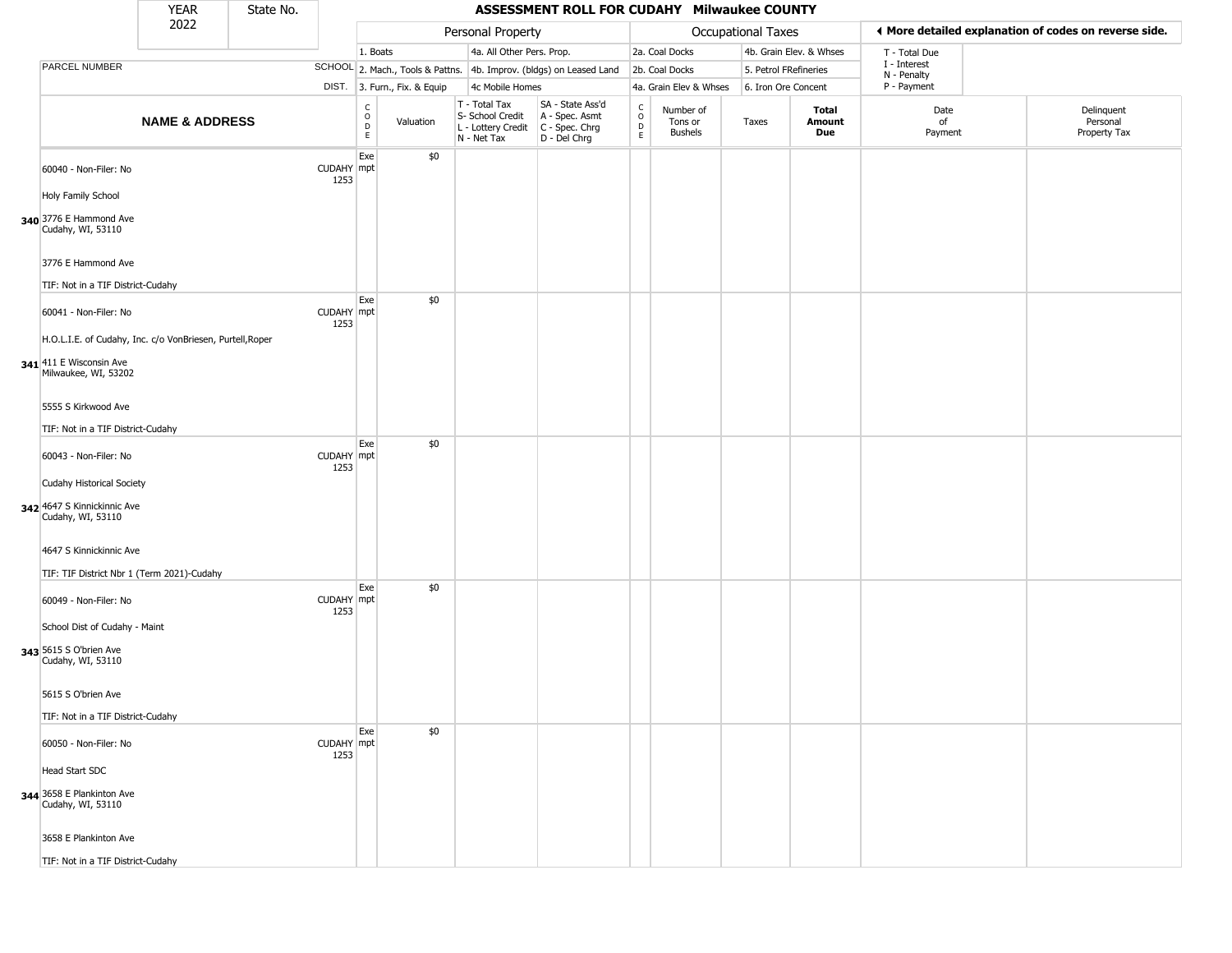| YEAR 2022 | State No. | ASSESSMENT ROLL FOR CUDAHY Milwaukee COUNTY | | | | | | | | | |
|---|---|---|---|---|---|---|---|---|---|---|---|

| | | Personal Property | | | | Occupational Taxes | | | | ◀ More detailed explanation of codes on reverse side. | |
|---|---|---|---|---|---|---|---|---|---|---|---|
| | | 1. Boats | | 4a. All Other Pers. Prop. | | 2a. Coal Docks | | 4b. Grain Elev. & Whses | | T - Total Due | |
| PARCEL NUMBER | SCHOOL | 2. Mach., Tools & Pattns. | | 4b. Improv. (bldgs) on Leased Land | | 2b. Coal Docks | | 5. Petrol FRefineries | | I - Interest, N - Penalty | |
| | DIST. | 3. Furn., Fix. & Equip | | 4c Mobile Homes | | 4a. Grain Elev & Whses | | 6. Iron Ore Concent | | P - Payment | |
| **NAME & ADDRESS** | | CODE | Valuation | T - Total Tax, S- School Credit, L - Lottery Credit, N - Net Tax | SA - State Ass'd, A - Spec. Asmt, C - Spec. Chrg, D - Del Chrg | CODE | Number of Tons or Bushels | Taxes | **Total Amount Due** | Date of Payment | Delinquent Personal Property Tax |
| 340 60040 - Non-Filer: No<br>Holy Family School<br>3776 E Hammond Ave<br>Cudahy, WI, 53110<br>3776 E Hammond Ave<br>TIF: Not in a TIF District-Cudahy | CUDAHY 1253 | Exempt | $0 | | | | | | | | |
| 341 60041 - Non-Filer: No<br>H.O.L.I.E. of Cudahy, Inc. c/o VonBriesen, Purtell,Roper<br>411 E Wisconsin Ave<br>Milwaukee, WI, 53202<br>5555 S Kirkwood Ave<br>TIF: Not in a TIF District-Cudahy | CUDAHY 1253 | Exempt | $0 | | | | | | | | |
| 342 60043 - Non-Filer: No<br>Cudahy Historical Society<br>4647 S Kinnickinnic Ave<br>Cudahy, WI, 53110<br>4647 S Kinnickinnic Ave<br>TIF: TIF District Nbr 1 (Term 2021)-Cudahy | CUDAHY 1253 | Exempt | $0 | | | | | | | | |
| 343 60049 - Non-Filer: No<br>School Dist of Cudahy - Maint<br>5615 S O'brien Ave<br>Cudahy, WI, 53110<br>5615 S O'brien Ave<br>TIF: Not in a TIF District-Cudahy | CUDAHY 1253 | Exempt | $0 | | | | | | | | |
| 344 60050 - Non-Filer: No<br>Head Start SDC<br>3658 E Plankinton Ave<br>Cudahy, WI, 53110<br>3658 E Plankinton Ave<br>TIF: Not in a TIF District-Cudahy | CUDAHY 1253 | Exempt | $0 | | | | | | | | |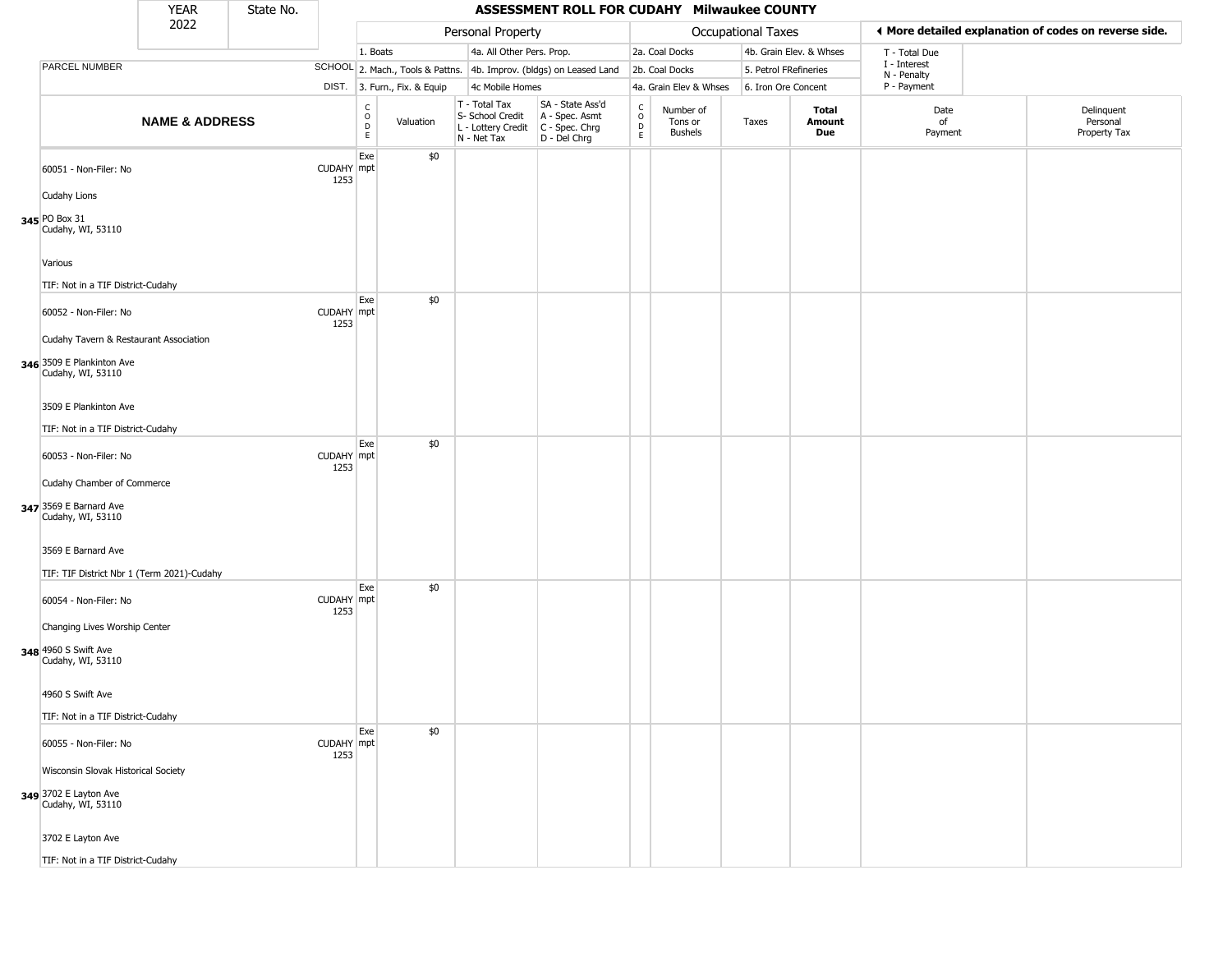# ASSESSMENT ROLL FOR CUDAHY Milwaukee COUNTY

| YEAR 2022 | State No. | | Personal Property | | | | Occupational Taxes | | | | ◀ More detailed explanation of codes on reverse side. | |
|---|---|---|---|---|---|---|---|---|---|---|---|---|
| | | | 1. Boats | | 4a. All Other Pers. Prop. | | 2a. Coal Docks | | 4b. Grain Elev. & Whses | | T - Total Due | |
| PARCEL NUMBER | | SCHOOL | 2. Mach., Tools & Pattns. | | 4b. Improv. (bldgs) on Leased Land | | 2b. Coal Docks | | 5. Petrol FRefineries | | I - Interest, N - Penalty | |
| | | DIST. | 3. Furn., Fix. & Equip | | 4c Mobile Homes | | 4a. Grain Elev & Whses | | 6. Iron Ore Concent | | P - Payment | |
| **NAME & ADDRESS** | | | CODE | Valuation | T - Total Tax, S- School Credit, L - Lottery Credit, N - Net Tax | SA - State Ass'd, A - Spec. Asmt, C - Spec. Chrg, D - Del Chrg | CODE | Number of Tons or Bushels | Taxes | **Total Amount Due** | Date of Payment | Delinquent Personal Property Tax |
| 345 | 60051 - Non-Filer: No<br>Cudahy Lions<br>PO Box 31<br>Cudahy, WI, 53110<br>Various<br>TIF: Not in a TIF District-Cudahy | CUDAHY 1253 | Exempt | $0 | | | | | | | | |
| 346 | 60052 - Non-Filer: No<br>Cudahy Tavern & Restaurant Association<br>3509 E Plankinton Ave<br>Cudahy, WI, 53110<br>3509 E Plankinton Ave<br>TIF: Not in a TIF District-Cudahy | CUDAHY 1253 | Exempt | $0 | | | | | | | | |
| 347 | 60053 - Non-Filer: No<br>Cudahy Chamber of Commerce<br>3569 E Barnard Ave<br>Cudahy, WI, 53110<br>3569 E Barnard Ave<br>TIF: TIF District Nbr 1 (Term 2021)-Cudahy | CUDAHY 1253 | Exempt | $0 | | | | | | | | |
| 348 | 60054 - Non-Filer: No<br>Changing Lives Worship Center<br>4960 S Swift Ave<br>Cudahy, WI, 53110<br>4960 S Swift Ave<br>TIF: Not in a TIF District-Cudahy | CUDAHY 1253 | Exempt | $0 | | | | | | | | |
| 349 | 60055 - Non-Filer: No<br>Wisconsin Slovak Historical Society<br>3702 E Layton Ave<br>Cudahy, WI, 53110<br>3702 E Layton Ave<br>TIF: Not in a TIF District-Cudahy | CUDAHY 1253 | Exempt | $0 | | | | | | | | |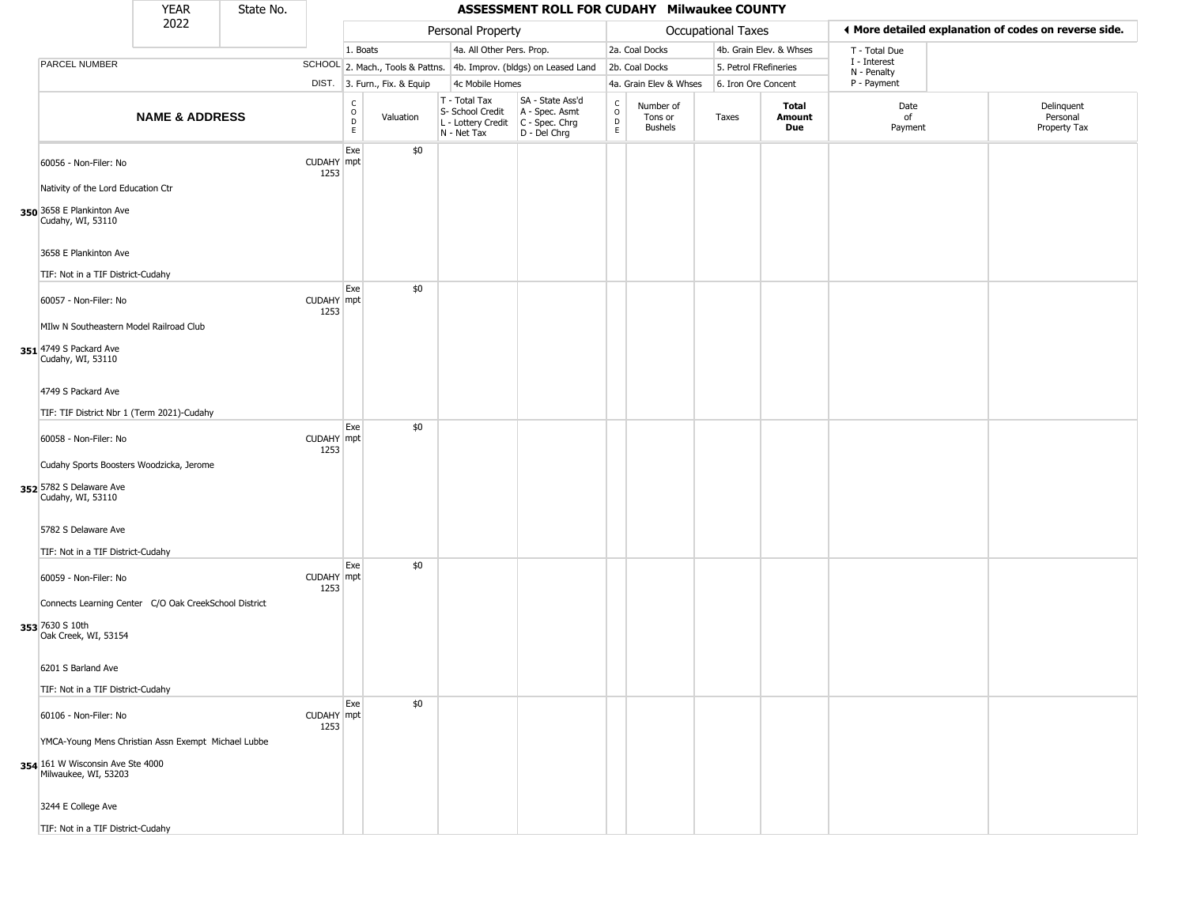# ASSESSMENT ROLL FOR CUDAHY Milwaukee COUNTY

YEAR 2022 | State No.

| | | | Personal Property | | | | Occupational Taxes | | | | ◄ More detailed explanation of codes on reverse side. | |
|---|---|---|---|---|---|---|---|---|---|---|---|---|
| PARCEL NUMBER | SCHOOL DIST. | | 1. Boats<br>2. Mach., Tools & Pattns.<br>3. Furn., Fix. & Equip | 4a. All Other Pers. Prop.<br>4b. Improv. (bldgs) on Leased Land<br>4c Mobile Homes | | | 2a. Coal Docks<br>2b. Coal Docks<br>4a. Grain Elev & Whses | 4b. Grain Elev. & Whses<br>5. Petrol FRefineries<br>6. Iron Ore Concent | | | T - Total Due<br>I - Interest<br>N - Penalty<br>P - Payment | |
| NAME & ADDRESS | | CODE | Valuation | T - Total Tax<br>S- School Credit<br>L - Lottery Credit<br>N - Net Tax | SA - State Ass'd<br>A - Spec. Asmt<br>C - Spec. Chrg<br>D - Del Chrg | CODE | Number of Tons or Bushels | Taxes | Total Amount Due | Date of Payment | Delinquent Personal Property Tax |
| 350 60056 - Non-Filer: No<br>Nativity of the Lord Education Ctr<br>3658 E Plankinton Ave<br>Cudahy, WI, 53110<br>3658 E Plankinton Ave<br>TIF: Not in a TIF District-Cudahy | CUDAHY 1253 | Exempt | $0 | | | | | | | | |
| 351 60057 - Non-Filer: No<br>MIlw N Southeastern Model Railroad Club<br>4749 S Packard Ave<br>Cudahy, WI, 53110<br>4749 S Packard Ave<br>TIF: TIF District Nbr 1 (Term 2021)-Cudahy | CUDAHY 1253 | Exempt | $0 | | | | | | | | |
| 352 60058 - Non-Filer: No<br>Cudahy Sports Boosters Woodzicka, Jerome<br>5782 S Delaware Ave<br>Cudahy, WI, 53110<br>5782 S Delaware Ave<br>TIF: Not in a TIF District-Cudahy | CUDAHY 1253 | Exempt | $0 | | | | | | | | |
| 353 60059 - Non-Filer: No<br>Connects Learning Center C/O Oak CreekSchool District<br>7630 S 10th<br>Oak Creek, WI, 53154<br>6201 S Barland Ave<br>TIF: Not in a TIF District-Cudahy | CUDAHY 1253 | Exempt | $0 | | | | | | | | |
| 354 60106 - Non-Filer: No<br>YMCA-Young Mens Christian Assn Exempt Michael Lubbe<br>161 W Wisconsin Ave Ste 4000<br>Milwaukee, WI, 53203<br>3244 E College Ave<br>TIF: Not in a TIF District-Cudahy | CUDAHY 1253 | Exempt | $0 | | | | | | | | |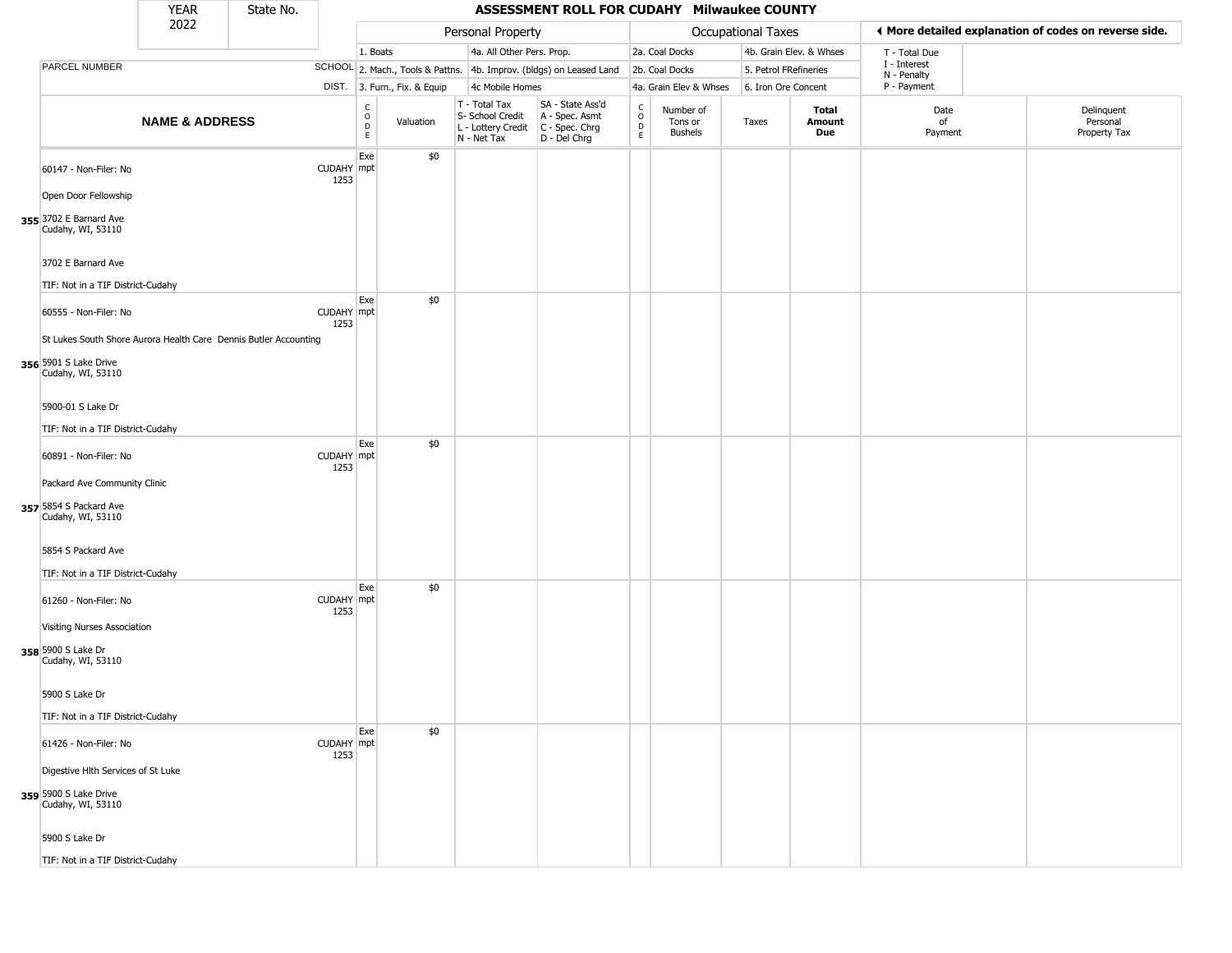| YEAR 2022 | State No. | | | | **ASSESSMENT ROLL FOR CUDAHY Milwaukee COUNTY** | | | | | | | | |
|---|---|---|---|---|---|---|---|---|---|---|---|---|---|
| | | | Personal Property | | | | Occupational Taxes | | | | | ◄ More detailed explanation of codes on reverse side. | |
| | | | 1. Boats | | 4a. All Other Pers. Prop. | | 2a. Coal Docks | | 4b. Grain Elev. & Whses | | | T - Total Due<br>I - Interest<br>N - Penalty<br>P - Payment | |
| PARCEL NUMBER | | SCHOOL | 2. Mach., Tools & Pattns. | | 4b. Improv. (bldgs) on Leased Land | | 2b. Coal Docks | | 5. Petrol FRefineries | | | | |
| | | DIST. | 3. Furn., Fix. & Equip | | 4c Mobile Homes | | 4a. Grain Elev & Whses | | 6. Iron Ore Concent | | | | |
| **NAME & ADDRESS** | | | CODE | Valuation | T - Total Tax<br>S- School Credit<br>L - Lottery Credit<br>N - Net Tax | SA - State Ass'd<br>A - Spec. Asmt<br>C - Spec. Chrg<br>D - Del Chrg | CODE | Number of Tons or Bushels | Taxes | **Total Amount Due** | | Date of Payment | Delinquent Personal Property Tax |
| 355 | 60147 - Non-Filer: No<br>Open Door Fellowship<br>3702 E Barnard Ave<br>Cudahy, WI, 53110<br>3702 E Barnard Ave<br>TIF: Not in a TIF District-Cudahy | CUDAHY 1253 | Exempt | $0 | | | | | | | | | |
| 356 | 60555 - Non-Filer: No<br>St Lukes South Shore Aurora Health Care Dennis Butler Accounting<br>5901 S Lake Drive<br>Cudahy, WI, 53110<br>5900-01 S Lake Dr<br>TIF: Not in a TIF District-Cudahy | CUDAHY 1253 | Exempt | $0 | | | | | | | | | |
| 357 | 60891 - Non-Filer: No<br>Packard Ave Community Clinic<br>5854 S Packard Ave<br>Cudahy, WI, 53110<br>5854 S Packard Ave<br>TIF: Not in a TIF District-Cudahy | CUDAHY 1253 | Exempt | $0 | | | | | | | | | |
| 358 | 61260 - Non-Filer: No<br>Visiting Nurses Association<br>5900 S Lake Dr<br>Cudahy, WI, 53110<br>5900 S Lake Dr<br>TIF: Not in a TIF District-Cudahy | CUDAHY 1253 | Exempt | $0 | | | | | | | | | |
| 359 | 61426 - Non-Filer: No<br>Digestive Hlth Services of St Luke<br>5900 S Lake Drive<br>Cudahy, WI, 53110<br>5900 S Lake Dr<br>TIF: Not in a TIF District-Cudahy | CUDAHY 1253 | Exempt | $0 | | | | | | | | | |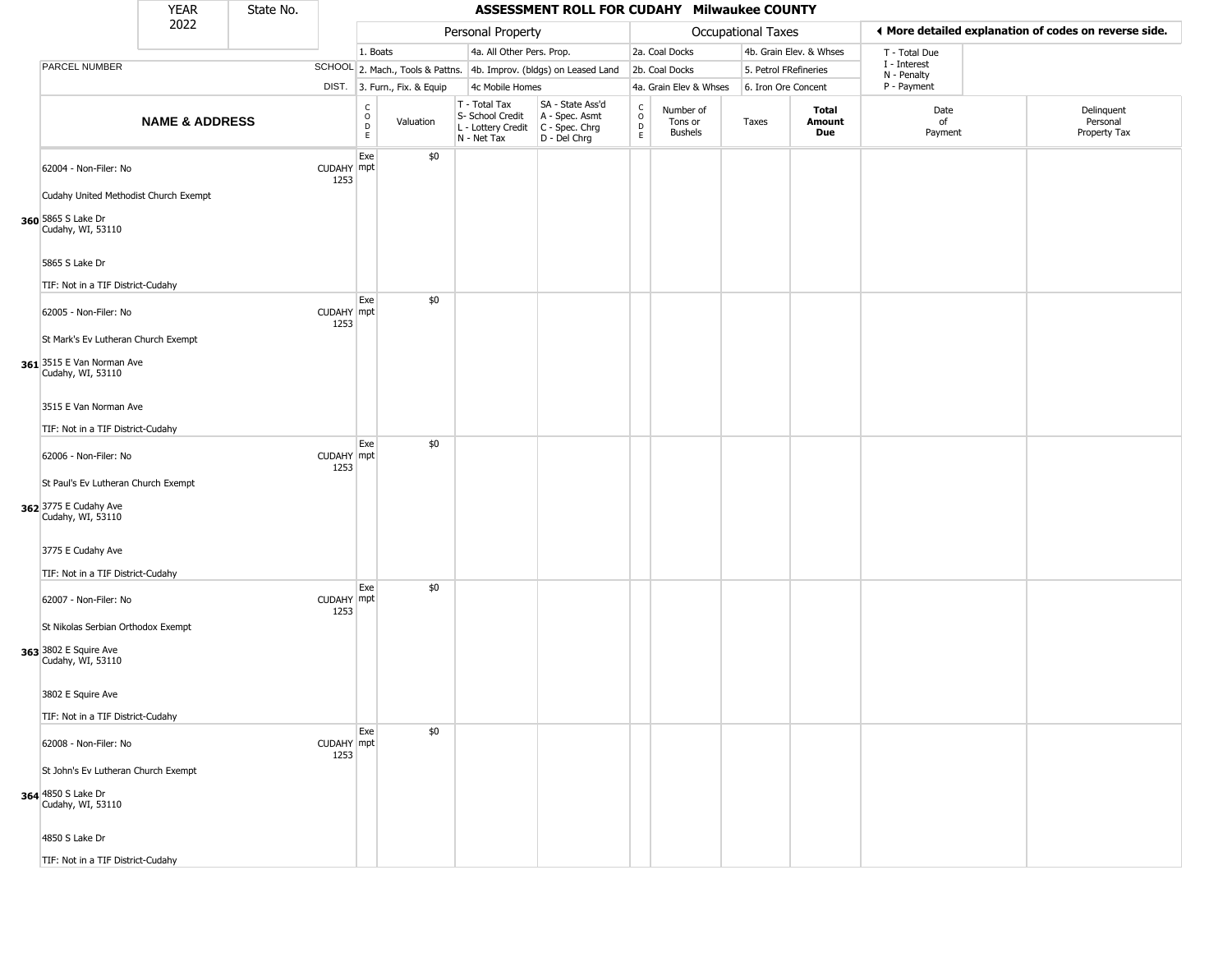# ASSESSMENT ROLL FOR CUDAHY Milwaukee COUNTY

YEAR 2022 | State No.

| | | | Personal Property | | | | Occupational Taxes | | | | ◀ More detailed explanation of codes on reverse side. | |
|---|---|---|---|---|---|---|---|---|---|---|---|---|
| PARCEL NUMBER | SCHOOL DIST. | | 1. Boats<br>2. Mach., Tools & Pattns.<br>3. Furn., Fix. & Equip | | 4a. All Other Pers. Prop.<br>4b. Improv. (bldgs) on Leased Land<br>4c Mobile Homes | | 2a. Coal Docks<br>2b. Coal Docks<br>4a. Grain Elev & Whses | | 4b. Grain Elev. & Whses<br>5. Petrol FRefineries<br>6. Iron Ore Concent | | T - Total Due<br>I - Interest<br>N - Penalty<br>P - Payment | |
| **NAME & ADDRESS** | | CODE | Valuation | T - Total Tax<br>S- School Credit<br>L - Lottery Credit<br>N - Net Tax | SA - State Ass'd<br>A - Spec. Asmt<br>C - Spec. Chrg<br>D - Del Chrg | CODE | Number of Tons or Bushels | Taxes | **Total Amount Due** | Date of Payment | Delinquent Personal Property Tax |
| **360** 62004 - Non-Filer: No<br>Cudahy United Methodist Church Exempt<br>5865 S Lake Dr<br>Cudahy, WI, 53110<br>5865 S Lake Dr<br>TIF: Not in a TIF District-Cudahy | CUDAHY 1253 | Exempt | $0 | | | | | | | | |
| **361** 62005 - Non-Filer: No<br>St Mark's Ev Lutheran Church Exempt<br>3515 E Van Norman Ave<br>Cudahy, WI, 53110<br>3515 E Van Norman Ave<br>TIF: Not in a TIF District-Cudahy | CUDAHY 1253 | Exempt | $0 | | | | | | | | |
| **362** 62006 - Non-Filer: No<br>St Paul's Ev Lutheran Church Exempt<br>3775 E Cudahy Ave<br>Cudahy, WI, 53110<br>3775 E Cudahy Ave<br>TIF: Not in a TIF District-Cudahy | CUDAHY 1253 | Exempt | $0 | | | | | | | | |
| **363** 62007 - Non-Filer: No<br>St Nikolas Serbian Orthodox Exempt<br>3802 E Squire Ave<br>Cudahy, WI, 53110<br>3802 E Squire Ave<br>TIF: Not in a TIF District-Cudahy | CUDAHY 1253 | Exempt | $0 | | | | | | | | |
| **364** 62008 - Non-Filer: No<br>St John's Ev Lutheran Church Exempt<br>4850 S Lake Dr<br>Cudahy, WI, 53110<br>4850 S Lake Dr<br>TIF: Not in a TIF District-Cudahy | CUDAHY 1253 | Exempt | $0 | | | | | | | | |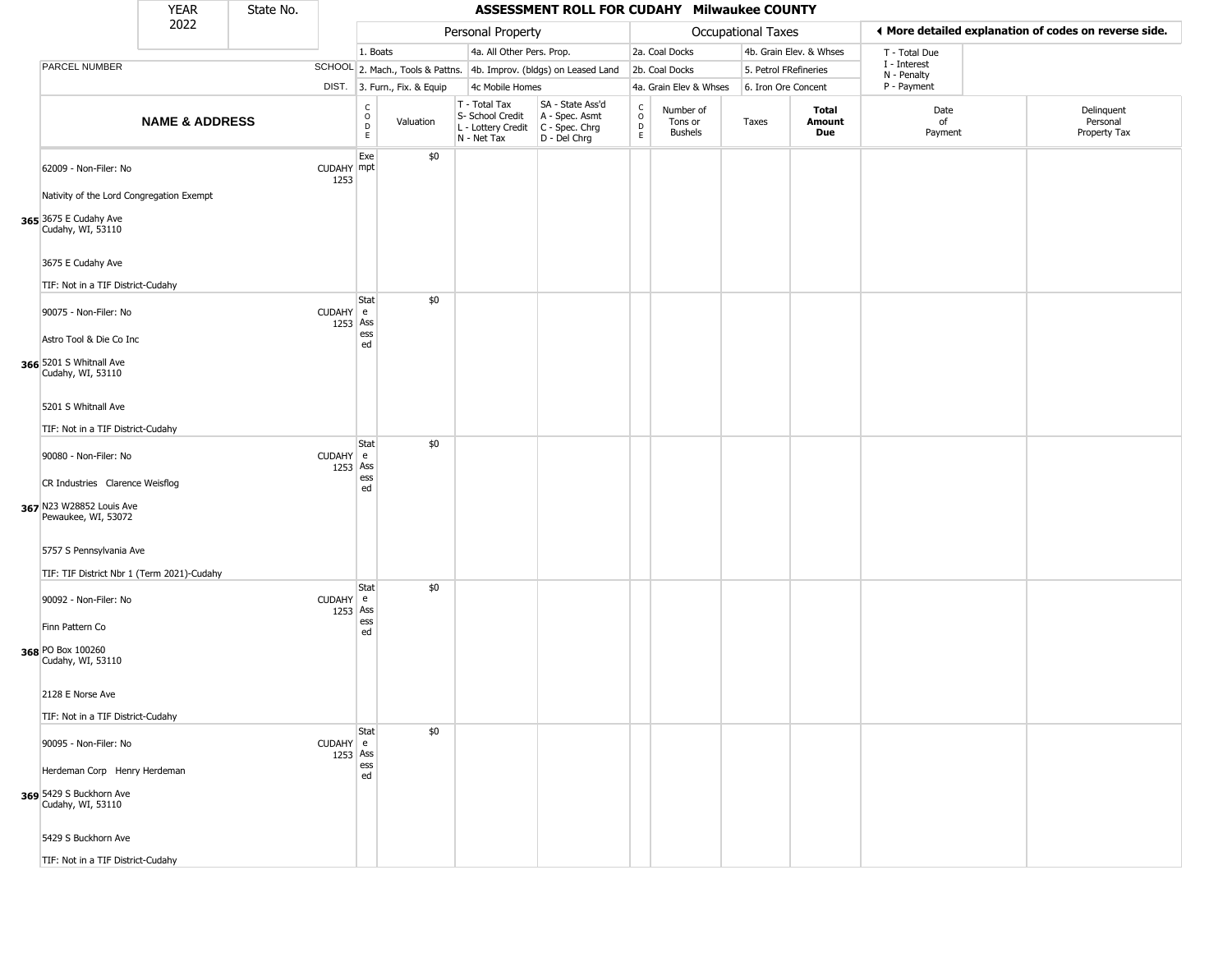| YEAR 2022 | State No. | | ASSESSMENT ROLL FOR CUDAHY Milwaukee COUNTY | | | | | | | | | | |
|---|---|---|---|---|---|---|---|---|---|---|---|---|---|

| | | | Personal Property | | | | Occupational Taxes | | | | ◄ More detailed explanation of codes on reverse side. | |
|---|---|---|---|---|---|---|---|---|---|---|---|---|
| PARCEL NUMBER | SCHOOL DIST. | | 1. Boats<br>2. Mach., Tools & Pattns.<br>3. Furn., Fix. & Equip | | 4a. All Other Pers. Prop.<br>4b. Improv. (bldgs) on Leased Land<br>4c Mobile Homes | | 2a. Coal Docks<br>2b. Coal Docks<br>4a. Grain Elev & Whses | | 4b. Grain Elev. & Whses<br>5. Petrol FRefineries<br>6. Iron Ore Concent | | T - Total Due<br>I - Interest<br>N - Penalty<br>P - Payment | |
| NAME & ADDRESS | | CODE | Valuation | T - Total Tax<br>S- School Credit<br>L - Lottery Credit<br>N - Net Tax | SA - State Ass'd<br>A - Spec. Asmt<br>C - Spec. Chrg<br>D - Del Chrg | CODE | Number of Tons or Bushels | Taxes | Total Amount Due | Date of Payment | Delinquent Personal Property Tax |
| **365** 62009 - Non-Filer: No<br>Nativity of the Lord Congregation Exempt<br>3675 E Cudahy Ave<br>Cudahy, WI, 53110<br>3675 E Cudahy Ave<br>TIF: Not in a TIF District-Cudahy | CUDAHY 1253 | Exempt | $0 | | | | | | | | |
| **366** 90075 - Non-Filer: No<br>Astro Tool & Die Co Inc<br>5201 S Whitnall Ave<br>Cudahy, WI, 53110<br>5201 S Whitnall Ave<br>TIF: Not in a TIF District-Cudahy | CUDAHY 1253 | State Assessed | $0 | | | | | | | | |
| **367** 90080 - Non-Filer: No<br>CR Industries Clarence Weisflog<br>N23 W28852 Louis Ave<br>Pewaukee, WI, 53072<br>5757 S Pennsylvania Ave<br>TIF: TIF District Nbr 1 (Term 2021)-Cudahy | CUDAHY 1253 | State Assessed | $0 | | | | | | | | |
| **368** 90092 - Non-Filer: No<br>Finn Pattern Co<br>PO Box 100260<br>Cudahy, WI, 53110<br>2128 E Norse Ave<br>TIF: Not in a TIF District-Cudahy | CUDAHY 1253 | State Assessed | $0 | | | | | | | | |
| **369** 90095 - Non-Filer: No<br>Herdeman Corp Henry Herdeman<br>5429 S Buckhorn Ave<br>Cudahy, WI, 53110<br>5429 S Buckhorn Ave<br>TIF: Not in a TIF District-Cudahy | CUDAHY 1253 | State Assessed | $0 | | | | | | | | |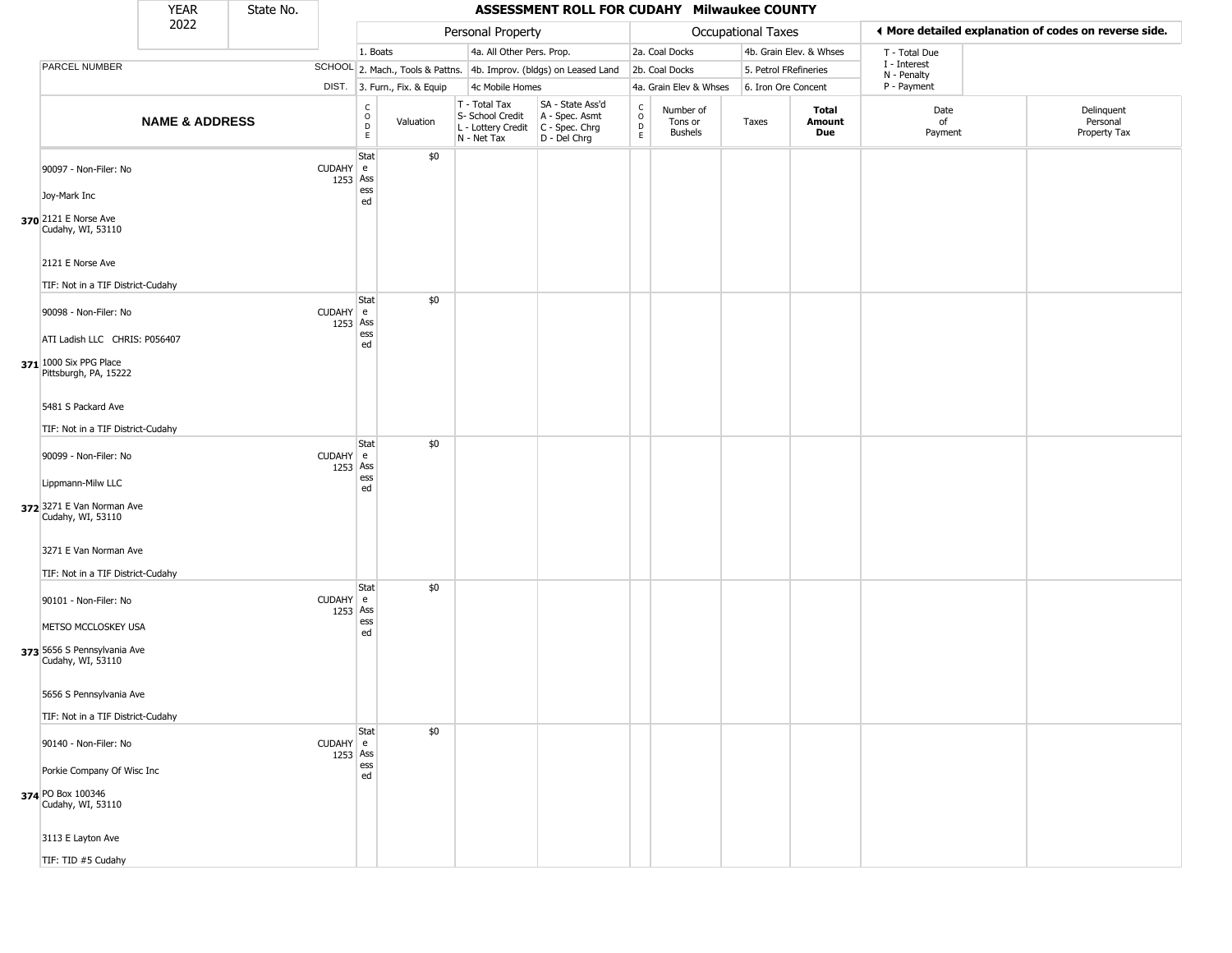| YEAR 2022 | State No. |
|---|---|

# ASSESSMENT ROLL FOR CUDAHY Milwaukee COUNTY

| | | Personal Property | | | | Occupational Taxes | | | | ◄ More detailed explanation of codes on reverse side. | |
|---|---|---|---|---|---|---|---|---|---|---|---|
| | | 1. Boats | | 4a. All Other Pers. Prop. | | 2a. Coal Docks | | 4b. Grain Elev. & Whses | | T - Total Due | |
| PARCEL NUMBER | SCHOOL | 2. Mach., Tools & Pattns. | | 4b. Improv. (bldgs) on Leased Land | | 2b. Coal Docks | | 5. Petrol FRefineries | | I - Interest N - Penalty | |
| | DIST. | 3. Furn., Fix. & Equip | | 4c Mobile Homes | | 4a. Grain Elev & Whses | | 6. Iron Ore Concent | | P - Payment | |
| **NAME & ADDRESS** | | CODE | Valuation | T - Total Tax S- School Credit L - Lottery Credit N - Net Tax | SA - State Ass'd A - Spec. Asmt C - Spec. Chrg D - Del Chrg | CODE | Number of Tons or Bushels | Taxes | **Total Amount Due** | Date of Payment | Delinquent Personal Property Tax |
| 370 90097 - Non-Filer: No<br>Joy-Mark Inc<br>2121 E Norse Ave<br>Cudahy, WI, 53110<br><br>2121 E Norse Ave<br><br>TIF: Not in a TIF District-Cudahy | CUDAHY 1253 | State Assessed | $0 | | | | | | | | |
| 371 90098 - Non-Filer: No<br>ATI Ladish LLC CHRIS: P056407<br>1000 Six PPG Place<br>Pittsburgh, PA, 15222<br><br>5481 S Packard Ave<br><br>TIF: Not in a TIF District-Cudahy | CUDAHY 1253 | State Assessed | $0 | | | | | | | | |
| 372 90099 - Non-Filer: No<br>Lippmann-Milw LLC<br>3271 E Van Norman Ave<br>Cudahy, WI, 53110<br><br>3271 E Van Norman Ave<br><br>TIF: Not in a TIF District-Cudahy | CUDAHY 1253 | State Assessed | $0 | | | | | | | | |
| 373 90101 - Non-Filer: No<br>METSO MCCLOSKEY USA<br>5656 S Pennsylvania Ave<br>Cudahy, WI, 53110<br><br>5656 S Pennsylvania Ave<br><br>TIF: Not in a TIF District-Cudahy | CUDAHY 1253 | State Assessed | $0 | | | | | | | | |
| 374 90140 - Non-Filer: No<br>Porkie Company Of Wisc Inc<br>PO Box 100346<br>Cudahy, WI, 53110<br><br>3113 E Layton Ave<br><br>TIF: TID #5 Cudahy | CUDAHY 1253 | State Assessed | $0 | | | | | | | | |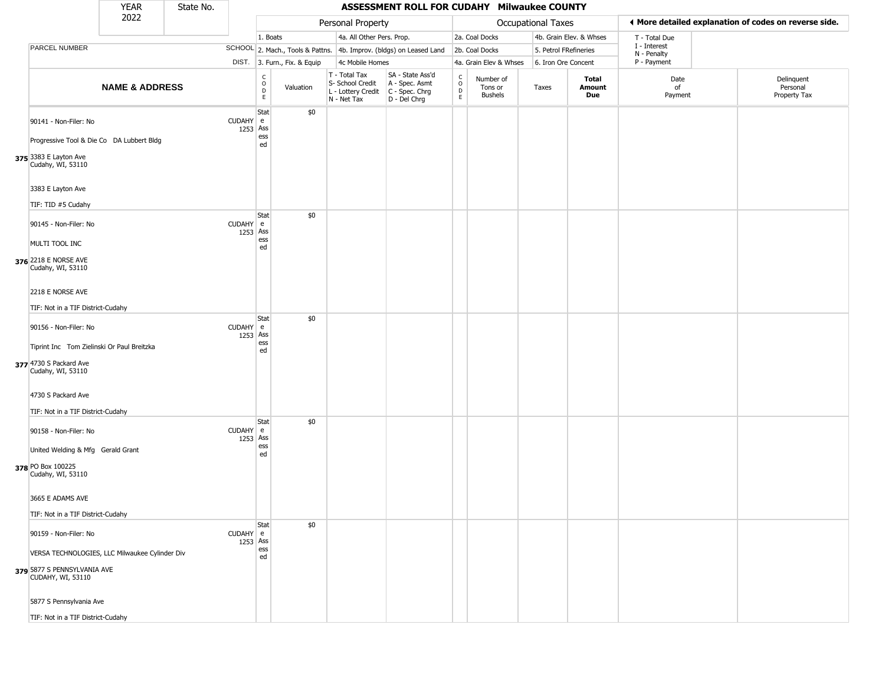| YEAR | State No. |
| --- | --- |
| 2022 | |

# ASSESSMENT ROLL FOR CUDAHY Milwaukee COUNTY

| | | Personal Property | | | | Occupational Taxes | | | | ◄ More detailed explanation of codes on reverse side. | |
| --- | --- | --- | --- | --- | --- | --- | --- | --- | --- | --- | --- |
| PARCEL NUMBER | SCHOOL DIST. | 1. Boats<br>2. Mach., Tools & Pattns.<br>3. Furn., Fix. & Equip | | 4a. All Other Pers. Prop.<br>4b. Improv. (bldgs) on Leased Land<br>4c Mobile Homes | | 2a. Coal Docks<br>2b. Coal Docks<br>4a. Grain Elev & Whses | | 4b. Grain Elev. & Whses<br>5. Petrol FRefineries<br>6. Iron Ore Concent | | T - Total Due<br>I - Interest<br>N - Penalty<br>P - Payment | |
| **NAME & ADDRESS** | | CODE | Valuation | T - Total Tax<br>S- School Credit<br>L - Lottery Credit<br>N - Net Tax | SA - State Ass'd<br>A - Spec. Asmt<br>C - Spec. Chrg<br>D - Del Chrg | CODE | Number of Tons or Bushels | Taxes | **Total Amount Due** | Date of Payment | Delinquent Personal Property Tax |
| 375 90141 - Non-Filer: No<br>Progressive Tool & Die Co DA Lubbert Bldg<br>3383 E Layton Ave<br>Cudahy, WI, 53110<br>3383 E Layton Ave<br>TIF: TID #5 Cudahy | CUDAHY 1253 | State Assessed | $0 | | | | | | | | |
| 376 90145 - Non-Filer: No<br>MULTI TOOL INC<br>2218 E NORSE AVE<br>Cudahy, WI, 53110<br>2218 E NORSE AVE<br>TIF: Not in a TIF District-Cudahy | CUDAHY 1253 | State Assessed | $0 | | | | | | | | |
| 377 90156 - Non-Filer: No<br>Tiprint Inc Tom Zielinski Or Paul Breitzka<br>4730 S Packard Ave<br>Cudahy, WI, 53110<br>4730 S Packard Ave<br>TIF: Not in a TIF District-Cudahy | CUDAHY 1253 | State Assessed | $0 | | | | | | | | |
| 378 90158 - Non-Filer: No<br>United Welding & Mfg Gerald Grant<br>PO Box 100225<br>Cudahy, WI, 53110<br>3665 E ADAMS AVE<br>TIF: Not in a TIF District-Cudahy | CUDAHY 1253 | State Assessed | $0 | | | | | | | | |
| 379 90159 - Non-Filer: No<br>VERSA TECHNOLOGIES, LLC Milwaukee Cylinder Div<br>5877 S PENNSYLVANIA AVE<br>CUDAHY, WI, 53110<br>5877 S Pennsylvania Ave<br>TIF: Not in a TIF District-Cudahy | CUDAHY 1253 | State Assessed | $0 | | | | | | | | |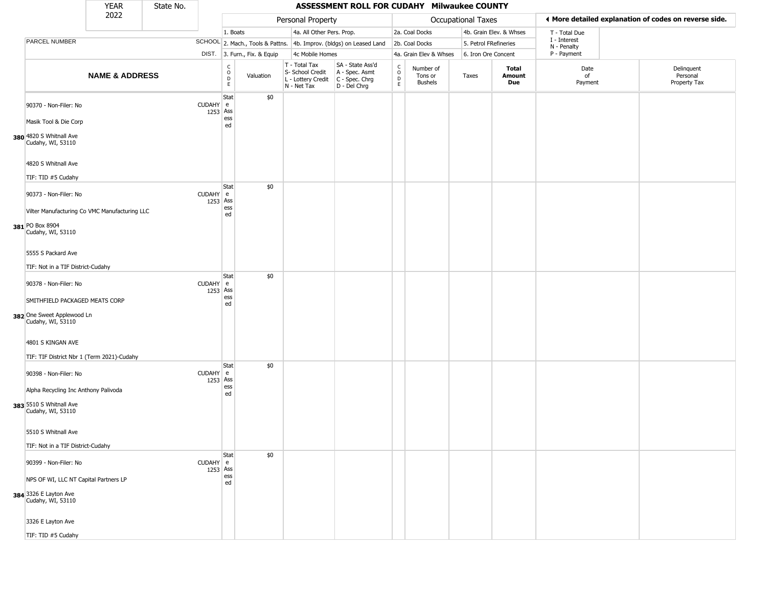# ASSESSMENT ROLL FOR CUDAHY Milwaukee COUNTY

| YEAR | State No. |
|---|---|
| 2022 | |

◄ More detailed explanation of codes on reverse side.

| | | | Personal Property | | | | Occupational Taxes | | | | | |
|---|---|---|---|---|---|---|---|---|---|---|---|---|
| PARCEL NUMBER | SCHOOL DIST. | | 1. Boats<br>2. Mach., Tools & Pattns.<br>3. Furn., Fix. & Equip | 4a. All Other Pers. Prop.<br>4b. Improv. (bldgs) on Leased Land<br>4c Mobile Homes | | | 2a. Coal Docks<br>2b. Coal Docks<br>4a. Grain Elev & Whses | 4b. Grain Elev. & Whses<br>5. Petrol FRefineries<br>6. Iron Ore Concent | | | T - Total Due<br>I - Interest<br>N - Penalty<br>P - Payment | |
| **NAME & ADDRESS** | | CODE | Valuation | T - Total Tax<br>S- School Credit<br>L - Lottery Credit<br>N - Net Tax | SA - State Ass'd<br>A - Spec. Asmt<br>C - Spec. Chrg<br>D - Del Chrg | CODE | Number of Tons or Bushels | Taxes | **Total Amount Due** | Date of Payment | Delinquent Personal Property Tax |
| **380** 90370 - Non-Filer: No<br>Masik Tool & Die Corp<br>4820 S Whitnall Ave<br>Cudahy, WI, 53110<br><br>4820 S Whitnall Ave<br>TIF: TID #5 Cudahy | CUDAHY 1253 | State Assessed | $0 | | | | | | | | |
| **381** 90373 - Non-Filer: No<br>Vilter Manufacturing Co VMC Manufacturing LLC<br>PO Box 8904<br>Cudahy, WI, 53110<br><br>5555 S Packard Ave<br>TIF: Not in a TIF District-Cudahy | CUDAHY 1253 | State Assessed | $0 | | | | | | | | |
| **382** 90378 - Non-Filer: No<br>SMITHFIELD PACKAGED MEATS CORP<br>One Sweet Applewood Ln<br>Cudahy, WI, 53110<br><br>4801 S KINGAN AVE<br>TIF: TIF District Nbr 1 (Term 2021)-Cudahy | CUDAHY 1253 | State Assessed | $0 | | | | | | | | |
| **383** 90398 - Non-Filer: No<br>Alpha Recycling Inc Anthony Palivoda<br>5510 S Whitnall Ave<br>Cudahy, WI, 53110<br><br>5510 S Whitnall Ave<br>TIF: Not in a TIF District-Cudahy | CUDAHY 1253 | State Assessed | $0 | | | | | | | | |
| **384** 90399 - Non-Filer: No<br>NPS OF WI, LLC NT Capital Partners LP<br>3326 E Layton Ave<br>Cudahy, WI, 53110<br><br>3326 E Layton Ave<br>TIF: TID #5 Cudahy | CUDAHY 1253 | State Assessed | $0 | | | | | | | | |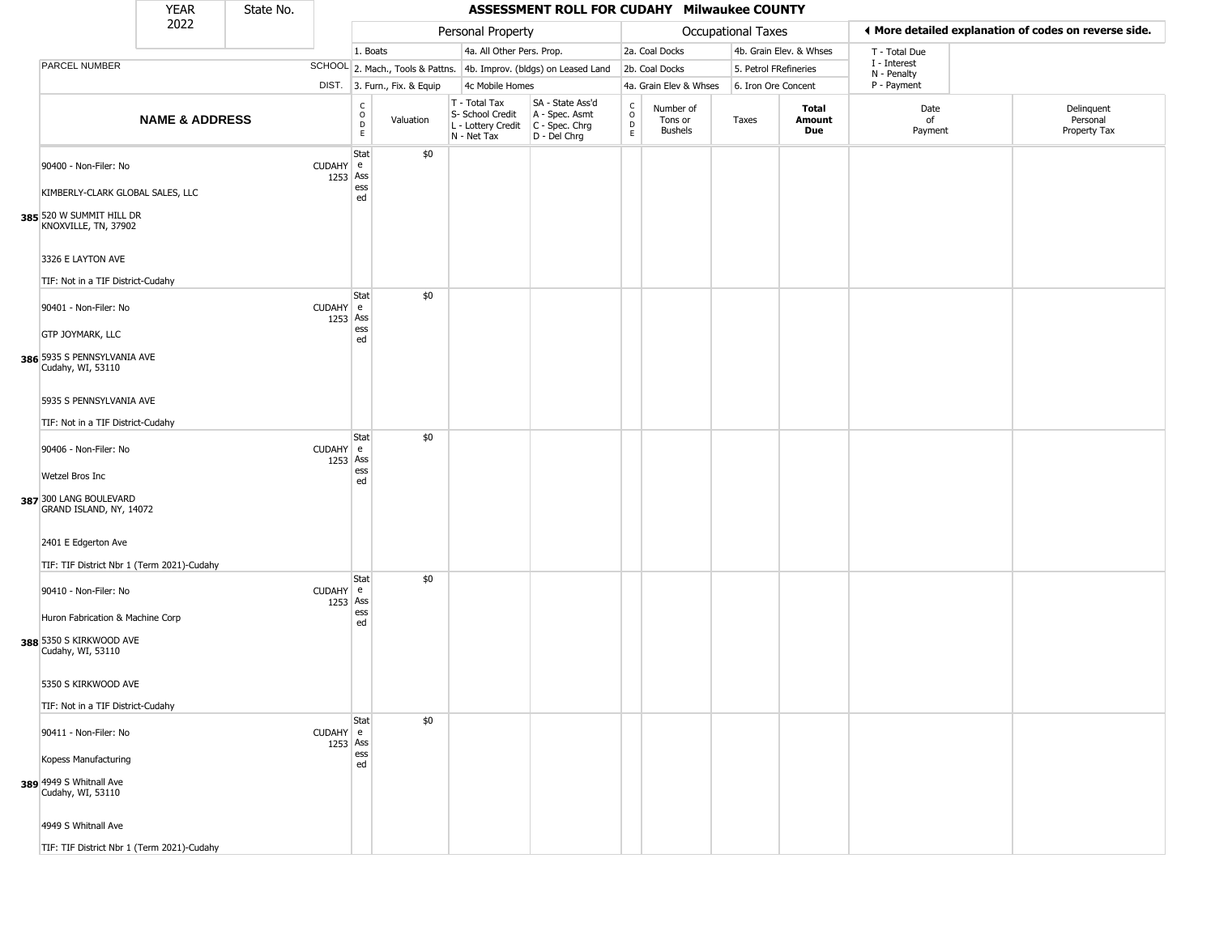# ASSESSMENT ROLL FOR CUDAHY Milwaukee COUNTY

YEAR 2022 | State No.

◄ More detailed explanation of codes on reverse side.

| | NAME & ADDRESS | SCHOOL DIST. | CODE | Valuation | T - Total Tax S- School Credit L - Lottery Credit N - Net Tax | SA - State Ass'd A - Spec. Asmt C - Spec. Chrg D - Del Chrg | CODE | Number of Tons or Bushels | Taxes | Total Amount Due | Date of Payment | Delinquent Personal Property Tax |
|---|---|---|---|---|---|---|---|---|---|---|---|---|
| | **Personal Property:** 1. Boats; 2. Mach., Tools & Pattns.; 3. Furn., Fix. & Equip; 4a. All Other Pers. Prop.; 4b. Improv. (bldgs) on Leased Land; 4c Mobile Homes | | | | | | | **Occupational Taxes:** 2a. Coal Docks; 2b. Coal Docks; 4a. Grain Elev & Whses; 4b. Grain Elev. & Whses; 5. Petrol FRefineries; 6. Iron Ore Concent | | | T - Total Due; I - Interest; N - Penalty; P - Payment | |
| 385 | 90400 - Non-Filer: No<br>KIMBERLY-CLARK GLOBAL SALES, LLC<br>520 W SUMMIT HILL DR<br>KNOXVILLE, TN, 37902<br>3326 E LAYTON AVE<br>TIF: Not in a TIF District-Cudahy | CUDAHY 1253 | State Assessed | $0 | | | | | | | | |
| 386 | 90401 - Non-Filer: No<br>GTP JOYMARK, LLC<br>5935 S PENNSYLVANIA AVE<br>Cudahy, WI, 53110<br>5935 S PENNSYLVANIA AVE<br>TIF: Not in a TIF District-Cudahy | CUDAHY 1253 | State Assessed | $0 | | | | | | | | |
| 387 | 90406 - Non-Filer: No<br>Wetzel Bros Inc<br>300 LANG BOULEVARD<br>GRAND ISLAND, NY, 14072<br>2401 E Edgerton Ave<br>TIF: TIF District Nbr 1 (Term 2021)-Cudahy | CUDAHY 1253 | State Assessed | $0 | | | | | | | | |
| 388 | 90410 - Non-Filer: No<br>Huron Fabrication & Machine Corp<br>5350 S KIRKWOOD AVE<br>Cudahy, WI, 53110<br>5350 S KIRKWOOD AVE<br>TIF: Not in a TIF District-Cudahy | CUDAHY 1253 | State Assessed | $0 | | | | | | | | |
| 389 | 90411 - Non-Filer: No<br>Kopess Manufacturing<br>4949 S Whitnall Ave<br>Cudahy, WI, 53110<br>4949 S Whitnall Ave<br>TIF: TIF District Nbr 1 (Term 2021)-Cudahy | CUDAHY 1253 | State Assessed | $0 | | | | | | | | |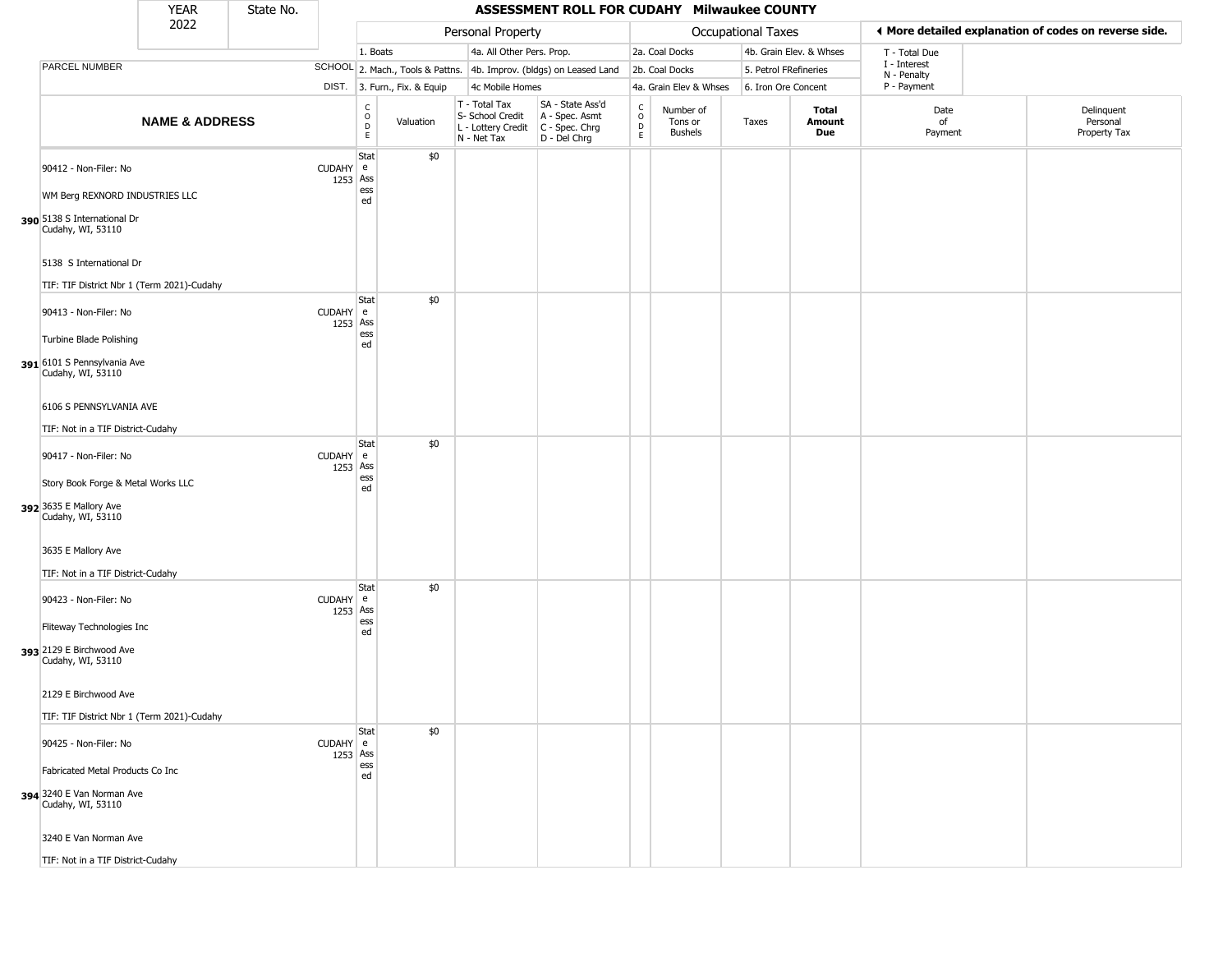# ASSESSMENT ROLL FOR CUDAHY Milwaukee COUNTY

| YEAR | State No. |
|---|---|
| 2022 | |

| | | Personal Property | | | | Occupational Taxes | | | | ◄ More detailed explanation of codes on reverse side. | |
|---|---|---|---|---|---|---|---|---|---|---|---|
| PARCEL NUMBER | SCHOOL DIST. | 1. Boats / 2. Mach., Tools & Pattns. / 3. Furn., Fix. & Equip | | 4a. All Other Pers. Prop. / 4b. Improv. (bldgs) on Leased Land / 4c Mobile Homes | | 2a. Coal Docks / 2b. Coal Docks / 4a. Grain Elev & Whses | | 4b. Grain Elev. & Whses / 5. Petrol FRefineries / 6. Iron Ore Concent | | T - Total Due / I - Interest / N - Penalty / P - Payment | |
| **NAME & ADDRESS** | | CODE | Valuation | T - Total Tax / S- School Credit / L - Lottery Credit / N - Net Tax | SA - State Ass'd / A - Spec. Asmt / C - Spec. Chrg / D - Del Chrg | CODE | Number of Tons or Bushels | Taxes | **Total Amount Due** | Date of Payment | Delinquent Personal Property Tax |
| **390** 90412 - Non-Filer: No<br>WM Berg REXNORD INDUSTRIES LLC<br>5138 S International Dr<br>Cudahy, WI, 53110<br>5138 S International Dr<br>TIF: TIF District Nbr 1 (Term 2021)-Cudahy | CUDAHY 1253 | State Assessed | $0 | | | | | | | | |
| **391** 90413 - Non-Filer: No<br>Turbine Blade Polishing<br>6101 S Pennsylvania Ave<br>Cudahy, WI, 53110<br>6106 S PENNSYLVANIA AVE<br>TIF: Not in a TIF District-Cudahy | CUDAHY 1253 | State Assessed | $0 | | | | | | | | |
| **392** 90417 - Non-Filer: No<br>Story Book Forge & Metal Works LLC<br>3635 E Mallory Ave<br>Cudahy, WI, 53110<br>3635 E Mallory Ave<br>TIF: Not in a TIF District-Cudahy | CUDAHY 1253 | State Assessed | $0 | | | | | | | | |
| **393** 90423 - Non-Filer: No<br>Fliteway Technologies Inc<br>2129 E Birchwood Ave<br>Cudahy, WI, 53110<br>2129 E Birchwood Ave<br>TIF: TIF District Nbr 1 (Term 2021)-Cudahy | CUDAHY 1253 | State Assessed | $0 | | | | | | | | |
| **394** 90425 - Non-Filer: No<br>Fabricated Metal Products Co Inc<br>3240 E Van Norman Ave<br>Cudahy, WI, 53110<br>3240 E Van Norman Ave<br>TIF: Not in a TIF District-Cudahy | CUDAHY 1253 | State Assessed | $0 | | | | | | | | |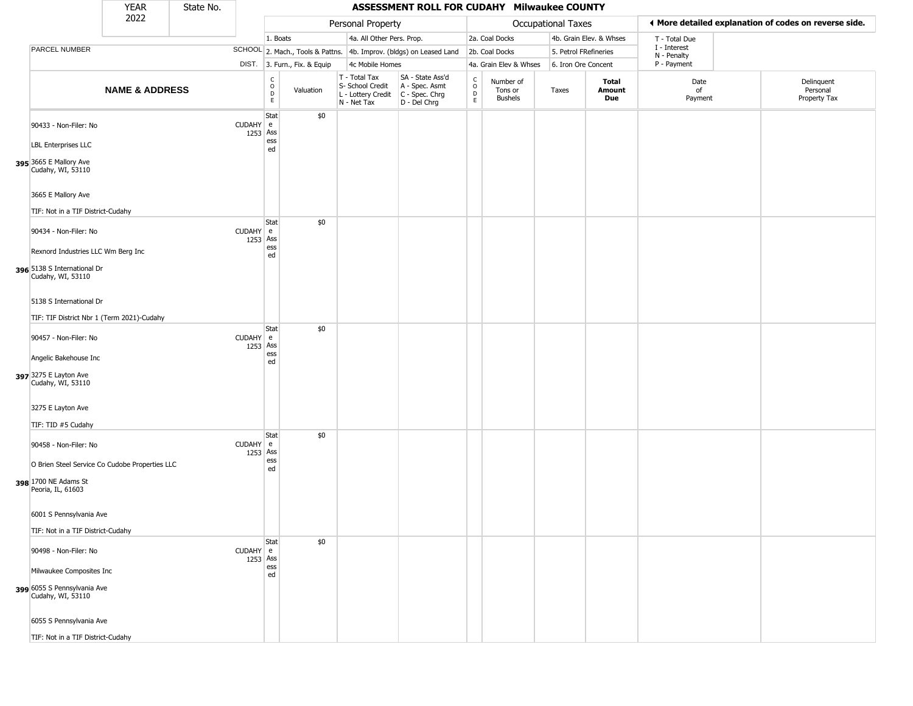| YEAR 2022 | State No. | | ASSESSMENT ROLL FOR CUDAHY Milwaukee COUNTY | | | | | | | | | |
|---|---|---|---|---|---|---|---|---|---|---|---|---|
| | | | Personal Property | | | | Occupational Taxes | | | | ◀ More detailed explanation of codes on reverse side. | |
| | | | 1. Boats | | 4a. All Other Pers. Prop. | | 2a. Coal Docks | | 4b. Grain Elev. & Whses | | T - Total Due | |
| PARCEL NUMBER | | SCHOOL | 2. Mach., Tools & Pattns. | | 4b. Improv. (bldgs) on Leased Land | | 2b. Coal Docks | | 5. Petrol FRefineries | | I - Interest, N - Penalty | |
| | | DIST. | 3. Furn., Fix. & Equip | | 4c Mobile Homes | | 4a. Grain Elev & Whses | | 6. Iron Ore Concent | | P - Payment | |
| NAME & ADDRESS | | | CODE | Valuation | T - Total Tax, S- School Credit, L - Lottery Credit, N - Net Tax | SA - State Ass'd, A - Spec. Asmt, C - Spec. Chrg, D - Del Chrg | CODE | Number of Tons or Bushels | Taxes | Total Amount Due | Date of Payment | Delinquent Personal Property Tax |
| 395 | 90433 - Non-Filer: No<br>LBL Enterprises LLC<br>3665 E Mallory Ave<br>Cudahy, WI, 53110<br>3665 E Mallory Ave<br>TIF: Not in a TIF District-Cudahy | CUDAHY 1253 | State Assessed | $0 | | | | | | | | |
| 396 | 90434 - Non-Filer: No<br>Rexnord Industries LLC Wm Berg Inc<br>5138 S International Dr<br>Cudahy, WI, 53110<br>5138 S International Dr<br>TIF: TIF District Nbr 1 (Term 2021)-Cudahy | CUDAHY 1253 | State Assessed | $0 | | | | | | | | |
| 397 | 90457 - Non-Filer: No<br>Angelic Bakehouse Inc<br>3275 E Layton Ave<br>Cudahy, WI, 53110<br>3275 E Layton Ave<br>TIF: TID #5 Cudahy | CUDAHY 1253 | State Assessed | $0 | | | | | | | | |
| 398 | 90458 - Non-Filer: No<br>O Brien Steel Service Co Cudobe Properties LLC<br>1700 NE Adams St<br>Peoria, IL, 61603<br>6001 S Pennsylvania Ave<br>TIF: Not in a TIF District-Cudahy | CUDAHY 1253 | State Assessed | $0 | | | | | | | | |
| 399 | 90498 - Non-Filer: No<br>Milwaukee Composites Inc<br>6055 S Pennsylvania Ave<br>Cudahy, WI, 53110<br>6055 S Pennsylvania Ave<br>TIF: Not in a TIF District-Cudahy | CUDAHY 1253 | State Assessed | $0 | | | | | | | | |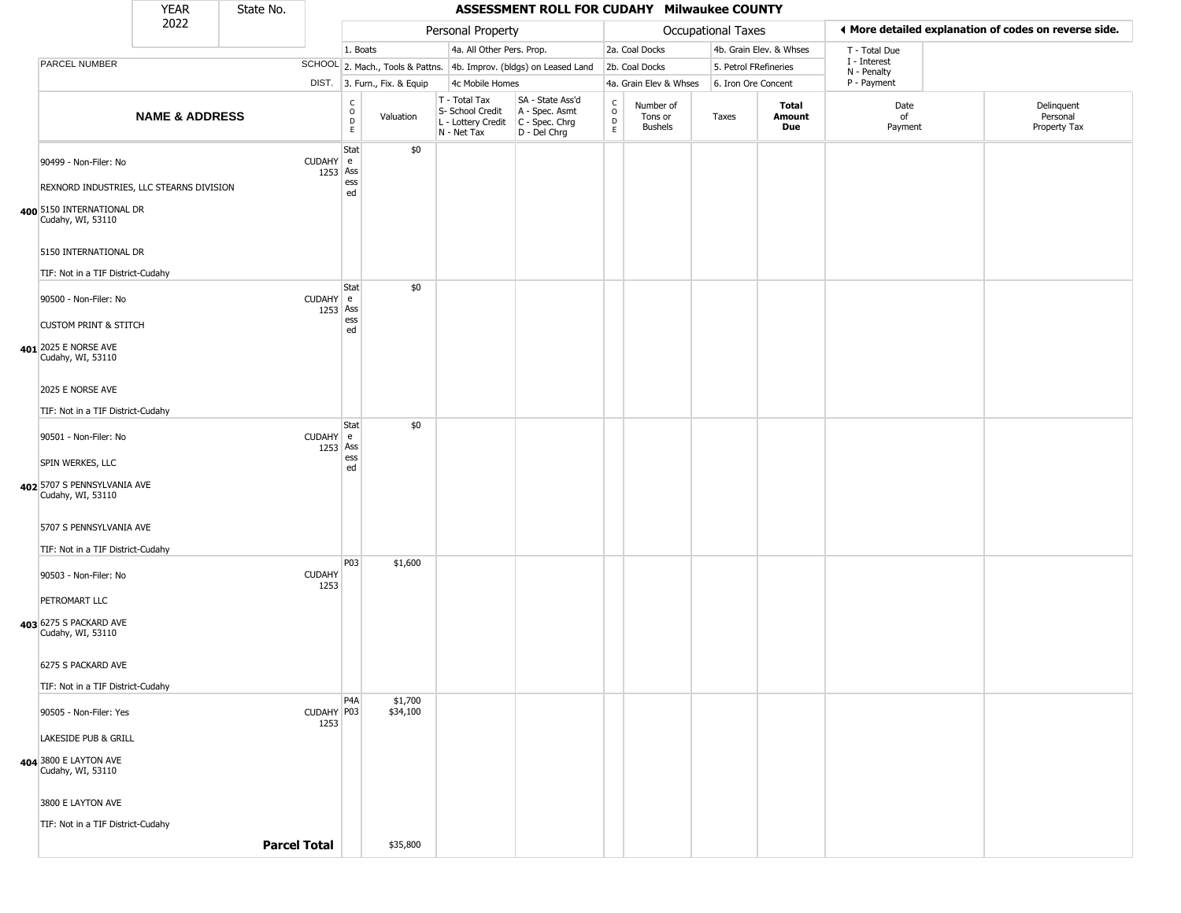| YEAR 2022 | State No. | | ASSESSMENT ROLL FOR CUDAHY Milwaukee COUNTY | | | | | | | | | |
|---|---|---|---|---|---|---|---|---|---|---|---|---|
| | | | Personal Property | | | | Occupational Taxes | | | | ◄ More detailed explanation of codes on reverse side. | |
| | | | 1. Boats | 4a. All Other Pers. Prop. | | | 2a. Coal Docks | 4b. Grain Elev. & Whses | | | T - Total Due I - Interest N - Penalty P - Payment | |
| PARCEL NUMBER | | SCHOOL DIST. | 2. Mach., Tools & Pattns. 3. Furn., Fix. & Equip | 4b. Improv. (bldgs) on Leased Land 4c Mobile Homes | | | 2b. Coal Docks 4a. Grain Elev & Whses | 5. Petrol FRefineries 6. Iron Ore Concent | | | | |

| NAME & ADDRESS | SCHOOL DIST. | CODE | Valuation | T - Total Tax S- School Credit L - Lottery Credit N - Net Tax | SA - State Ass'd A - Spec. Asmt C - Spec. Chrg D - Del Chrg | CODE | Number of Tons or Bushels | Taxes | Total Amount Due | Date of Payment | Delinquent Personal Property Tax |
|---|---|---|---|---|---|---|---|---|---|---|---|
| 400 90499 - Non-Filer: No<br>REXNORD INDUSTRIES, LLC STEARNS DIVISION<br>5150 INTERNATIONAL DR<br>Cudahy, WI, 53110<br>5150 INTERNATIONAL DR<br>TIF: Not in a TIF District-Cudahy | CUDAHY 1253 | State Assessed | $0 | | | | | | | | |
| 401 90500 - Non-Filer: No<br>CUSTOM PRINT & STITCH<br>2025 E NORSE AVE<br>Cudahy, WI, 53110<br>2025 E NORSE AVE<br>TIF: Not in a TIF District-Cudahy | CUDAHY 1253 | State Assessed | $0 | | | | | | | | |
| 402 90501 - Non-Filer: No<br>SPIN WERKES, LLC<br>5707 S PENNSYLVANIA AVE<br>Cudahy, WI, 53110<br>5707 S PENNSYLVANIA AVE<br>TIF: Not in a TIF District-Cudahy | CUDAHY 1253 | State Assessed | $0 | | | | | | | | |
| 403 90503 - Non-Filer: No<br>PETROMART LLC<br>6275 S PACKARD AVE<br>Cudahy, WI, 53110<br>6275 S PACKARD AVE<br>TIF: Not in a TIF District-Cudahy | CUDAHY 1253 | P03 | $1,600 | | | | | | | | |
| 404 90505 - Non-Filer: Yes<br>LAKESIDE PUB & GRILL<br>3800 E LAYTON AVE<br>Cudahy, WI, 53110<br>3800 E LAYTON AVE<br>TIF: Not in a TIF District-Cudahy | CUDAHY 1253 | P4A<br>P03 | $1,700<br>$34,100 | | | | | | | | |
| **Parcel Total** | | | $35,800 | | | | | | | | |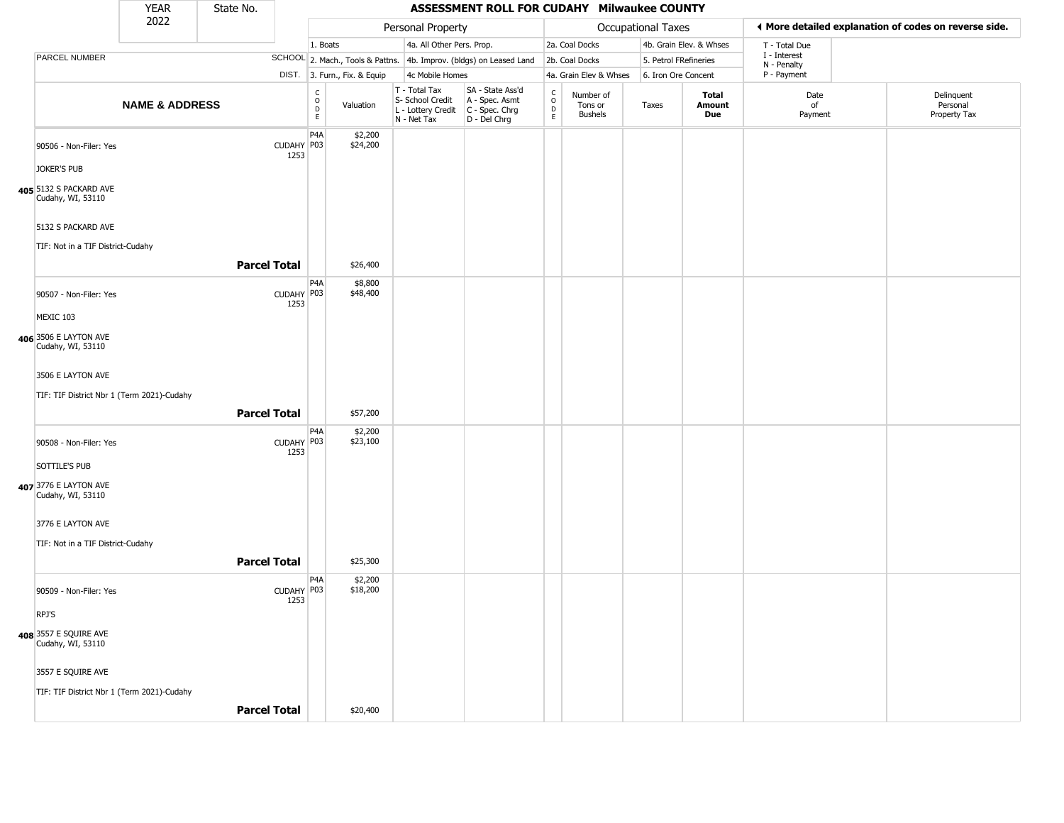| YEAR 2022 | State No. | ASSESSMENT ROLL FOR CUDAHY Milwaukee COUNTY |
|---|---|---|

| | | Personal Property | | | | Occupational Taxes | | | | ◄ More detailed explanation of codes on reverse side. | |
|---|---|---|---|---|---|---|---|---|---|---|---|
| | | 1. Boats | | 4a. All Other Pers. Prop. | | 2a. Coal Docks | | 4b. Grain Elev. & Whses | | T - Total Due | |
| PARCEL NUMBER | SCHOOL | 2. Mach., Tools & Pattns. | | 4b. Improv. (bldgs) on Leased Land | | 2b. Coal Docks | | 5. Petrol FRefineries | | I - Interest, N - Penalty | |
| | DIST. | 3. Furn., Fix. & Equip | | 4c Mobile Homes | | 4a. Grain Elev & Whses | | 6. Iron Ore Concent | | P - Payment | |
| **NAME & ADDRESS** | | CODE | Valuation | T - Total Tax, S- School Credit, L - Lottery Credit, N - Net Tax | SA - State Ass'd, A - Spec. Asmt, C - Spec. Chrg, D - Del Chrg | CODE | Number of Tons or Bushels | Taxes | **Total Amount Due** | Date of Payment | Delinquent Personal Property Tax |
| 90506 - Non-Filer: Yes | CUDAHY 1253 | P4A | $2,200 | | | | | | | | |
| JOKER'S PUB | | P03 | $24,200 | | | | | | | | |
| 405 5132 S PACKARD AVE Cudahy, WI, 53110 | | | | | | | | | | | |
| 5132 S PACKARD AVE | | | | | | | | | | | |
| TIF: Not in a TIF District-Cudahy | | | | | | | | | | | |
| | **Parcel Total** | | $26,400 | | | | | | | | |
| 90507 - Non-Filer: Yes | CUDAHY 1253 | P4A | $8,800 | | | | | | | | |
| MEXIC 103 | | P03 | $48,400 | | | | | | | | |
| 406 3506 E LAYTON AVE Cudahy, WI, 53110 | | | | | | | | | | | |
| 3506 E LAYTON AVE | | | | | | | | | | | |
| TIF: TIF District Nbr 1 (Term 2021)-Cudahy | | | | | | | | | | | |
| | **Parcel Total** | | $57,200 | | | | | | | | |
| 90508 - Non-Filer: Yes | CUDAHY 1253 | P4A | $2,200 | | | | | | | | |
| SOTTILE'S PUB | | P03 | $23,100 | | | | | | | | |
| 407 3776 E LAYTON AVE Cudahy, WI, 53110 | | | | | | | | | | | |
| 3776 E LAYTON AVE | | | | | | | | | | | |
| TIF: Not in a TIF District-Cudahy | | | | | | | | | | | |
| | **Parcel Total** | | $25,300 | | | | | | | | |
| 90509 - Non-Filer: Yes | CUDAHY 1253 | P4A | $2,200 | | | | | | | | |
| RPJ'S | | P03 | $18,200 | | | | | | | | |
| 408 3557 E SQUIRE AVE Cudahy, WI, 53110 | | | | | | | | | | | |
| 3557 E SQUIRE AVE | | | | | | | | | | | |
| TIF: TIF District Nbr 1 (Term 2021)-Cudahy | | | | | | | | | | | |
| | **Parcel Total** | | $20,400 | | | | | | | | |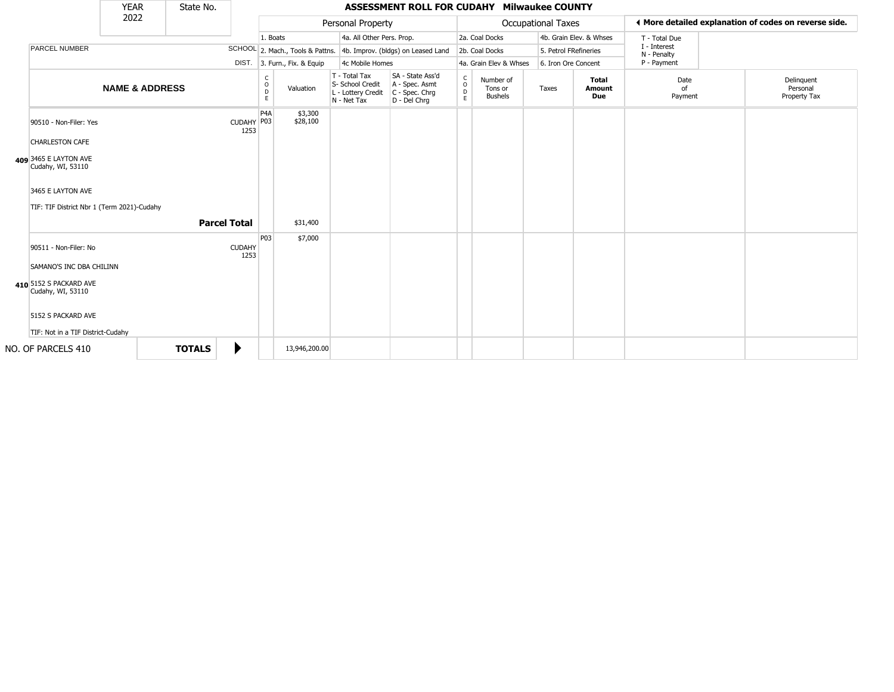# ASSESSMENT ROLL FOR CUDAHY Milwaukee COUNTY

| YEAR | State No. |
|---|---|
| 2022 | |

| | | Personal Property | | | | | Occupational Taxes | | | | More detailed explanation of codes on reverse side. | |
|---|---|---|---|---|---|---|---|---|---|---|---|---|
| PARCEL NUMBER | SCHOOL DIST. | 1. Boats<br>2. Mach., Tools & Pattns.<br>3. Furn., Fix. & Equip | | 4a. All Other Pers. Prop.<br>4b. Improv. (bldgs) on Leased Land<br>4c Mobile Homes | | | 2a. Coal Docks<br>2b. Coal Docks<br>4a. Grain Elev & Whses | | 4b. Grain Elev. & Whses<br>5. Petrol FRefineries<br>6. Iron Ore Concent | | T - Total Due<br>I - Interest<br>N - Penalty<br>P - Payment | |
| **NAME & ADDRESS** | | CODE | Valuation | T - Total Tax<br>S- School Credit<br>L - Lottery Credit<br>N - Net Tax | SA - State Ass'd<br>A - Spec. Asmt<br>C - Spec. Chrg<br>D - Del Chrg | CODE | Number of Tons or Bushels | Taxes | **Total Amount Due** | Date of Payment | Delinquent Personal Property Tax |
| 409 90510 - Non-Filer: Yes<br><br>CHARLESTON CAFE<br><br>3465 E LAYTON AVE<br>Cudahy, WI, 53110<br><br>3465 E LAYTON AVE<br><br>TIF: TIF District Nbr 1 (Term 2021)-Cudahy | CUDAHY 1253 | P4A<br>P03 | \$3,300<br>\$28,100 | | | | | | | | |
| **Parcel Total** | | | \$31,400 | | | | | | | | |
| 410 90511 - Non-Filer: No<br><br>SAMANO'S INC DBA CHILINN<br><br>5152 S PACKARD AVE<br>Cudahy, WI, 53110<br><br>5152 S PACKARD AVE<br><br>TIF: Not in a TIF District-Cudahy | CUDAHY 1253 | P03 | \$7,000 | | | | | | | | |
| NO. OF PARCELS 410 | **TOTALS** | | 13,946,200.00 | | | | | | | | |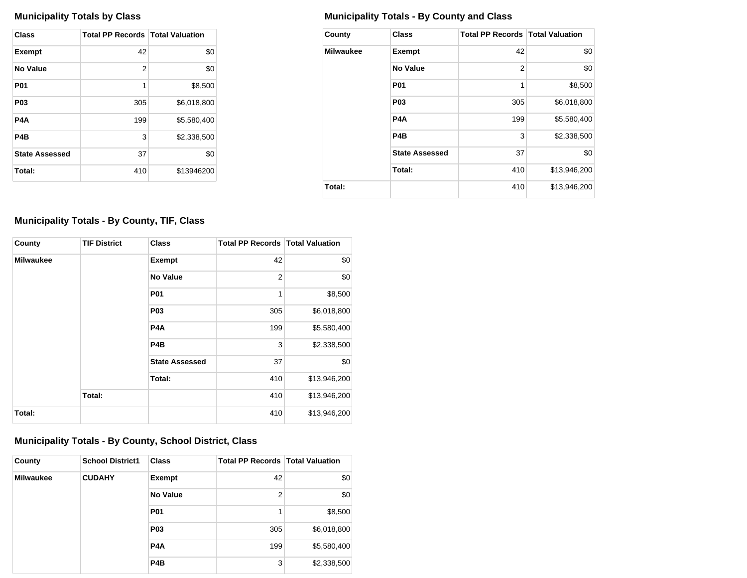## Municipality Totals by Class

| Class | Total PP Records | Total Valuation |
|---|---|---|
| Exempt | 42 | $0 |
| No Value | 2 | $0 |
| P01 | 1 | $8,500 |
| P03 | 305 | $6,018,800 |
| P4A | 199 | $5,580,400 |
| P4B | 3 | $2,338,500 |
| State Assessed | 37 | $0 |
| Total: | 410 | $13946200 |

## Municipality Totals - By County and Class

| County | Class | Total PP Records | Total Valuation |
|---|---|---|---|
| Milwaukee | Exempt | 42 | $0 |
| | No Value | 2 | $0 |
| | P01 | 1 | $8,500 |
| | P03 | 305 | $6,018,800 |
| | P4A | 199 | $5,580,400 |
| | P4B | 3 | $2,338,500 |
| | State Assessed | 37 | $0 |
| | Total: | 410 | $13,946,200 |
| Total: | | 410 | $13,946,200 |

## Municipality Totals - By County, TIF, Class

| County | TIF District | Class | Total PP Records | Total Valuation |
|---|---|---|---|---|
| Milwaukee | | Exempt | 42 | $0 |
| | | No Value | 2 | $0 |
| | | P01 | 1 | $8,500 |
| | | P03 | 305 | $6,018,800 |
| | | P4A | 199 | $5,580,400 |
| | | P4B | 3 | $2,338,500 |
| | | State Assessed | 37 | $0 |
| | | Total: | 410 | $13,946,200 |
| | Total: | | 410 | $13,946,200 |
| Total: | | | 410 | $13,946,200 |

## Municipality Totals - By County, School District, Class

| County | School District1 | Class | Total PP Records | Total Valuation |
|---|---|---|---|---|
| Milwaukee | CUDAHY | Exempt | 42 | $0 |
| | | No Value | 2 | $0 |
| | | P01 | 1 | $8,500 |
| | | P03 | 305 | $6,018,800 |
| | | P4A | 199 | $5,580,400 |
| | | P4B | 3 | $2,338,500 |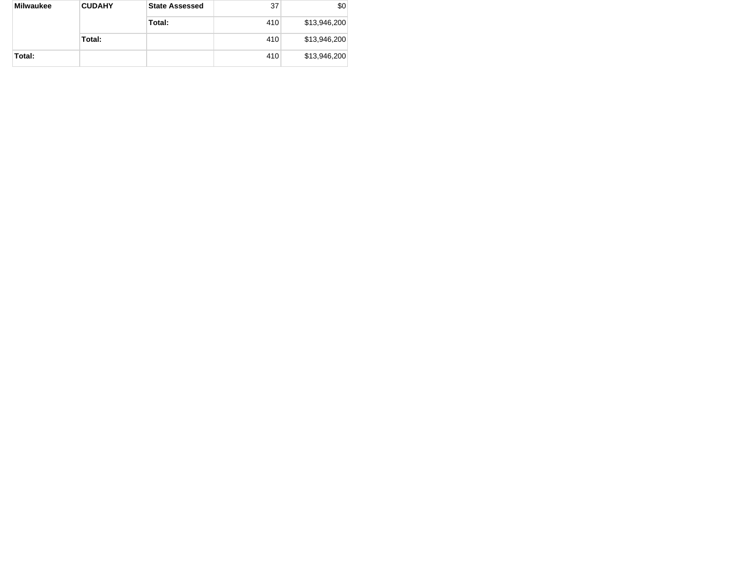| | | | | |
|---|---|---|---|---|
| **Milwaukee** | **CUDAHY** | **State Assessed** | 37 | $0 |
| | | **Total:** | 410 | $13,946,200 |
| | **Total:** | | 410 | $13,946,200 |
| **Total:** | | | 410 | $13,946,200 |